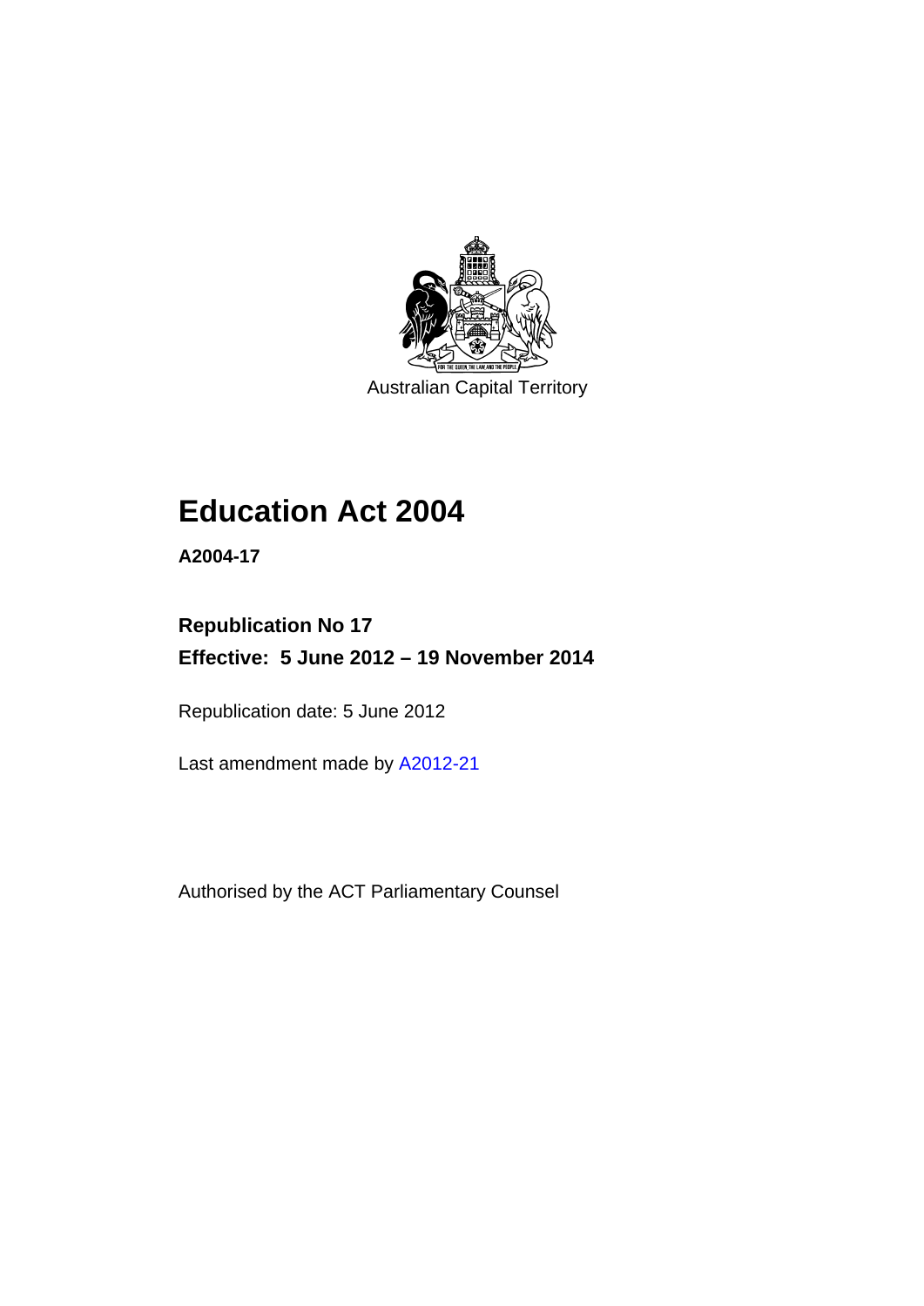Australian Capital Territory

# Education Act 2004

**A2004-17**

**Republication No 17**

**Effective: 5 June 2012 – 19 November 2014**

Republication date: 5 June 2012

Last amendment made by A2012-21

Authorised by the ACT Parliamentary Counsel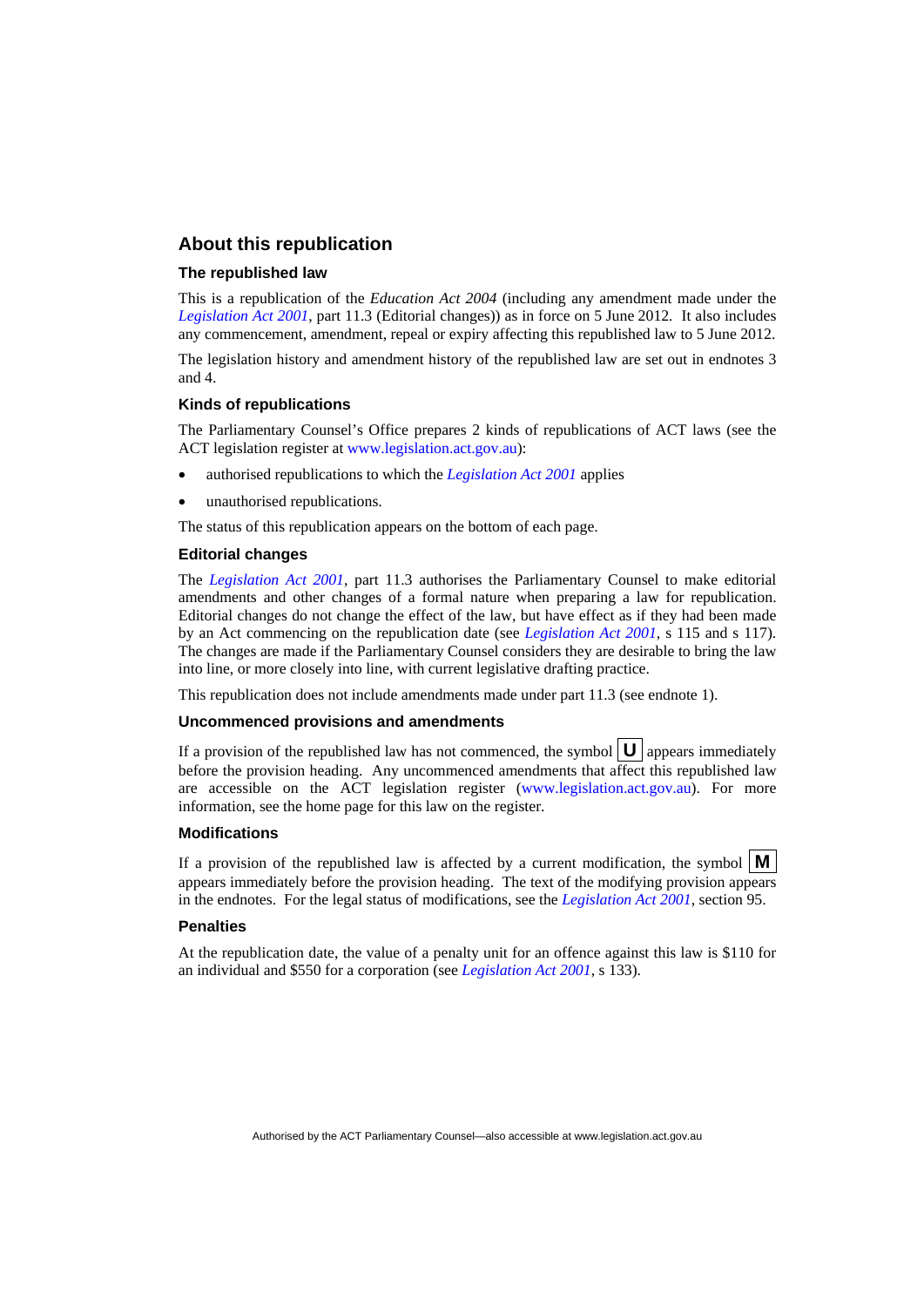## About this republication

### The republished law

This is a republication of the *Education Act 2004* (including any amendment made under the *Legislation Act 2001*, part 11.3 (Editorial changes)) as in force on 5 June 2012. It also includes any commencement, amendment, repeal or expiry affecting this republished law to 5 June 2012.

The legislation history and amendment history of the republished law are set out in endnotes 3 and 4.

### Kinds of republications

The Parliamentary Counsel's Office prepares 2 kinds of republications of ACT laws (see the ACT legislation register at www.legislation.act.gov.au):

- authorised republications to which the *Legislation Act 2001* applies
- unauthorised republications.

The status of this republication appears on the bottom of each page.

### Editorial changes

The *Legislation Act 2001*, part 11.3 authorises the Parliamentary Counsel to make editorial amendments and other changes of a formal nature when preparing a law for republication. Editorial changes do not change the effect of the law, but have effect as if they had been made by an Act commencing on the republication date (see *Legislation Act 2001*, s 115 and s 117). The changes are made if the Parliamentary Counsel considers they are desirable to bring the law into line, or more closely into line, with current legislative drafting practice.

This republication does not include amendments made under part 11.3 (see endnote 1).

### Uncommenced provisions and amendments

If a provision of the republished law has not commenced, the symbol **U** appears immediately before the provision heading. Any uncommenced amendments that affect this republished law are accessible on the ACT legislation register (www.legislation.act.gov.au). For more information, see the home page for this law on the register.

### Modifications

If a provision of the republished law is affected by a current modification, the symbol **M** appears immediately before the provision heading. The text of the modifying provision appears in the endnotes. For the legal status of modifications, see the *Legislation Act 2001*, section 95.

### Penalties

At the republication date, the value of a penalty unit for an offence against this law is $110 for an individual and $550 for a corporation (see *Legislation Act 2001*, s 133).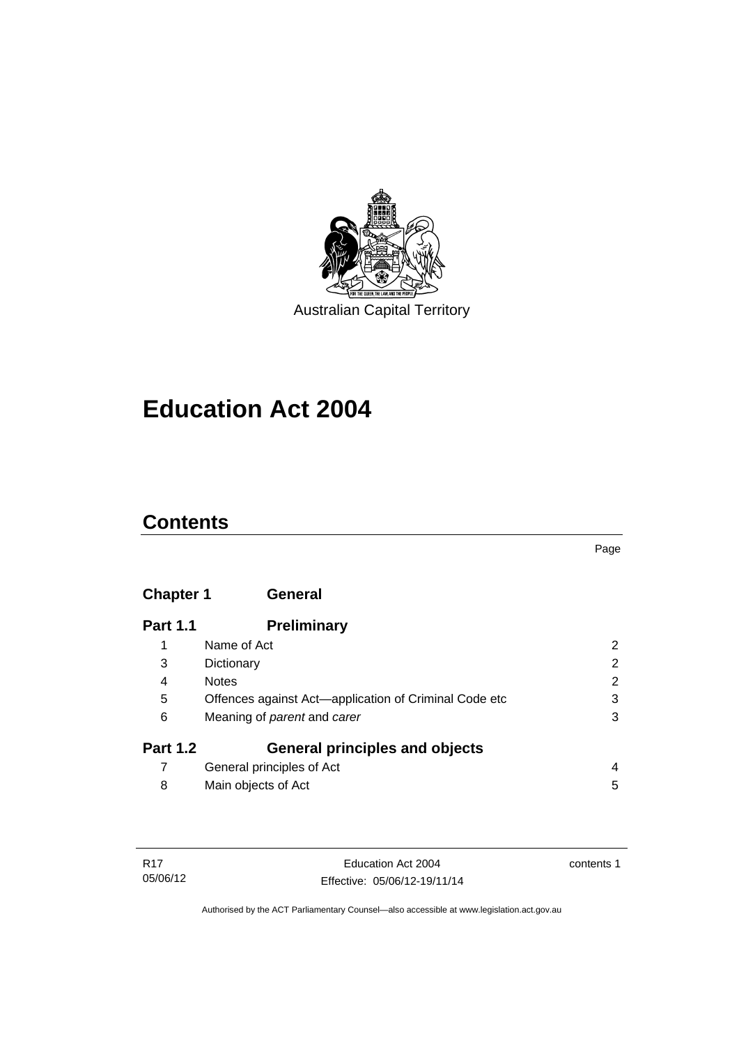Australian Capital Territory

# Education Act 2004

## Contents

| | | Page |
|---|---|---|
| **Chapter 1** | **General** | |
| **Part 1.1** | **Preliminary** | |
| 1 | Name of Act | 2 |
| 3 | Dictionary | 2 |
| 4 | Notes | 2 |
| 5 | Offences against Act—application of Criminal Code etc | 3 |
| 6 | Meaning of *parent* and *carer* | 3 |
| **Part 1.2** | **General principles and objects** | |
| 7 | General principles of Act | 4 |
| 8 | Main objects of Act | 5 |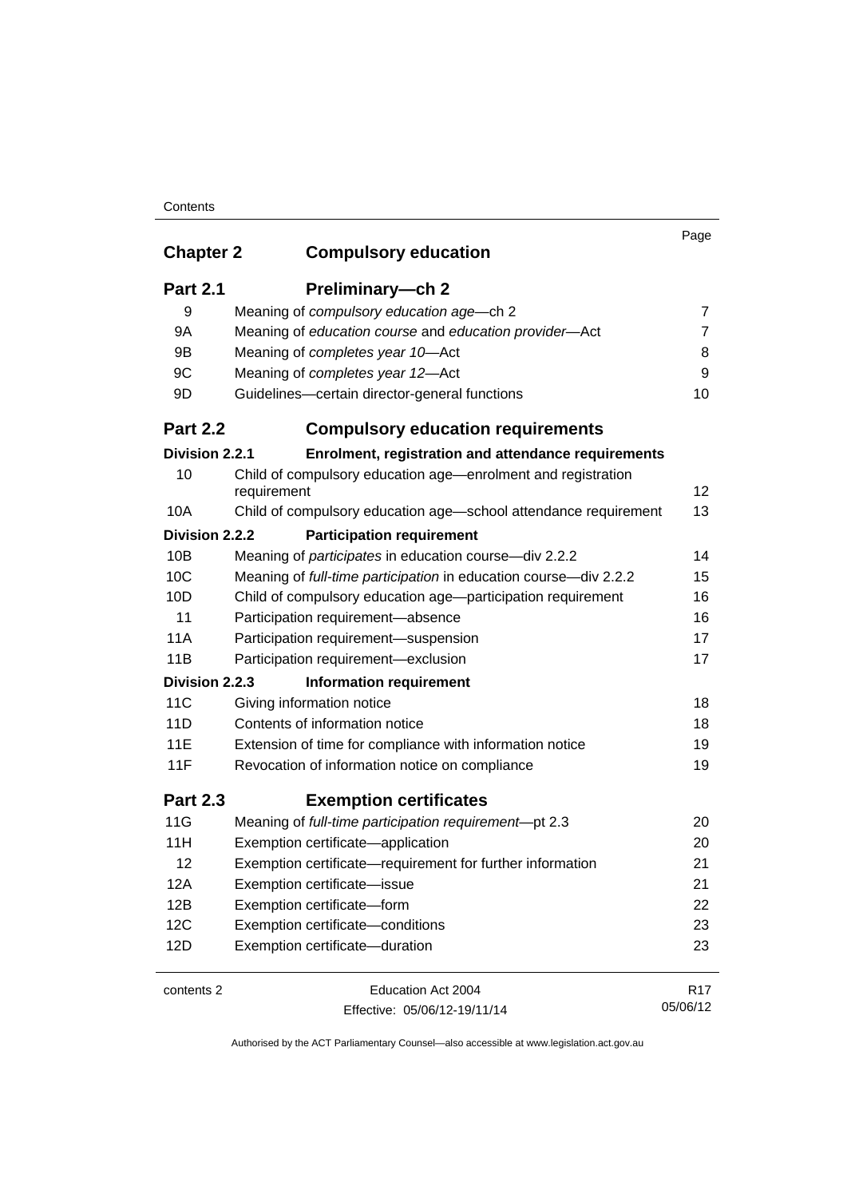| | | Page |
|---|---|---|
| **Chapter 2** | **Compulsory education** | |
| **Part 2.1** | **Preliminary—ch 2** | |
| 9 | Meaning of *compulsory education age*—ch 2 | 7 |
| 9A | Meaning of *education course* and *education provider*—Act | 7 |
| 9B | Meaning of *completes year 10*—Act | 8 |
| 9C | Meaning of *completes year 12*—Act | 9 |
| 9D | Guidelines—certain director-general functions | 10 |
| **Part 2.2** | **Compulsory education requirements** | |
| **Division 2.2.1** | **Enrolment, registration and attendance requirements** | |
| 10 | Child of compulsory education age—enrolment and registration requirement | 12 |
| 10A | Child of compulsory education age—school attendance requirement | 13 |
| **Division 2.2.2** | **Participation requirement** | |
| 10B | Meaning of *participates* in education course—div 2.2.2 | 14 |
| 10C | Meaning of *full-time participation* in education course—div 2.2.2 | 15 |
| 10D | Child of compulsory education age—participation requirement | 16 |
| 11 | Participation requirement—absence | 16 |
| 11A | Participation requirement—suspension | 17 |
| 11B | Participation requirement—exclusion | 17 |
| **Division 2.2.3** | **Information requirement** | |
| 11C | Giving information notice | 18 |
| 11D | Contents of information notice | 18 |
| 11E | Extension of time for compliance with information notice | 19 |
| 11F | Revocation of information notice on compliance | 19 |
| **Part 2.3** | **Exemption certificates** | |
| 11G | Meaning of *full-time participation requirement*—pt 2.3 | 20 |
| 11H | Exemption certificate—application | 20 |
| 12 | Exemption certificate—requirement for further information | 21 |
| 12A | Exemption certificate—issue | 21 |
| 12B | Exemption certificate—form | 22 |
| 12C | Exemption certificate—conditions | 23 |
| 12D | Exemption certificate—duration | 23 |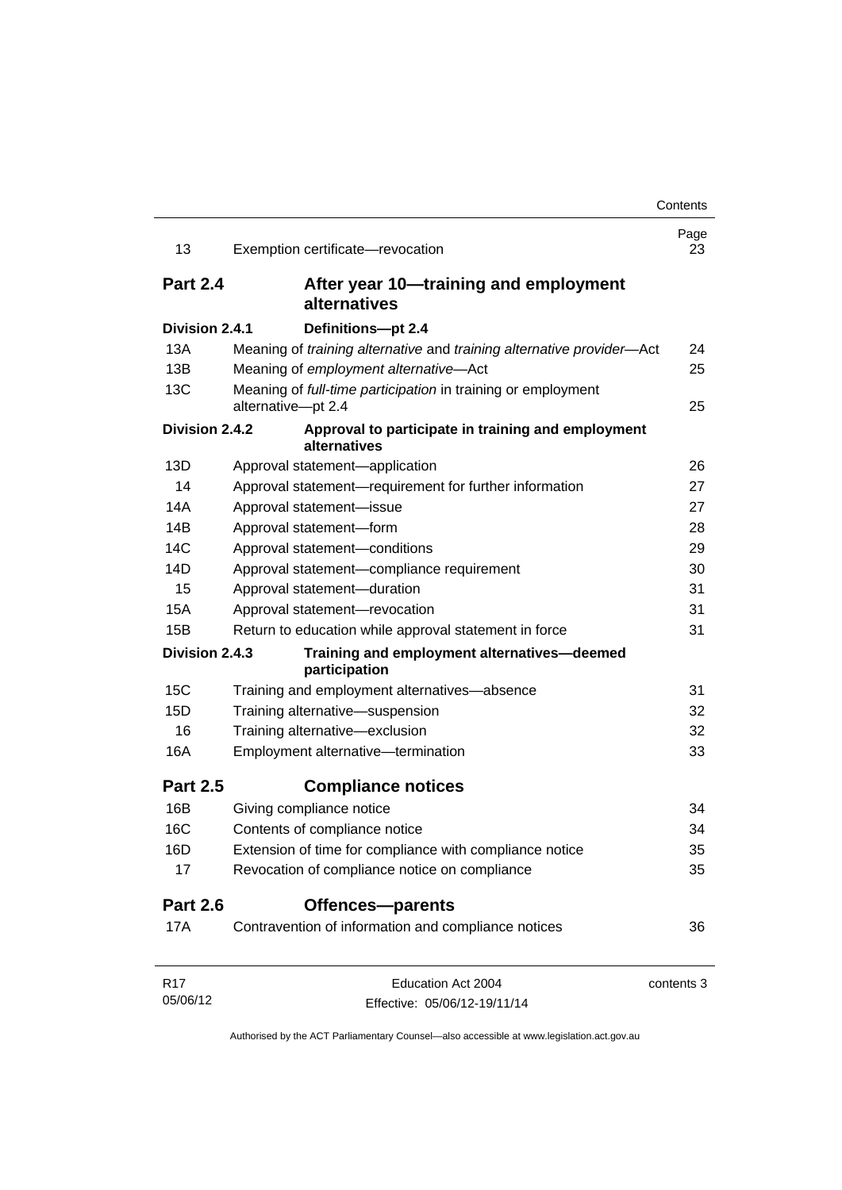| | | Page |
|---|---|---|
| 13 | Exemption certificate—revocation | 23 |
| **Part 2.4** | **After year 10—training and employment alternatives** | |
| **Division 2.4.1** | **Definitions—pt 2.4** | |
| 13A | Meaning of *training alternative* and *training alternative provider*—Act | 24 |
| 13B | Meaning of *employment alternative*—Act | 25 |
| 13C | Meaning of *full-time participation* in training or employment alternative—pt 2.4 | 25 |
| **Division 2.4.2** | **Approval to participate in training and employment alternatives** | |
| 13D | Approval statement—application | 26 |
| 14 | Approval statement—requirement for further information | 27 |
| 14A | Approval statement—issue | 27 |
| 14B | Approval statement—form | 28 |
| 14C | Approval statement—conditions | 29 |
| 14D | Approval statement—compliance requirement | 30 |
| 15 | Approval statement—duration | 31 |
| 15A | Approval statement—revocation | 31 |
| 15B | Return to education while approval statement in force | 31 |
| **Division 2.4.3** | **Training and employment alternatives—deemed participation** | |
| 15C | Training and employment alternatives—absence | 31 |
| 15D | Training alternative—suspension | 32 |
| 16 | Training alternative—exclusion | 32 |
| 16A | Employment alternative—termination | 33 |
| **Part 2.5** | **Compliance notices** | |
| 16B | Giving compliance notice | 34 |
| 16C | Contents of compliance notice | 34 |
| 16D | Extension of time for compliance with compliance notice | 35 |
| 17 | Revocation of compliance notice on compliance | 35 |
| **Part 2.6** | **Offences—parents** | |
| 17A | Contravention of information and compliance notices | 36 |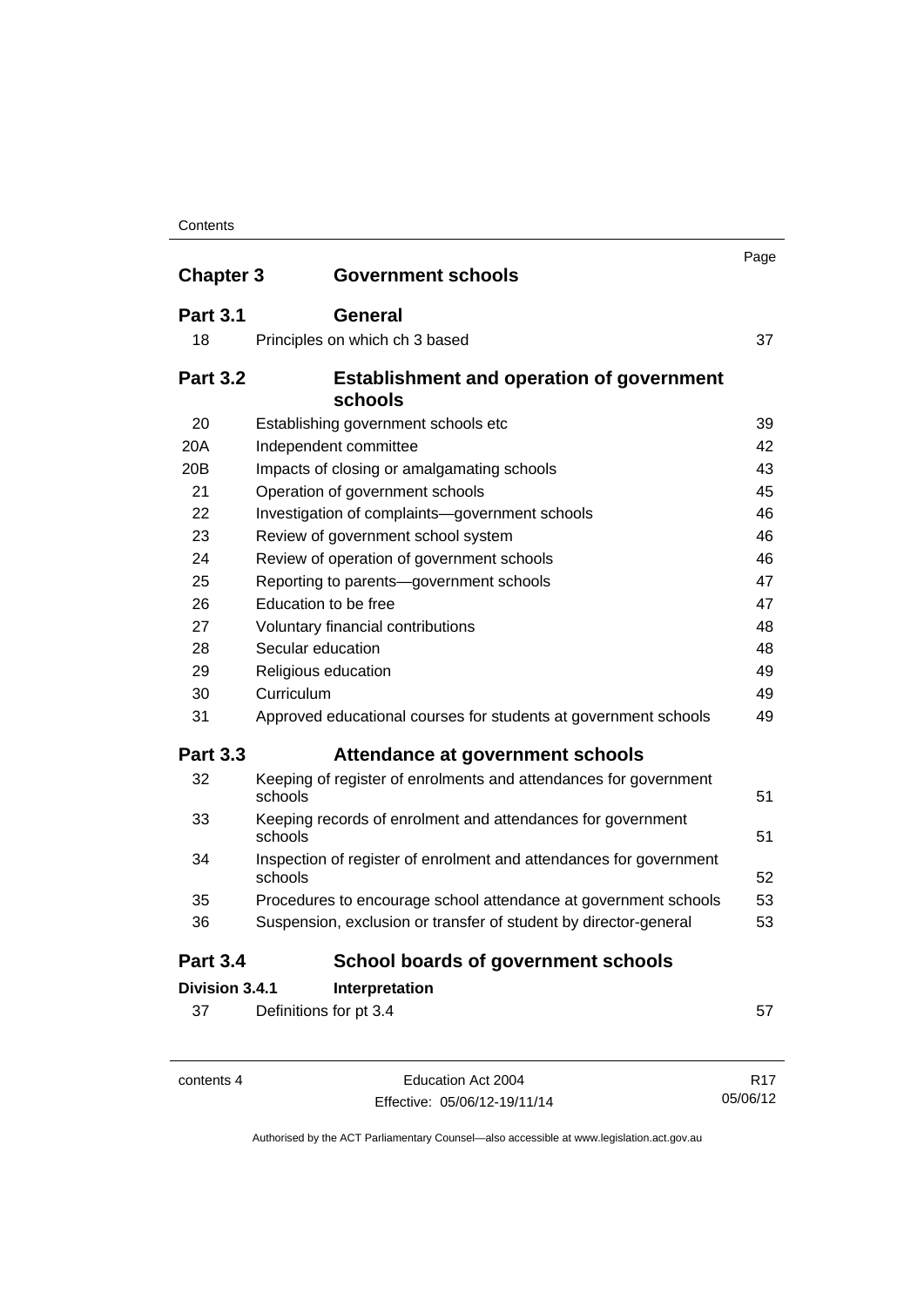| | | Page |
|---|---|---|
| **Chapter 3** | **Government schools** | |
| **Part 3.1** | **General** | |
| 18 | Principles on which ch 3 based | 37 |
| **Part 3.2** | **Establishment and operation of government schools** | |
| 20 | Establishing government schools etc | 39 |
| 20A | Independent committee | 42 |
| 20B | Impacts of closing or amalgamating schools | 43 |
| 21 | Operation of government schools | 45 |
| 22 | Investigation of complaints—government schools | 46 |
| 23 | Review of government school system | 46 |
| 24 | Review of operation of government schools | 46 |
| 25 | Reporting to parents—government schools | 47 |
| 26 | Education to be free | 47 |
| 27 | Voluntary financial contributions | 48 |
| 28 | Secular education | 48 |
| 29 | Religious education | 49 |
| 30 | Curriculum | 49 |
| 31 | Approved educational courses for students at government schools | 49 |
| **Part 3.3** | **Attendance at government schools** | |
| 32 | Keeping of register of enrolments and attendances for government schools | 51 |
| 33 | Keeping records of enrolment and attendances for government schools | 51 |
| 34 | Inspection of register of enrolment and attendances for government schools | 52 |
| 35 | Procedures to encourage school attendance at government schools | 53 |
| 36 | Suspension, exclusion or transfer of student by director-general | 53 |
| **Part 3.4** | **School boards of government schools** | |
| **Division 3.4.1** | **Interpretation** | |
| 37 | Definitions for pt 3.4 | 57 |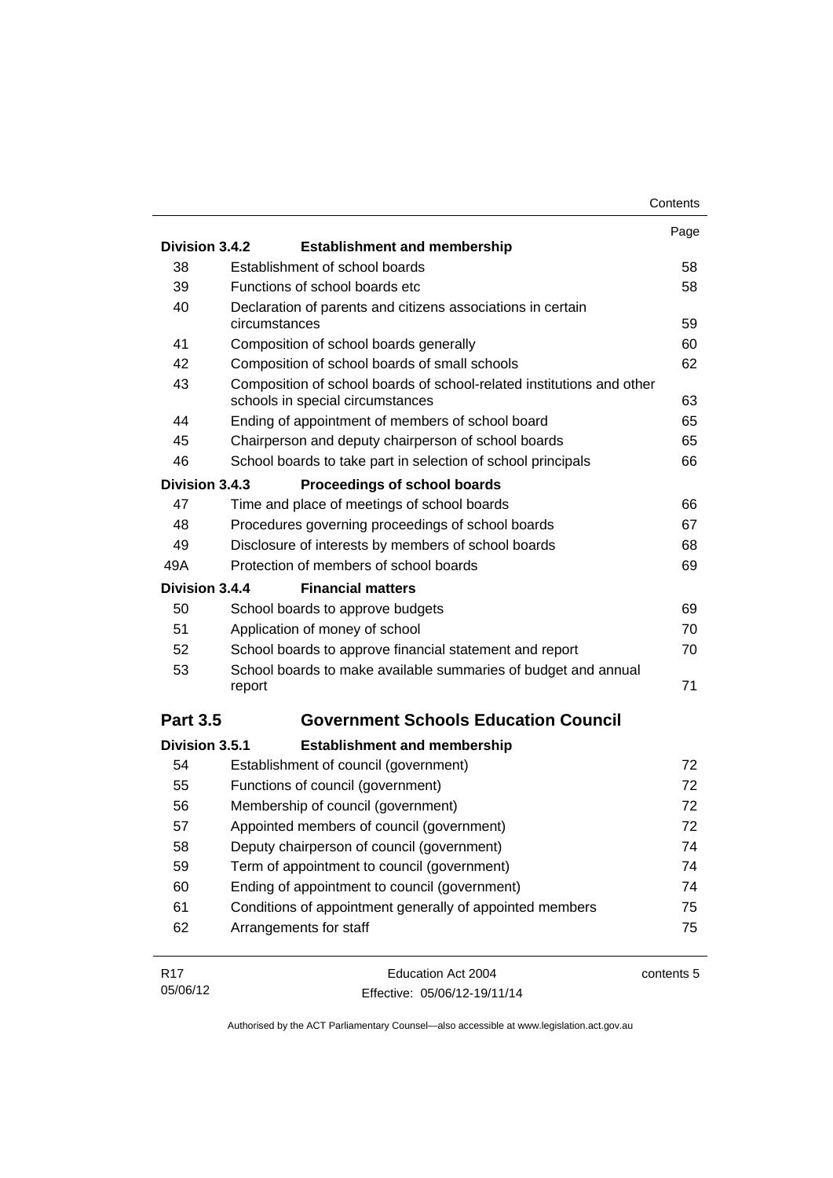| | | Page |
|---|---|---|
| **Division 3.4.2** | **Establishment and membership** | |
| 38 | Establishment of school boards | 58 |
| 39 | Functions of school boards etc | 58 |
| 40 | Declaration of parents and citizens associations in certain circumstances | 59 |
| 41 | Composition of school boards generally | 60 |
| 42 | Composition of school boards of small schools | 62 |
| 43 | Composition of school boards of school-related institutions and other schools in special circumstances | 63 |
| 44 | Ending of appointment of members of school board | 65 |
| 45 | Chairperson and deputy chairperson of school boards | 65 |
| 46 | School boards to take part in selection of school principals | 66 |
| **Division 3.4.3** | **Proceedings of school boards** | |
| 47 | Time and place of meetings of school boards | 66 |
| 48 | Procedures governing proceedings of school boards | 67 |
| 49 | Disclosure of interests by members of school boards | 68 |
| 49A | Protection of members of school boards | 69 |
| **Division 3.4.4** | **Financial matters** | |
| 50 | School boards to approve budgets | 69 |
| 51 | Application of money of school | 70 |
| 52 | School boards to approve financial statement and report | 70 |
| 53 | School boards to make available summaries of budget and annual report | 71 |
| **Part 3.5** | **Government Schools Education Council** | |
| **Division 3.5.1** | **Establishment and membership** | |
| 54 | Establishment of council (government) | 72 |
| 55 | Functions of council (government) | 72 |
| 56 | Membership of council (government) | 72 |
| 57 | Appointed members of council (government) | 72 |
| 58 | Deputy chairperson of council (government) | 74 |
| 59 | Term of appointment to council (government) | 74 |
| 60 | Ending of appointment to council (government) | 74 |
| 61 | Conditions of appointment generally of appointed members | 75 |
| 62 | Arrangements for staff | 75 |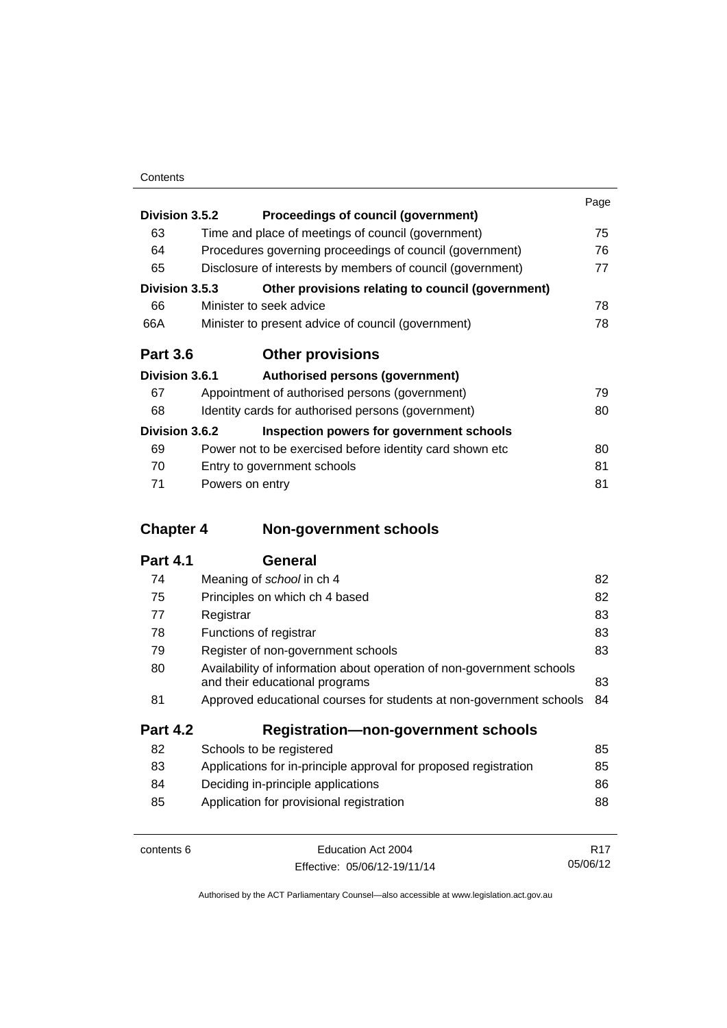| | | Page |
|---|---|---|
| **Division 3.5.2** | **Proceedings of council (government)** | |
| 63 | Time and place of meetings of council (government) | 75 |
| 64 | Procedures governing proceedings of council (government) | 76 |
| 65 | Disclosure of interests by members of council (government) | 77 |
| **Division 3.5.3** | **Other provisions relating to council (government)** | |
| 66 | Minister to seek advice | 78 |
| 66A | Minister to present advice of council (government) | 78 |
| **Part 3.6** | **Other provisions** | |
| **Division 3.6.1** | **Authorised persons (government)** | |
| 67 | Appointment of authorised persons (government) | 79 |
| 68 | Identity cards for authorised persons (government) | 80 |
| **Division 3.6.2** | **Inspection powers for government schools** | |
| 69 | Power not to be exercised before identity card shown etc | 80 |
| 70 | Entry to government schools | 81 |
| 71 | Powers on entry | 81 |
| **Chapter 4** | **Non-government schools** | |
| **Part 4.1** | **General** | |
| 74 | Meaning of *school* in ch 4 | 82 |
| 75 | Principles on which ch 4 based | 82 |
| 77 | Registrar | 83 |
| 78 | Functions of registrar | 83 |
| 79 | Register of non-government schools | 83 |
| 80 | Availability of information about operation of non-government schools and their educational programs | 83 |
| 81 | Approved educational courses for students at non-government schools | 84 |
| **Part 4.2** | **Registration—non-government schools** | |
| 82 | Schools to be registered | 85 |
| 83 | Applications for in-principle approval for proposed registration | 85 |
| 84 | Deciding in-principle applications | 86 |
| 85 | Application for provisional registration | 88 |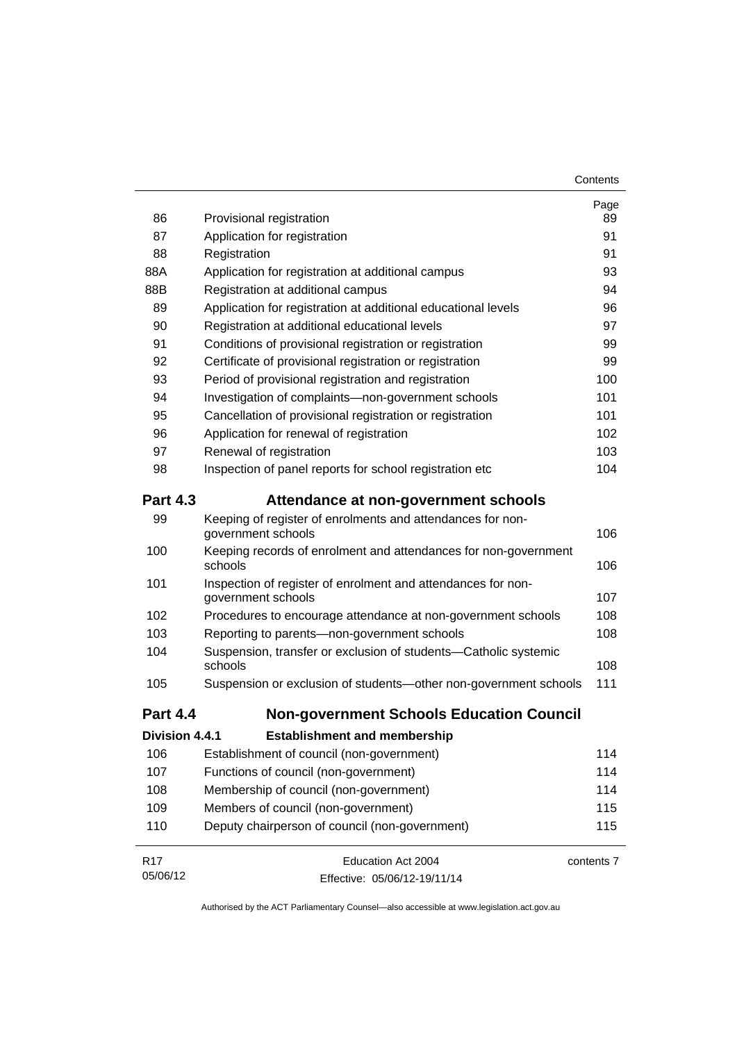| | | Page |
|---|---|---|
| 86 | Provisional registration | 89 |
| 87 | Application for registration | 91 |
| 88 | Registration | 91 |
| 88A | Application for registration at additional campus | 93 |
| 88B | Registration at additional campus | 94 |
| 89 | Application for registration at additional educational levels | 96 |
| 90 | Registration at additional educational levels | 97 |
| 91 | Conditions of provisional registration or registration | 99 |
| 92 | Certificate of provisional registration or registration | 99 |
| 93 | Period of provisional registration and registration | 100 |
| 94 | Investigation of complaints—non-government schools | 101 |
| 95 | Cancellation of provisional registration or registration | 101 |
| 96 | Application for renewal of registration | 102 |
| 97 | Renewal of registration | 103 |
| 98 | Inspection of panel reports for school registration etc | 104 |

## Part 4.3 Attendance at non-government schools

| | | |
|---|---|---|
| 99 | Keeping of register of enrolments and attendances for non-government schools | 106 |
| 100 | Keeping records of enrolment and attendances for non-government schools | 106 |
| 101 | Inspection of register of enrolment and attendances for non-government schools | 107 |
| 102 | Procedures to encourage attendance at non-government schools | 108 |
| 103 | Reporting to parents—non-government schools | 108 |
| 104 | Suspension, transfer or exclusion of students—Catholic systemic schools | 108 |
| 105 | Suspension or exclusion of students—other non-government schools | 111 |

## Part 4.4 Non-government Schools Education Council

### Division 4.4.1 Establishment and membership

| | | |
|---|---|---|
| 106 | Establishment of council (non-government) | 114 |
| 107 | Functions of council (non-government) | 114 |
| 108 | Membership of council (non-government) | 114 |
| 109 | Members of council (non-government) | 115 |
| 110 | Deputy chairperson of council (non-government) | 115 |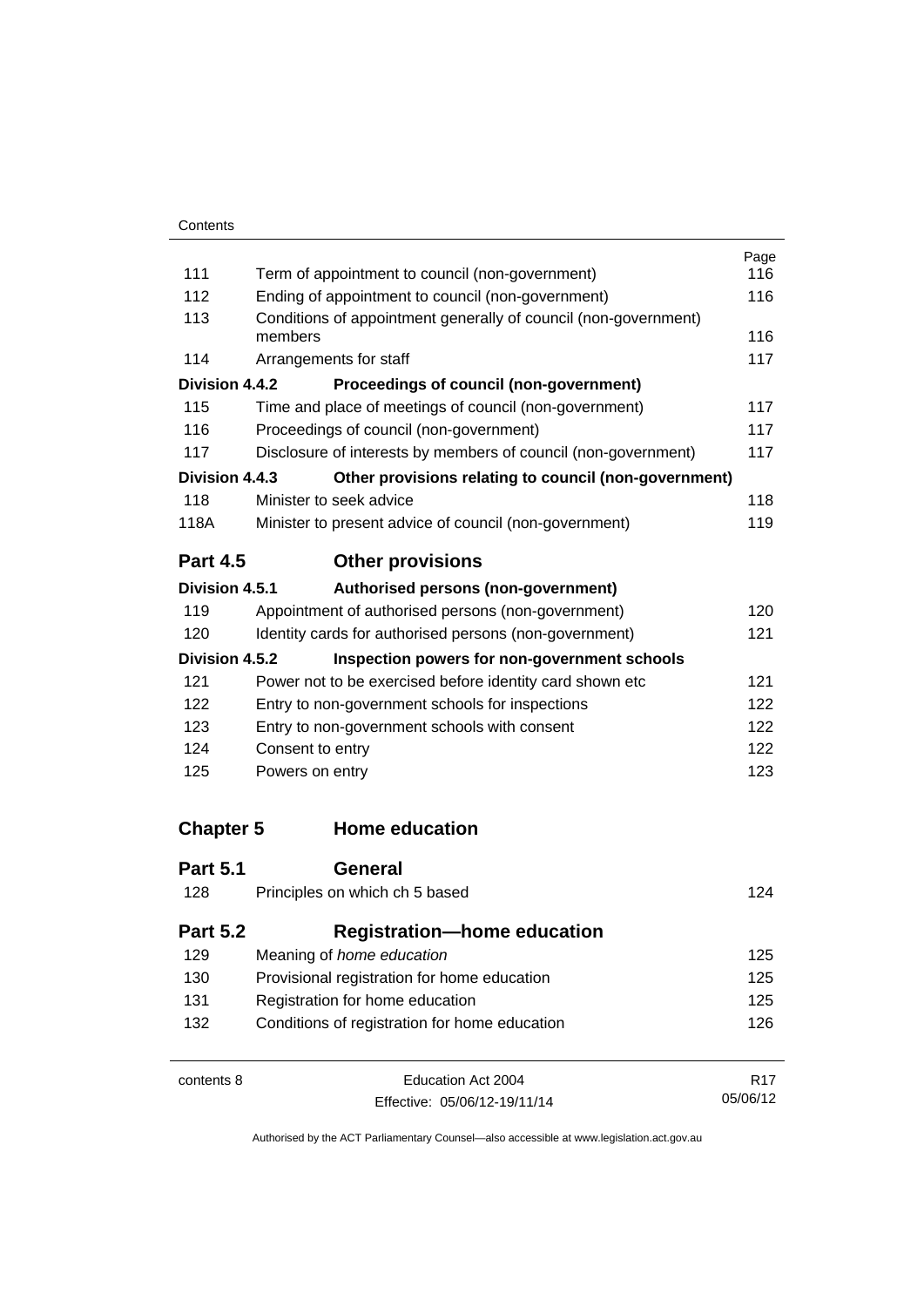| | | Page |
|---|---|---|
| 111 | Term of appointment to council (non-government) | 116 |
| 112 | Ending of appointment to council (non-government) | 116 |
| 113 | Conditions of appointment generally of council (non-government) members | 116 |
| 114 | Arrangements for staff | 117 |
| **Division 4.4.2** | **Proceedings of council (non-government)** | |
| 115 | Time and place of meetings of council (non-government) | 117 |
| 116 | Proceedings of council (non-government) | 117 |
| 117 | Disclosure of interests by members of council (non-government) | 117 |
| **Division 4.4.3** | **Other provisions relating to council (non-government)** | |
| 118 | Minister to seek advice | 118 |
| 118A | Minister to present advice of council (non-government) | 119 |

## Part 4.5 Other provisions

| | | |
|---|---|---|
| **Division 4.5.1** | **Authorised persons (non-government)** | |
| 119 | Appointment of authorised persons (non-government) | 120 |
| 120 | Identity cards for authorised persons (non-government) | 121 |
| **Division 4.5.2** | **Inspection powers for non-government schools** | |
| 121 | Power not to be exercised before identity card shown etc | 121 |
| 122 | Entry to non-government schools for inspections | 122 |
| 123 | Entry to non-government schools with consent | 122 |
| 124 | Consent to entry | 122 |
| 125 | Powers on entry | 123 |

# Chapter 5 Home education

## Part 5.1 General

| | | |
|---|---|---|
| 128 | Principles on which ch 5 based | 124 |

## Part 5.2 Registration—home education

| | | |
|---|---|---|
| 129 | Meaning of *home education* | 125 |
| 130 | Provisional registration for home education | 125 |
| 131 | Registration for home education | 125 |
| 132 | Conditions of registration for home education | 126 |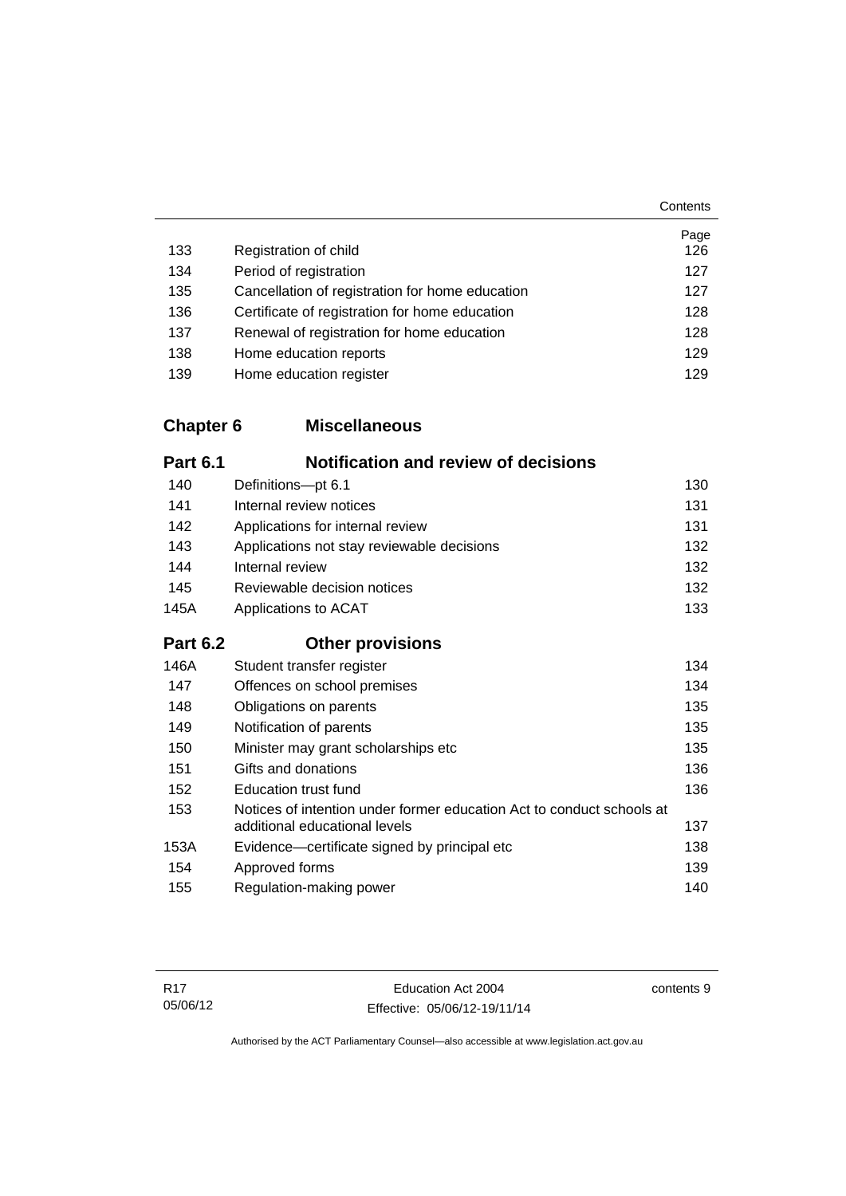| | | Page |
|---|---|---|
| 133 | Registration of child | 126 |
| 134 | Period of registration | 127 |
| 135 | Cancellation of registration for home education | 127 |
| 136 | Certificate of registration for home education | 128 |
| 137 | Renewal of registration for home education | 128 |
| 138 | Home education reports | 129 |
| 139 | Home education register | 129 |

## Chapter 6 Miscellaneous

### Part 6.1 Notification and review of decisions

| | | |
|---|---|---|
| 140 | Definitions—pt 6.1 | 130 |
| 141 | Internal review notices | 131 |
| 142 | Applications for internal review | 131 |
| 143 | Applications not stay reviewable decisions | 132 |
| 144 | Internal review | 132 |
| 145 | Reviewable decision notices | 132 |
| 145A | Applications to ACAT | 133 |

### Part 6.2 Other provisions

| | | |
|---|---|---|
| 146A | Student transfer register | 134 |
| 147 | Offences on school premises | 134 |
| 148 | Obligations on parents | 135 |
| 149 | Notification of parents | 135 |
| 150 | Minister may grant scholarships etc | 135 |
| 151 | Gifts and donations | 136 |
| 152 | Education trust fund | 136 |
| 153 | Notices of intention under former education Act to conduct schools at additional educational levels | 137 |
| 153A | Evidence—certificate signed by principal etc | 138 |
| 154 | Approved forms | 139 |
| 155 | Regulation-making power | 140 |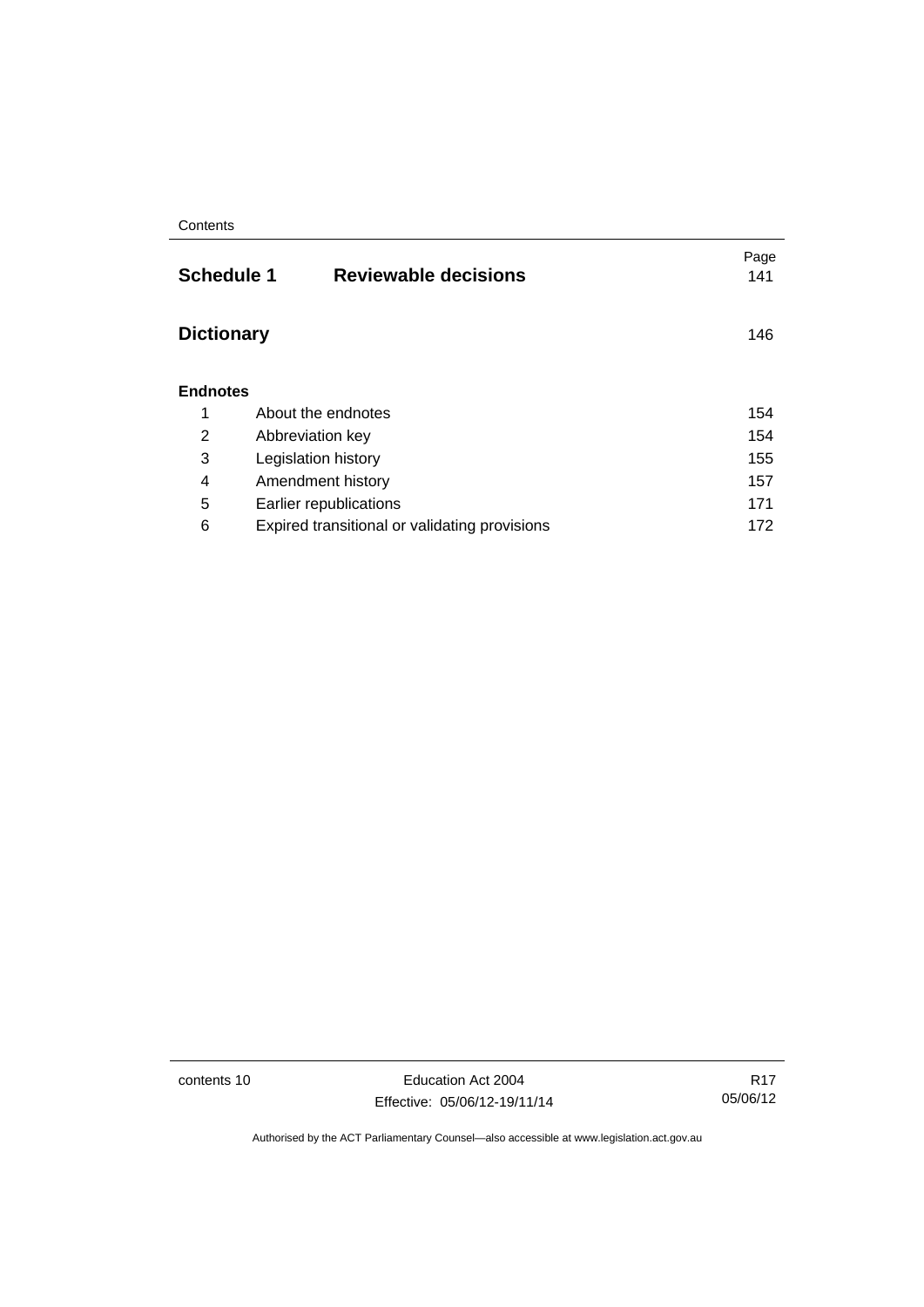| | | Page |
|---|---|---|
| **Schedule 1** | **Reviewable decisions** | 141 |
| **Dictionary** | | 146 |
| **Endnotes** | | |
| 1 | About the endnotes | 154 |
| 2 | Abbreviation key | 154 |
| 3 | Legislation history | 155 |
| 4 | Amendment history | 157 |
| 5 | Earlier republications | 171 |
| 6 | Expired transitional or validating provisions | 172 |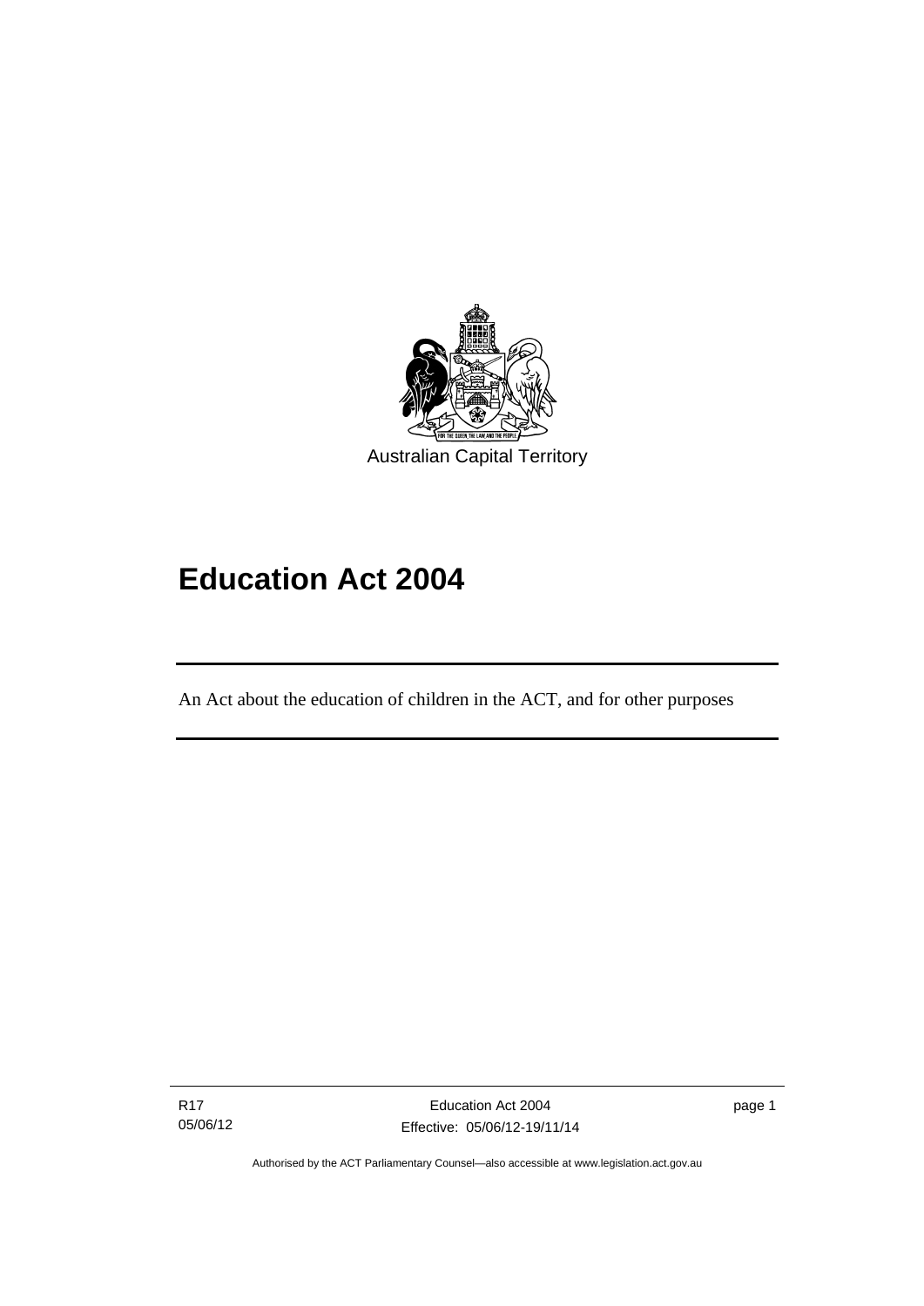Australian Capital Territory

# Education Act 2004

An Act about the education of children in the ACT, and for other purposes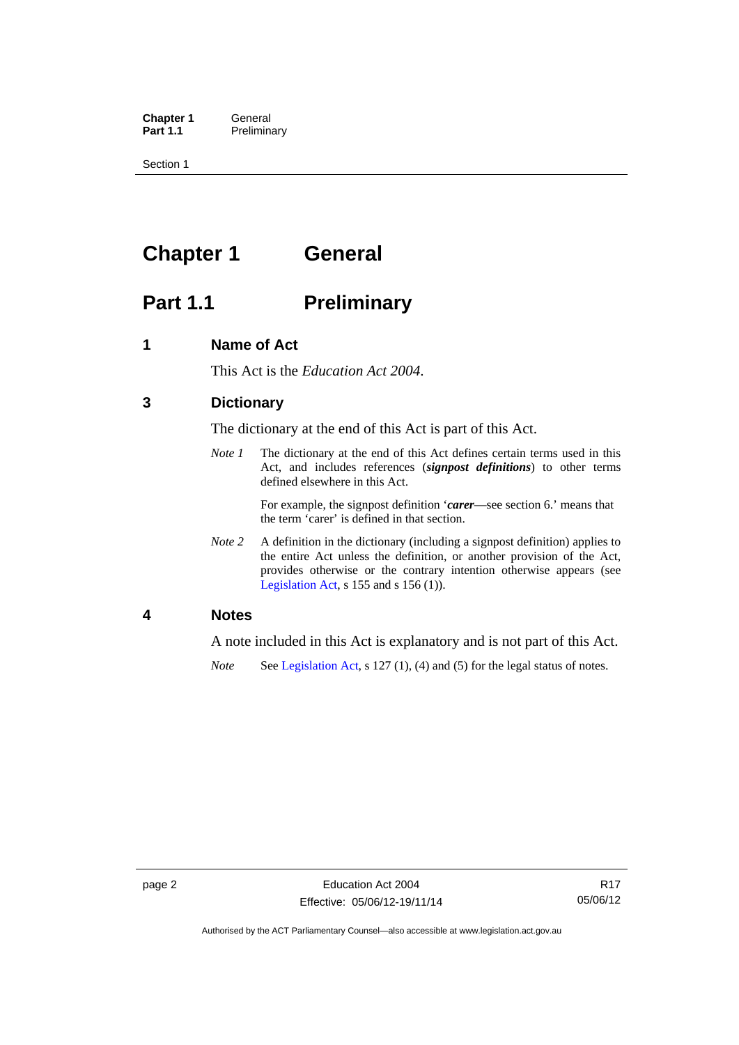# Chapter 1 General

## Part 1.1 Preliminary

### 1 Name of Act

This Act is the *Education Act 2004*.

### 3 Dictionary

The dictionary at the end of this Act is part of this Act.

*Note 1* The dictionary at the end of this Act defines certain terms used in this Act, and includes references (***signpost definitions***) to other terms defined elsewhere in this Act.

For example, the signpost definition '***carer***—see section 6.' means that the term 'carer' is defined in that section.

*Note 2* A definition in the dictionary (including a signpost definition) applies to the entire Act unless the definition, or another provision of the Act, provides otherwise or the contrary intention otherwise appears (see Legislation Act, s 155 and s 156 (1)).

### 4 Notes

A note included in this Act is explanatory and is not part of this Act.

*Note* See Legislation Act, s 127 (1), (4) and (5) for the legal status of notes.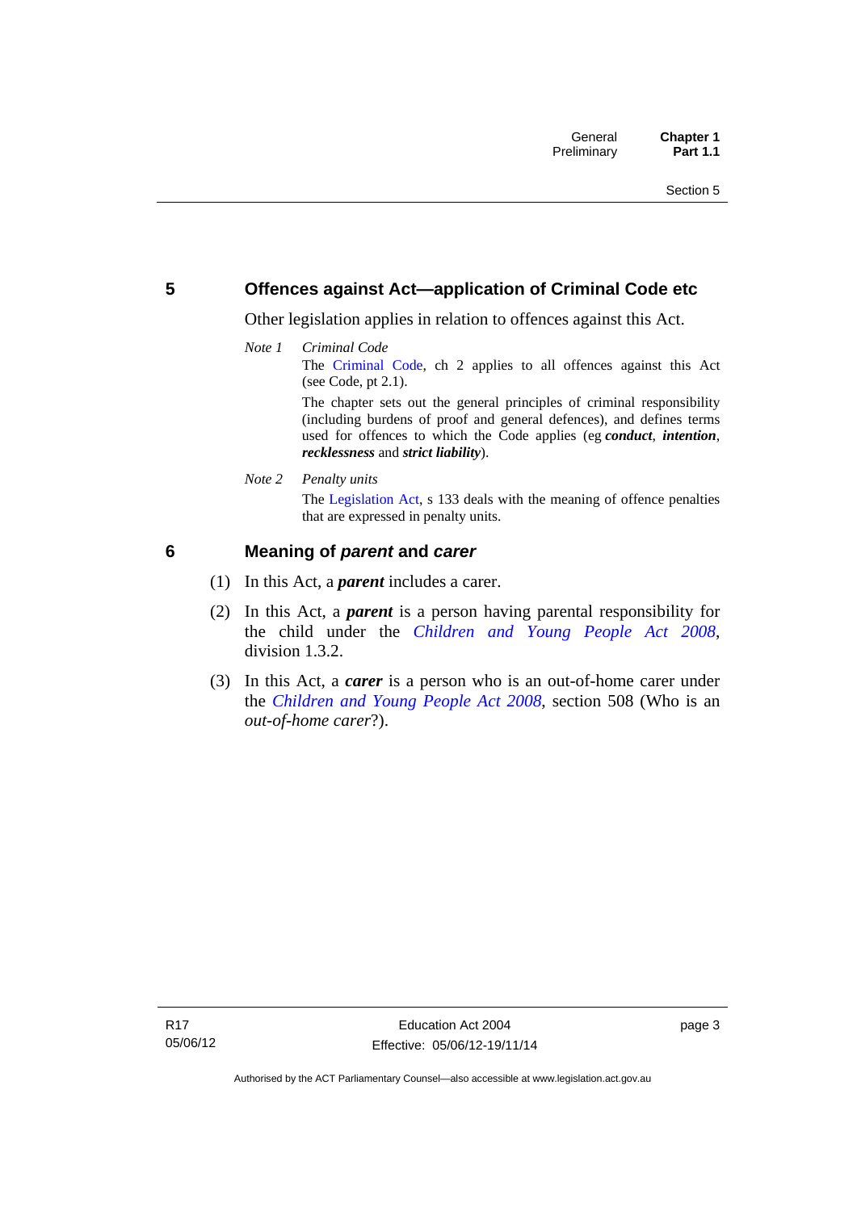## 5 Offences against Act—application of Criminal Code etc

Other legislation applies in relation to offences against this Act.

*Note 1* *Criminal Code*

The Criminal Code, ch 2 applies to all offences against this Act (see Code, pt 2.1).

The chapter sets out the general principles of criminal responsibility (including burdens of proof and general defences), and defines terms used for offences to which the Code applies (eg ***conduct***, ***intention***, ***recklessness*** and ***strict liability***).

*Note 2* *Penalty units*

The Legislation Act, s 133 deals with the meaning of offence penalties that are expressed in penalty units.

## 6 Meaning of *parent* and *carer*

(1) In this Act, a ***parent*** includes a carer.

(2) In this Act, a ***parent*** is a person having parental responsibility for the child under the *Children and Young People Act 2008*, division 1.3.2.

(3) In this Act, a ***carer*** is a person who is an out-of-home carer under the *Children and Young People Act 2008*, section 508 (Who is an *out-of-home carer*?).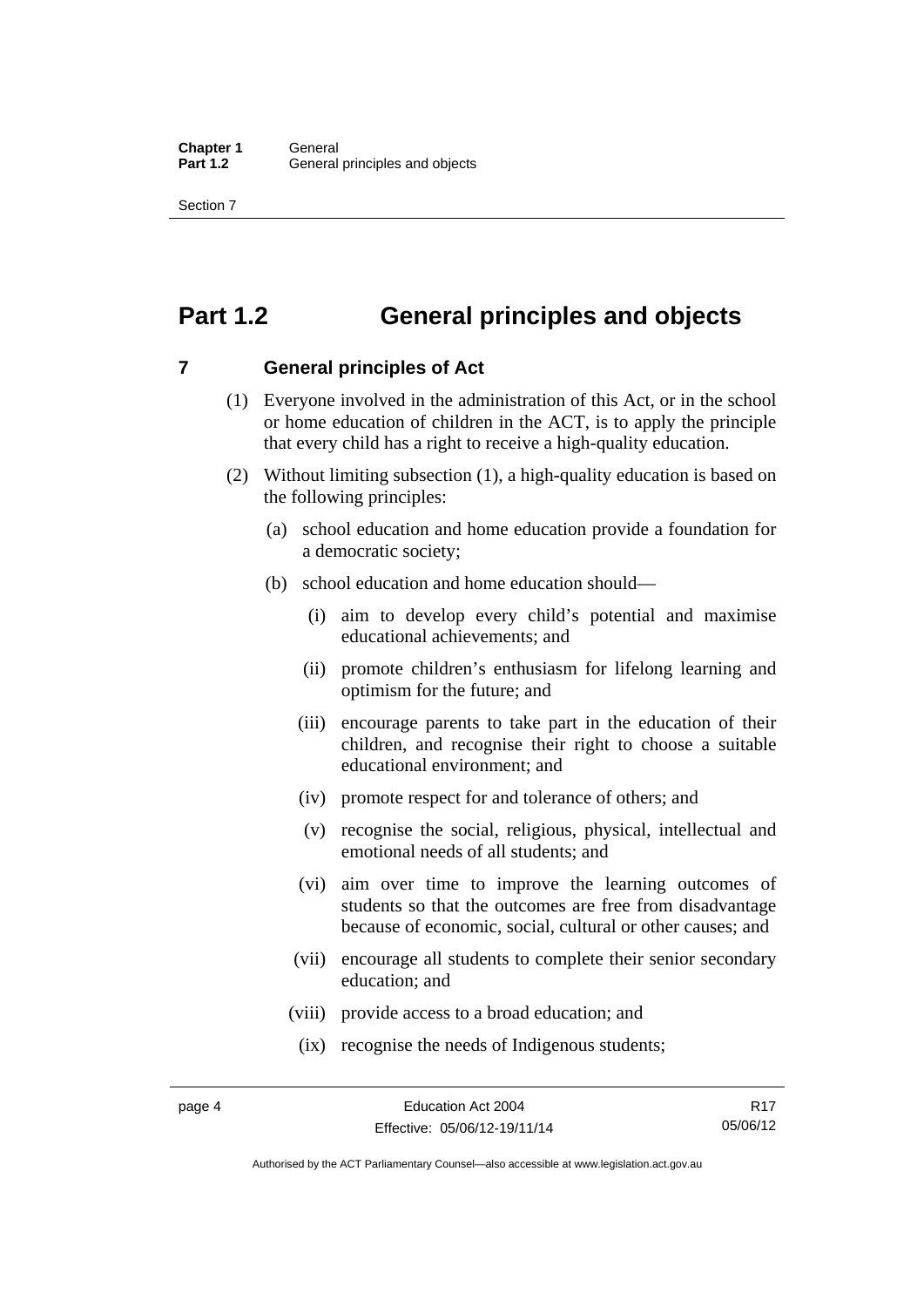# Part 1.2 General principles and objects

## 7 General principles of Act

(1) Everyone involved in the administration of this Act, or in the school or home education of children in the ACT, is to apply the principle that every child has a right to receive a high-quality education.

(2) Without limiting subsection (1), a high-quality education is based on the following principles:

(a) school education and home education provide a foundation for a democratic society;

(b) school education and home education should—

(i) aim to develop every child's potential and maximise educational achievements; and

(ii) promote children's enthusiasm for lifelong learning and optimism for the future; and

(iii) encourage parents to take part in the education of their children, and recognise their right to choose a suitable educational environment; and

(iv) promote respect for and tolerance of others; and

(v) recognise the social, religious, physical, intellectual and emotional needs of all students; and

(vi) aim over time to improve the learning outcomes of students so that the outcomes are free from disadvantage because of economic, social, cultural or other causes; and

(vii) encourage all students to complete their senior secondary education; and

(viii) provide access to a broad education; and

(ix) recognise the needs of Indigenous students;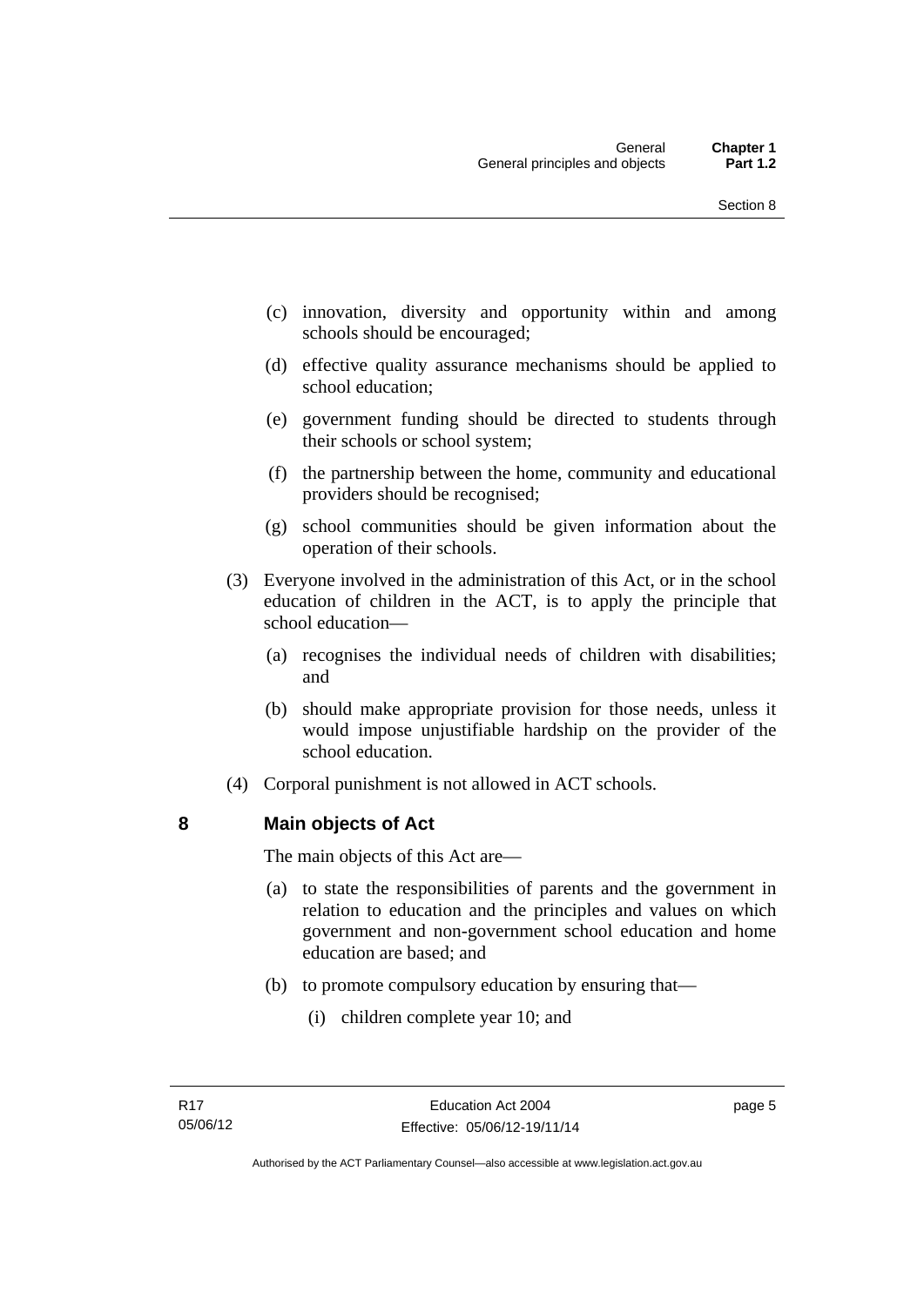(c) innovation, diversity and opportunity within and among schools should be encouraged;

(d) effective quality assurance mechanisms should be applied to school education;

(e) government funding should be directed to students through their schools or school system;

(f) the partnership between the home, community and educational providers should be recognised;

(g) school communities should be given information about the operation of their schools.

(3) Everyone involved in the administration of this Act, or in the school education of children in the ACT, is to apply the principle that school education—

(a) recognises the individual needs of children with disabilities; and

(b) should make appropriate provision for those needs, unless it would impose unjustifiable hardship on the provider of the school education.

(4) Corporal punishment is not allowed in ACT schools.

## 8 Main objects of Act

The main objects of this Act are—

(a) to state the responsibilities of parents and the government in relation to education and the principles and values on which government and non-government school education and home education are based; and

(b) to promote compulsory education by ensuring that—

(i) children complete year 10; and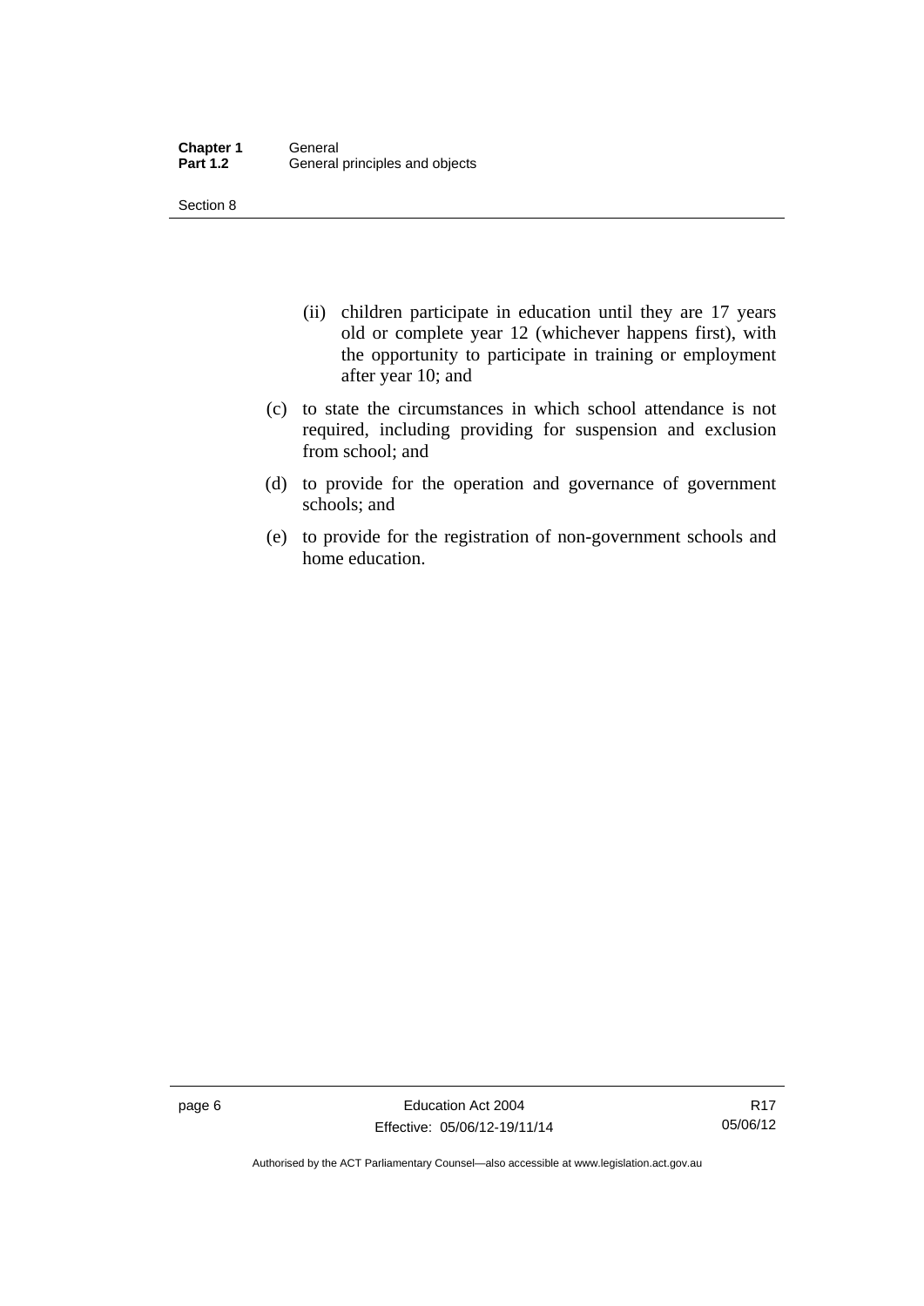(ii) children participate in education until they are 17 years old or complete year 12 (whichever happens first), with the opportunity to participate in training or employment after year 10; and

(c) to state the circumstances in which school attendance is not required, including providing for suspension and exclusion from school; and

(d) to provide for the operation and governance of government schools; and

(e) to provide for the registration of non-government schools and home education.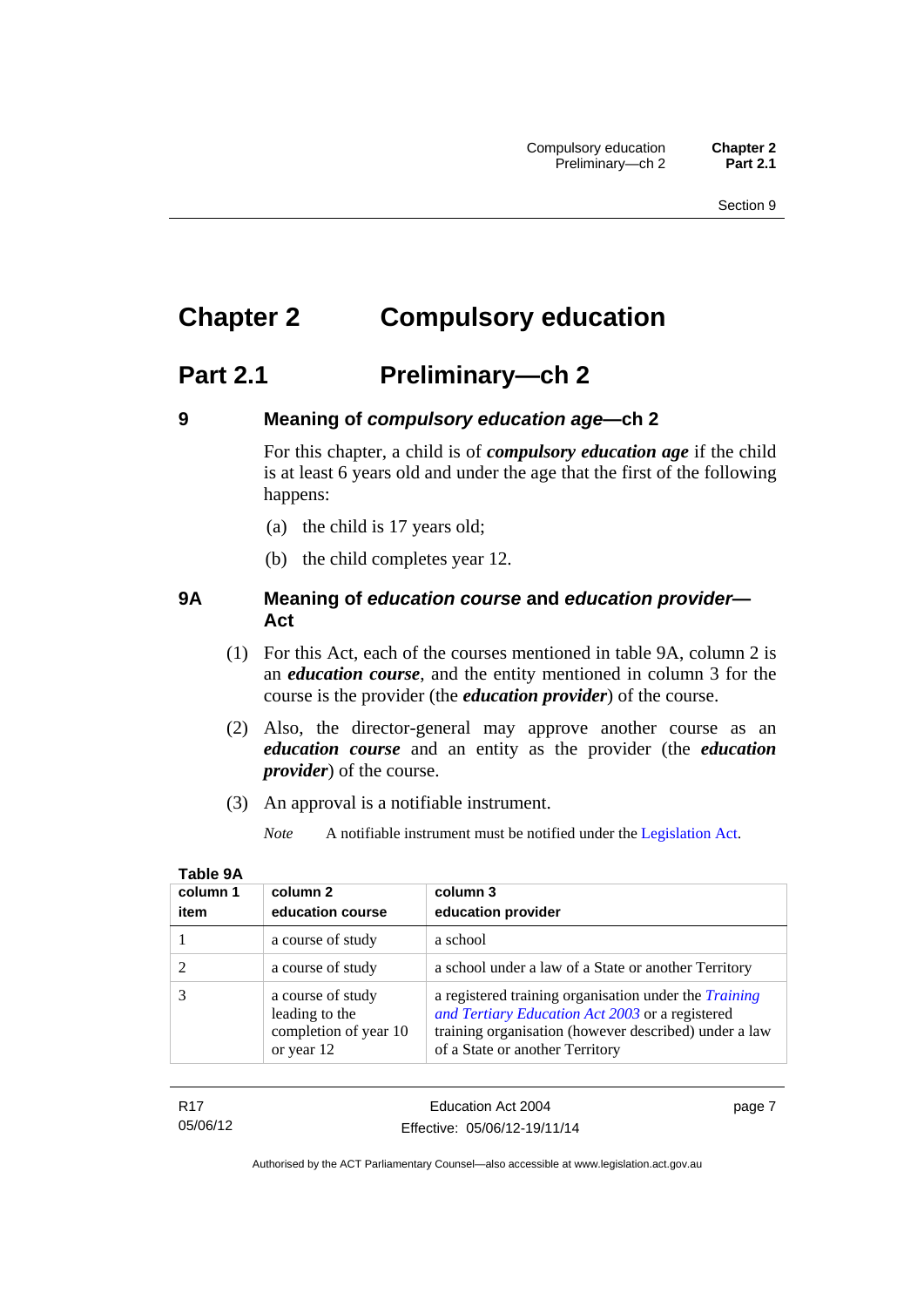# Chapter 2 Compulsory education

## Part 2.1 Preliminary—ch 2

### 9 Meaning of *compulsory education age*—ch 2

For this chapter, a child is of ***compulsory education age*** if the child is at least 6 years old and under the age that the first of the following happens:

(a) the child is 17 years old;

(b) the child completes year 12.

### 9A Meaning of *education course* and *education provider*—Act

(1) For this Act, each of the courses mentioned in table 9A, column 2 is an ***education course***, and the entity mentioned in column 3 for the course is the provider (the ***education provider***) of the course.

(2) Also, the director-general may approve another course as an ***education course*** and an entity as the provider (the ***education provider***) of the course.

(3) An approval is a notifiable instrument.

*Note* A notifiable instrument must be notified under the Legislation Act.

**Table 9A**

| column 1 item | column 2 education course | column 3 education provider |
|---|---|---|
| 1 | a course of study | a school |
| 2 | a course of study | a school under a law of a State or another Territory |
| 3 | a course of study leading to the completion of year 10 or year 12 | a registered training organisation under the *Training and Tertiary Education Act 2003* or a registered training organisation (however described) under a law of a State or another Territory |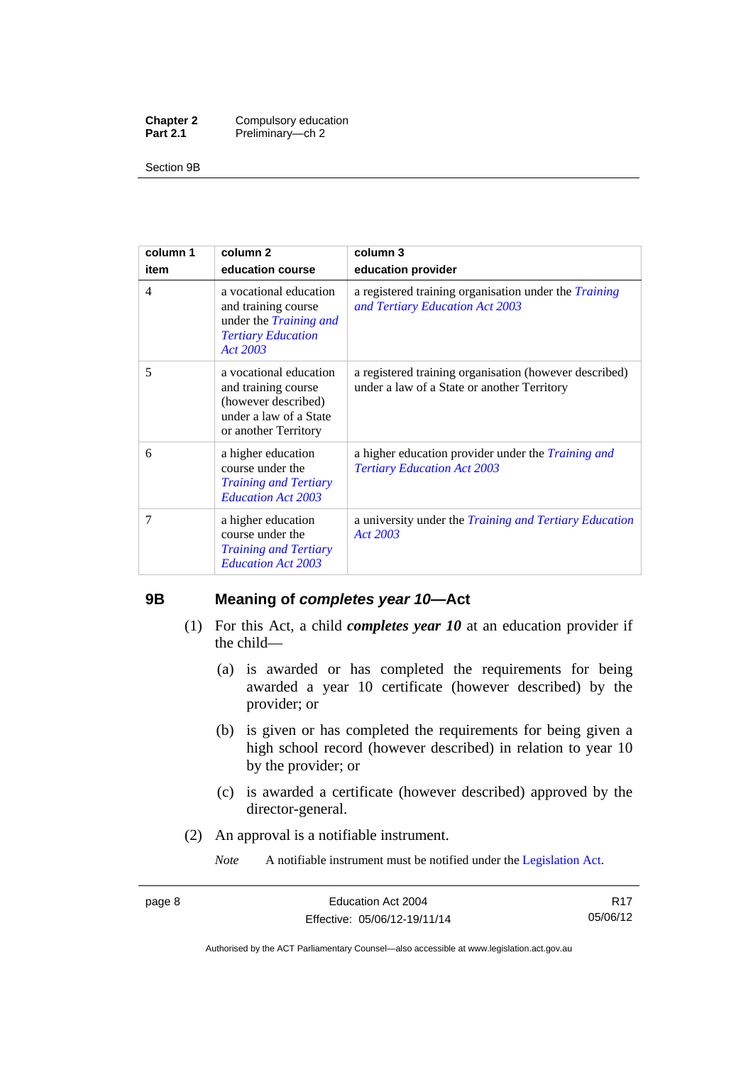| column 1<br>item | column 2<br>education course | column 3<br>education provider |
|---|---|---|
| 4 | a vocational education and training course under the *Training and Tertiary Education Act 2003* | a registered training organisation under the *Training and Tertiary Education Act 2003* |
| 5 | a vocational education and training course (however described) under a law of a State or another Territory | a registered training organisation (however described) under a law of a State or another Territory |
| 6 | a higher education course under the *Training and Tertiary Education Act 2003* | a higher education provider under the *Training and Tertiary Education Act 2003* |
| 7 | a higher education course under the *Training and Tertiary Education Act 2003* | a university under the *Training and Tertiary Education Act 2003* |

## 9B Meaning of *completes year 10*—Act

(1) For this Act, a child ***completes year 10*** at an education provider if the child—

(a) is awarded or has completed the requirements for being awarded a year 10 certificate (however described) by the provider; or

(b) is given or has completed the requirements for being given a high school record (however described) in relation to year 10 by the provider; or

(c) is awarded a certificate (however described) approved by the director-general.

(2) An approval is a notifiable instrument.

*Note* A notifiable instrument must be notified under the Legislation Act.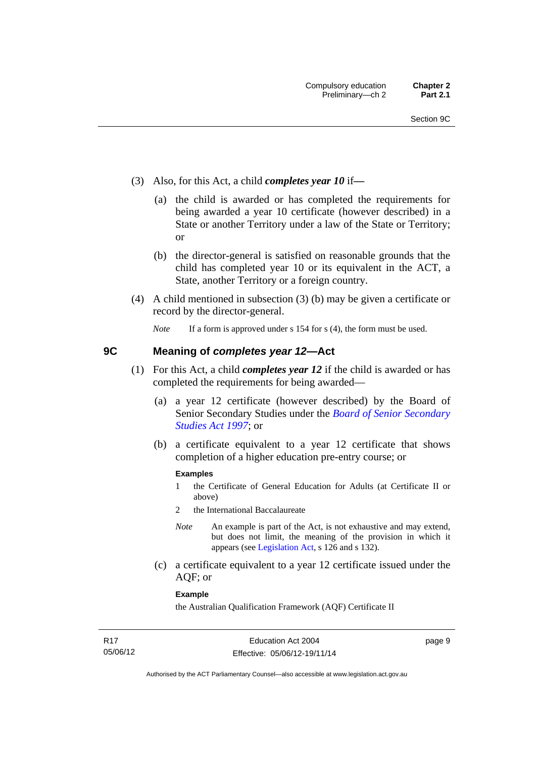(3) Also, for this Act, a child ***completes year 10*** if—

(a) the child is awarded or has completed the requirements for being awarded a year 10 certificate (however described) in a State or another Territory under a law of the State or Territory; or

(b) the director-general is satisfied on reasonable grounds that the child has completed year 10 or its equivalent in the ACT, a State, another Territory or a foreign country.

(4) A child mentioned in subsection (3) (b) may be given a certificate or record by the director-general.

*Note* If a form is approved under s 154 for s (4), the form must be used.

## 9C Meaning of *completes year 12*—Act

(1) For this Act, a child ***completes year 12*** if the child is awarded or has completed the requirements for being awarded—

(a) a year 12 certificate (however described) by the Board of Senior Secondary Studies under the *Board of Senior Secondary Studies Act 1997*; or

(b) a certificate equivalent to a year 12 certificate that shows completion of a higher education pre-entry course; or

**Examples**

1 the Certificate of General Education for Adults (at Certificate II or above)

2 the International Baccalaureate

*Note* An example is part of the Act, is not exhaustive and may extend, but does not limit, the meaning of the provision in which it appears (see Legislation Act, s 126 and s 132).

(c) a certificate equivalent to a year 12 certificate issued under the AQF; or

**Example**

the Australian Qualification Framework (AQF) Certificate II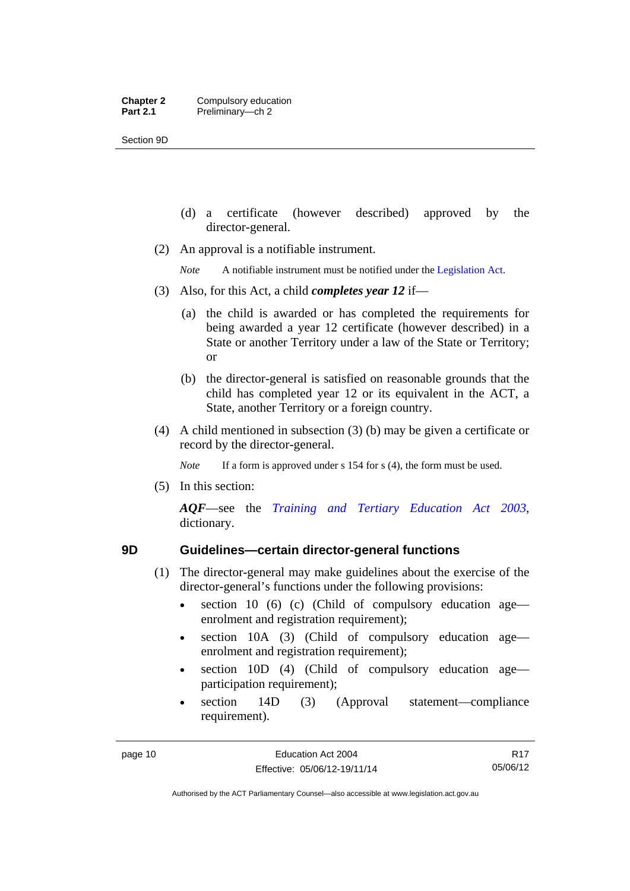(d) a certificate (however described) approved by the director-general.

(2) An approval is a notifiable instrument.

*Note* A notifiable instrument must be notified under the Legislation Act.

(3) Also, for this Act, a child ***completes year 12*** if—

(a) the child is awarded or has completed the requirements for being awarded a year 12 certificate (however described) in a State or another Territory under a law of the State or Territory; or

(b) the director-general is satisfied on reasonable grounds that the child has completed year 12 or its equivalent in the ACT, a State, another Territory or a foreign country.

(4) A child mentioned in subsection (3) (b) may be given a certificate or record by the director-general.

*Note* If a form is approved under s 154 for s (4), the form must be used.

(5) In this section:

***AQF***—see the *Training and Tertiary Education Act 2003*, dictionary.

## 9D Guidelines—certain director-general functions

(1) The director-general may make guidelines about the exercise of the director-general's functions under the following provisions:

- section 10 (6) (c) (Child of compulsory education age—enrolment and registration requirement);
- section 10A (3) (Child of compulsory education age—enrolment and registration requirement);
- section 10D (4) (Child of compulsory education age—participation requirement);
- section 14D (3) (Approval statement—compliance requirement).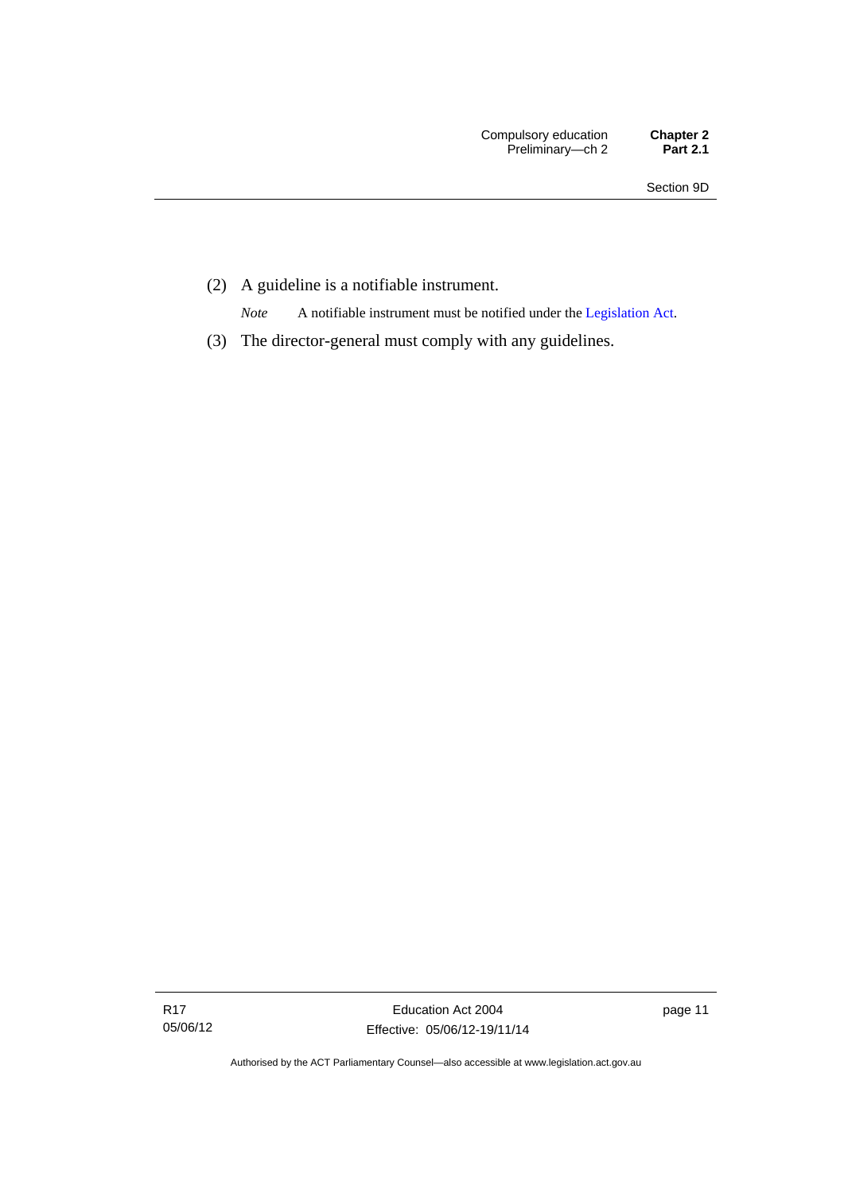(2) A guideline is a notifiable instrument.

*Note* A notifiable instrument must be notified under the Legislation Act.

(3) The director-general must comply with any guidelines.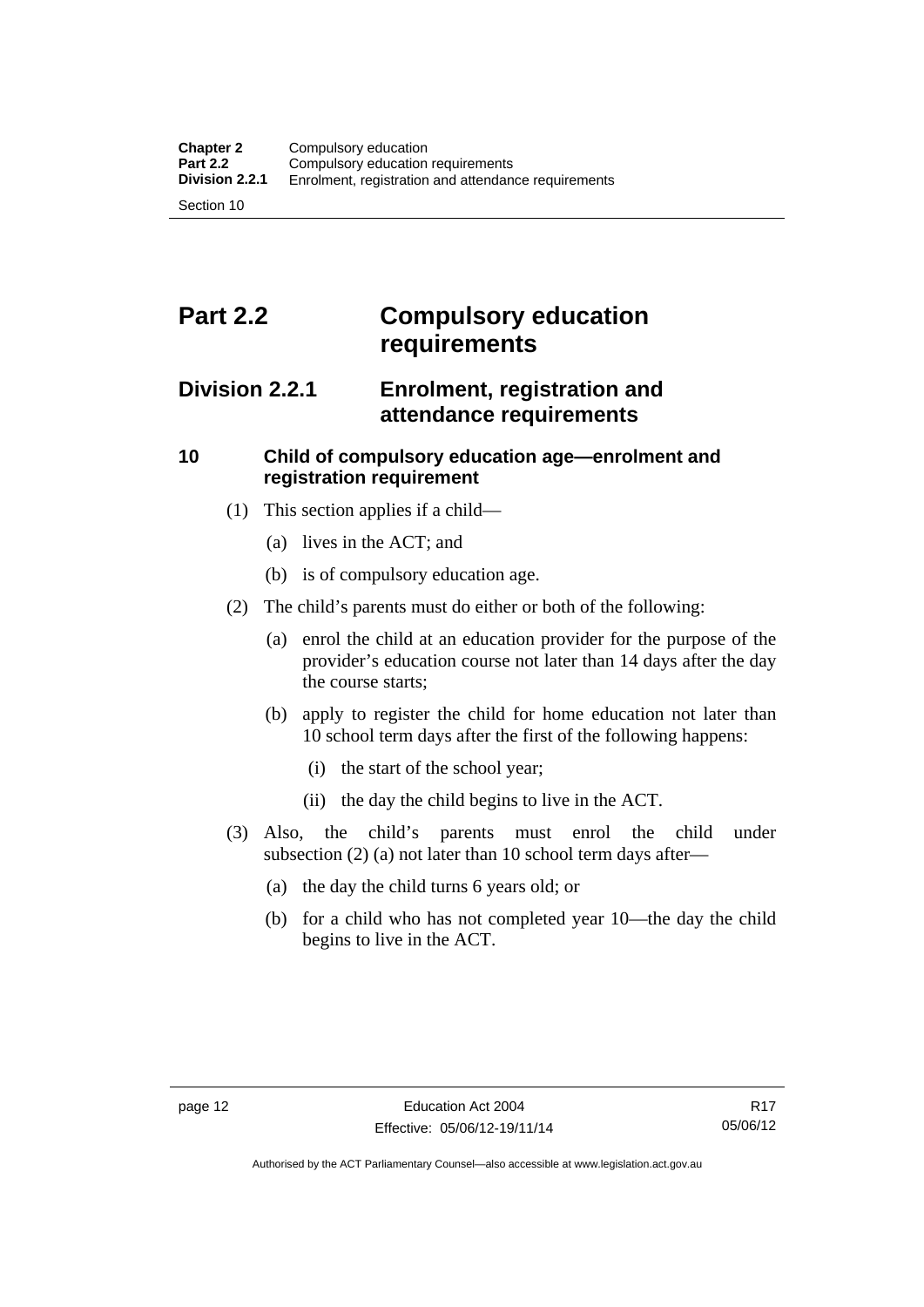# Part 2.2 Compulsory education requirements

## Division 2.2.1 Enrolment, registration and attendance requirements

### 10 Child of compulsory education age—enrolment and registration requirement

(1) This section applies if a child—

(a) lives in the ACT; and

(b) is of compulsory education age.

(2) The child's parents must do either or both of the following:

(a) enrol the child at an education provider for the purpose of the provider's education course not later than 14 days after the day the course starts;

(b) apply to register the child for home education not later than 10 school term days after the first of the following happens:

(i) the start of the school year;

(ii) the day the child begins to live in the ACT.

(3) Also, the child's parents must enrol the child under subsection (2) (a) not later than 10 school term days after—

(a) the day the child turns 6 years old; or

(b) for a child who has not completed year 10—the day the child begins to live in the ACT.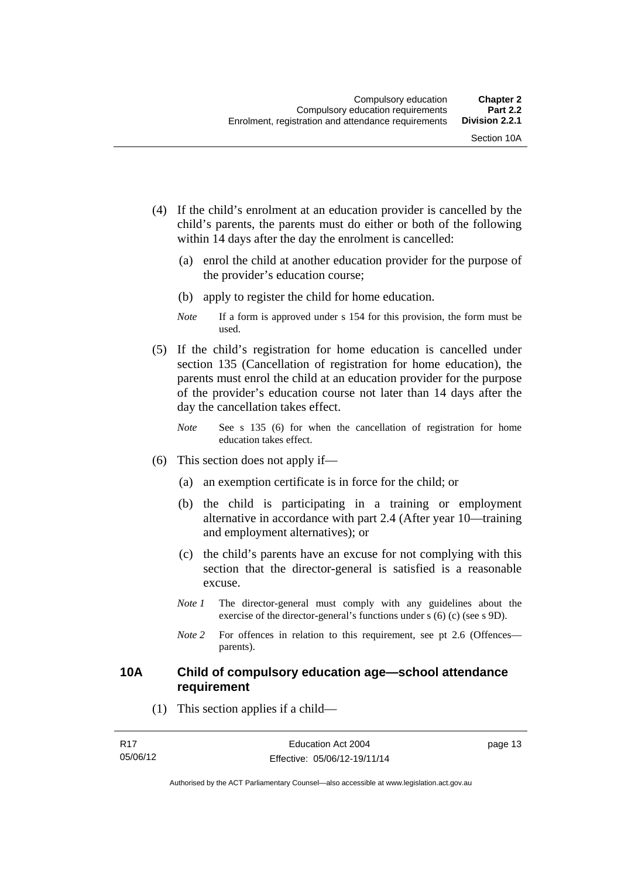(4) If the child's enrolment at an education provider is cancelled by the child's parents, the parents must do either or both of the following within 14 days after the day the enrolment is cancelled:

(a) enrol the child at another education provider for the purpose of the provider's education course;

(b) apply to register the child for home education.

*Note* If a form is approved under s 154 for this provision, the form must be used.

(5) If the child's registration for home education is cancelled under section 135 (Cancellation of registration for home education), the parents must enrol the child at an education provider for the purpose of the provider's education course not later than 14 days after the day the cancellation takes effect.

*Note* See s 135 (6) for when the cancellation of registration for home education takes effect.

(6) This section does not apply if—

(a) an exemption certificate is in force for the child; or

(b) the child is participating in a training or employment alternative in accordance with part 2.4 (After year 10—training and employment alternatives); or

(c) the child's parents have an excuse for not complying with this section that the director-general is satisfied is a reasonable excuse.

*Note 1* The director-general must comply with any guidelines about the exercise of the director-general's functions under s (6) (c) (see s 9D).

*Note 2* For offences in relation to this requirement, see pt 2.6 (Offences—parents).

### 10A Child of compulsory education age—school attendance requirement

(1) This section applies if a child—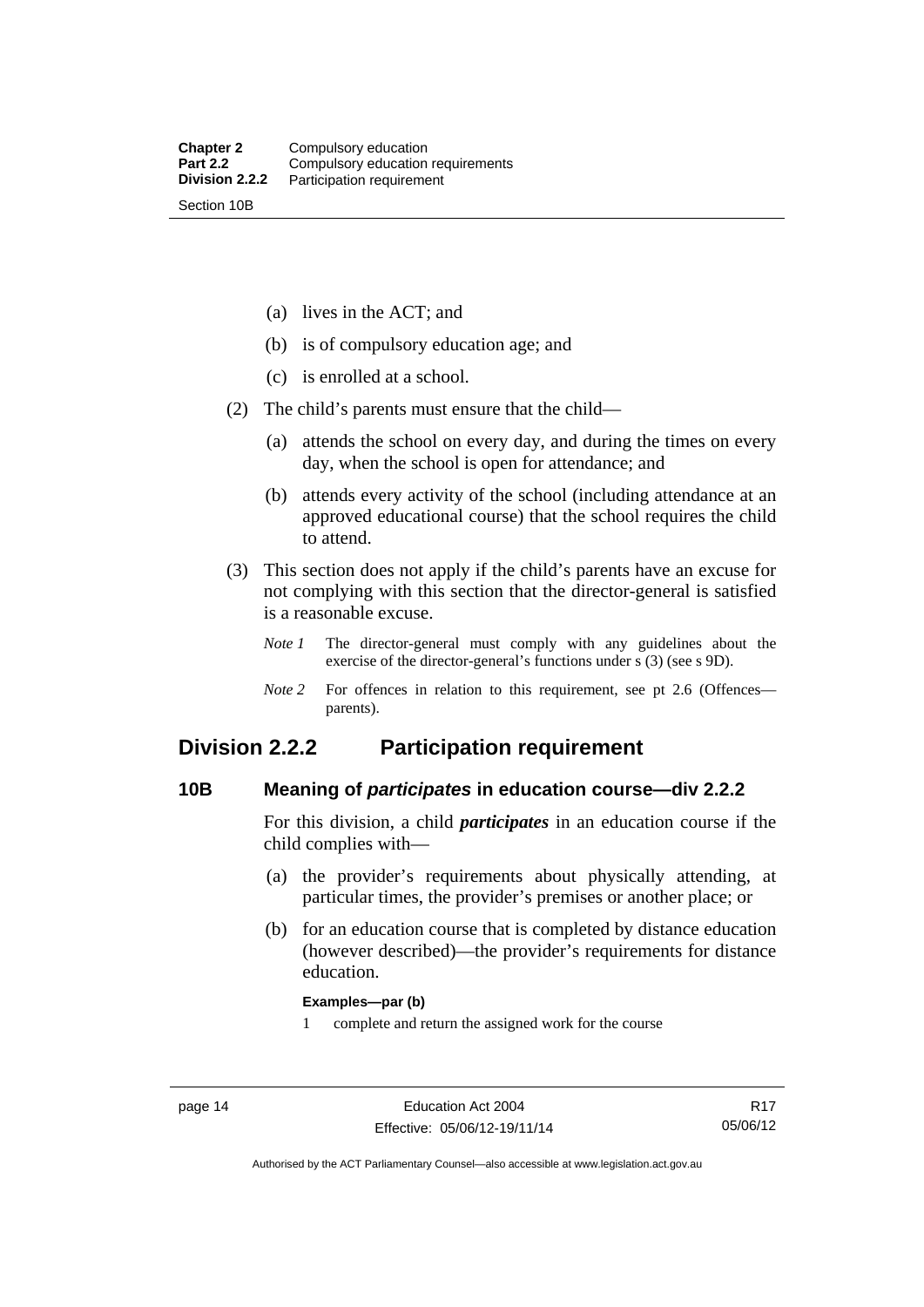(a) lives in the ACT; and

(b) is of compulsory education age; and

(c) is enrolled at a school.

(2) The child's parents must ensure that the child—

(a) attends the school on every day, and during the times on every day, when the school is open for attendance; and

(b) attends every activity of the school (including attendance at an approved educational course) that the school requires the child to attend.

(3) This section does not apply if the child's parents have an excuse for not complying with this section that the director-general is satisfied is a reasonable excuse.

*Note 1* The director-general must comply with any guidelines about the exercise of the director-general's functions under s (3) (see s 9D).

*Note 2* For offences in relation to this requirement, see pt 2.6 (Offences—parents).

## Division 2.2.2 Participation requirement

### 10B Meaning of *participates* in education course—div 2.2.2

For this division, a child ***participates*** in an education course if the child complies with—

(a) the provider's requirements about physically attending, at particular times, the provider's premises or another place; or

(b) for an education course that is completed by distance education (however described)—the provider's requirements for distance education.

**Examples—par (b)**

1 complete and return the assigned work for the course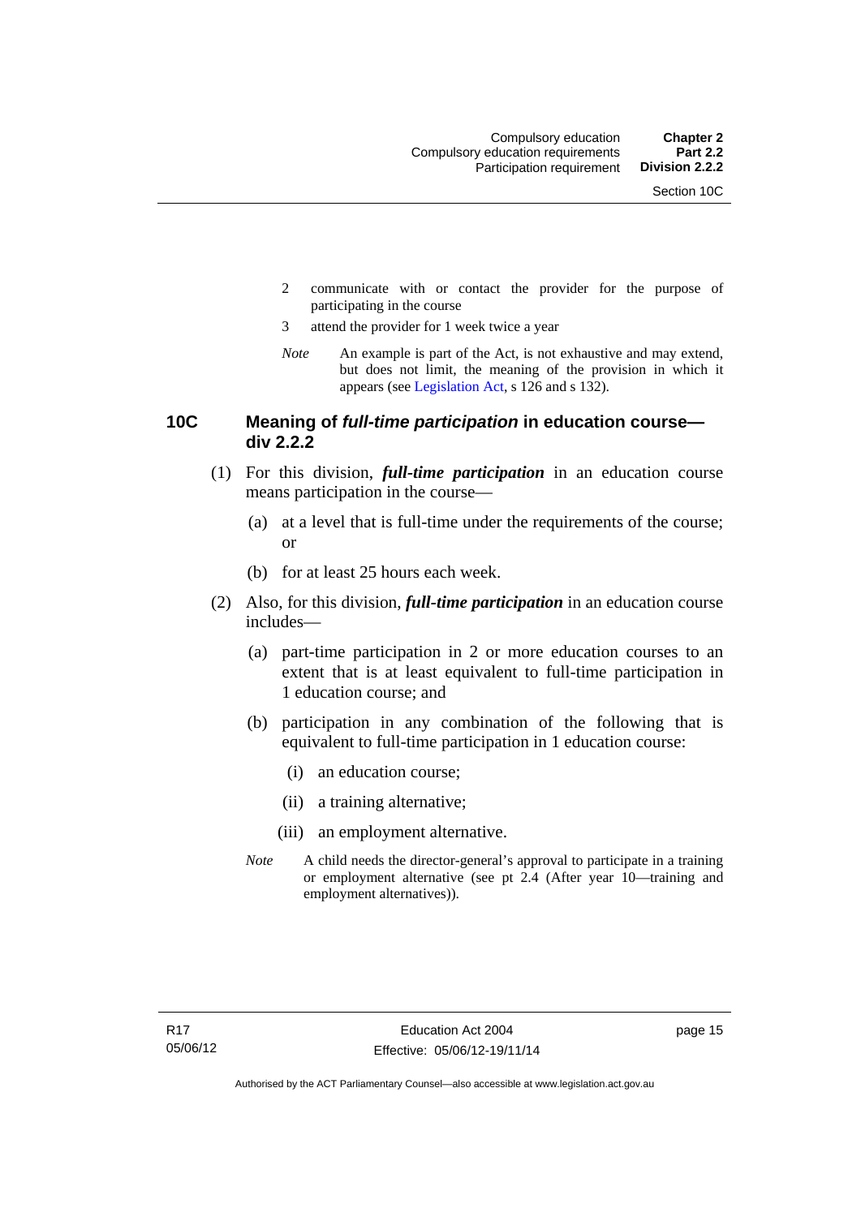2 communicate with or contact the provider for the purpose of participating in the course

3 attend the provider for 1 week twice a year

*Note* An example is part of the Act, is not exhaustive and may extend, but does not limit, the meaning of the provision in which it appears (see Legislation Act, s 126 and s 132).

## 10C Meaning of *full-time participation* in education course—div 2.2.2

(1) For this division, ***full-time participation*** in an education course means participation in the course—

(a) at a level that is full-time under the requirements of the course; or

(b) for at least 25 hours each week.

(2) Also, for this division, ***full-time participation*** in an education course includes—

(a) part-time participation in 2 or more education courses to an extent that is at least equivalent to full-time participation in 1 education course; and

(b) participation in any combination of the following that is equivalent to full-time participation in 1 education course:

(i) an education course;

(ii) a training alternative;

(iii) an employment alternative.

*Note* A child needs the director-general's approval to participate in a training or employment alternative (see pt 2.4 (After year 10—training and employment alternatives)).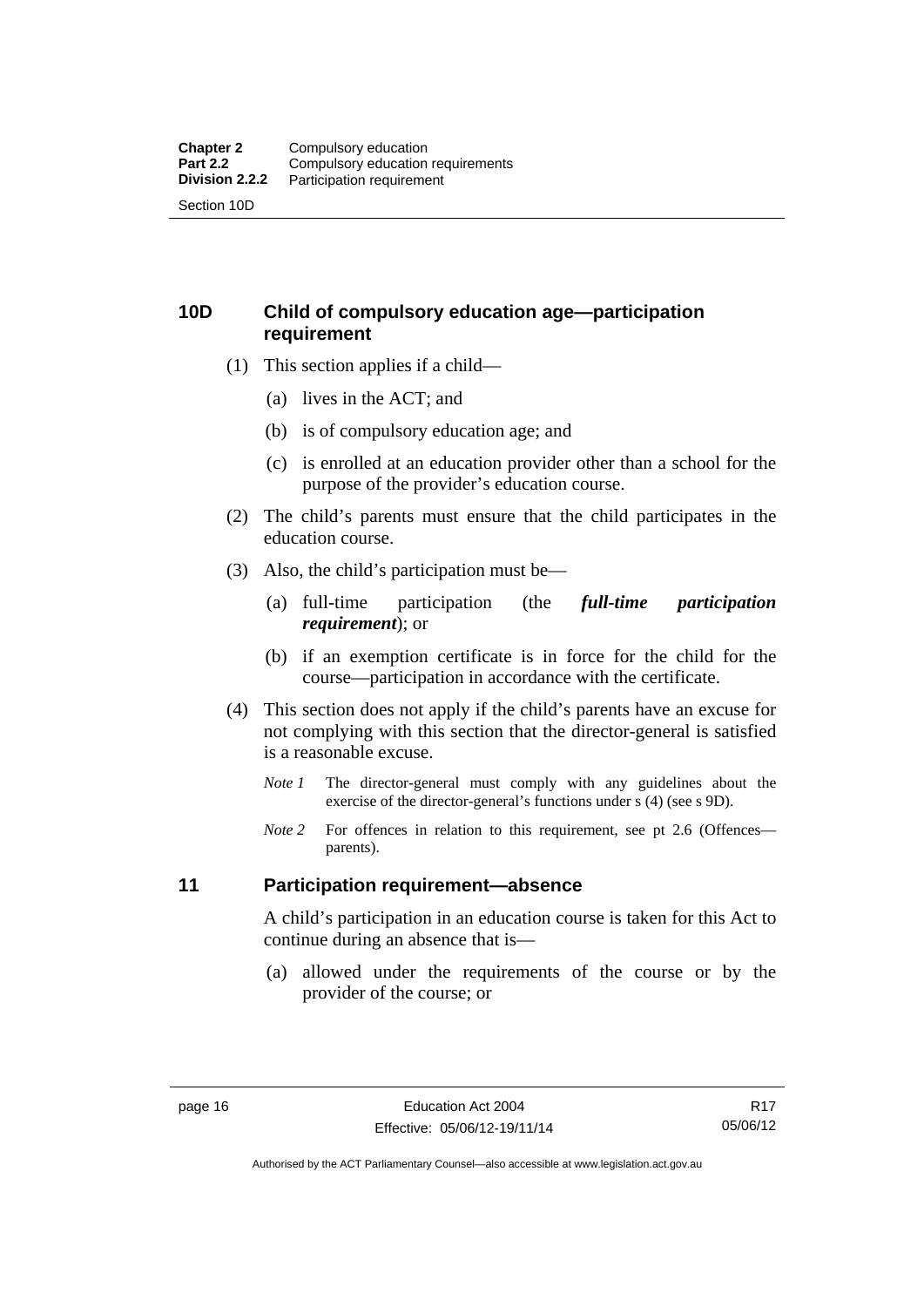## 10D Child of compulsory education age—participation requirement

(1) This section applies if a child—

(a) lives in the ACT; and

(b) is of compulsory education age; and

(c) is enrolled at an education provider other than a school for the purpose of the provider's education course.

(2) The child's parents must ensure that the child participates in the education course.

(3) Also, the child's participation must be—

(a) full-time participation (the ***full-time participation requirement***); or

(b) if an exemption certificate is in force for the child for the course—participation in accordance with the certificate.

(4) This section does not apply if the child's parents have an excuse for not complying with this section that the director-general is satisfied is a reasonable excuse.

*Note 1* The director-general must comply with any guidelines about the exercise of the director-general's functions under s (4) (see s 9D).

*Note 2* For offences in relation to this requirement, see pt 2.6 (Offences—parents).

## 11 Participation requirement—absence

A child's participation in an education course is taken for this Act to continue during an absence that is—

(a) allowed under the requirements of the course or by the provider of the course; or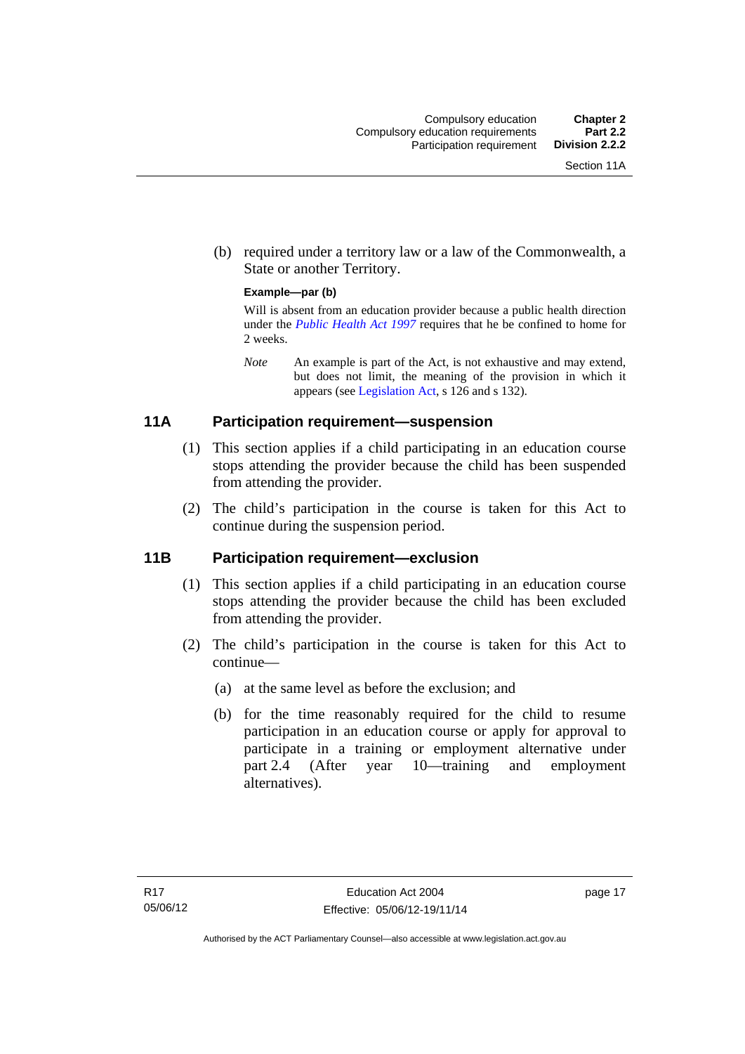(b) required under a territory law or a law of the Commonwealth, a State or another Territory.

**Example—par (b)**

Will is absent from an education provider because a public health direction under the *Public Health Act 1997* requires that he be confined to home for 2 weeks.

*Note* An example is part of the Act, is not exhaustive and may extend, but does not limit, the meaning of the provision in which it appears (see Legislation Act, s 126 and s 132).

### 11A Participation requirement—suspension

(1) This section applies if a child participating in an education course stops attending the provider because the child has been suspended from attending the provider.

(2) The child's participation in the course is taken for this Act to continue during the suspension period.

### 11B Participation requirement—exclusion

(1) This section applies if a child participating in an education course stops attending the provider because the child has been excluded from attending the provider.

(2) The child's participation in the course is taken for this Act to continue—

(a) at the same level as before the exclusion; and

(b) for the time reasonably required for the child to resume participation in an education course or apply for approval to participate in a training or employment alternative under part 2.4 (After year 10—training and employment alternatives).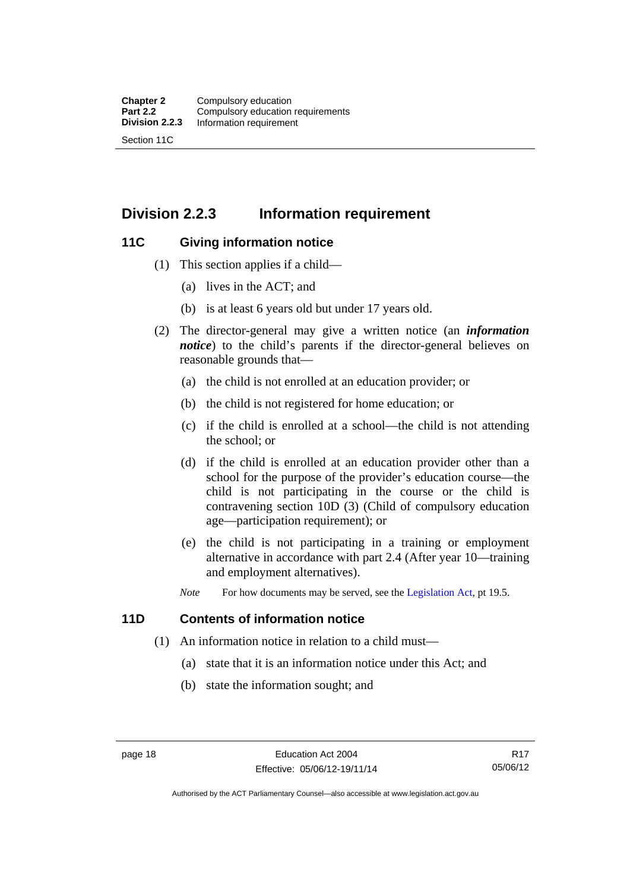## Division 2.2.3 Information requirement

### 11C Giving information notice

(1) This section applies if a child—

(a) lives in the ACT; and

(b) is at least 6 years old but under 17 years old.

(2) The director-general may give a written notice (an ***information notice***) to the child's parents if the director-general believes on reasonable grounds that—

(a) the child is not enrolled at an education provider; or

(b) the child is not registered for home education; or

(c) if the child is enrolled at a school—the child is not attending the school; or

(d) if the child is enrolled at an education provider other than a school for the purpose of the provider's education course—the child is not participating in the course or the child is contravening section 10D (3) (Child of compulsory education age—participation requirement); or

(e) the child is not participating in a training or employment alternative in accordance with part 2.4 (After year 10—training and employment alternatives).

*Note* For how documents may be served, see the Legislation Act, pt 19.5.

### 11D Contents of information notice

(1) An information notice in relation to a child must—

(a) state that it is an information notice under this Act; and

(b) state the information sought; and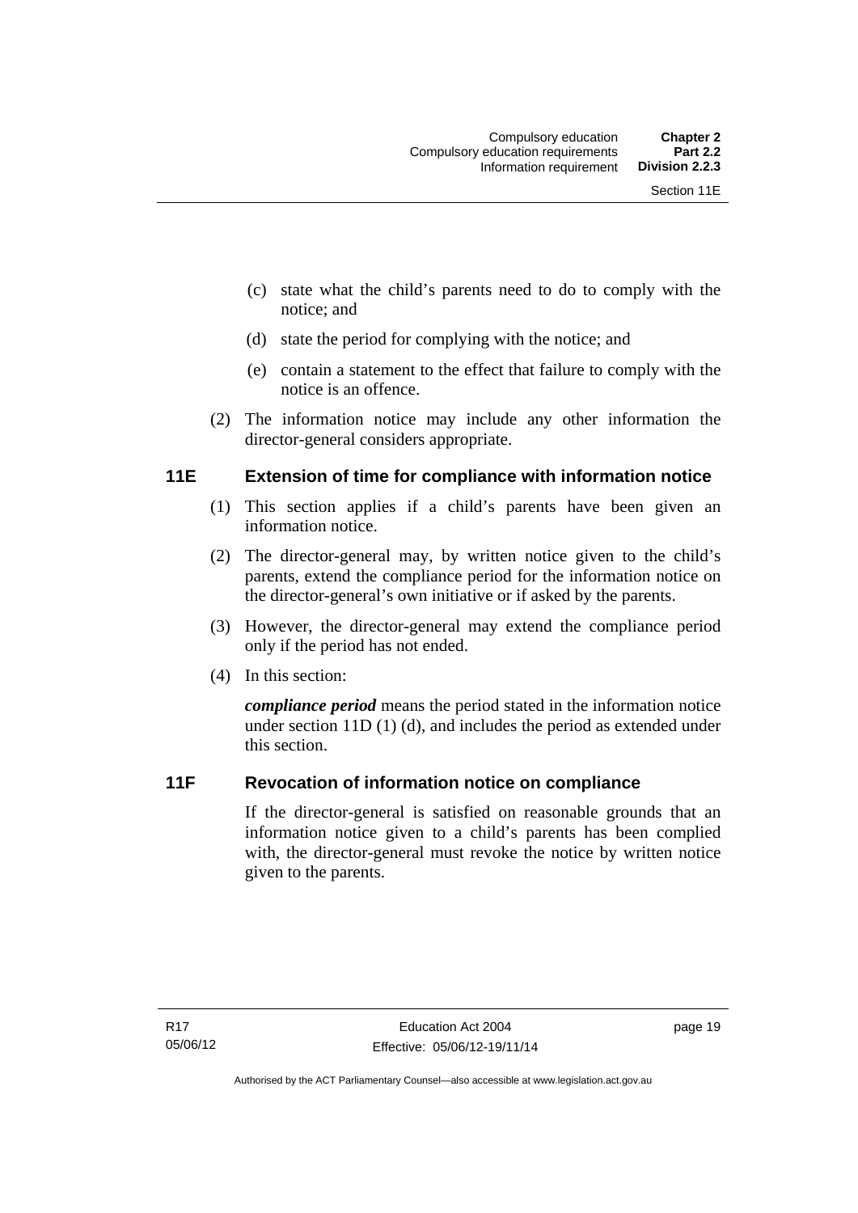(c) state what the child's parents need to do to comply with the notice; and

(d) state the period for complying with the notice; and

(e) contain a statement to the effect that failure to comply with the notice is an offence.

(2) The information notice may include any other information the director-general considers appropriate.

### 11E Extension of time for compliance with information notice

(1) This section applies if a child's parents have been given an information notice.

(2) The director-general may, by written notice given to the child's parents, extend the compliance period for the information notice on the director-general's own initiative or if asked by the parents.

(3) However, the director-general may extend the compliance period only if the period has not ended.

(4) In this section:

***compliance period*** means the period stated in the information notice under section 11D (1) (d), and includes the period as extended under this section.

### 11F Revocation of information notice on compliance

If the director-general is satisfied on reasonable grounds that an information notice given to a child's parents has been complied with, the director-general must revoke the notice by written notice given to the parents.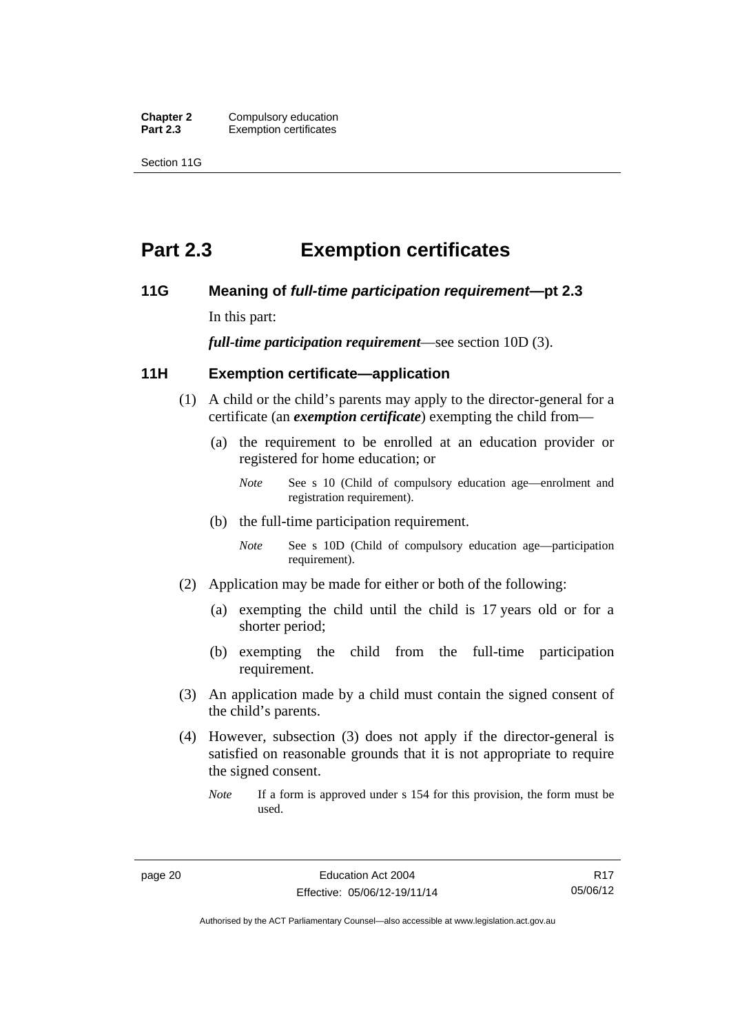# Part 2.3 Exemption certificates

## 11G Meaning of *full-time participation requirement*—pt 2.3

In this part:

***full-time participation requirement***—see section 10D (3).

## 11H Exemption certificate—application

(1) A child or the child's parents may apply to the director-general for a certificate (an ***exemption certificate***) exempting the child from—

(a) the requirement to be enrolled at an education provider or registered for home education; or

*Note* See s 10 (Child of compulsory education age—enrolment and registration requirement).

(b) the full-time participation requirement.

*Note* See s 10D (Child of compulsory education age—participation requirement).

(2) Application may be made for either or both of the following:

(a) exempting the child until the child is 17 years old or for a shorter period;

(b) exempting the child from the full-time participation requirement.

(3) An application made by a child must contain the signed consent of the child's parents.

(4) However, subsection (3) does not apply if the director-general is satisfied on reasonable grounds that it is not appropriate to require the signed consent.

*Note* If a form is approved under s 154 for this provision, the form must be used.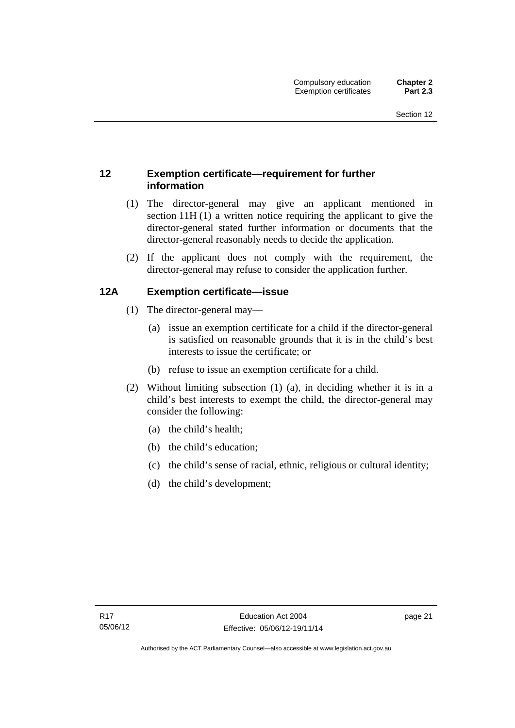## 12 Exemption certificate—requirement for further information

(1) The director-general may give an applicant mentioned in section 11H (1) a written notice requiring the applicant to give the director-general stated further information or documents that the director-general reasonably needs to decide the application.

(2) If the applicant does not comply with the requirement, the director-general may refuse to consider the application further.

## 12A Exemption certificate—issue

(1) The director-general may—

(a) issue an exemption certificate for a child if the director-general is satisfied on reasonable grounds that it is in the child's best interests to issue the certificate; or

(b) refuse to issue an exemption certificate for a child.

(2) Without limiting subsection (1) (a), in deciding whether it is in a child's best interests to exempt the child, the director-general may consider the following:

(a) the child's health;

(b) the child's education;

(c) the child's sense of racial, ethnic, religious or cultural identity;

(d) the child's development;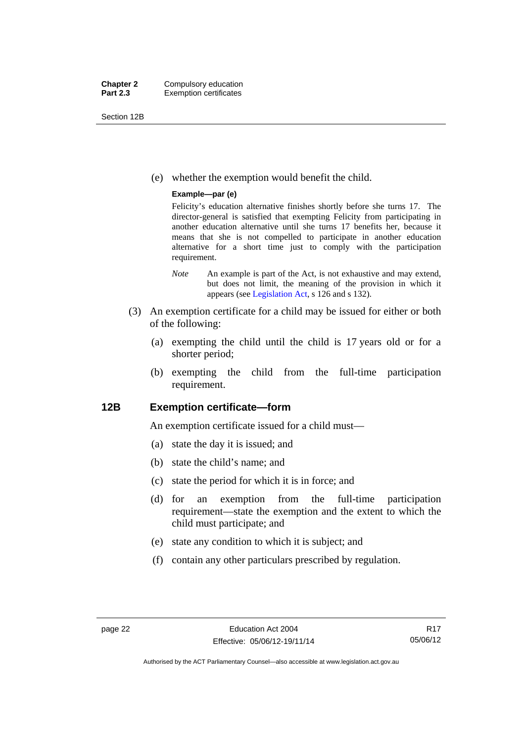(e) whether the exemption would benefit the child.

**Example—par (e)**

Felicity's education alternative finishes shortly before she turns 17. The director-general is satisfied that exempting Felicity from participating in another education alternative until she turns 17 benefits her, because it means that she is not compelled to participate in another education alternative for a short time just to comply with the participation requirement.

*Note* An example is part of the Act, is not exhaustive and may extend, but does not limit, the meaning of the provision in which it appears (see Legislation Act, s 126 and s 132).

(3) An exemption certificate for a child may be issued for either or both of the following:

(a) exempting the child until the child is 17 years old or for a shorter period;

(b) exempting the child from the full-time participation requirement.

## 12B Exemption certificate—form

An exemption certificate issued for a child must—

(a) state the day it is issued; and

(b) state the child's name; and

(c) state the period for which it is in force; and

(d) for an exemption from the full-time participation requirement—state the exemption and the extent to which the child must participate; and

(e) state any condition to which it is subject; and

(f) contain any other particulars prescribed by regulation.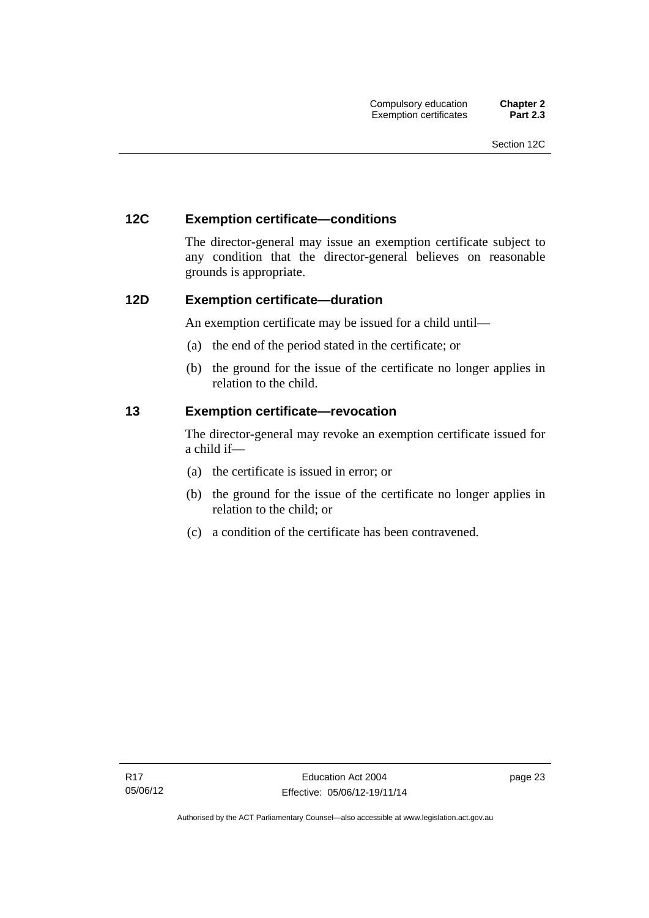## 12C Exemption certificate—conditions

The director-general may issue an exemption certificate subject to any condition that the director-general believes on reasonable grounds is appropriate.

## 12D Exemption certificate—duration

An exemption certificate may be issued for a child until—

(a) the end of the period stated in the certificate; or

(b) the ground for the issue of the certificate no longer applies in relation to the child.

## 13 Exemption certificate—revocation

The director-general may revoke an exemption certificate issued for a child if—

(a) the certificate is issued in error; or

(b) the ground for the issue of the certificate no longer applies in relation to the child; or

(c) a condition of the certificate has been contravened.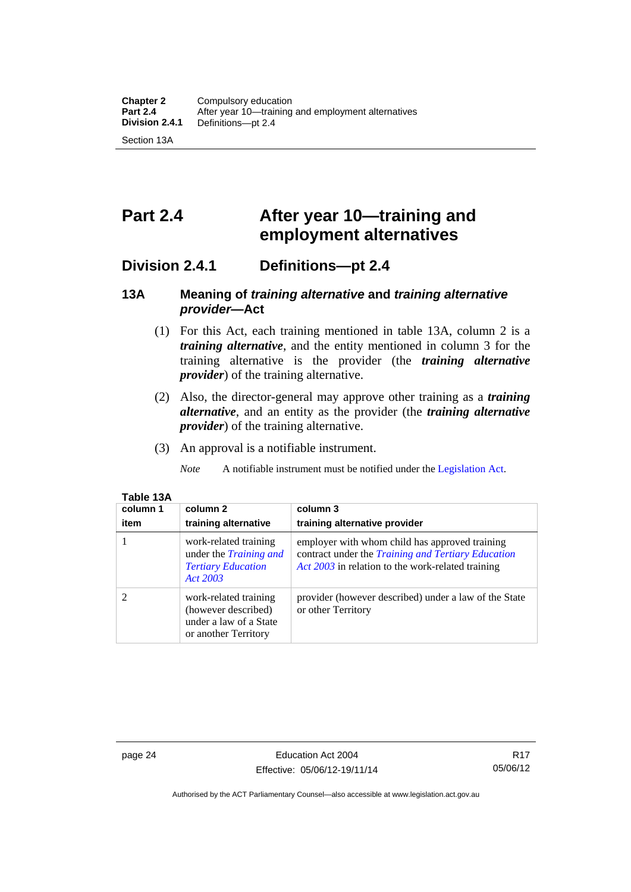# Part 2.4 After year 10—training and employment alternatives

## Division 2.4.1 Definitions—pt 2.4

### 13A Meaning of *training alternative* and *training alternative provider*—Act

(1) For this Act, each training mentioned in table 13A, column 2 is a ***training alternative***, and the entity mentioned in column 3 for the training alternative is the provider (the ***training alternative provider***) of the training alternative.

(2) Also, the director-general may approve other training as a ***training alternative***, and an entity as the provider (the ***training alternative provider***) of the training alternative.

(3) An approval is a notifiable instrument.

*Note* A notifiable instrument must be notified under the Legislation Act.

**Table 13A**

| column 1<br>item | column 2<br>training alternative | column 3<br>training alternative provider |
|---|---|---|
| 1 | work-related training under the *Training and Tertiary Education Act 2003* | employer with whom child has approved training contract under the *Training and Tertiary Education Act 2003* in relation to the work-related training |
| 2 | work-related training (however described) under a law of a State or another Territory | provider (however described) under a law of the State or other Territory |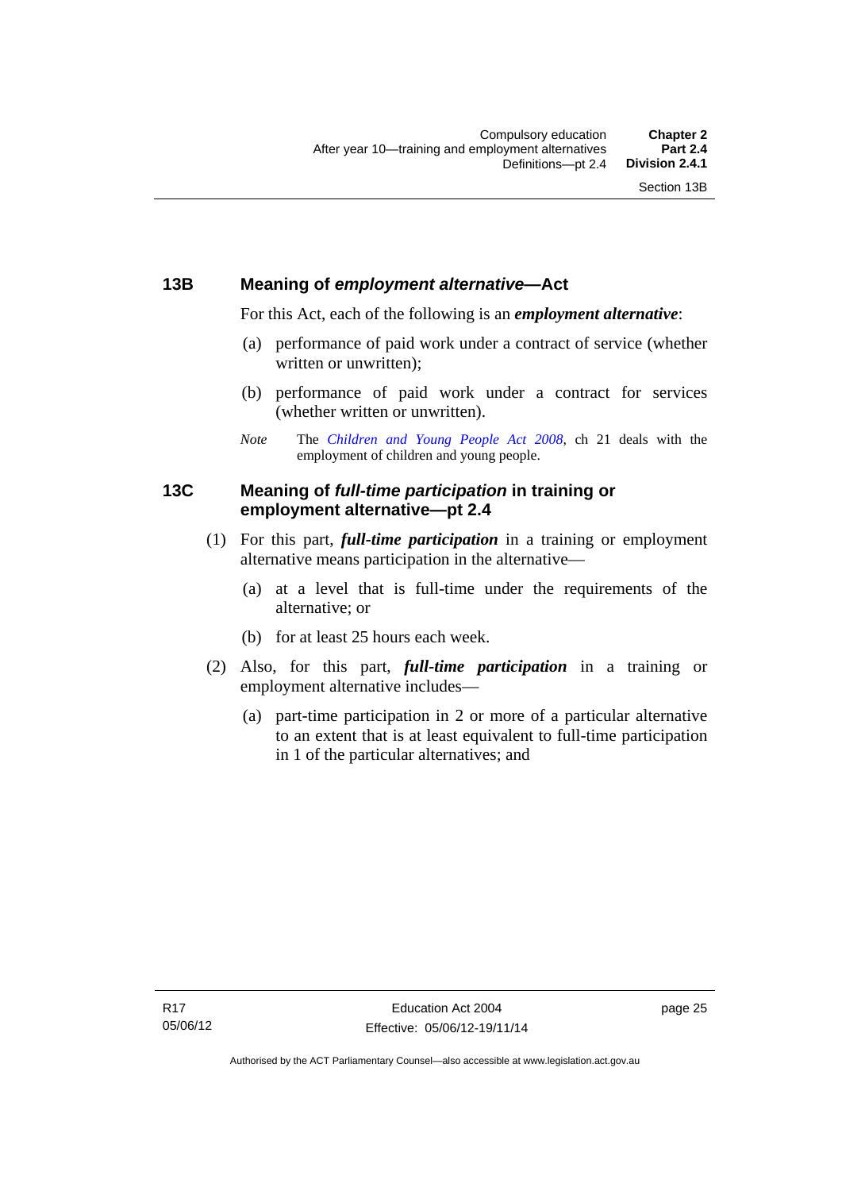## 13B Meaning of *employment alternative*—Act

For this Act, each of the following is an ***employment alternative***:

(a) performance of paid work under a contract of service (whether written or unwritten);

(b) performance of paid work under a contract for services (whether written or unwritten).

*Note* The *Children and Young People Act 2008*, ch 21 deals with the employment of children and young people.

## 13C Meaning of *full-time participation* in training or employment alternative—pt 2.4

(1) For this part, ***full-time participation*** in a training or employment alternative means participation in the alternative—

(a) at a level that is full-time under the requirements of the alternative; or

(b) for at least 25 hours each week.

(2) Also, for this part, ***full-time participation*** in a training or employment alternative includes—

(a) part-time participation in 2 or more of a particular alternative to an extent that is at least equivalent to full-time participation in 1 of the particular alternatives; and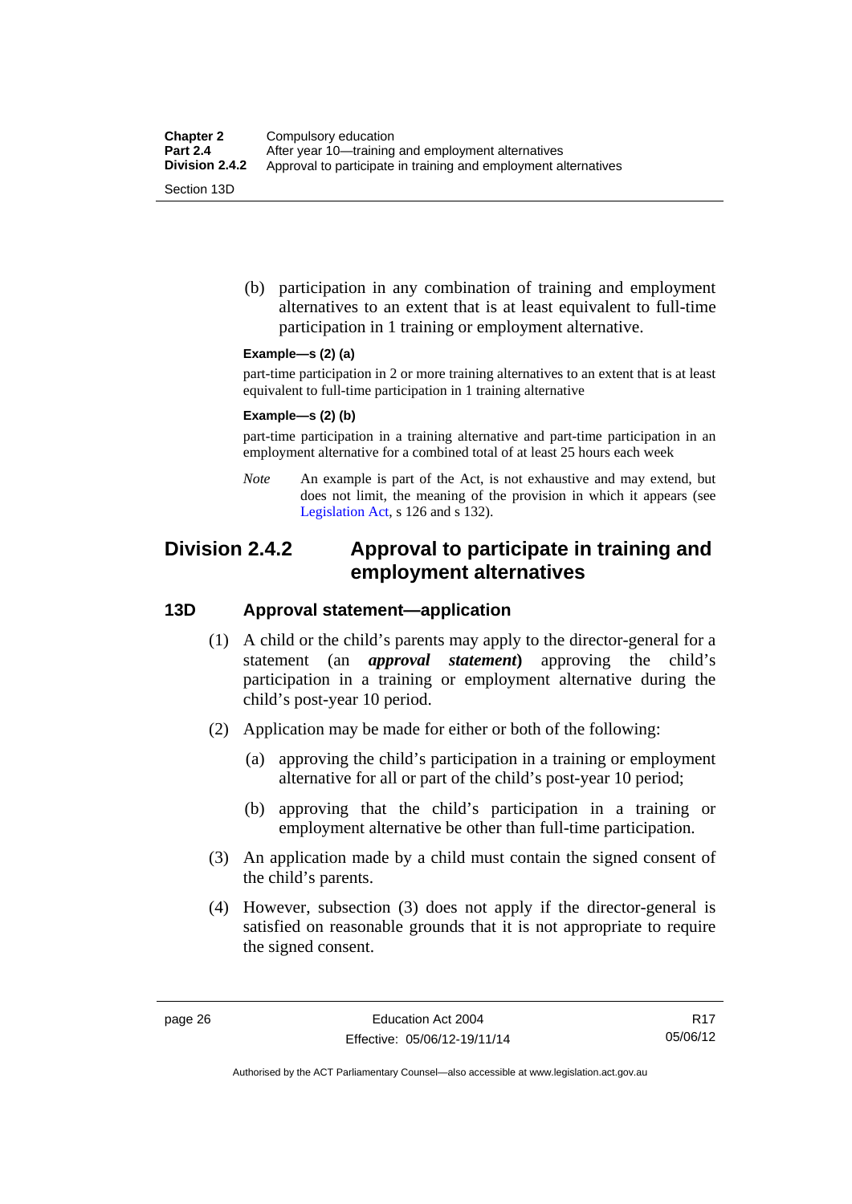(b) participation in any combination of training and employment alternatives to an extent that is at least equivalent to full-time participation in 1 training or employment alternative.

**Example—s (2) (a)**

part-time participation in 2 or more training alternatives to an extent that is at least equivalent to full-time participation in 1 training alternative

**Example—s (2) (b)**

part-time participation in a training alternative and part-time participation in an employment alternative for a combined total of at least 25 hours each week

*Note* An example is part of the Act, is not exhaustive and may extend, but does not limit, the meaning of the provision in which it appears (see Legislation Act, s 126 and s 132).

## Division 2.4.2 Approval to participate in training and employment alternatives

### 13D Approval statement—application

(1) A child or the child's parents may apply to the director-general for a statement (an ***approval statement***) approving the child's participation in a training or employment alternative during the child's post-year 10 period.

(2) Application may be made for either or both of the following:

(a) approving the child's participation in a training or employment alternative for all or part of the child's post-year 10 period;

(b) approving that the child's participation in a training or employment alternative be other than full-time participation.

(3) An application made by a child must contain the signed consent of the child's parents.

(4) However, subsection (3) does not apply if the director-general is satisfied on reasonable grounds that it is not appropriate to require the signed consent.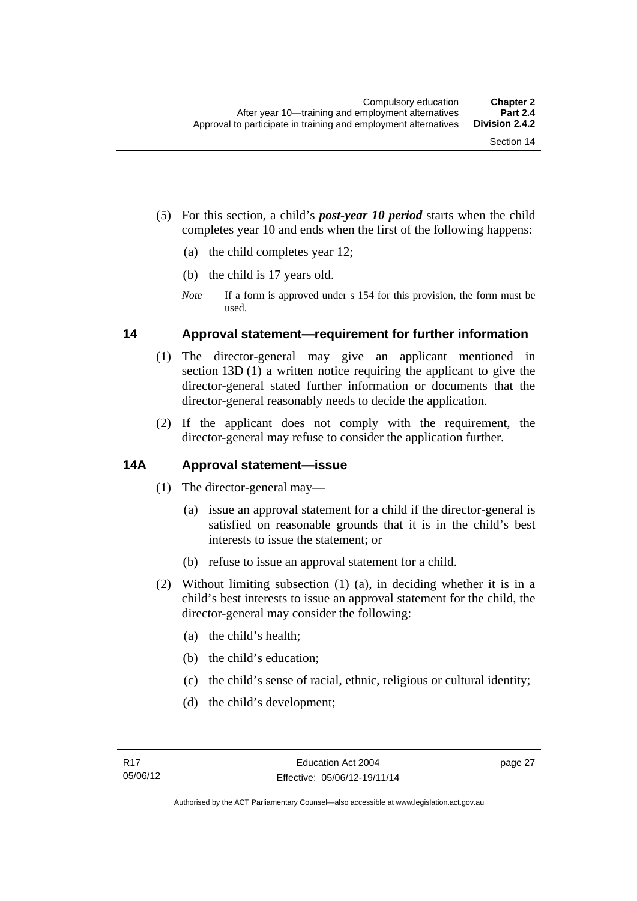(5) For this section, a child's ***post-year 10 period*** starts when the child completes year 10 and ends when the first of the following happens:

(a) the child completes year 12;

(b) the child is 17 years old.

*Note* If a form is approved under s 154 for this provision, the form must be used.

## 14 Approval statement—requirement for further information

(1) The director-general may give an applicant mentioned in section 13D (1) a written notice requiring the applicant to give the director-general stated further information or documents that the director-general reasonably needs to decide the application.

(2) If the applicant does not comply with the requirement, the director-general may refuse to consider the application further.

## 14A Approval statement—issue

(1) The director-general may—

(a) issue an approval statement for a child if the director-general is satisfied on reasonable grounds that it is in the child's best interests to issue the statement; or

(b) refuse to issue an approval statement for a child.

(2) Without limiting subsection (1) (a), in deciding whether it is in a child's best interests to issue an approval statement for the child, the director-general may consider the following:

(a) the child's health;

(b) the child's education;

(c) the child's sense of racial, ethnic, religious or cultural identity;

(d) the child's development;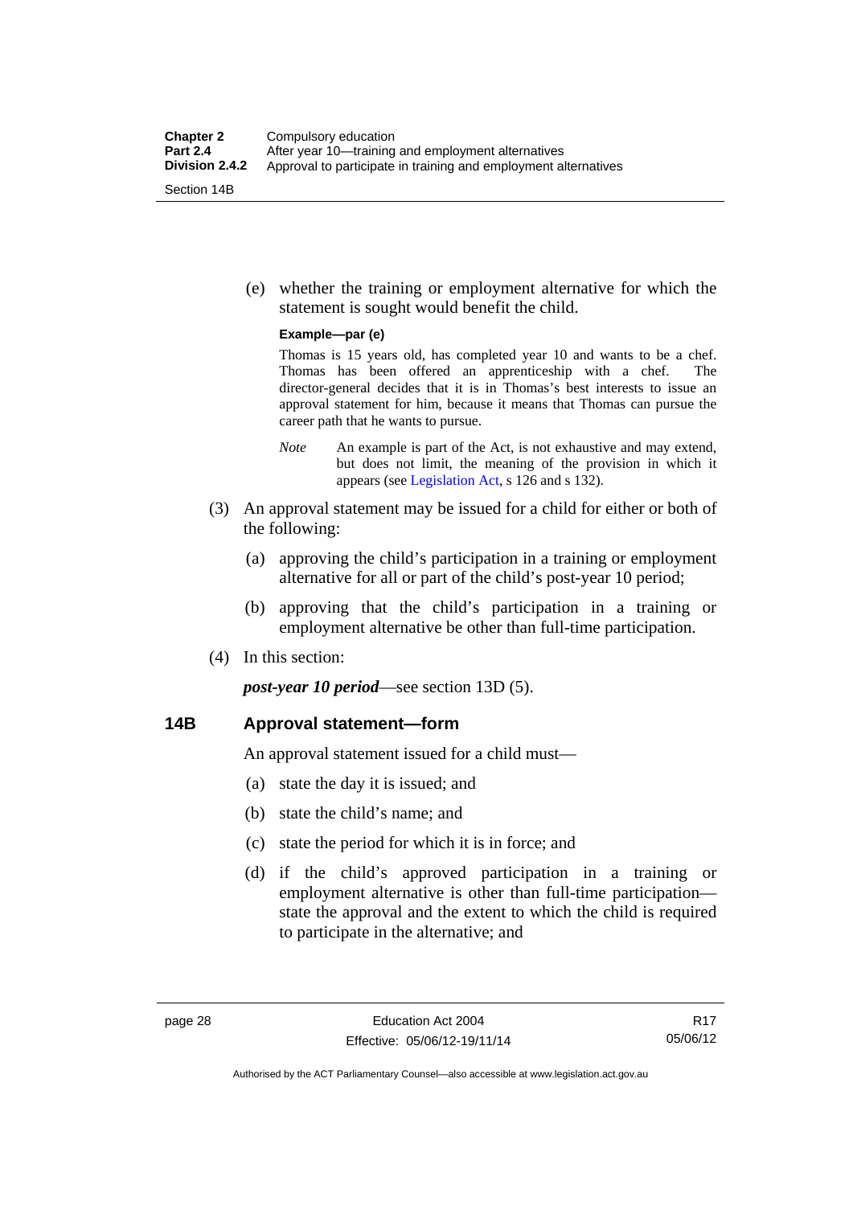(e) whether the training or employment alternative for which the statement is sought would benefit the child.

**Example—par (e)**

Thomas is 15 years old, has completed year 10 and wants to be a chef. Thomas has been offered an apprenticeship with a chef. The director-general decides that it is in Thomas's best interests to issue an approval statement for him, because it means that Thomas can pursue the career path that he wants to pursue.

*Note* An example is part of the Act, is not exhaustive and may extend, but does not limit, the meaning of the provision in which it appears (see Legislation Act, s 126 and s 132).

(3) An approval statement may be issued for a child for either or both of the following:

(a) approving the child's participation in a training or employment alternative for all or part of the child's post-year 10 period;

(b) approving that the child's participation in a training or employment alternative be other than full-time participation.

(4) In this section:

***post-year 10 period***—see section 13D (5).

## 14B Approval statement—form

An approval statement issued for a child must—

(a) state the day it is issued; and

(b) state the child's name; and

(c) state the period for which it is in force; and

(d) if the child's approved participation in a training or employment alternative is other than full-time participation—state the approval and the extent to which the child is required to participate in the alternative; and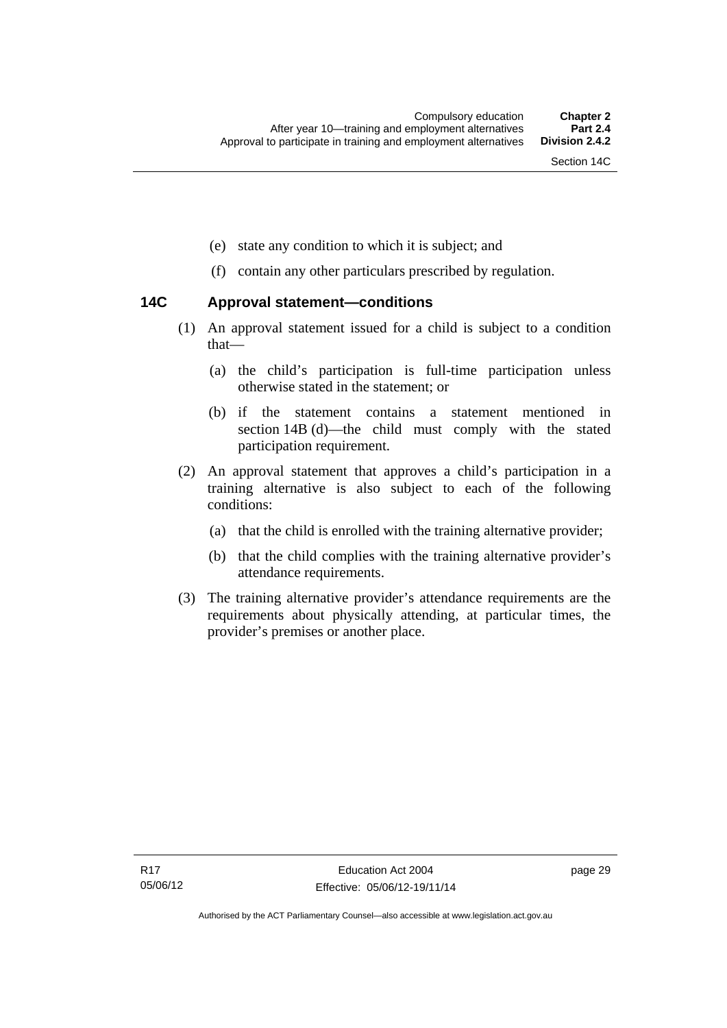(e) state any condition to which it is subject; and

(f) contain any other particulars prescribed by regulation.

### 14C Approval statement—conditions

(1) An approval statement issued for a child is subject to a condition that—

(a) the child's participation is full-time participation unless otherwise stated in the statement; or

(b) if the statement contains a statement mentioned in section 14B (d)—the child must comply with the stated participation requirement.

(2) An approval statement that approves a child's participation in a training alternative is also subject to each of the following conditions:

(a) that the child is enrolled with the training alternative provider;

(b) that the child complies with the training alternative provider's attendance requirements.

(3) The training alternative provider's attendance requirements are the requirements about physically attending, at particular times, the provider's premises or another place.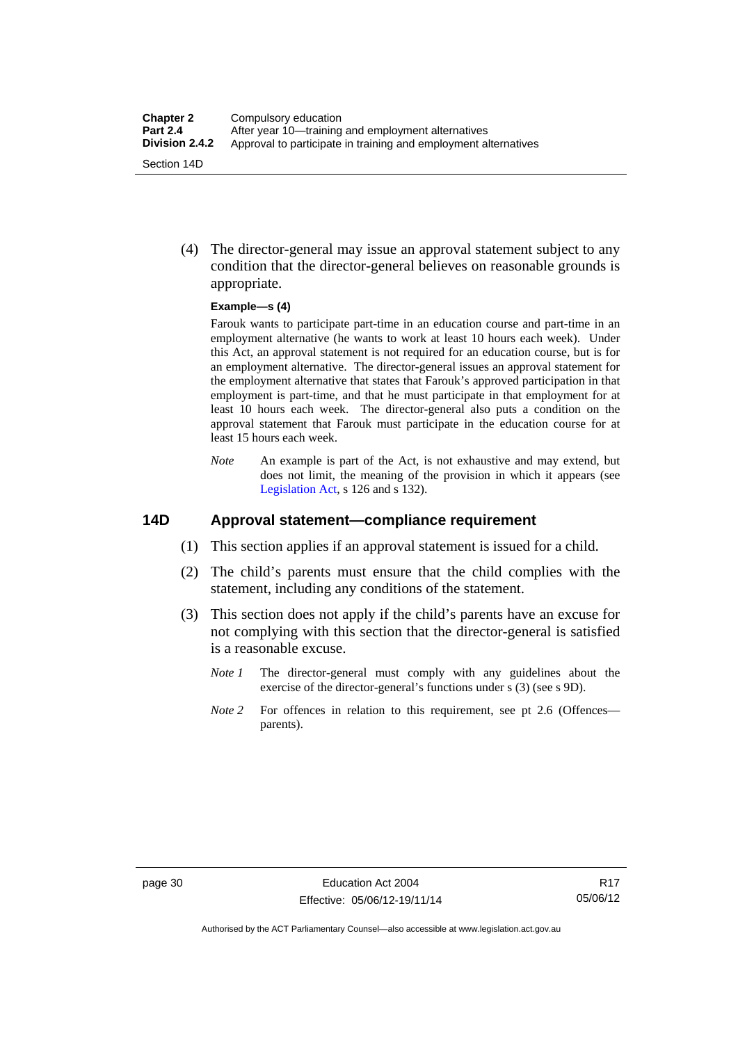(4) The director-general may issue an approval statement subject to any condition that the director-general believes on reasonable grounds is appropriate.

**Example—s (4)**

Farouk wants to participate part-time in an education course and part-time in an employment alternative (he wants to work at least 10 hours each week). Under this Act, an approval statement is not required for an education course, but is for an employment alternative. The director-general issues an approval statement for the employment alternative that states that Farouk's approved participation in that employment is part-time, and that he must participate in that employment for at least 10 hours each week. The director-general also puts a condition on the approval statement that Farouk must participate in the education course for at least 15 hours each week.

*Note* An example is part of the Act, is not exhaustive and may extend, but does not limit, the meaning of the provision in which it appears (see Legislation Act, s 126 and s 132).

## 14D Approval statement—compliance requirement

(1) This section applies if an approval statement is issued for a child.

(2) The child's parents must ensure that the child complies with the statement, including any conditions of the statement.

(3) This section does not apply if the child's parents have an excuse for not complying with this section that the director-general is satisfied is a reasonable excuse.

*Note 1* The director-general must comply with any guidelines about the exercise of the director-general's functions under s (3) (see s 9D).

*Note 2* For offences in relation to this requirement, see pt 2.6 (Offences—parents).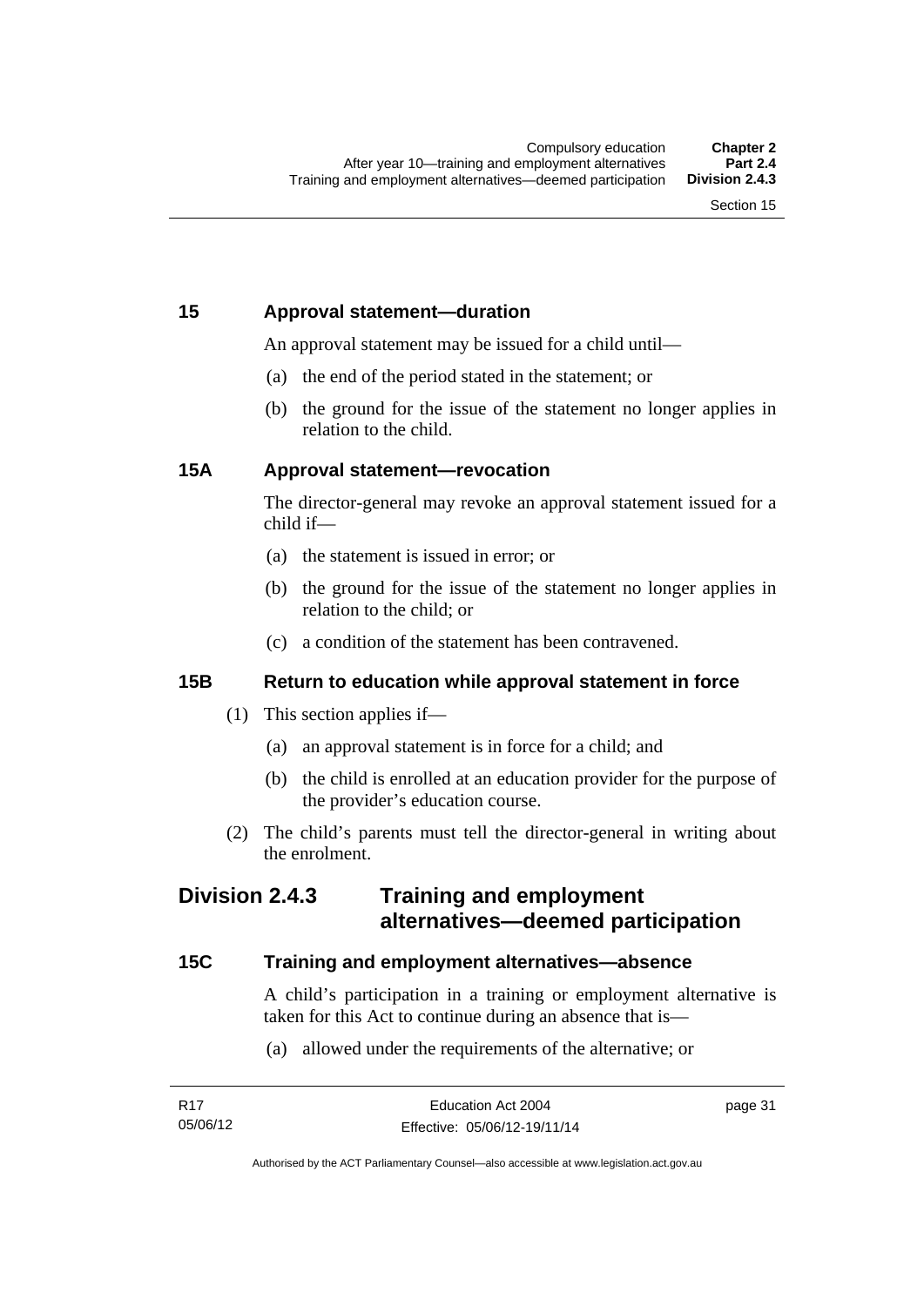### 15 Approval statement—duration

An approval statement may be issued for a child until—

(a) the end of the period stated in the statement; or

(b) the ground for the issue of the statement no longer applies in relation to the child.

### 15A Approval statement—revocation

The director-general may revoke an approval statement issued for a child if—

(a) the statement is issued in error; or

(b) the ground for the issue of the statement no longer applies in relation to the child; or

(c) a condition of the statement has been contravened.

### 15B Return to education while approval statement in force

(1) This section applies if—

(a) an approval statement is in force for a child; and

(b) the child is enrolled at an education provider for the purpose of the provider's education course.

(2) The child's parents must tell the director-general in writing about the enrolment.

## Division 2.4.3 Training and employment alternatives—deemed participation

### 15C Training and employment alternatives—absence

A child's participation in a training or employment alternative is taken for this Act to continue during an absence that is—

(a) allowed under the requirements of the alternative; or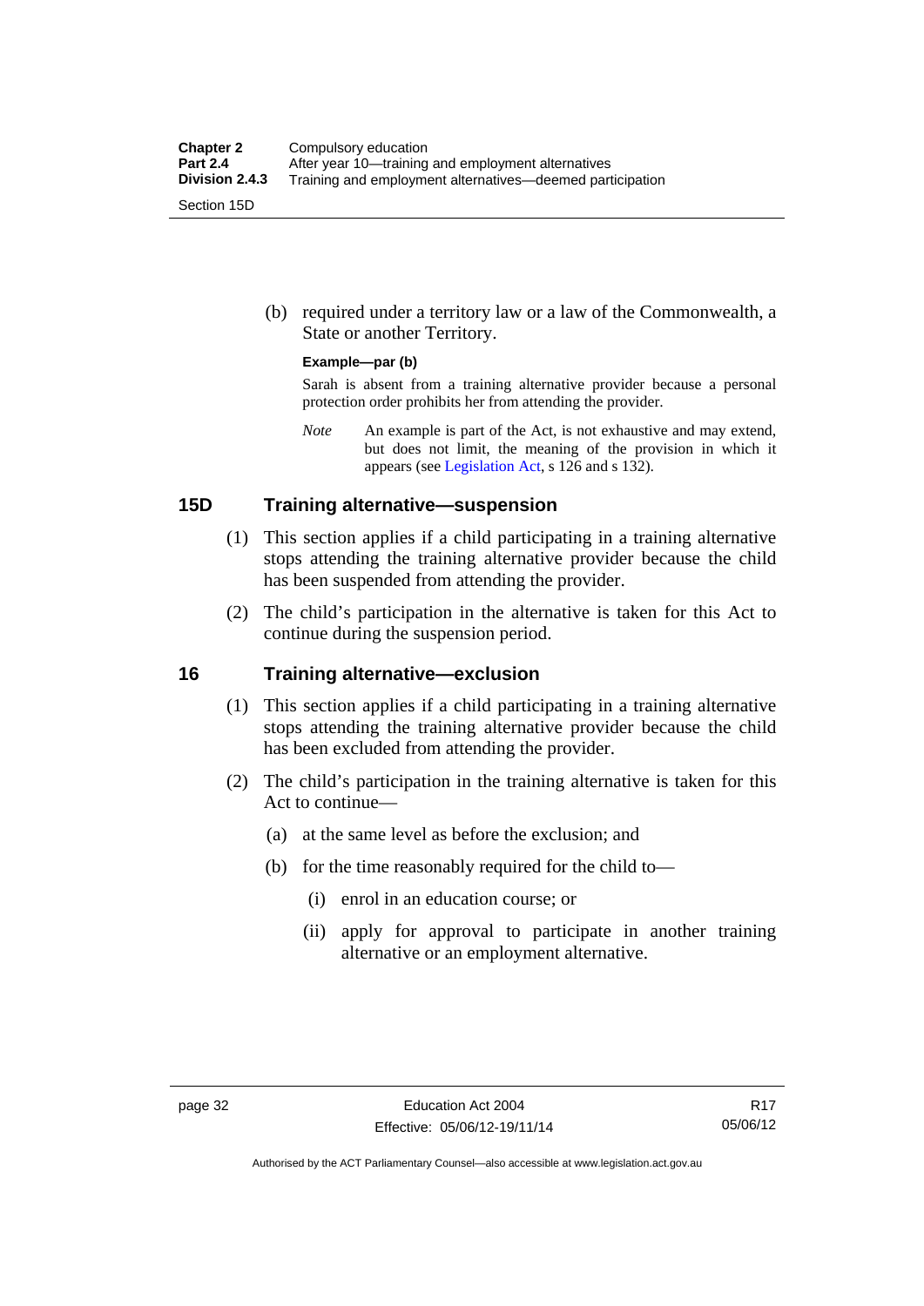(b) required under a territory law or a law of the Commonwealth, a State or another Territory.

**Example—par (b)**

Sarah is absent from a training alternative provider because a personal protection order prohibits her from attending the provider.

*Note* An example is part of the Act, is not exhaustive and may extend, but does not limit, the meaning of the provision in which it appears (see Legislation Act, s 126 and s 132).

## 15D Training alternative—suspension

(1) This section applies if a child participating in a training alternative stops attending the training alternative provider because the child has been suspended from attending the provider.

(2) The child's participation in the alternative is taken for this Act to continue during the suspension period.

## 16 Training alternative—exclusion

(1) This section applies if a child participating in a training alternative stops attending the training alternative provider because the child has been excluded from attending the provider.

(2) The child's participation in the training alternative is taken for this Act to continue—

(a) at the same level as before the exclusion; and

(b) for the time reasonably required for the child to—

(i) enrol in an education course; or

(ii) apply for approval to participate in another training alternative or an employment alternative.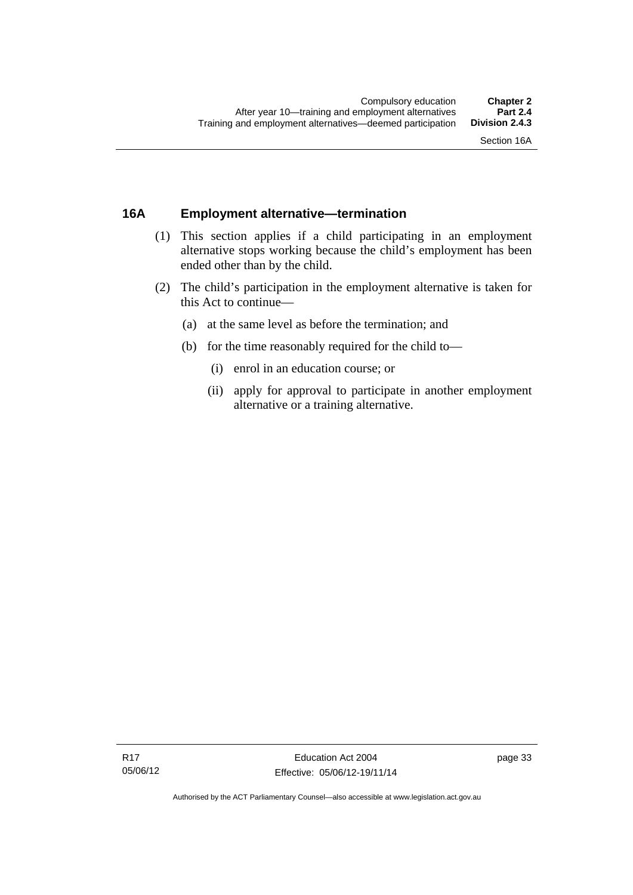## 16A Employment alternative—termination

(1) This section applies if a child participating in an employment alternative stops working because the child's employment has been ended other than by the child.

(2) The child's participation in the employment alternative is taken for this Act to continue—

(a) at the same level as before the termination; and

(b) for the time reasonably required for the child to—

(i) enrol in an education course; or

(ii) apply for approval to participate in another employment alternative or a training alternative.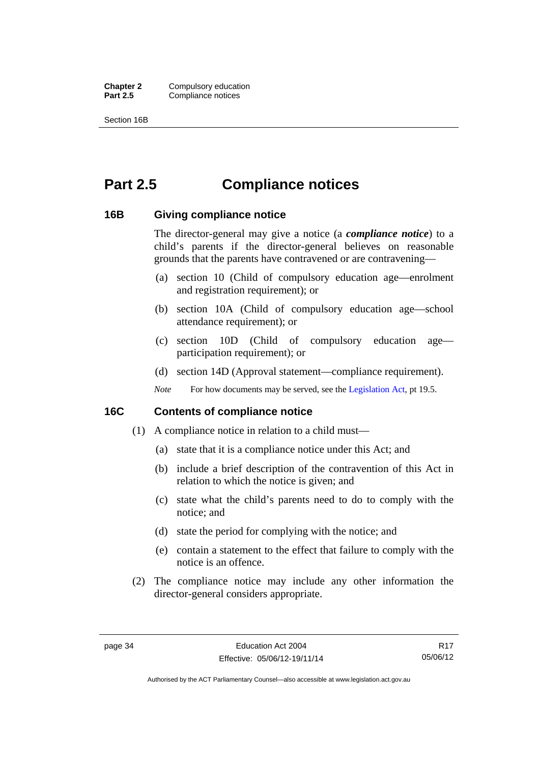# Part 2.5 Compliance notices

## 16B Giving compliance notice

The director-general may give a notice (a ***compliance notice***) to a child's parents if the director-general believes on reasonable grounds that the parents have contravened or are contravening—

(a) section 10 (Child of compulsory education age—enrolment and registration requirement); or

(b) section 10A (Child of compulsory education age—school attendance requirement); or

(c) section 10D (Child of compulsory education age—participation requirement); or

(d) section 14D (Approval statement—compliance requirement).

*Note* For how documents may be served, see the Legislation Act, pt 19.5.

## 16C Contents of compliance notice

(1) A compliance notice in relation to a child must—

(a) state that it is a compliance notice under this Act; and

(b) include a brief description of the contravention of this Act in relation to which the notice is given; and

(c) state what the child's parents need to do to comply with the notice; and

(d) state the period for complying with the notice; and

(e) contain a statement to the effect that failure to comply with the notice is an offence.

(2) The compliance notice may include any other information the director-general considers appropriate.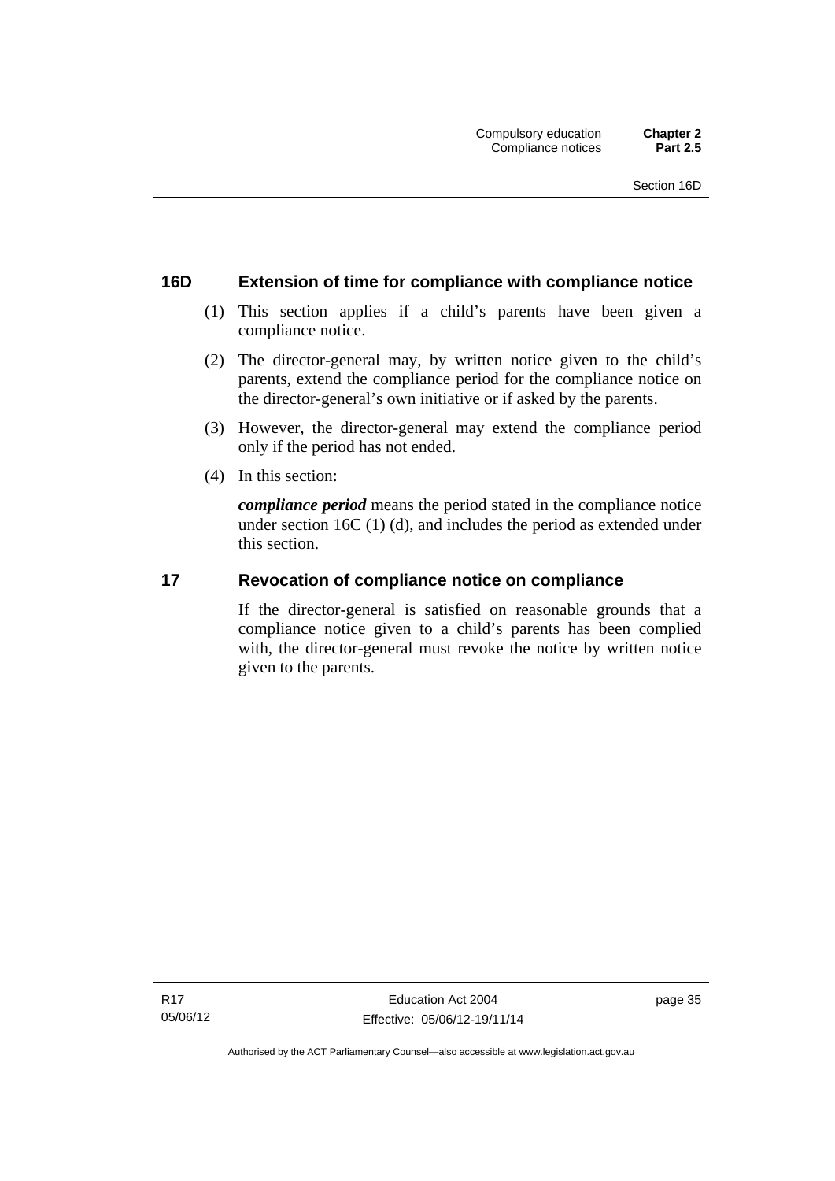## 16D Extension of time for compliance with compliance notice

(1) This section applies if a child's parents have been given a compliance notice.

(2) The director-general may, by written notice given to the child's parents, extend the compliance period for the compliance notice on the director-general's own initiative or if asked by the parents.

(3) However, the director-general may extend the compliance period only if the period has not ended.

(4) In this section:

***compliance period*** means the period stated in the compliance notice under section 16C (1) (d), and includes the period as extended under this section.

## 17 Revocation of compliance notice on compliance

If the director-general is satisfied on reasonable grounds that a compliance notice given to a child's parents has been complied with, the director-general must revoke the notice by written notice given to the parents.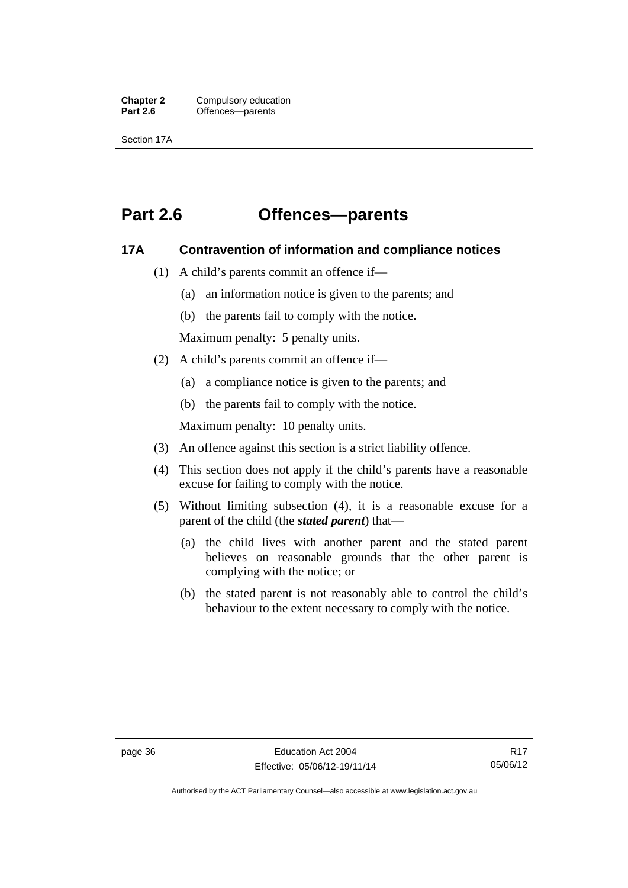# Part 2.6 Offences—parents

## 17A Contravention of information and compliance notices

(1) A child's parents commit an offence if—

(a) an information notice is given to the parents; and

(b) the parents fail to comply with the notice.

Maximum penalty: 5 penalty units.

(2) A child's parents commit an offence if—

(a) a compliance notice is given to the parents; and

(b) the parents fail to comply with the notice.

Maximum penalty: 10 penalty units.

(3) An offence against this section is a strict liability offence.

(4) This section does not apply if the child's parents have a reasonable excuse for failing to comply with the notice.

(5) Without limiting subsection (4), it is a reasonable excuse for a parent of the child (the ***stated parent***) that—

(a) the child lives with another parent and the stated parent believes on reasonable grounds that the other parent is complying with the notice; or

(b) the stated parent is not reasonably able to control the child's behaviour to the extent necessary to comply with the notice.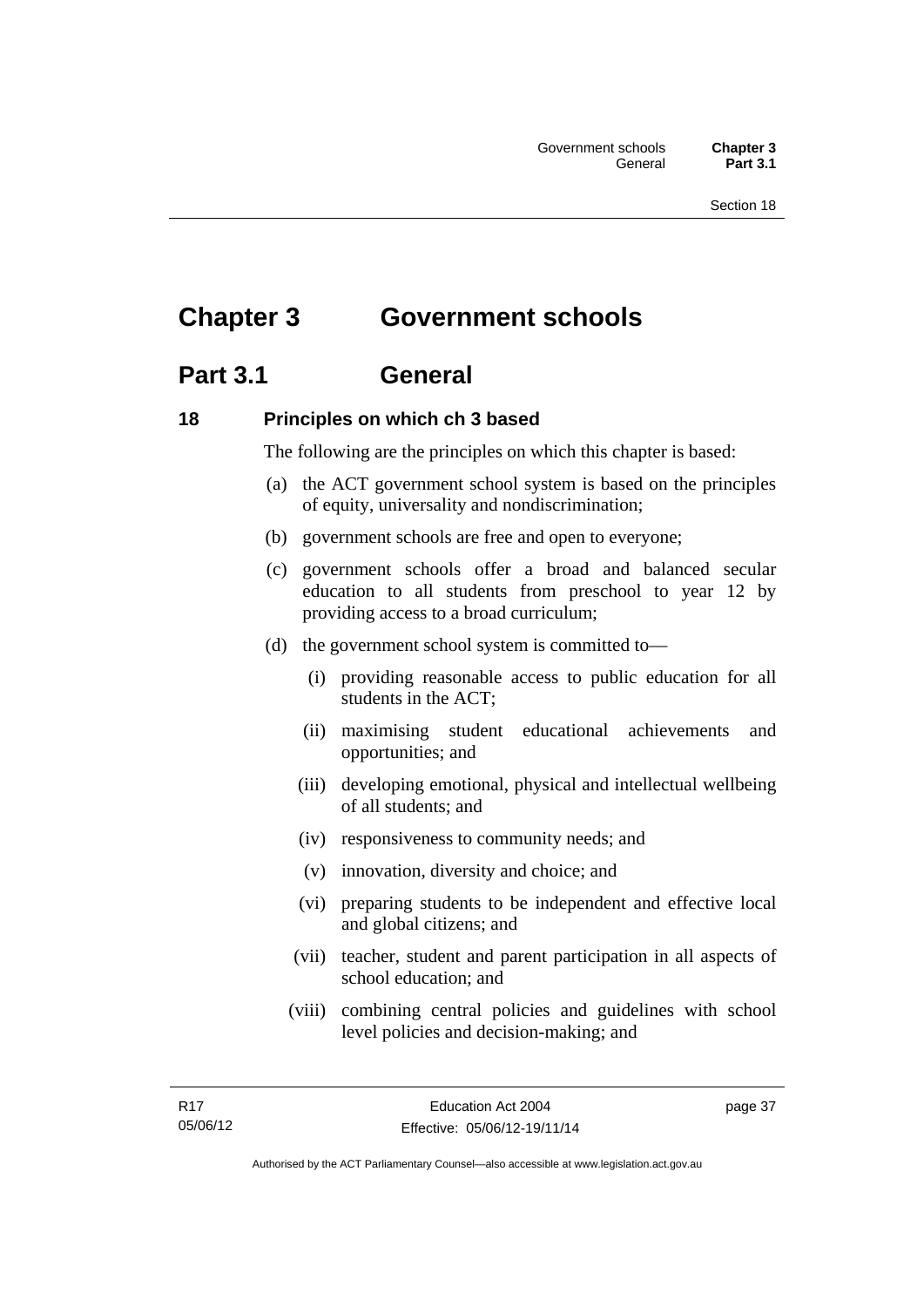# Chapter 3 Government schools

## Part 3.1 General

### 18 Principles on which ch 3 based

The following are the principles on which this chapter is based:

(a) the ACT government school system is based on the principles of equity, universality and nondiscrimination;

(b) government schools are free and open to everyone;

(c) government schools offer a broad and balanced secular education to all students from preschool to year 12 by providing access to a broad curriculum;

(d) the government school system is committed to—

  (i) providing reasonable access to public education for all students in the ACT;

  (ii) maximising student educational achievements and opportunities; and

  (iii) developing emotional, physical and intellectual wellbeing of all students; and

  (iv) responsiveness to community needs; and

  (v) innovation, diversity and choice; and

  (vi) preparing students to be independent and effective local and global citizens; and

  (vii) teacher, student and parent participation in all aspects of school education; and

  (viii) combining central policies and guidelines with school level policies and decision-making; and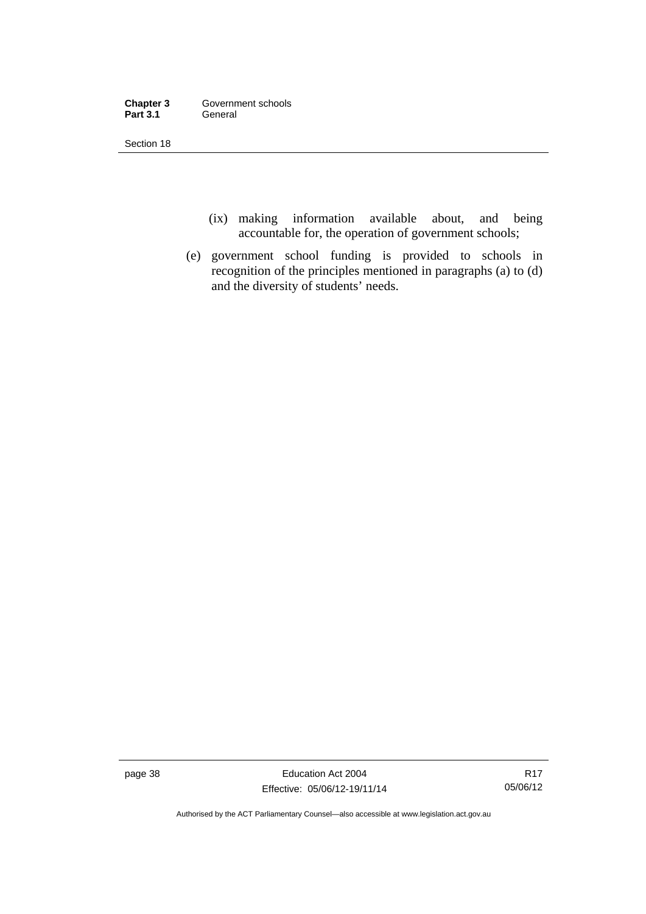(ix) making information available about, and being accountable for, the operation of government schools;

(e) government school funding is provided to schools in recognition of the principles mentioned in paragraphs (a) to (d) and the diversity of students' needs.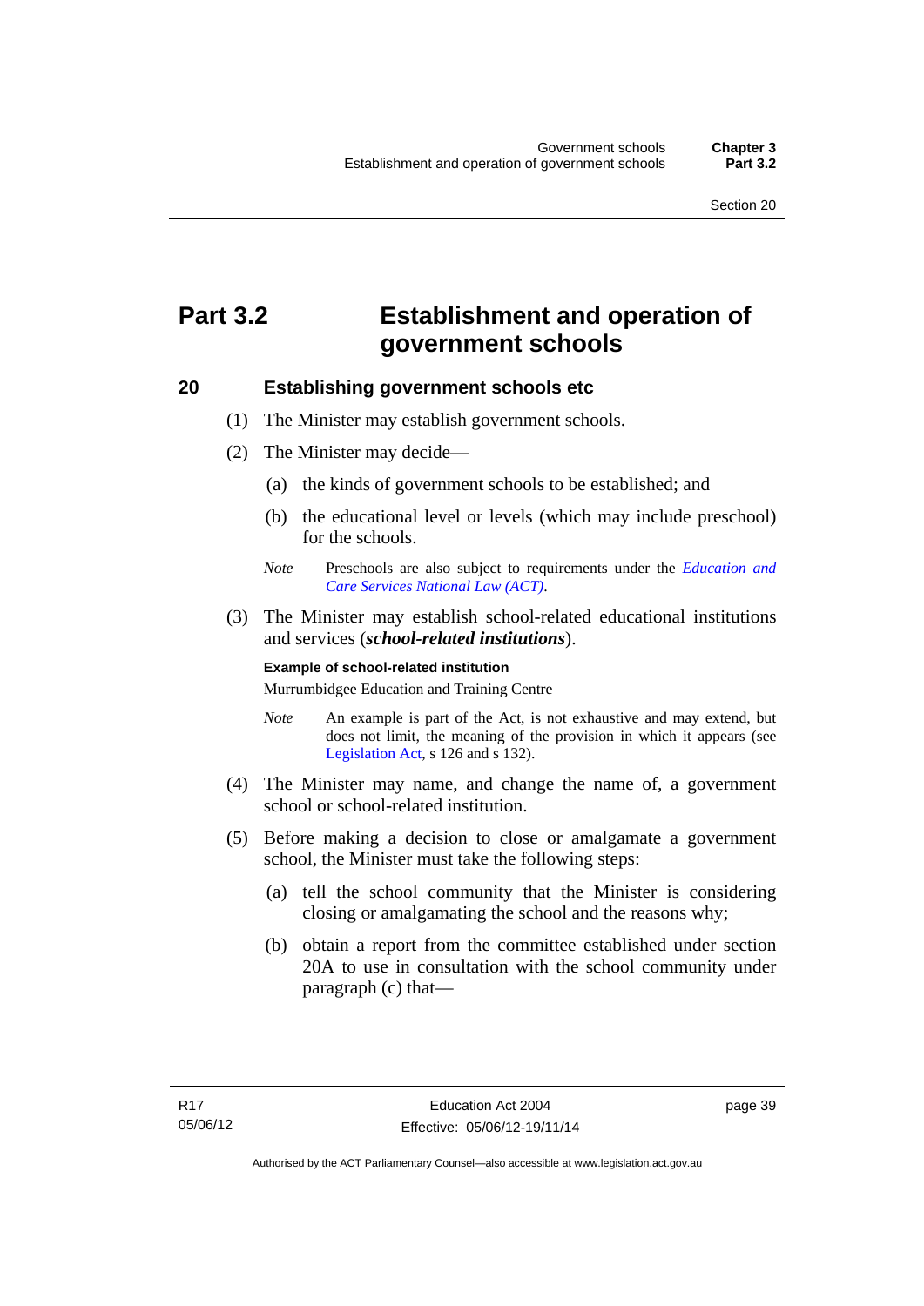# Part 3.2 Establishment and operation of government schools

## 20 Establishing government schools etc

(1) The Minister may establish government schools.

(2) The Minister may decide—

(a) the kinds of government schools to be established; and

(b) the educational level or levels (which may include preschool) for the schools.

*Note* Preschools are also subject to requirements under the *Education and Care Services National Law (ACT)*.

(3) The Minister may establish school-related educational institutions and services (***school-related institutions***).

**Example of school-related institution**

Murrumbidgee Education and Training Centre

*Note* An example is part of the Act, is not exhaustive and may extend, but does not limit, the meaning of the provision in which it appears (see Legislation Act, s 126 and s 132).

(4) The Minister may name, and change the name of, a government school or school-related institution.

(5) Before making a decision to close or amalgamate a government school, the Minister must take the following steps:

(a) tell the school community that the Minister is considering closing or amalgamating the school and the reasons why;

(b) obtain a report from the committee established under section 20A to use in consultation with the school community under paragraph (c) that—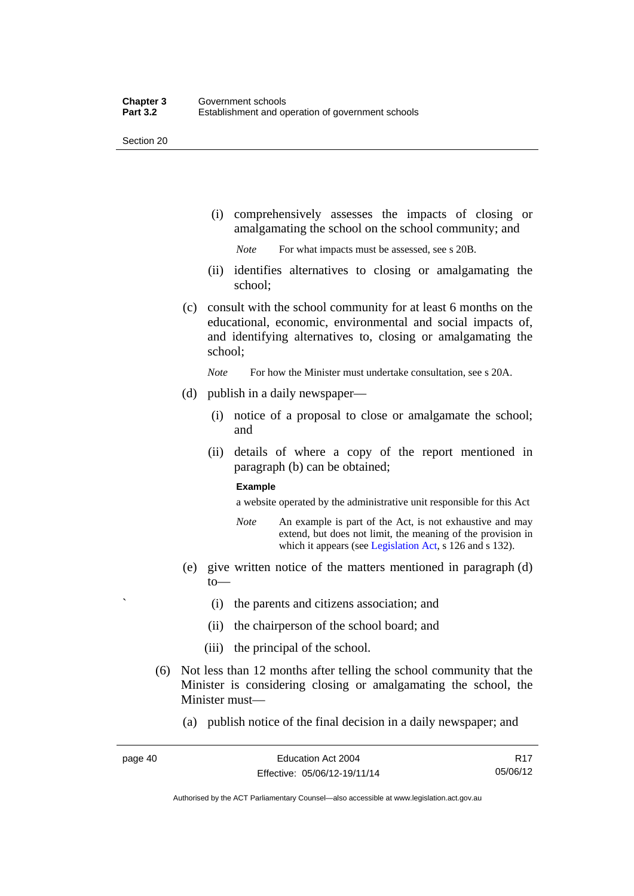(i) comprehensively assesses the impacts of closing or amalgamating the school on the school community; and

*Note* For what impacts must be assessed, see s 20B.

(ii) identifies alternatives to closing or amalgamating the school;

(c) consult with the school community for at least 6 months on the educational, economic, environmental and social impacts of, and identifying alternatives to, closing or amalgamating the school;

*Note* For how the Minister must undertake consultation, see s 20A.

(d) publish in a daily newspaper—

(i) notice of a proposal to close or amalgamate the school; and

(ii) details of where a copy of the report mentioned in paragraph (b) can be obtained;

**Example**

a website operated by the administrative unit responsible for this Act

*Note* An example is part of the Act, is not exhaustive and may extend, but does not limit, the meaning of the provision in which it appears (see Legislation Act, s 126 and s 132).

(e) give written notice of the matters mentioned in paragraph (d) to—

(i) the parents and citizens association; and

(ii) the chairperson of the school board; and

(iii) the principal of the school.

(6) Not less than 12 months after telling the school community that the Minister is considering closing or amalgamating the school, the Minister must—

(a) publish notice of the final decision in a daily newspaper; and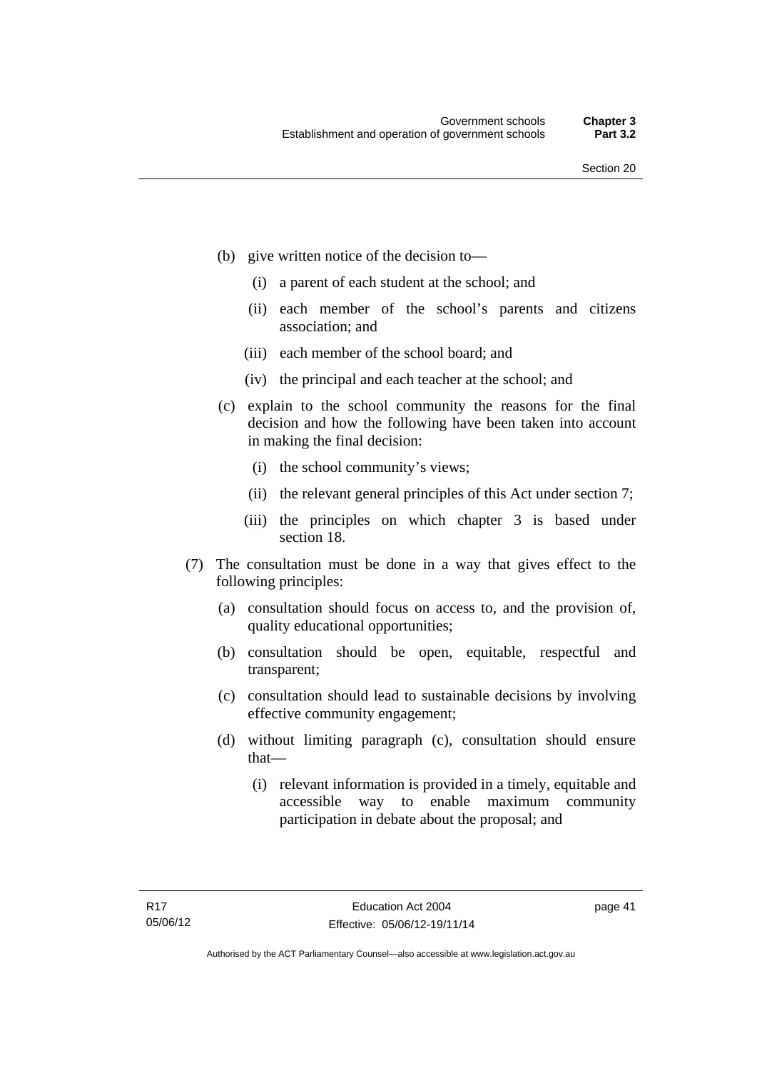(b) give written notice of the decision to—

   (i) a parent of each student at the school; and

   (ii) each member of the school's parents and citizens association; and

   (iii) each member of the school board; and

   (iv) the principal and each teacher at the school; and

(c) explain to the school community the reasons for the final decision and how the following have been taken into account in making the final decision:

   (i) the school community's views;

   (ii) the relevant general principles of this Act under section 7;

   (iii) the principles on which chapter 3 is based under section 18.

(7) The consultation must be done in a way that gives effect to the following principles:

   (a) consultation should focus on access to, and the provision of, quality educational opportunities;

   (b) consultation should be open, equitable, respectful and transparent;

   (c) consultation should lead to sustainable decisions by involving effective community engagement;

   (d) without limiting paragraph (c), consultation should ensure that—

      (i) relevant information is provided in a timely, equitable and accessible way to enable maximum community participation in debate about the proposal; and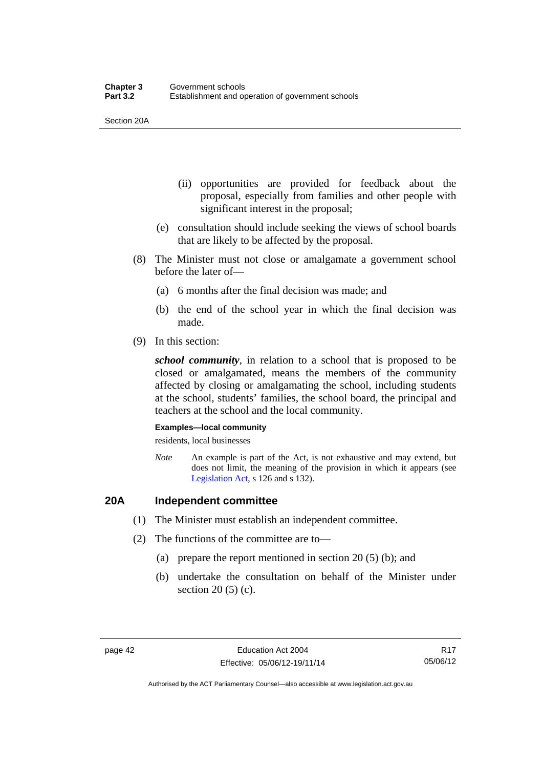(ii) opportunities are provided for feedback about the proposal, especially from families and other people with significant interest in the proposal;

(e) consultation should include seeking the views of school boards that are likely to be affected by the proposal.

(8) The Minister must not close or amalgamate a government school before the later of—

(a) 6 months after the final decision was made; and

(b) the end of the school year in which the final decision was made.

(9) In this section:

***school community***, in relation to a school that is proposed to be closed or amalgamated, means the members of the community affected by closing or amalgamating the school, including students at the school, students' families, the school board, the principal and teachers at the school and the local community.

**Examples—local community**

residents, local businesses

*Note* An example is part of the Act, is not exhaustive and may extend, but does not limit, the meaning of the provision in which it appears (see Legislation Act, s 126 and s 132).

## 20A Independent committee

(1) The Minister must establish an independent committee.

(2) The functions of the committee are to—

(a) prepare the report mentioned in section 20 (5) (b); and

(b) undertake the consultation on behalf of the Minister under section 20 (5) (c).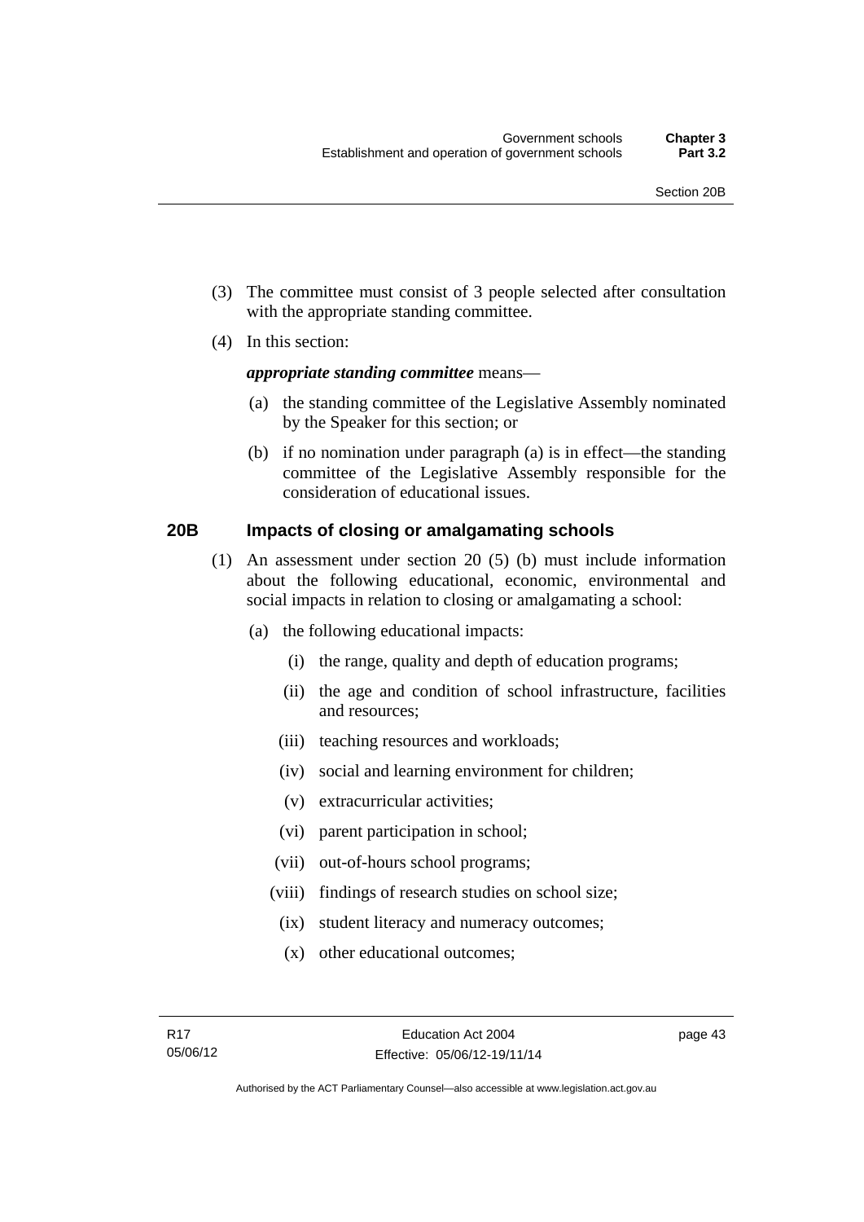(3) The committee must consist of 3 people selected after consultation with the appropriate standing committee.

(4) In this section:

***appropriate standing committee*** means—

(a) the standing committee of the Legislative Assembly nominated by the Speaker for this section; or

(b) if no nomination under paragraph (a) is in effect—the standing committee of the Legislative Assembly responsible for the consideration of educational issues.

### 20B Impacts of closing or amalgamating schools

(1) An assessment under section 20 (5) (b) must include information about the following educational, economic, environmental and social impacts in relation to closing or amalgamating a school:

(a) the following educational impacts:

(i) the range, quality and depth of education programs;

(ii) the age and condition of school infrastructure, facilities and resources;

(iii) teaching resources and workloads;

(iv) social and learning environment for children;

(v) extracurricular activities;

(vi) parent participation in school;

(vii) out-of-hours school programs;

(viii) findings of research studies on school size;

(ix) student literacy and numeracy outcomes;

(x) other educational outcomes;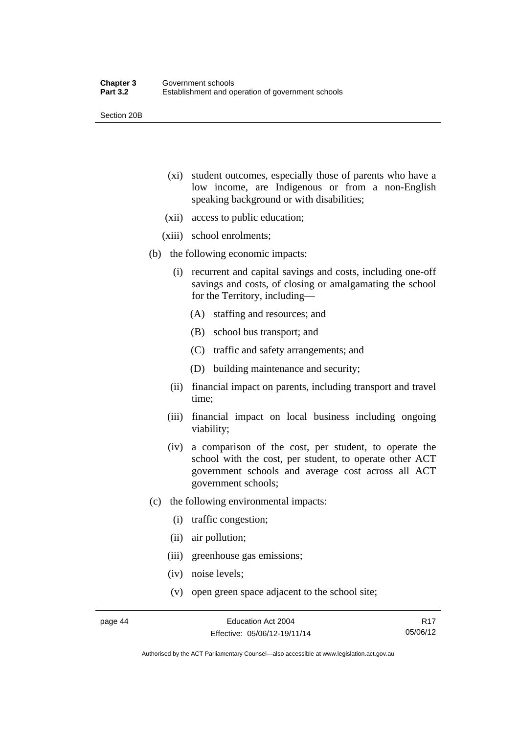(xi) student outcomes, especially those of parents who have a low income, are Indigenous or from a non-English speaking background or with disabilities;

(xii) access to public education;

(xiii) school enrolments;

(b) the following economic impacts:

(i) recurrent and capital savings and costs, including one-off savings and costs, of closing or amalgamating the school for the Territory, including—

(A) staffing and resources; and

(B) school bus transport; and

(C) traffic and safety arrangements; and

(D) building maintenance and security;

(ii) financial impact on parents, including transport and travel time;

(iii) financial impact on local business including ongoing viability;

(iv) a comparison of the cost, per student, to operate the school with the cost, per student, to operate other ACT government schools and average cost across all ACT government schools;

(c) the following environmental impacts:

(i) traffic congestion;

(ii) air pollution;

(iii) greenhouse gas emissions;

(iv) noise levels;

(v) open green space adjacent to the school site;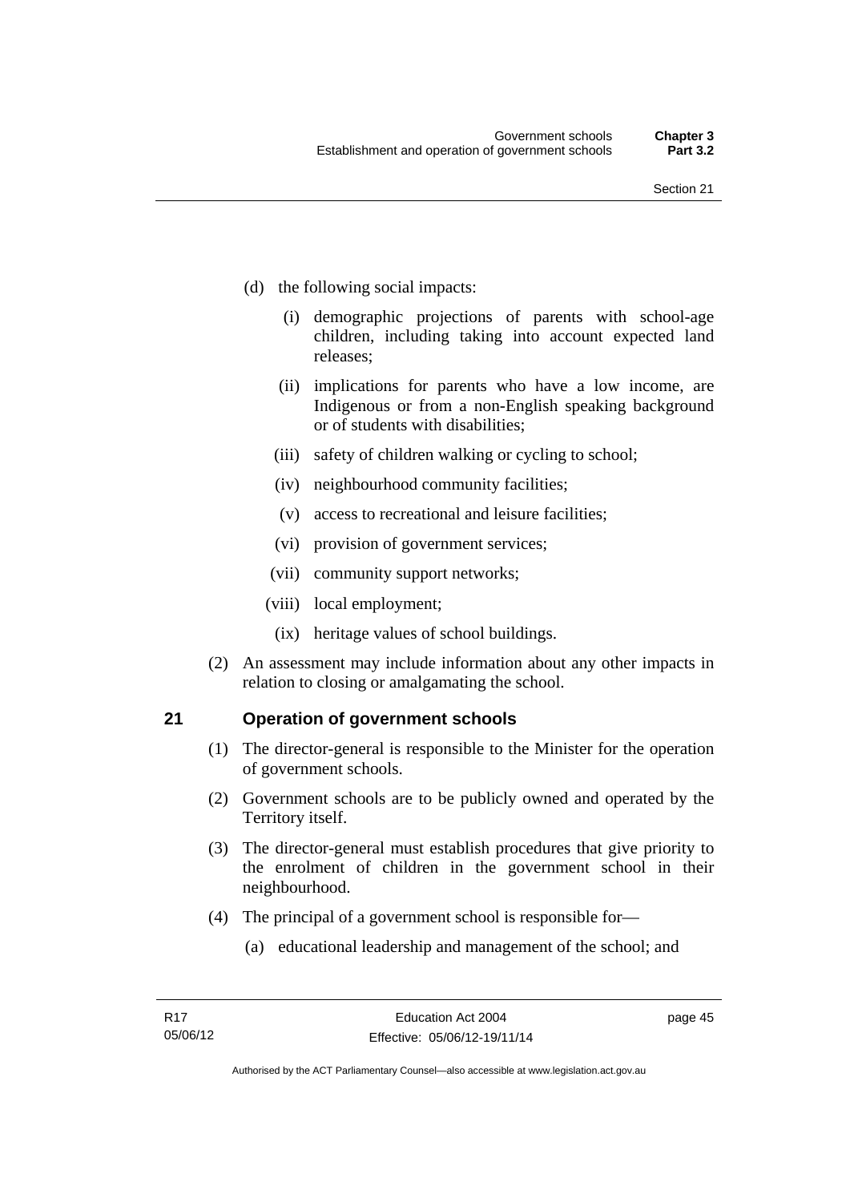(d) the following social impacts:

(i) demographic projections of parents with school-age children, including taking into account expected land releases;

(ii) implications for parents who have a low income, are Indigenous or from a non-English speaking background or of students with disabilities;

(iii) safety of children walking or cycling to school;

(iv) neighbourhood community facilities;

(v) access to recreational and leisure facilities;

(vi) provision of government services;

(vii) community support networks;

(viii) local employment;

(ix) heritage values of school buildings.

(2) An assessment may include information about any other impacts in relation to closing or amalgamating the school.

## 21 Operation of government schools

(1) The director-general is responsible to the Minister for the operation of government schools.

(2) Government schools are to be publicly owned and operated by the Territory itself.

(3) The director-general must establish procedures that give priority to the enrolment of children in the government school in their neighbourhood.

(4) The principal of a government school is responsible for—

(a) educational leadership and management of the school; and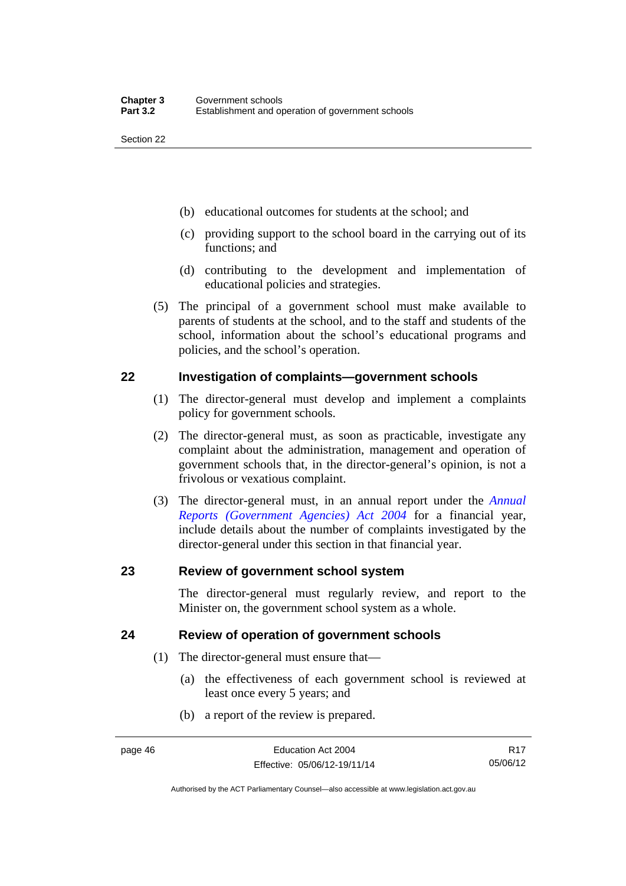(b) educational outcomes for students at the school; and

(c) providing support to the school board in the carrying out of its functions; and

(d) contributing to the development and implementation of educational policies and strategies.

(5) The principal of a government school must make available to parents of students at the school, and to the staff and students of the school, information about the school's educational programs and policies, and the school's operation.

## 22 Investigation of complaints—government schools

(1) The director-general must develop and implement a complaints policy for government schools.

(2) The director-general must, as soon as practicable, investigate any complaint about the administration, management and operation of government schools that, in the director-general's opinion, is not a frivolous or vexatious complaint.

(3) The director-general must, in an annual report under the *Annual Reports (Government Agencies) Act 2004* for a financial year, include details about the number of complaints investigated by the director-general under this section in that financial year.

## 23 Review of government school system

The director-general must regularly review, and report to the Minister on, the government school system as a whole.

## 24 Review of operation of government schools

(1) The director-general must ensure that—

(a) the effectiveness of each government school is reviewed at least once every 5 years; and

(b) a report of the review is prepared.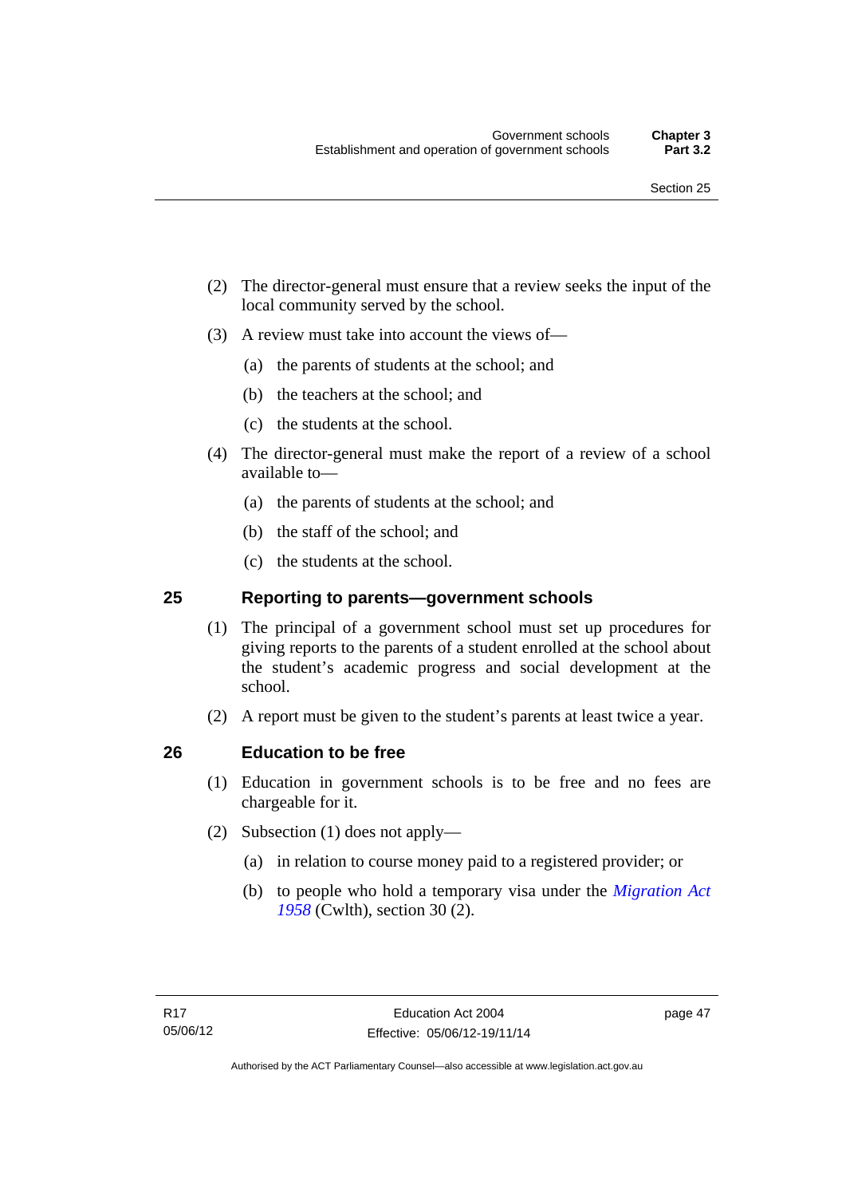(2) The director-general must ensure that a review seeks the input of the local community served by the school.

(3) A review must take into account the views of—

(a) the parents of students at the school; and

(b) the teachers at the school; and

(c) the students at the school.

(4) The director-general must make the report of a review of a school available to—

(a) the parents of students at the school; and

(b) the staff of the school; and

(c) the students at the school.

## 25 Reporting to parents—government schools

(1) The principal of a government school must set up procedures for giving reports to the parents of a student enrolled at the school about the student's academic progress and social development at the school.

(2) A report must be given to the student's parents at least twice a year.

## 26 Education to be free

(1) Education in government schools is to be free and no fees are chargeable for it.

(2) Subsection (1) does not apply—

(a) in relation to course money paid to a registered provider; or

(b) to people who hold a temporary visa under the *Migration Act 1958* (Cwlth), section 30 (2).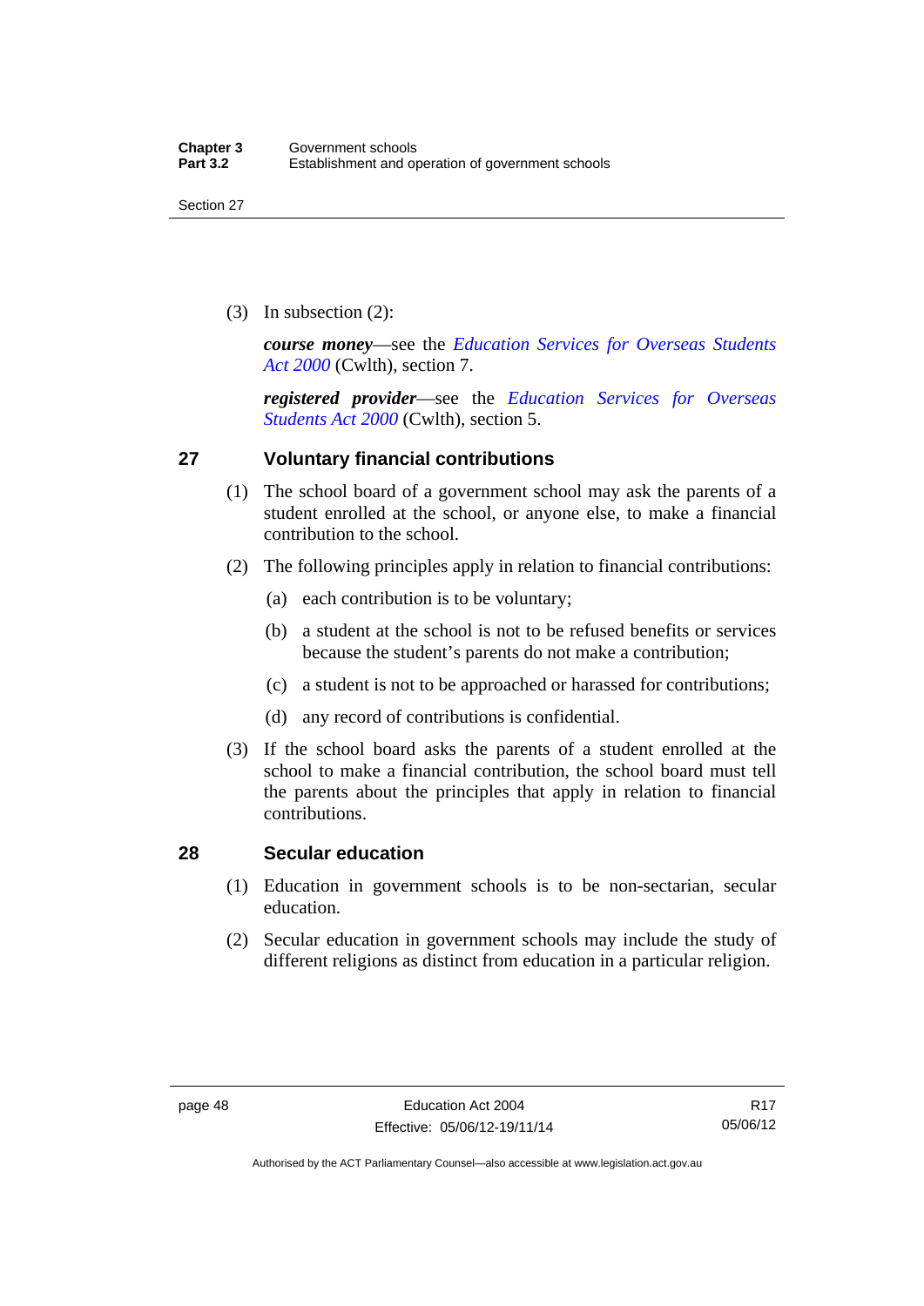(3) In subsection (2):

***course money***—see the *Education Services for Overseas Students Act 2000* (Cwlth), section 7.

***registered provider***—see the *Education Services for Overseas Students Act 2000* (Cwlth), section 5.

## 27 Voluntary financial contributions

(1) The school board of a government school may ask the parents of a student enrolled at the school, or anyone else, to make a financial contribution to the school.

(2) The following principles apply in relation to financial contributions:

(a) each contribution is to be voluntary;

(b) a student at the school is not to be refused benefits or services because the student's parents do not make a contribution;

(c) a student is not to be approached or harassed for contributions;

(d) any record of contributions is confidential.

(3) If the school board asks the parents of a student enrolled at the school to make a financial contribution, the school board must tell the parents about the principles that apply in relation to financial contributions.

## 28 Secular education

(1) Education in government schools is to be non-sectarian, secular education.

(2) Secular education in government schools may include the study of different religions as distinct from education in a particular religion.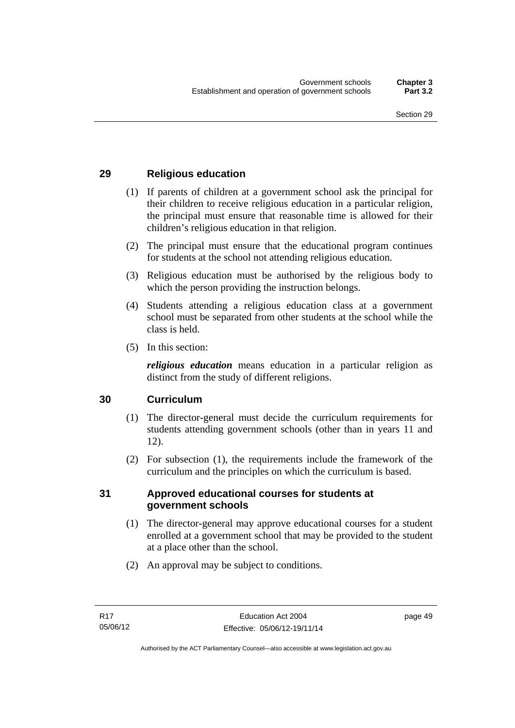## 29 Religious education

(1) If parents of children at a government school ask the principal for their children to receive religious education in a particular religion, the principal must ensure that reasonable time is allowed for their children's religious education in that religion.

(2) The principal must ensure that the educational program continues for students at the school not attending religious education.

(3) Religious education must be authorised by the religious body to which the person providing the instruction belongs.

(4) Students attending a religious education class at a government school must be separated from other students at the school while the class is held.

(5) In this section:

***religious education*** means education in a particular religion as distinct from the study of different religions.

## 30 Curriculum

(1) The director-general must decide the curriculum requirements for students attending government schools (other than in years 11 and 12).

(2) For subsection (1), the requirements include the framework of the curriculum and the principles on which the curriculum is based.

## 31 Approved educational courses for students at government schools

(1) The director-general may approve educational courses for a student enrolled at a government school that may be provided to the student at a place other than the school.

(2) An approval may be subject to conditions.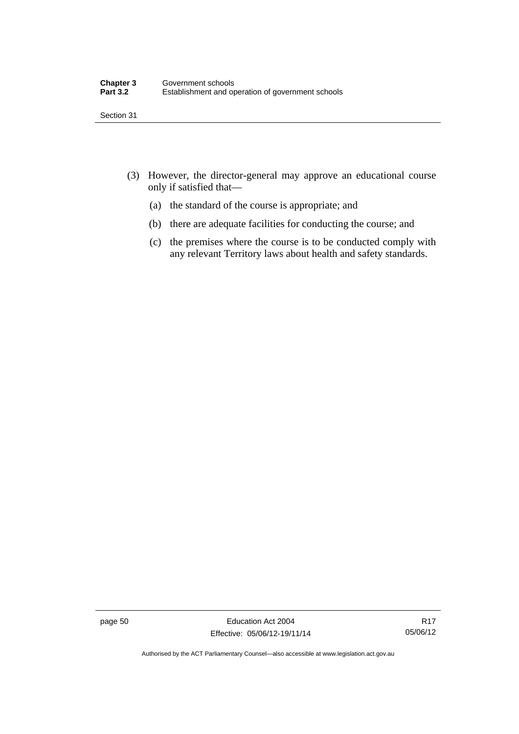(3) However, the director-general may approve an educational course only if satisfied that—

(a) the standard of the course is appropriate; and

(b) there are adequate facilities for conducting the course; and

(c) the premises where the course is to be conducted comply with any relevant Territory laws about health and safety standards.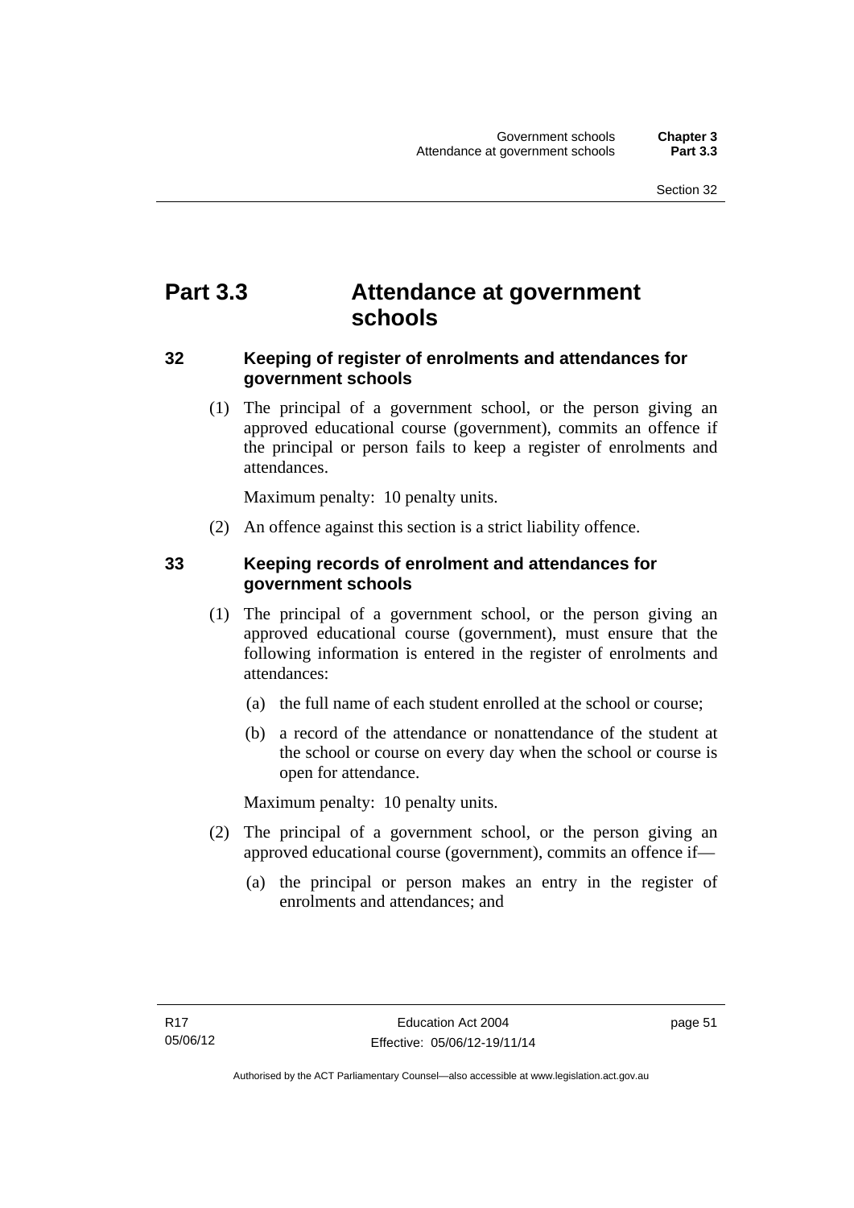# Part 3.3 Attendance at government schools

## 32 Keeping of register of enrolments and attendances for government schools

(1) The principal of a government school, or the person giving an approved educational course (government), commits an offence if the principal or person fails to keep a register of enrolments and attendances.

Maximum penalty: 10 penalty units.

(2) An offence against this section is a strict liability offence.

## 33 Keeping records of enrolment and attendances for government schools

(1) The principal of a government school, or the person giving an approved educational course (government), must ensure that the following information is entered in the register of enrolments and attendances:

(a) the full name of each student enrolled at the school or course;

(b) a record of the attendance or nonattendance of the student at the school or course on every day when the school or course is open for attendance.

Maximum penalty: 10 penalty units.

(2) The principal of a government school, or the person giving an approved educational course (government), commits an offence if—

(a) the principal or person makes an entry in the register of enrolments and attendances; and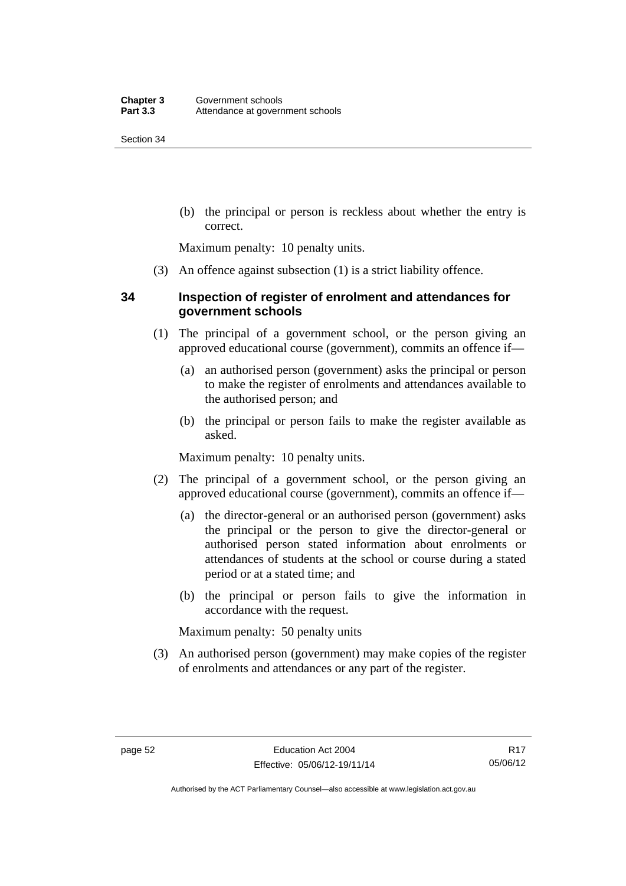(b) the principal or person is reckless about whether the entry is correct.

Maximum penalty: 10 penalty units.

(3) An offence against subsection (1) is a strict liability offence.

## 34 Inspection of register of enrolment and attendances for government schools

(1) The principal of a government school, or the person giving an approved educational course (government), commits an offence if—

(a) an authorised person (government) asks the principal or person to make the register of enrolments and attendances available to the authorised person; and

(b) the principal or person fails to make the register available as asked.

Maximum penalty: 10 penalty units.

(2) The principal of a government school, or the person giving an approved educational course (government), commits an offence if—

(a) the director-general or an authorised person (government) asks the principal or the person to give the director-general or authorised person stated information about enrolments or attendances of students at the school or course during a stated period or at a stated time; and

(b) the principal or person fails to give the information in accordance with the request.

Maximum penalty: 50 penalty units

(3) An authorised person (government) may make copies of the register of enrolments and attendances or any part of the register.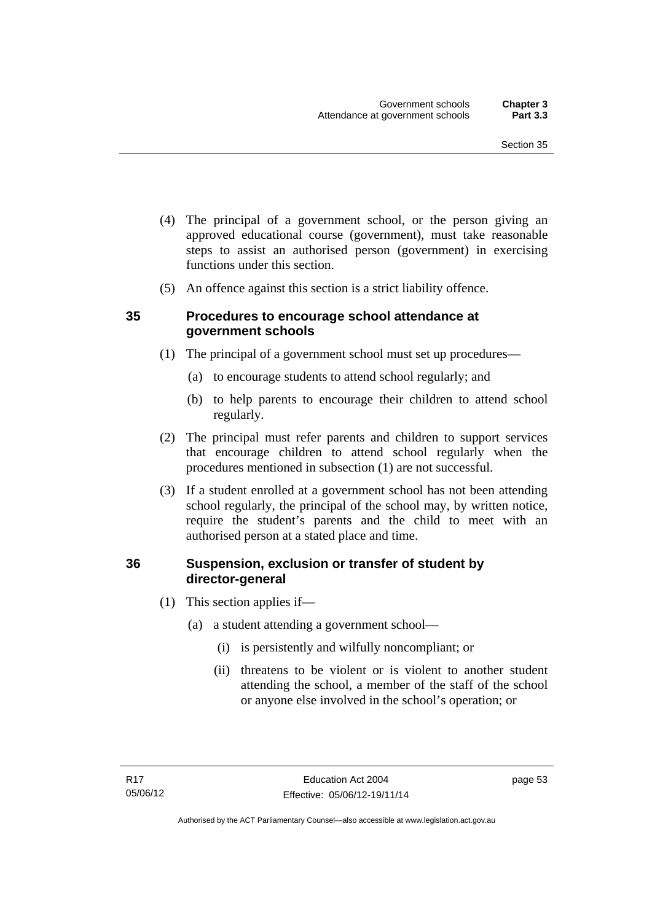(4) The principal of a government school, or the person giving an approved educational course (government), must take reasonable steps to assist an authorised person (government) in exercising functions under this section.

(5) An offence against this section is a strict liability offence.

### 35 Procedures to encourage school attendance at government schools

(1) The principal of a government school must set up procedures—

(a) to encourage students to attend school regularly; and

(b) to help parents to encourage their children to attend school regularly.

(2) The principal must refer parents and children to support services that encourage children to attend school regularly when the procedures mentioned in subsection (1) are not successful.

(3) If a student enrolled at a government school has not been attending school regularly, the principal of the school may, by written notice, require the student's parents and the child to meet with an authorised person at a stated place and time.

### 36 Suspension, exclusion or transfer of student by director-general

(1) This section applies if—

(a) a student attending a government school—

(i) is persistently and wilfully noncompliant; or

(ii) threatens to be violent or is violent to another student attending the school, a member of the staff of the school or anyone else involved in the school's operation; or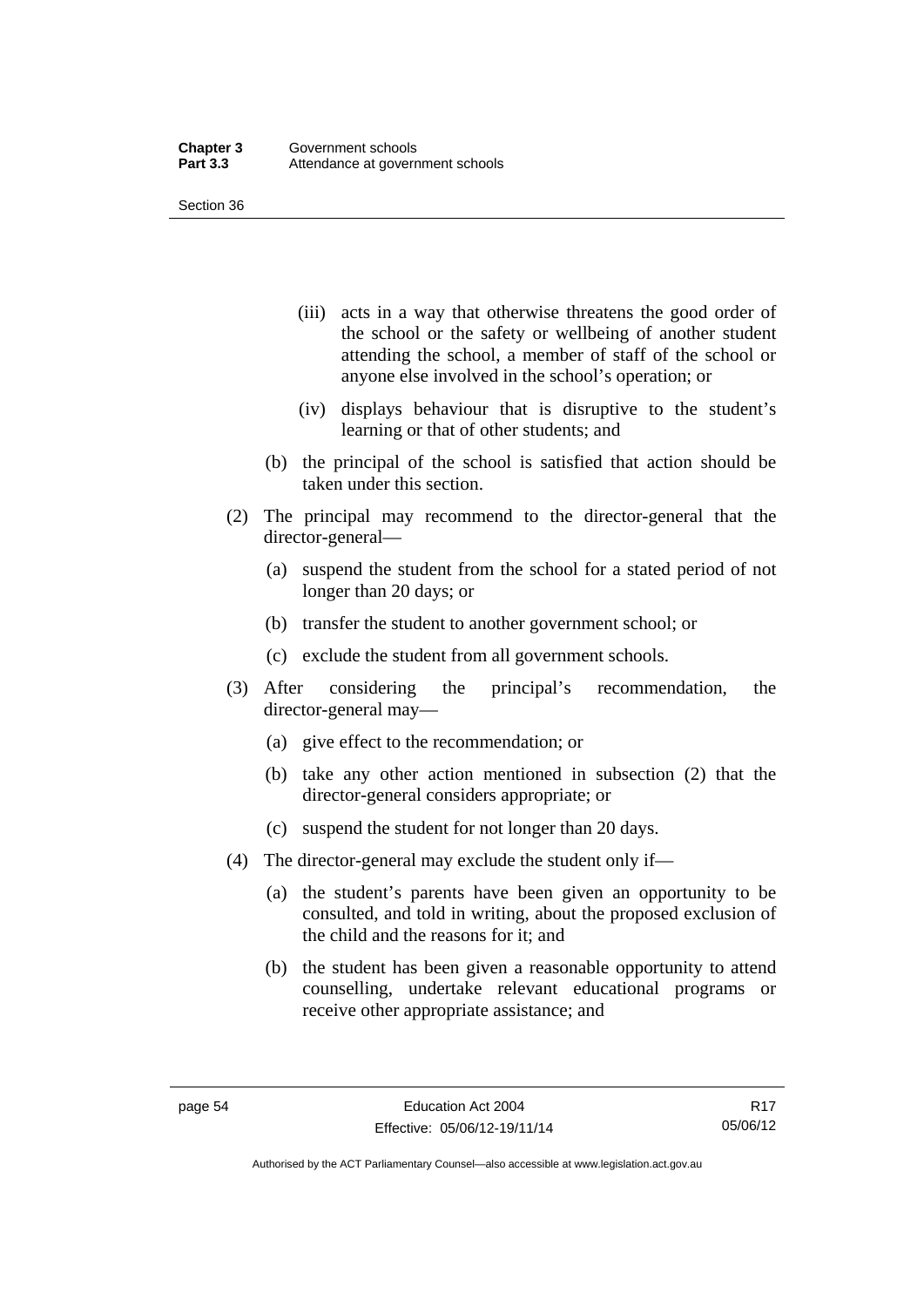(iii) acts in a way that otherwise threatens the good order of the school or the safety or wellbeing of another student attending the school, a member of staff of the school or anyone else involved in the school's operation; or

(iv) displays behaviour that is disruptive to the student's learning or that of other students; and

(b) the principal of the school is satisfied that action should be taken under this section.

(2) The principal may recommend to the director-general that the director-general—

(a) suspend the student from the school for a stated period of not longer than 20 days; or

(b) transfer the student to another government school; or

(c) exclude the student from all government schools.

(3) After considering the principal's recommendation, the director-general may—

(a) give effect to the recommendation; or

(b) take any other action mentioned in subsection (2) that the director-general considers appropriate; or

(c) suspend the student for not longer than 20 days.

(4) The director-general may exclude the student only if—

(a) the student's parents have been given an opportunity to be consulted, and told in writing, about the proposed exclusion of the child and the reasons for it; and

(b) the student has been given a reasonable opportunity to attend counselling, undertake relevant educational programs or receive other appropriate assistance; and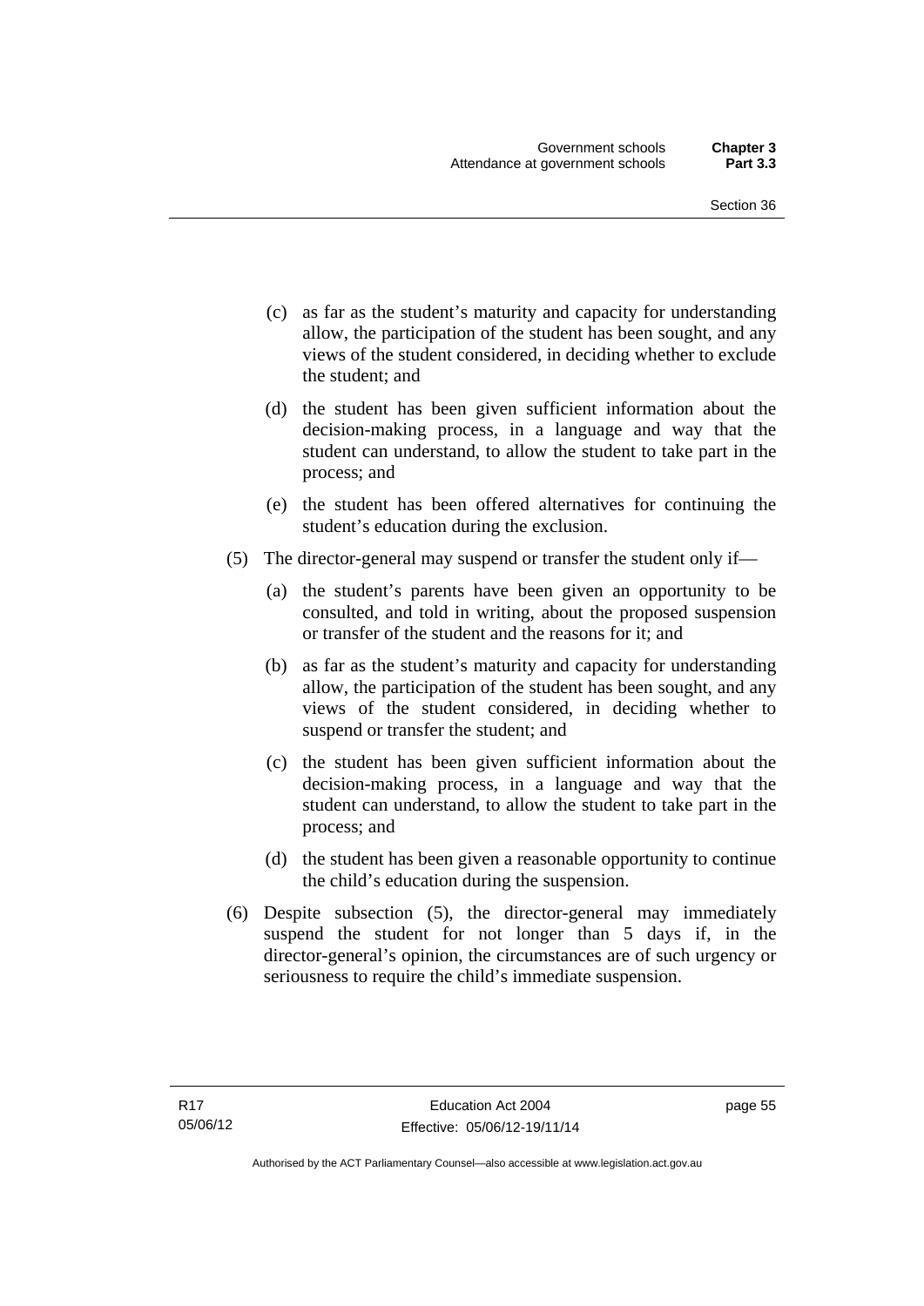(c) as far as the student's maturity and capacity for understanding allow, the participation of the student has been sought, and any views of the student considered, in deciding whether to exclude the student; and

(d) the student has been given sufficient information about the decision-making process, in a language and way that the student can understand, to allow the student to take part in the process; and

(e) the student has been offered alternatives for continuing the student's education during the exclusion.

(5) The director-general may suspend or transfer the student only if—

(a) the student's parents have been given an opportunity to be consulted, and told in writing, about the proposed suspension or transfer of the student and the reasons for it; and

(b) as far as the student's maturity and capacity for understanding allow, the participation of the student has been sought, and any views of the student considered, in deciding whether to suspend or transfer the student; and

(c) the student has been given sufficient information about the decision-making process, in a language and way that the student can understand, to allow the student to take part in the process; and

(d) the student has been given a reasonable opportunity to continue the child's education during the suspension.

(6) Despite subsection (5), the director-general may immediately suspend the student for not longer than 5 days if, in the director-general's opinion, the circumstances are of such urgency or seriousness to require the child's immediate suspension.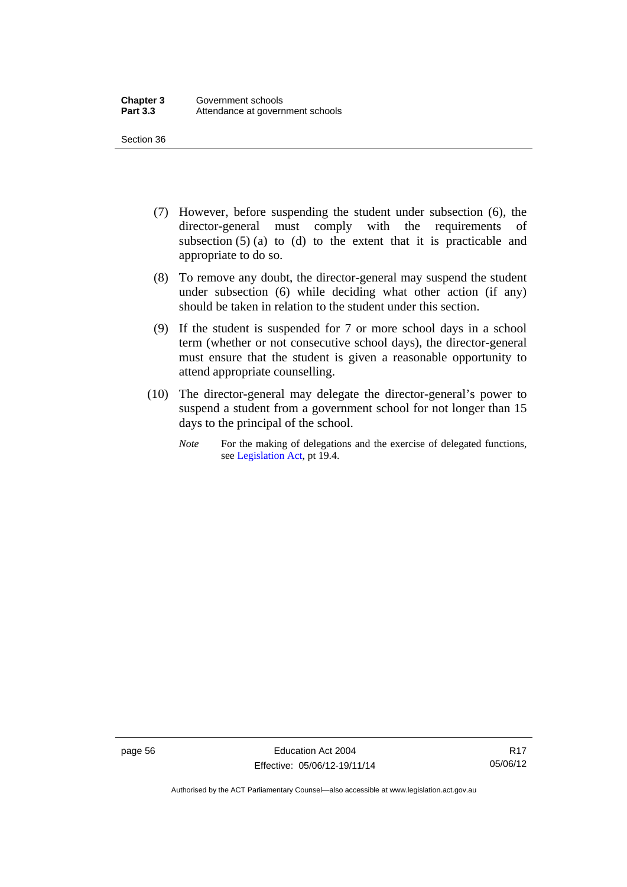(7) However, before suspending the student under subsection (6), the director-general must comply with the requirements of subsection (5) (a) to (d) to the extent that it is practicable and appropriate to do so.

(8) To remove any doubt, the director-general may suspend the student under subsection (6) while deciding what other action (if any) should be taken in relation to the student under this section.

(9) If the student is suspended for 7 or more school days in a school term (whether or not consecutive school days), the director-general must ensure that the student is given a reasonable opportunity to attend appropriate counselling.

(10) The director-general may delegate the director-general's power to suspend a student from a government school for not longer than 15 days to the principal of the school.

*Note* For the making of delegations and the exercise of delegated functions, see Legislation Act, pt 19.4.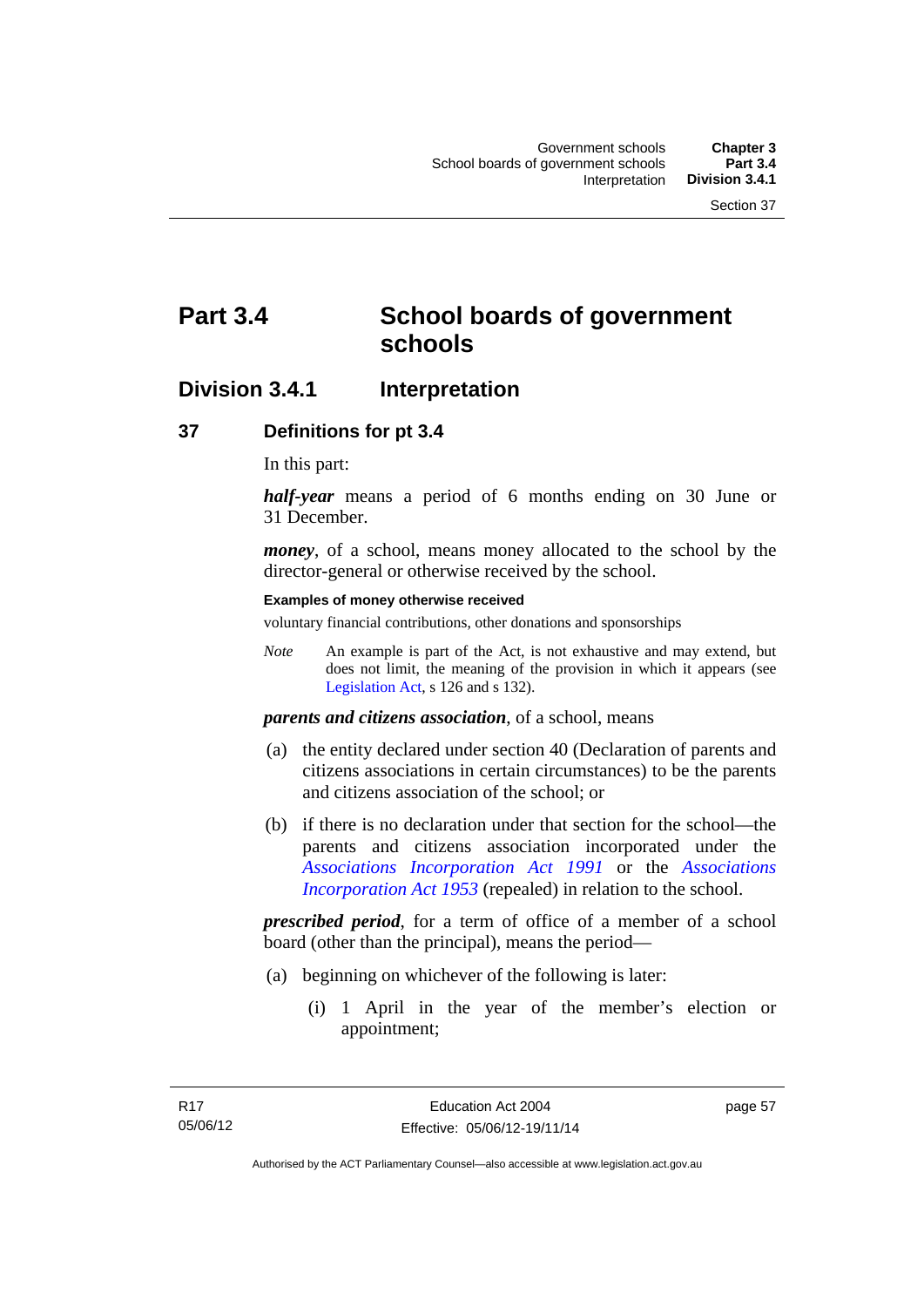# Part 3.4 School boards of government schools

## Division 3.4.1 Interpretation

### 37 Definitions for pt 3.4

In this part:

***half-year*** means a period of 6 months ending on 30 June or 31 December.

***money***, of a school, means money allocated to the school by the director-general or otherwise received by the school.

**Examples of money otherwise received**

voluntary financial contributions, other donations and sponsorships

*Note* An example is part of the Act, is not exhaustive and may extend, but does not limit, the meaning of the provision in which it appears (see Legislation Act, s 126 and s 132).

***parents and citizens association***, of a school, means

(a) the entity declared under section 40 (Declaration of parents and citizens associations in certain circumstances) to be the parents and citizens association of the school; or

(b) if there is no declaration under that section for the school—the parents and citizens association incorporated under the *Associations Incorporation Act 1991* or the *Associations Incorporation Act 1953* (repealed) in relation to the school.

***prescribed period***, for a term of office of a member of a school board (other than the principal), means the period—

(a) beginning on whichever of the following is later:

(i) 1 April in the year of the member's election or appointment;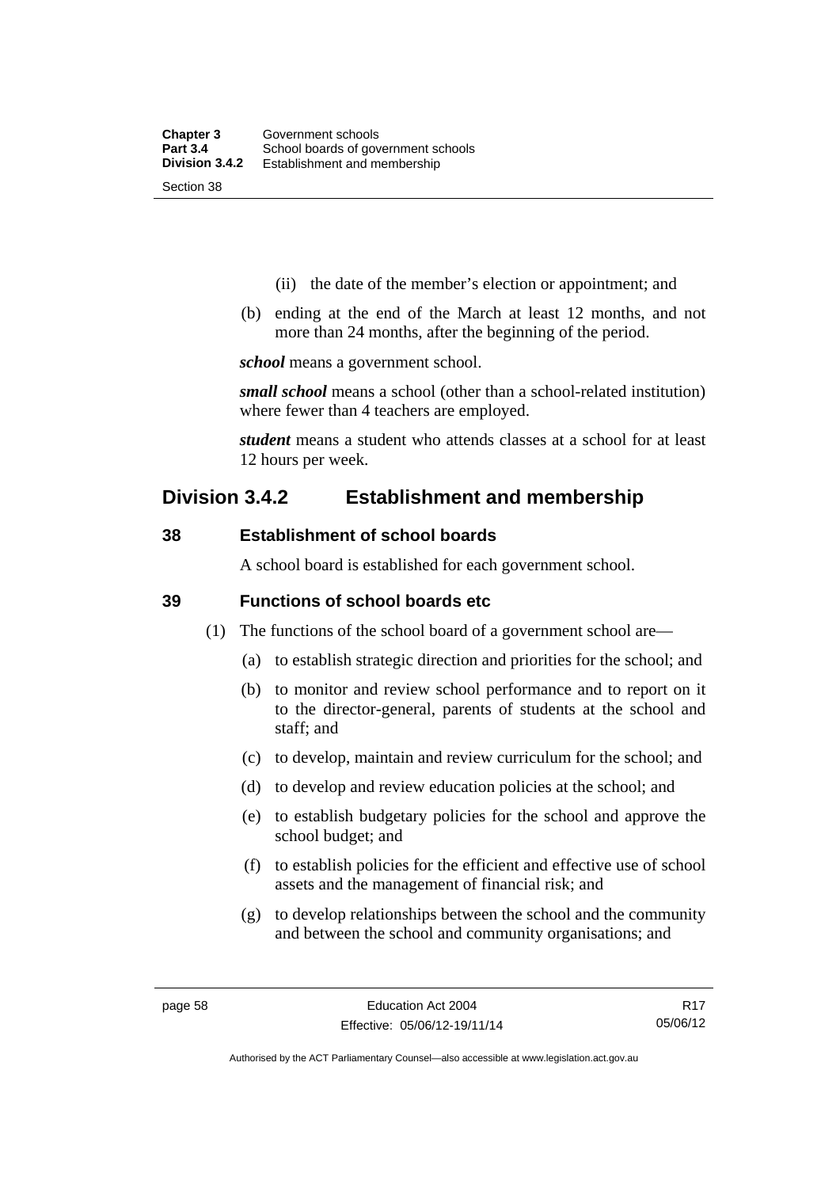(ii) the date of the member's election or appointment; and

(b) ending at the end of the March at least 12 months, and not more than 24 months, after the beginning of the period.

***school*** means a government school.

***small school*** means a school (other than a school-related institution) where fewer than 4 teachers are employed.

***student*** means a student who attends classes at a school for at least 12 hours per week.

## Division 3.4.2 Establishment and membership

### 38 Establishment of school boards

A school board is established for each government school.

### 39 Functions of school boards etc

(1) The functions of the school board of a government school are—

(a) to establish strategic direction and priorities for the school; and

(b) to monitor and review school performance and to report on it to the director-general, parents of students at the school and staff; and

(c) to develop, maintain and review curriculum for the school; and

(d) to develop and review education policies at the school; and

(e) to establish budgetary policies for the school and approve the school budget; and

(f) to establish policies for the efficient and effective use of school assets and the management of financial risk; and

(g) to develop relationships between the school and the community and between the school and community organisations; and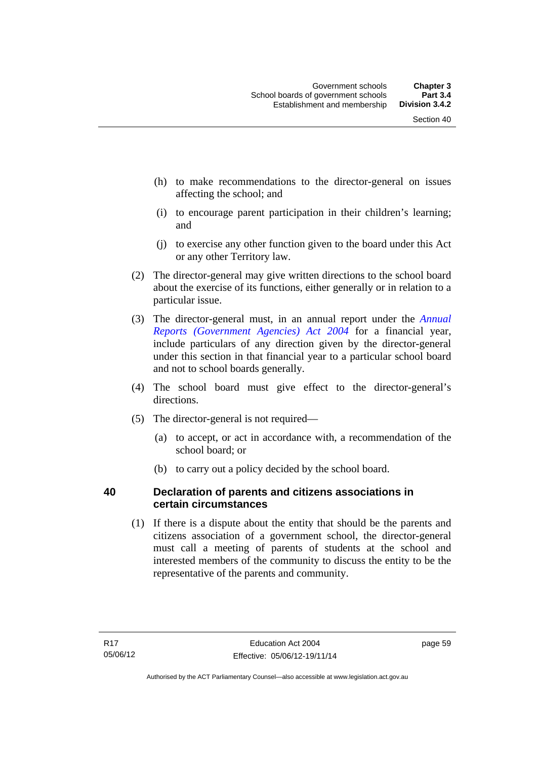(h) to make recommendations to the director-general on issues affecting the school; and

(i) to encourage parent participation in their children's learning; and

(j) to exercise any other function given to the board under this Act or any other Territory law.

(2) The director-general may give written directions to the school board about the exercise of its functions, either generally or in relation to a particular issue.

(3) The director-general must, in an annual report under the *Annual Reports (Government Agencies) Act 2004* for a financial year, include particulars of any direction given by the director-general under this section in that financial year to a particular school board and not to school boards generally.

(4) The school board must give effect to the director-general's directions.

(5) The director-general is not required—

(a) to accept, or act in accordance with, a recommendation of the school board; or

(b) to carry out a policy decided by the school board.

### 40 Declaration of parents and citizens associations in certain circumstances

(1) If there is a dispute about the entity that should be the parents and citizens association of a government school, the director-general must call a meeting of parents of students at the school and interested members of the community to discuss the entity to be the representative of the parents and community.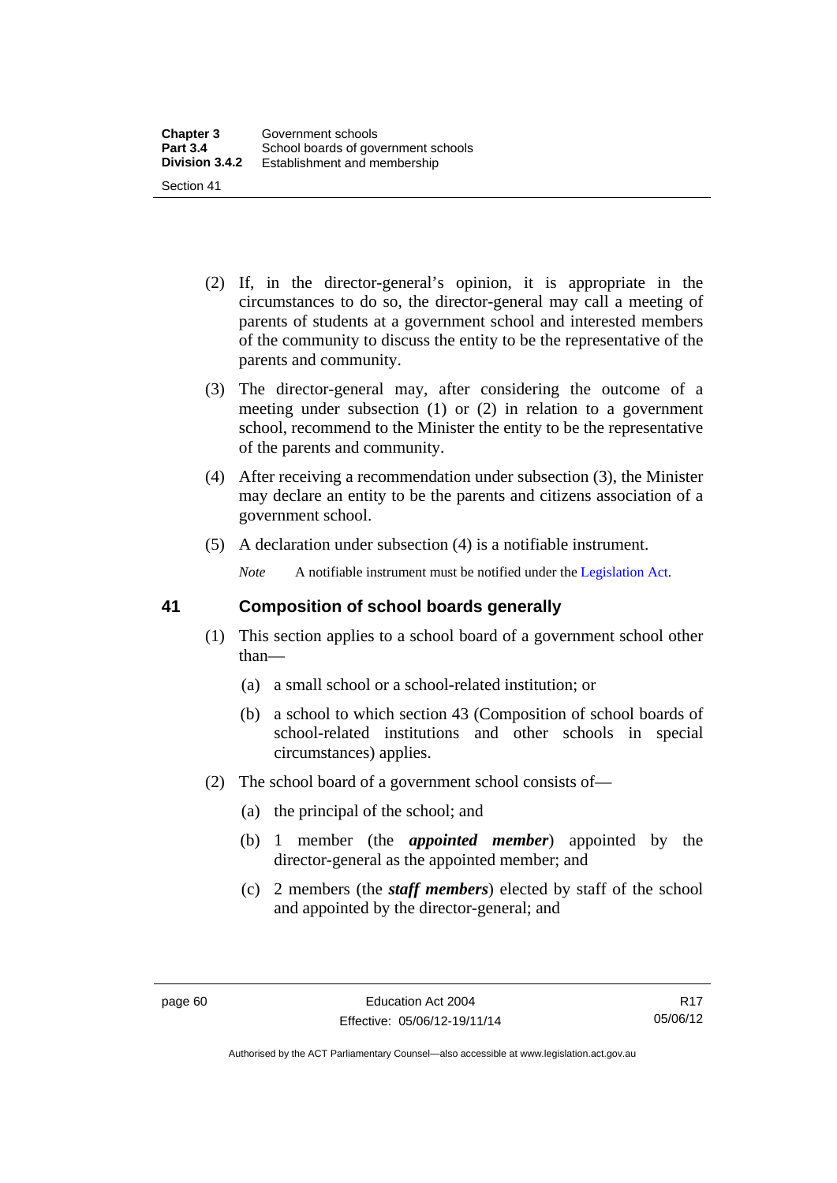(2) If, in the director-general's opinion, it is appropriate in the circumstances to do so, the director-general may call a meeting of parents of students at a government school and interested members of the community to discuss the entity to be the representative of the parents and community.

(3) The director-general may, after considering the outcome of a meeting under subsection (1) or (2) in relation to a government school, recommend to the Minister the entity to be the representative of the parents and community.

(4) After receiving a recommendation under subsection (3), the Minister may declare an entity to be the parents and citizens association of a government school.

(5) A declaration under subsection (4) is a notifiable instrument.

*Note* A notifiable instrument must be notified under the Legislation Act.

## 41 Composition of school boards generally

(1) This section applies to a school board of a government school other than—

(a) a small school or a school-related institution; or

(b) a school to which section 43 (Composition of school boards of school-related institutions and other schools in special circumstances) applies.

(2) The school board of a government school consists of—

(a) the principal of the school; and

(b) 1 member (the ***appointed member***) appointed by the director-general as the appointed member; and

(c) 2 members (the ***staff members***) elected by staff of the school and appointed by the director-general; and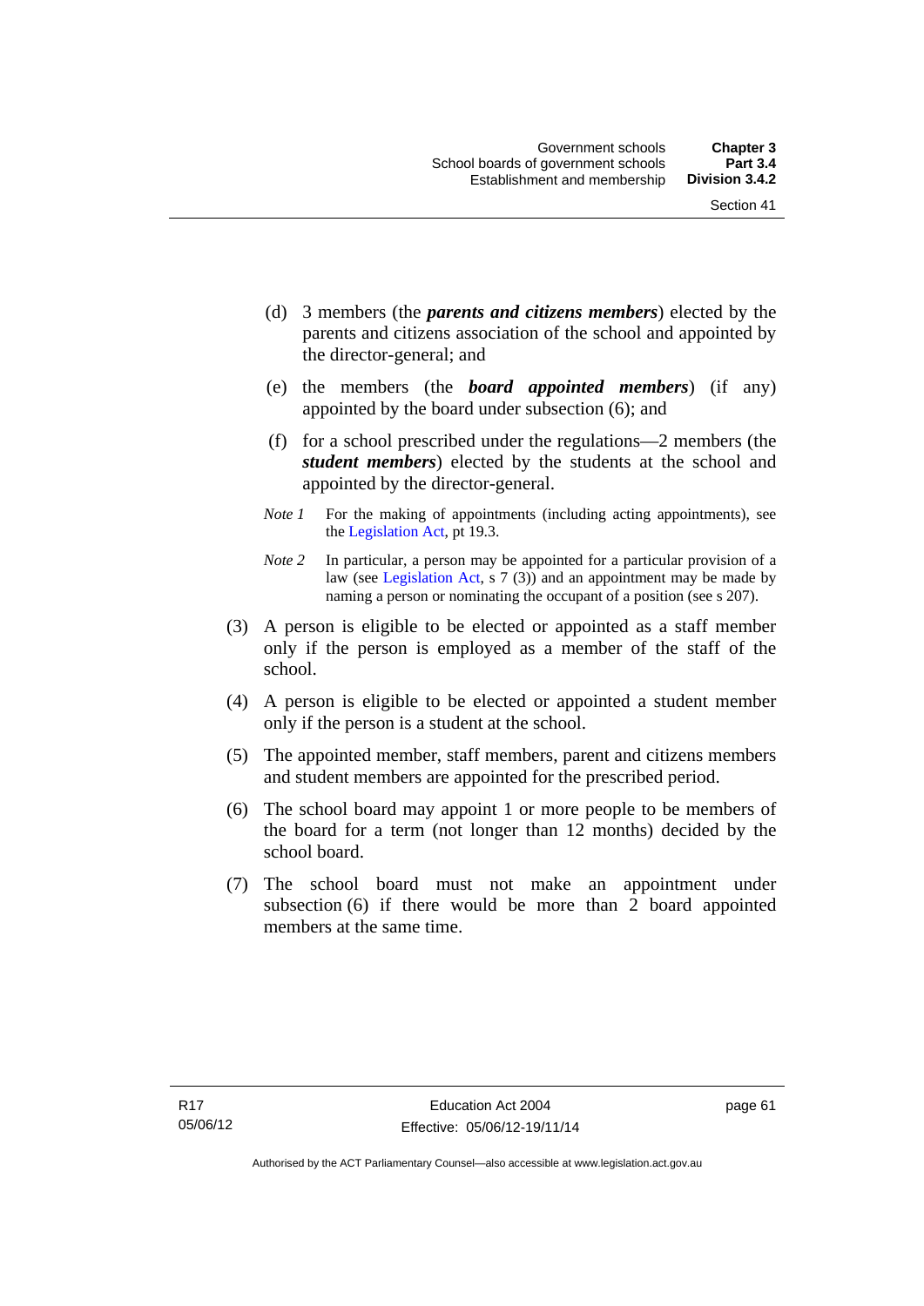(d) 3 members (the ***parents and citizens members***) elected by the parents and citizens association of the school and appointed by the director-general; and

(e) the members (the ***board appointed members***) (if any) appointed by the board under subsection (6); and

(f) for a school prescribed under the regulations—2 members (the ***student members***) elected by the students at the school and appointed by the director-general.

*Note 1* For the making of appointments (including acting appointments), see the Legislation Act, pt 19.3.

*Note 2* In particular, a person may be appointed for a particular provision of a law (see Legislation Act, s 7 (3)) and an appointment may be made by naming a person or nominating the occupant of a position (see s 207).

(3) A person is eligible to be elected or appointed as a staff member only if the person is employed as a member of the staff of the school.

(4) A person is eligible to be elected or appointed a student member only if the person is a student at the school.

(5) The appointed member, staff members, parent and citizens members and student members are appointed for the prescribed period.

(6) The school board may appoint 1 or more people to be members of the board for a term (not longer than 12 months) decided by the school board.

(7) The school board must not make an appointment under subsection (6) if there would be more than 2 board appointed members at the same time.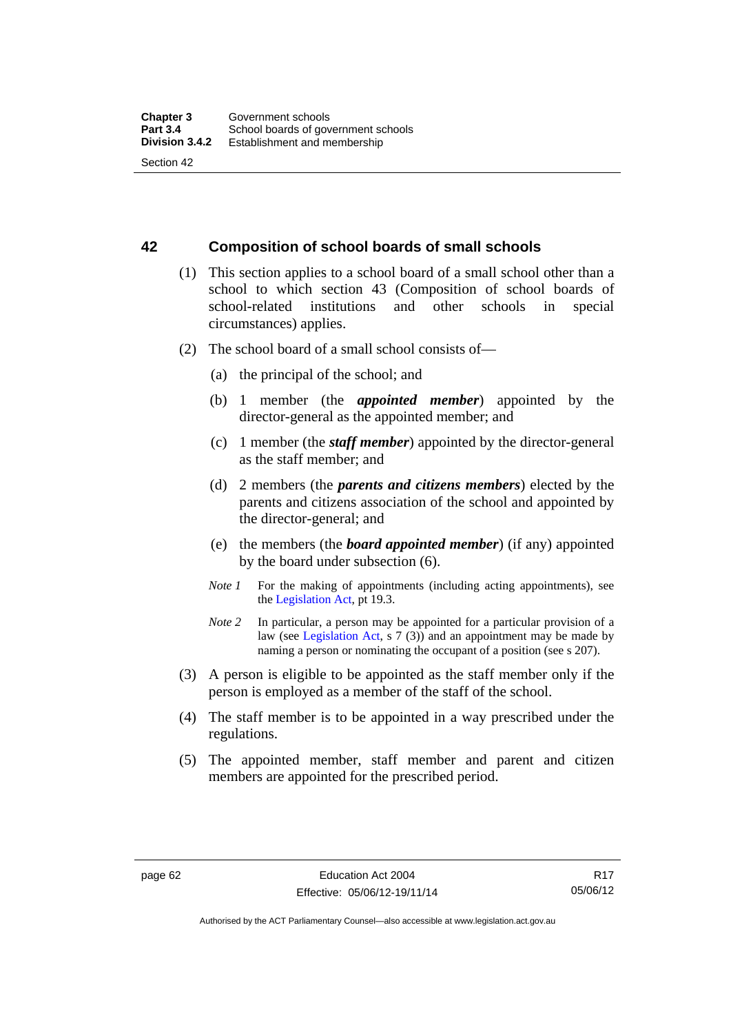## 42 Composition of school boards of small schools

(1) This section applies to a school board of a small school other than a school to which section 43 (Composition of school boards of school-related institutions and other schools in special circumstances) applies.

(2) The school board of a small school consists of—

(a) the principal of the school; and

(b) 1 member (the ***appointed member***) appointed by the director-general as the appointed member; and

(c) 1 member (the ***staff member***) appointed by the director-general as the staff member; and

(d) 2 members (the ***parents and citizens members***) elected by the parents and citizens association of the school and appointed by the director-general; and

(e) the members (the ***board appointed member***) (if any) appointed by the board under subsection (6).

*Note 1* For the making of appointments (including acting appointments), see the Legislation Act, pt 19.3.

*Note 2* In particular, a person may be appointed for a particular provision of a law (see Legislation Act, s 7 (3)) and an appointment may be made by naming a person or nominating the occupant of a position (see s 207).

(3) A person is eligible to be appointed as the staff member only if the person is employed as a member of the staff of the school.

(4) The staff member is to be appointed in a way prescribed under the regulations.

(5) The appointed member, staff member and parent and citizen members are appointed for the prescribed period.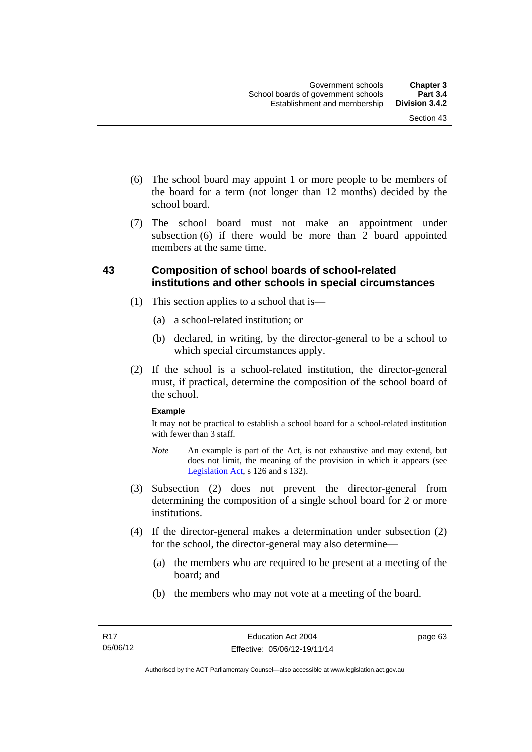(6) The school board may appoint 1 or more people to be members of the board for a term (not longer than 12 months) decided by the school board.

(7) The school board must not make an appointment under subsection (6) if there would be more than 2 board appointed members at the same time.

## 43 Composition of school boards of school-related institutions and other schools in special circumstances

(1) This section applies to a school that is—

(a) a school-related institution; or

(b) declared, in writing, by the director-general to be a school to which special circumstances apply.

(2) If the school is a school-related institution, the director-general must, if practical, determine the composition of the school board of the school.

**Example**

It may not be practical to establish a school board for a school-related institution with fewer than 3 staff.

*Note* An example is part of the Act, is not exhaustive and may extend, but does not limit, the meaning of the provision in which it appears (see Legislation Act, s 126 and s 132).

(3) Subsection (2) does not prevent the director-general from determining the composition of a single school board for 2 or more institutions.

(4) If the director-general makes a determination under subsection (2) for the school, the director-general may also determine—

(a) the members who are required to be present at a meeting of the board; and

(b) the members who may not vote at a meeting of the board.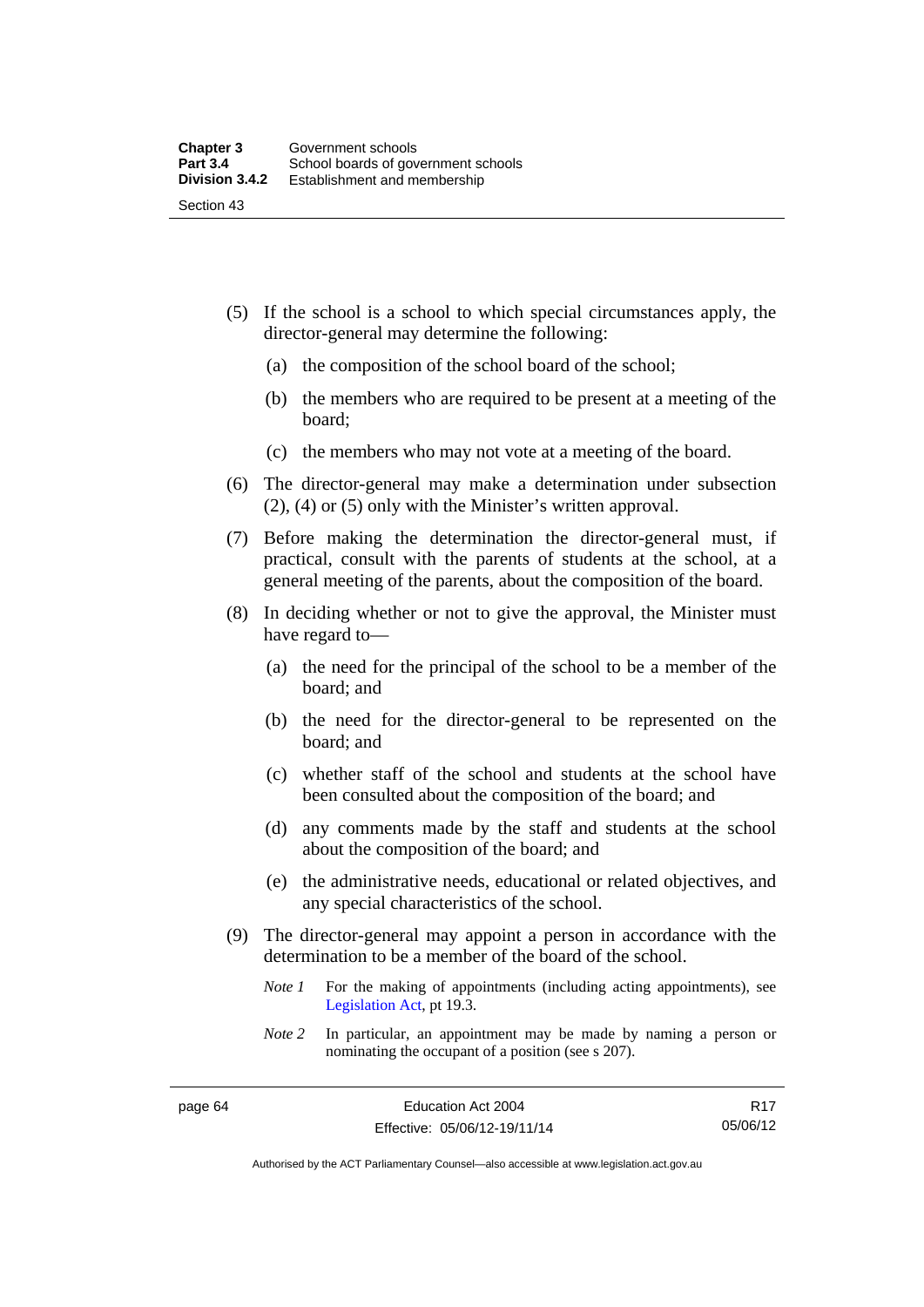(5) If the school is a school to which special circumstances apply, the director-general may determine the following:

(a) the composition of the school board of the school;

(b) the members who are required to be present at a meeting of the board;

(c) the members who may not vote at a meeting of the board.

(6) The director-general may make a determination under subsection (2), (4) or (5) only with the Minister's written approval.

(7) Before making the determination the director-general must, if practical, consult with the parents of students at the school, at a general meeting of the parents, about the composition of the board.

(8) In deciding whether or not to give the approval, the Minister must have regard to—

(a) the need for the principal of the school to be a member of the board; and

(b) the need for the director-general to be represented on the board; and

(c) whether staff of the school and students at the school have been consulted about the composition of the board; and

(d) any comments made by the staff and students at the school about the composition of the board; and

(e) the administrative needs, educational or related objectives, and any special characteristics of the school.

(9) The director-general may appoint a person in accordance with the determination to be a member of the board of the school.

*Note 1* For the making of appointments (including acting appointments), see Legislation Act, pt 19.3.

*Note 2* In particular, an appointment may be made by naming a person or nominating the occupant of a position (see s 207).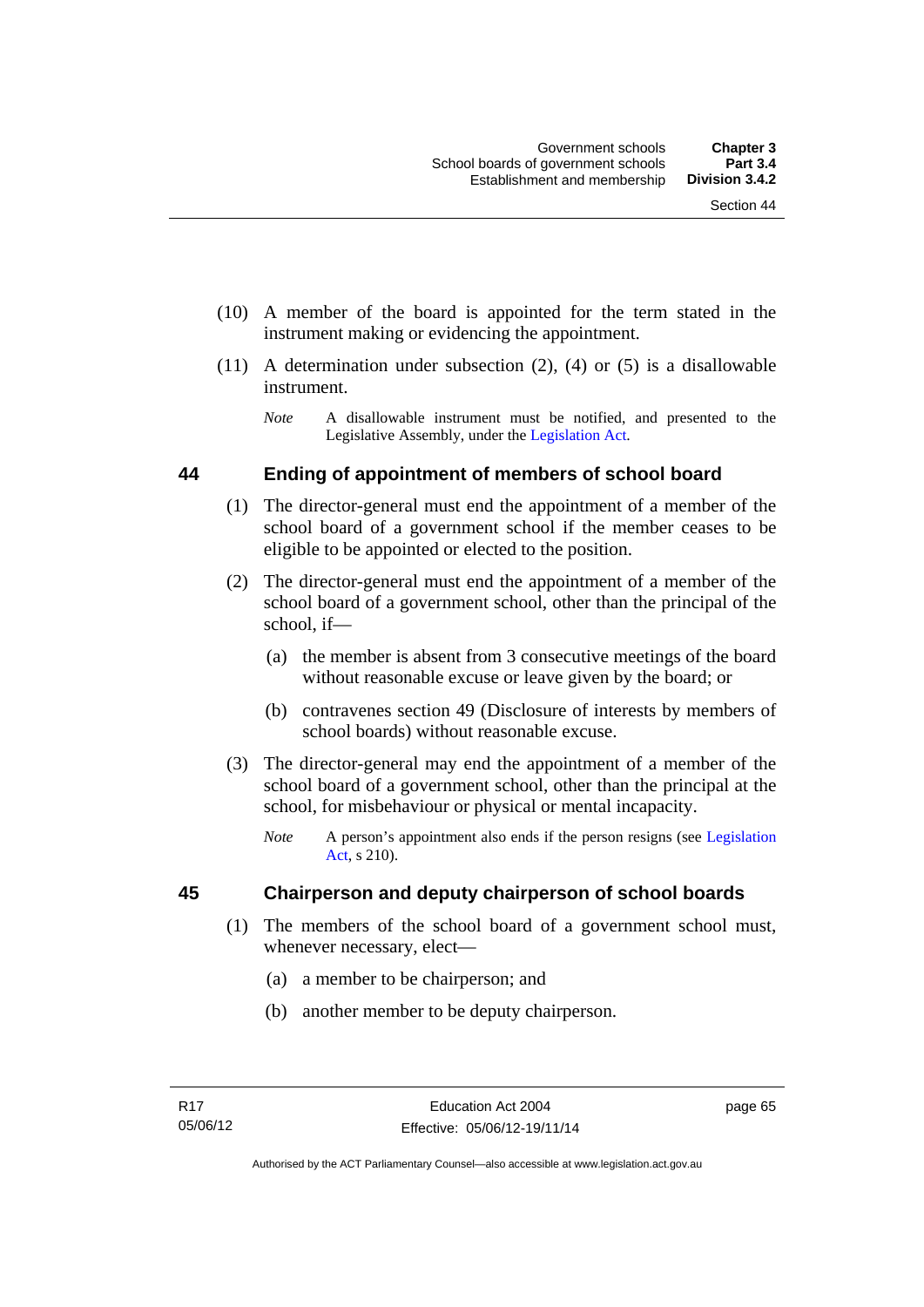(10) A member of the board is appointed for the term stated in the instrument making or evidencing the appointment.

(11) A determination under subsection (2), (4) or (5) is a disallowable instrument.

*Note* A disallowable instrument must be notified, and presented to the Legislative Assembly, under the Legislation Act.

## 44 Ending of appointment of members of school board

(1) The director-general must end the appointment of a member of the school board of a government school if the member ceases to be eligible to be appointed or elected to the position.

(2) The director-general must end the appointment of a member of the school board of a government school, other than the principal of the school, if—

(a) the member is absent from 3 consecutive meetings of the board without reasonable excuse or leave given by the board; or

(b) contravenes section 49 (Disclosure of interests by members of school boards) without reasonable excuse.

(3) The director-general may end the appointment of a member of the school board of a government school, other than the principal at the school, for misbehaviour or physical or mental incapacity.

*Note* A person's appointment also ends if the person resigns (see Legislation Act, s 210).

## 45 Chairperson and deputy chairperson of school boards

(1) The members of the school board of a government school must, whenever necessary, elect—

(a) a member to be chairperson; and

(b) another member to be deputy chairperson.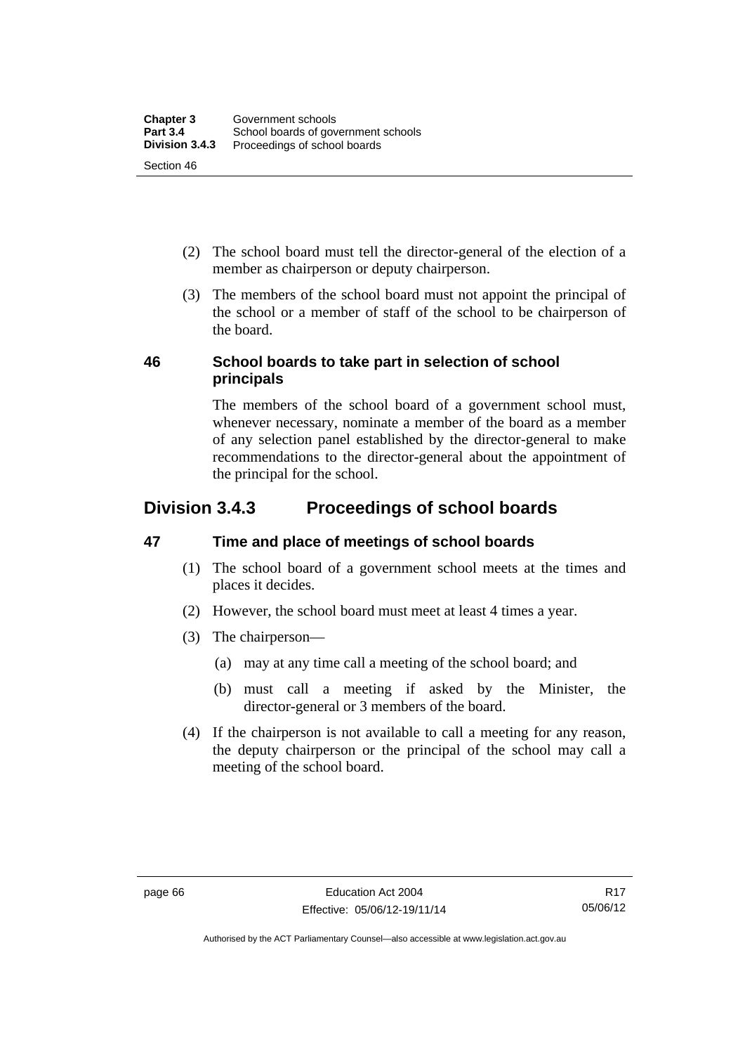(2) The school board must tell the director-general of the election of a member as chairperson or deputy chairperson.

(3) The members of the school board must not appoint the principal of the school or a member of staff of the school to be chairperson of the board.

### 46 School boards to take part in selection of school principals

The members of the school board of a government school must, whenever necessary, nominate a member of the board as a member of any selection panel established by the director-general to make recommendations to the director-general about the appointment of the principal for the school.

## Division 3.4.3 Proceedings of school boards

### 47 Time and place of meetings of school boards

(1) The school board of a government school meets at the times and places it decides.

(2) However, the school board must meet at least 4 times a year.

(3) The chairperson—

(a) may at any time call a meeting of the school board; and

(b) must call a meeting if asked by the Minister, the director-general or 3 members of the board.

(4) If the chairperson is not available to call a meeting for any reason, the deputy chairperson or the principal of the school may call a meeting of the school board.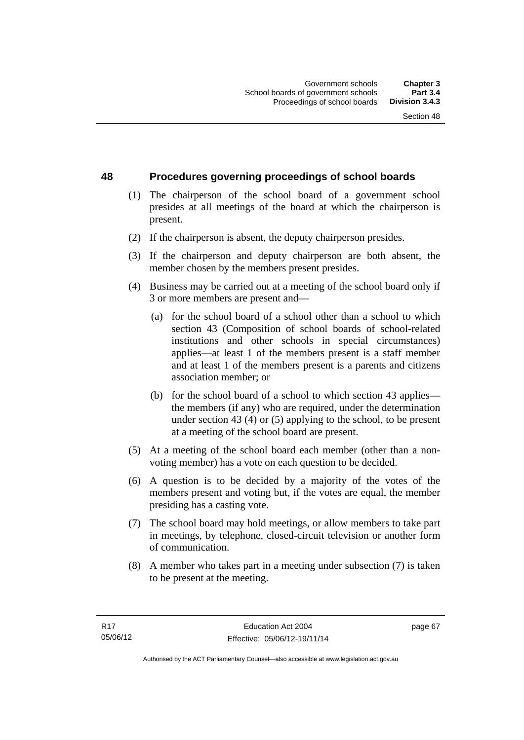## 48 Procedures governing proceedings of school boards

(1) The chairperson of the school board of a government school presides at all meetings of the board at which the chairperson is present.

(2) If the chairperson is absent, the deputy chairperson presides.

(3) If the chairperson and deputy chairperson are both absent, the member chosen by the members present presides.

(4) Business may be carried out at a meeting of the school board only if 3 or more members are present and—

(a) for the school board of a school other than a school to which section 43 (Composition of school boards of school-related institutions and other schools in special circumstances) applies—at least 1 of the members present is a staff member and at least 1 of the members present is a parents and citizens association member; or

(b) for the school board of a school to which section 43 applies—the members (if any) who are required, under the determination under section 43 (4) or (5) applying to the school, to be present at a meeting of the school board are present.

(5) At a meeting of the school board each member (other than a non-voting member) has a vote on each question to be decided.

(6) A question is to be decided by a majority of the votes of the members present and voting but, if the votes are equal, the member presiding has a casting vote.

(7) The school board may hold meetings, or allow members to take part in meetings, by telephone, closed-circuit television or another form of communication.

(8) A member who takes part in a meeting under subsection (7) is taken to be present at the meeting.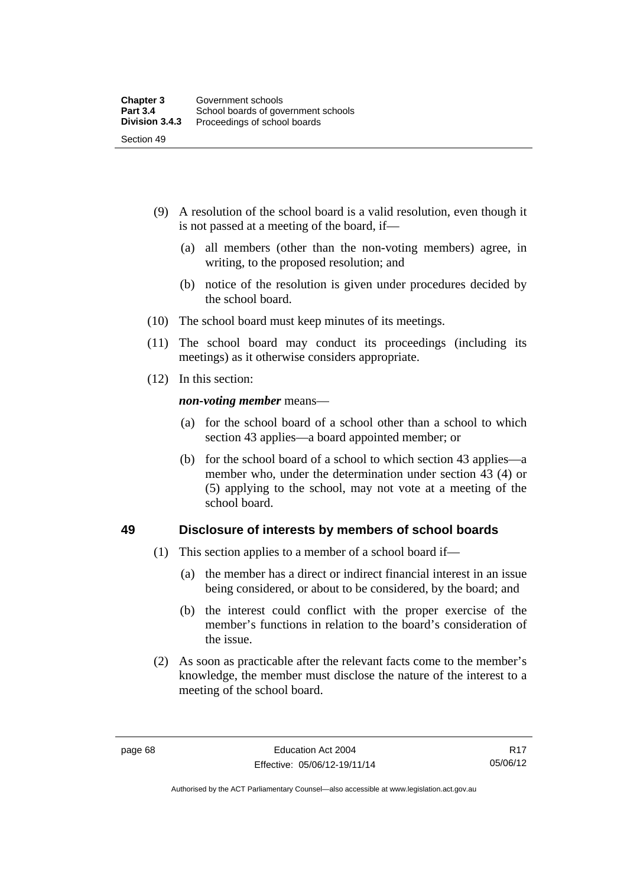(9) A resolution of the school board is a valid resolution, even though it is not passed at a meeting of the board, if—

(a) all members (other than the non-voting members) agree, in writing, to the proposed resolution; and

(b) notice of the resolution is given under procedures decided by the school board.

(10) The school board must keep minutes of its meetings.

(11) The school board may conduct its proceedings (including its meetings) as it otherwise considers appropriate.

(12) In this section:

***non-voting member*** means—

(a) for the school board of a school other than a school to which section 43 applies—a board appointed member; or

(b) for the school board of a school to which section 43 applies—a member who, under the determination under section 43 (4) or (5) applying to the school, may not vote at a meeting of the school board.

### 49 Disclosure of interests by members of school boards

(1) This section applies to a member of a school board if—

(a) the member has a direct or indirect financial interest in an issue being considered, or about to be considered, by the board; and

(b) the interest could conflict with the proper exercise of the member's functions in relation to the board's consideration of the issue.

(2) As soon as practicable after the relevant facts come to the member's knowledge, the member must disclose the nature of the interest to a meeting of the school board.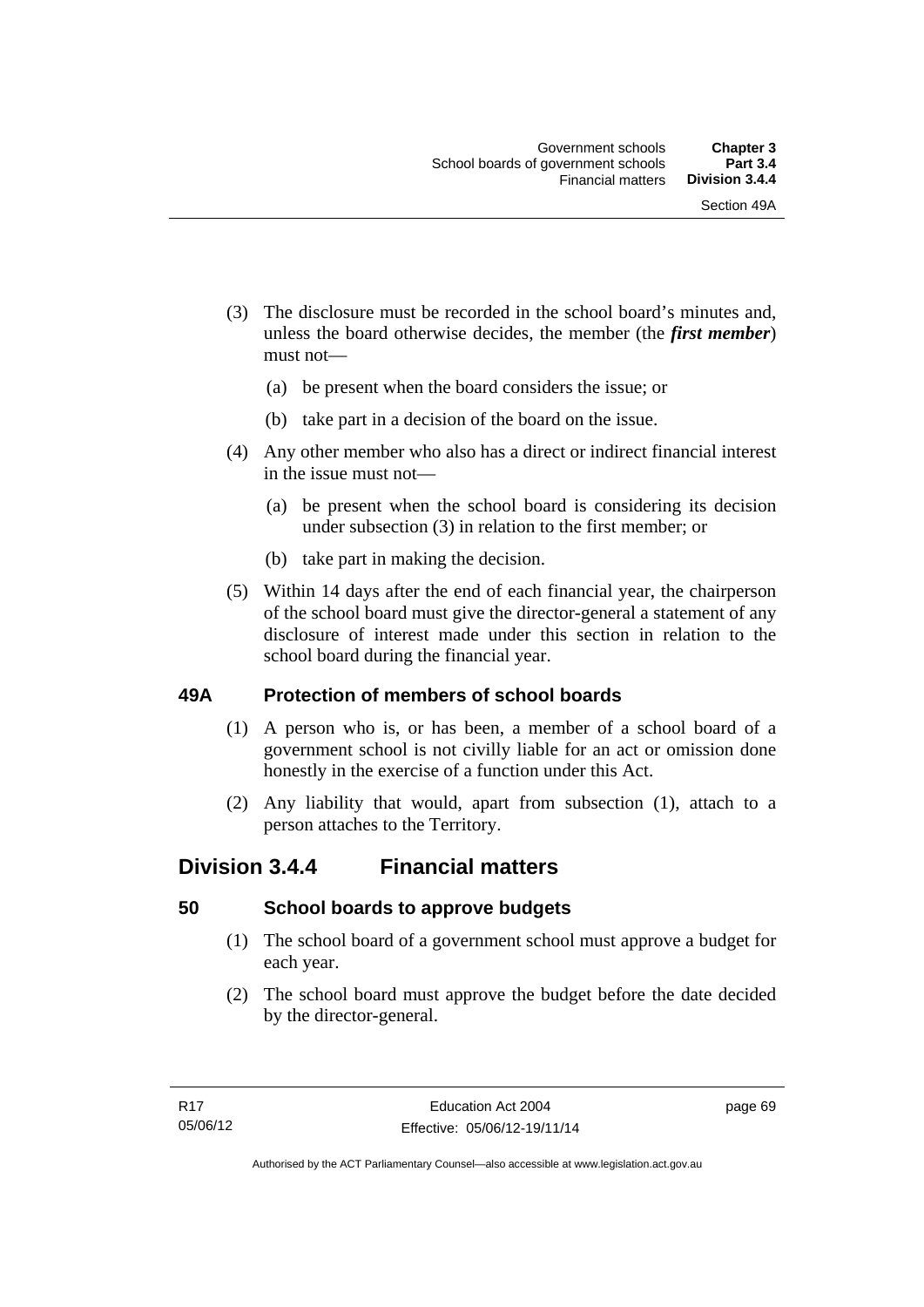(3) The disclosure must be recorded in the school board's minutes and, unless the board otherwise decides, the member (the ***first member***) must not—

(a) be present when the board considers the issue; or

(b) take part in a decision of the board on the issue.

(4) Any other member who also has a direct or indirect financial interest in the issue must not—

(a) be present when the school board is considering its decision under subsection (3) in relation to the first member; or

(b) take part in making the decision.

(5) Within 14 days after the end of each financial year, the chairperson of the school board must give the director-general a statement of any disclosure of interest made under this section in relation to the school board during the financial year.

### 49A Protection of members of school boards

(1) A person who is, or has been, a member of a school board of a government school is not civilly liable for an act or omission done honestly in the exercise of a function under this Act.

(2) Any liability that would, apart from subsection (1), attach to a person attaches to the Territory.

## Division 3.4.4 Financial matters

### 50 School boards to approve budgets

(1) The school board of a government school must approve a budget for each year.

(2) The school board must approve the budget before the date decided by the director-general.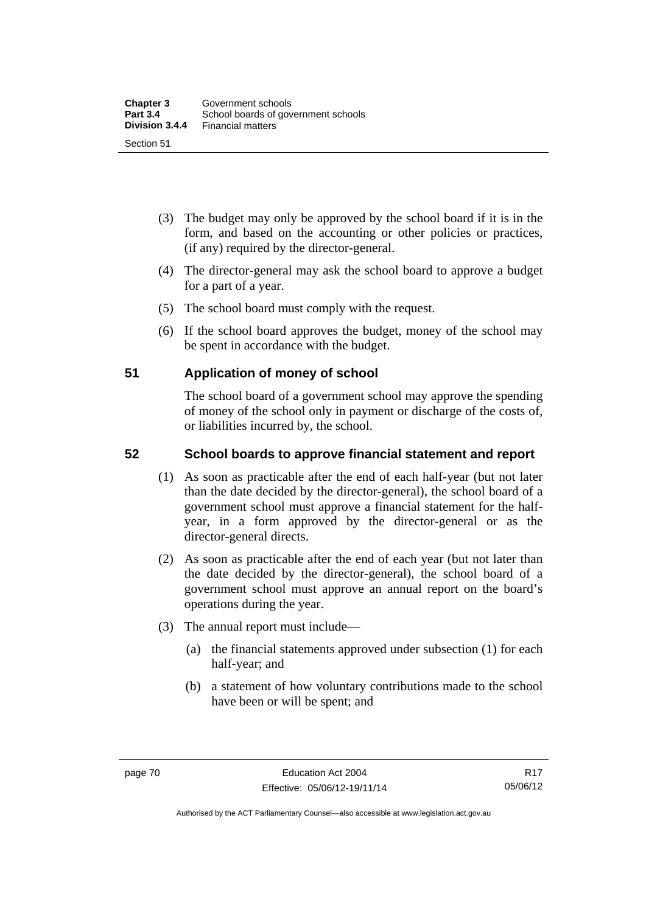(3) The budget may only be approved by the school board if it is in the form, and based on the accounting or other policies or practices, (if any) required by the director-general.

(4) The director-general may ask the school board to approve a budget for a part of a year.

(5) The school board must comply with the request.

(6) If the school board approves the budget, money of the school may be spent in accordance with the budget.

## 51 Application of money of school

The school board of a government school may approve the spending of money of the school only in payment or discharge of the costs of, or liabilities incurred by, the school.

## 52 School boards to approve financial statement and report

(1) As soon as practicable after the end of each half-year (but not later than the date decided by the director-general), the school board of a government school must approve a financial statement for the half-year, in a form approved by the director-general or as the director-general directs.

(2) As soon as practicable after the end of each year (but not later than the date decided by the director-general), the school board of a government school must approve an annual report on the board's operations during the year.

(3) The annual report must include—

(a) the financial statements approved under subsection (1) for each half-year; and

(b) a statement of how voluntary contributions made to the school have been or will be spent; and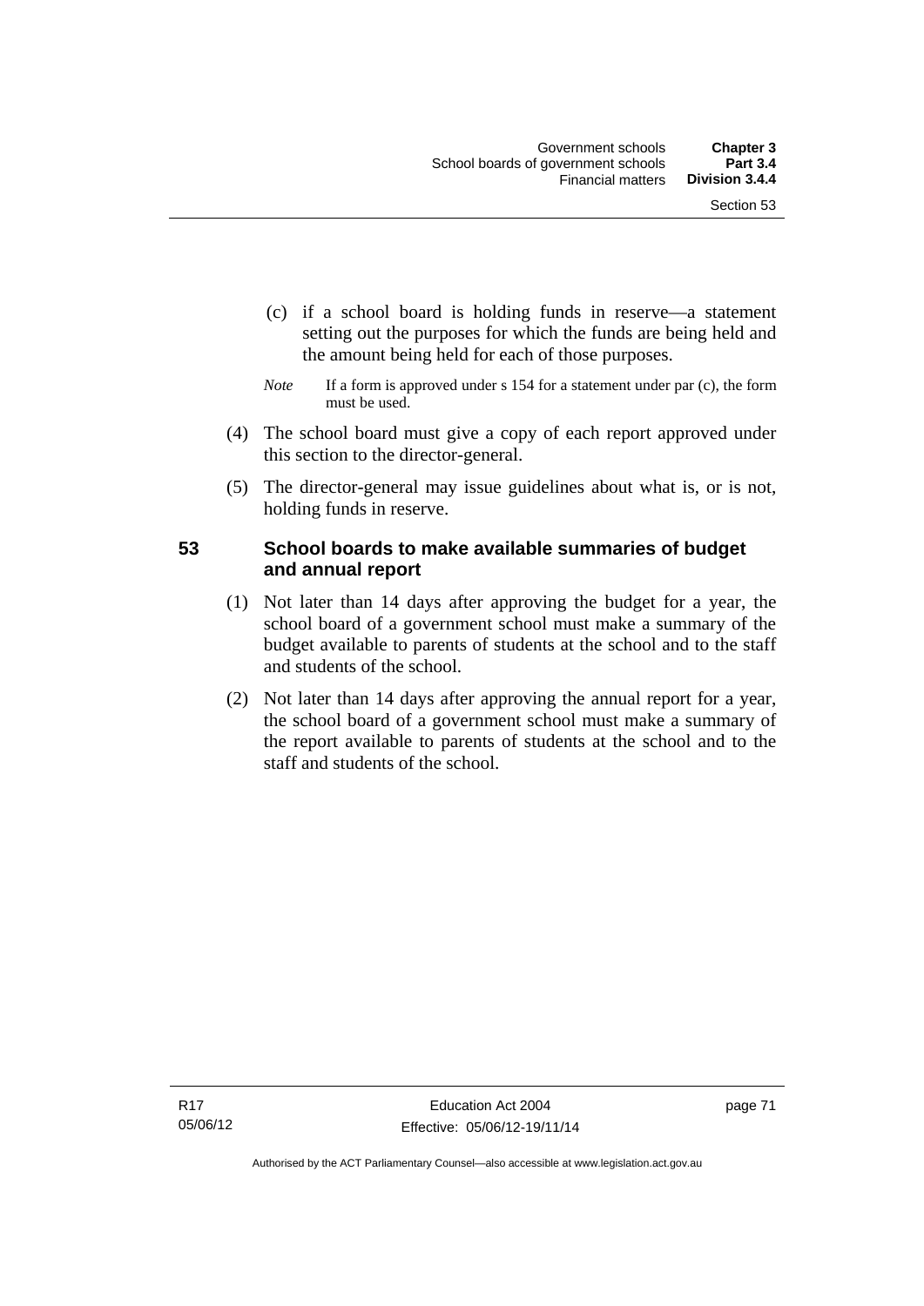(c) if a school board is holding funds in reserve—a statement setting out the purposes for which the funds are being held and the amount being held for each of those purposes.

*Note* If a form is approved under s 154 for a statement under par (c), the form must be used.

(4) The school board must give a copy of each report approved under this section to the director-general.

(5) The director-general may issue guidelines about what is, or is not, holding funds in reserve.

### 53 School boards to make available summaries of budget and annual report

(1) Not later than 14 days after approving the budget for a year, the school board of a government school must make a summary of the budget available to parents of students at the school and to the staff and students of the school.

(2) Not later than 14 days after approving the annual report for a year, the school board of a government school must make a summary of the report available to parents of students at the school and to the staff and students of the school.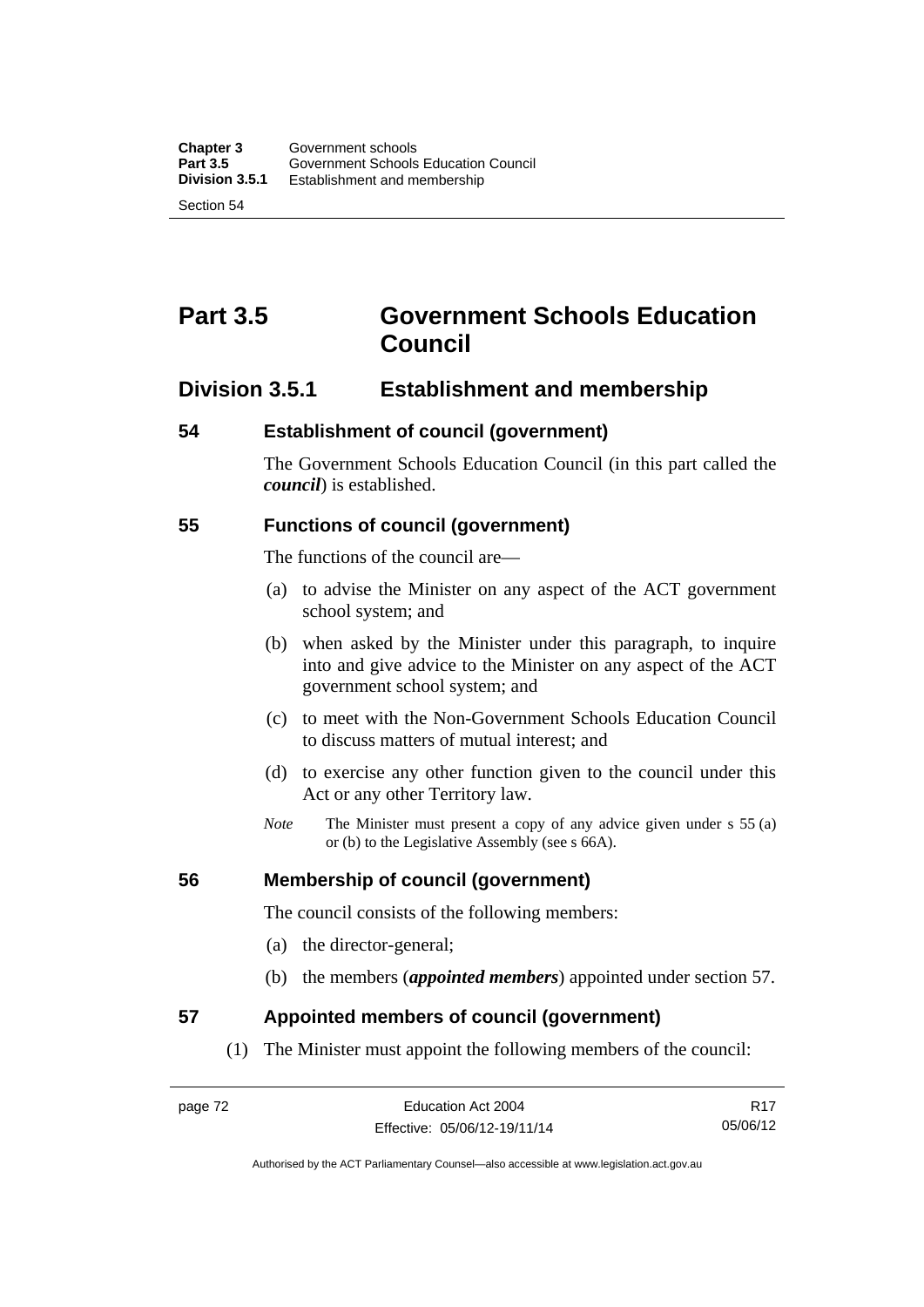# Part 3.5 Government Schools Education Council

## Division 3.5.1 Establishment and membership

### 54 Establishment of council (government)

The Government Schools Education Council (in this part called the ***council***) is established.

### 55 Functions of council (government)

The functions of the council are—

(a) to advise the Minister on any aspect of the ACT government school system; and

(b) when asked by the Minister under this paragraph, to inquire into and give advice to the Minister on any aspect of the ACT government school system; and

(c) to meet with the Non-Government Schools Education Council to discuss matters of mutual interest; and

(d) to exercise any other function given to the council under this Act or any other Territory law.

*Note* The Minister must present a copy of any advice given under s 55 (a) or (b) to the Legislative Assembly (see s 66A).

### 56 Membership of council (government)

The council consists of the following members:

(a) the director-general;

(b) the members (***appointed members***) appointed under section 57.

### 57 Appointed members of council (government)

(1) The Minister must appoint the following members of the council: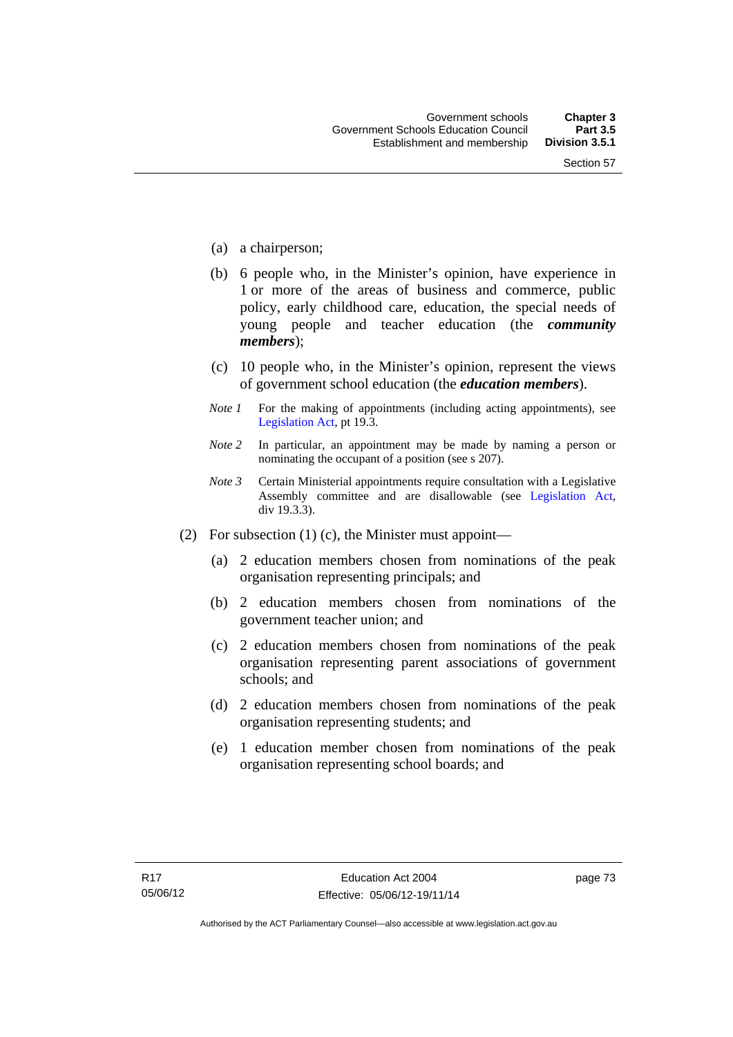(a) a chairperson;

(b) 6 people who, in the Minister's opinion, have experience in 1 or more of the areas of business and commerce, public policy, early childhood care, education, the special needs of young people and teacher education (the ***community members***);

(c) 10 people who, in the Minister's opinion, represent the views of government school education (the ***education members***).

*Note 1* For the making of appointments (including acting appointments), see Legislation Act, pt 19.3.

*Note 2* In particular, an appointment may be made by naming a person or nominating the occupant of a position (see s 207).

*Note 3* Certain Ministerial appointments require consultation with a Legislative Assembly committee and are disallowable (see Legislation Act, div 19.3.3).

(2) For subsection (1) (c), the Minister must appoint—

(a) 2 education members chosen from nominations of the peak organisation representing principals; and

(b) 2 education members chosen from nominations of the government teacher union; and

(c) 2 education members chosen from nominations of the peak organisation representing parent associations of government schools; and

(d) 2 education members chosen from nominations of the peak organisation representing students; and

(e) 1 education member chosen from nominations of the peak organisation representing school boards; and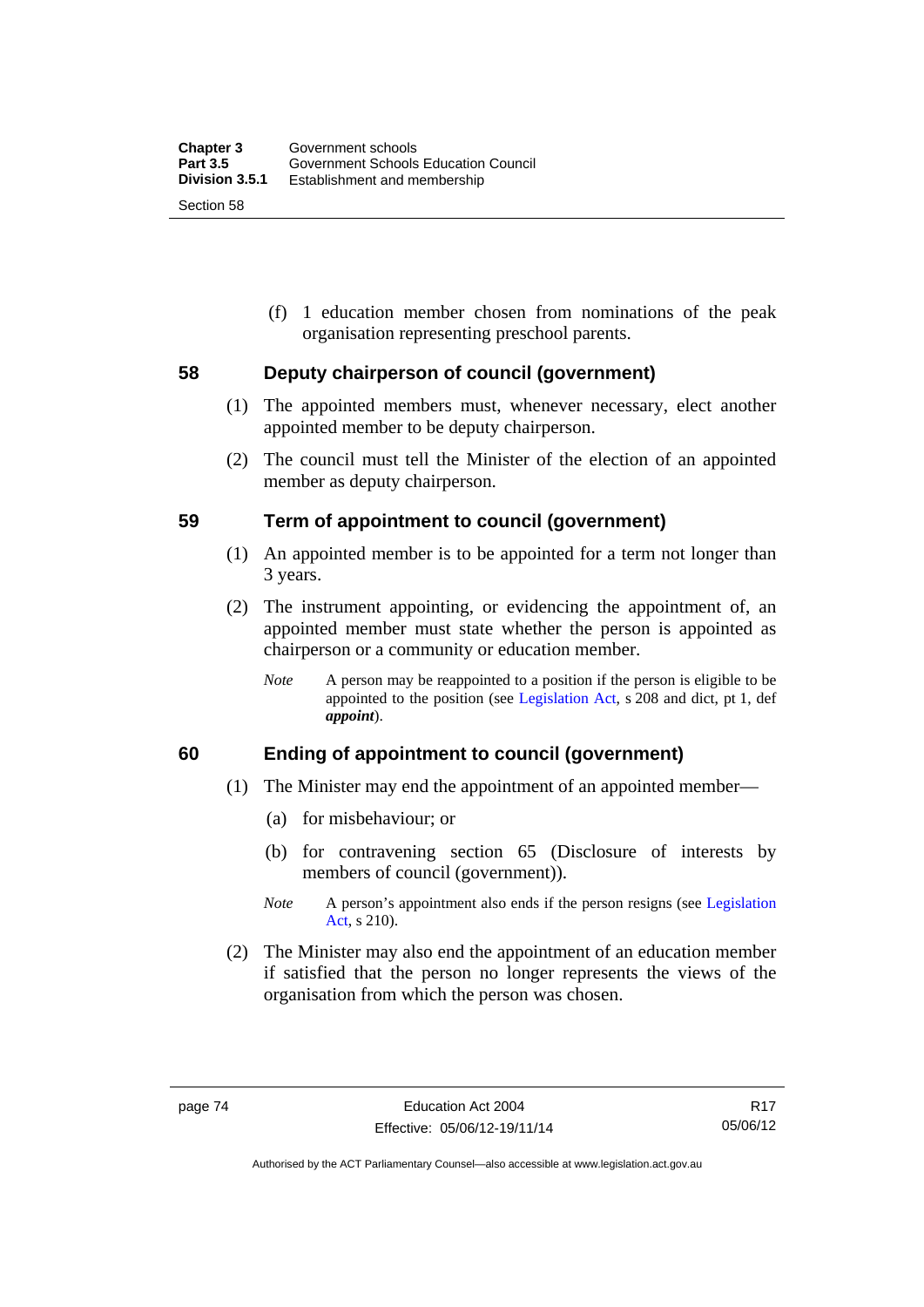(f) 1 education member chosen from nominations of the peak organisation representing preschool parents.

## 58 Deputy chairperson of council (government)

(1) The appointed members must, whenever necessary, elect another appointed member to be deputy chairperson.

(2) The council must tell the Minister of the election of an appointed member as deputy chairperson.

## 59 Term of appointment to council (government)

(1) An appointed member is to be appointed for a term not longer than 3 years.

(2) The instrument appointing, or evidencing the appointment of, an appointed member must state whether the person is appointed as chairperson or a community or education member.

*Note* A person may be reappointed to a position if the person is eligible to be appointed to the position (see Legislation Act, s 208 and dict, pt 1, def ***appoint***).

## 60 Ending of appointment to council (government)

(1) The Minister may end the appointment of an appointed member—

(a) for misbehaviour; or

(b) for contravening section 65 (Disclosure of interests by members of council (government)).

*Note* A person's appointment also ends if the person resigns (see Legislation Act, s 210).

(2) The Minister may also end the appointment of an education member if satisfied that the person no longer represents the views of the organisation from which the person was chosen.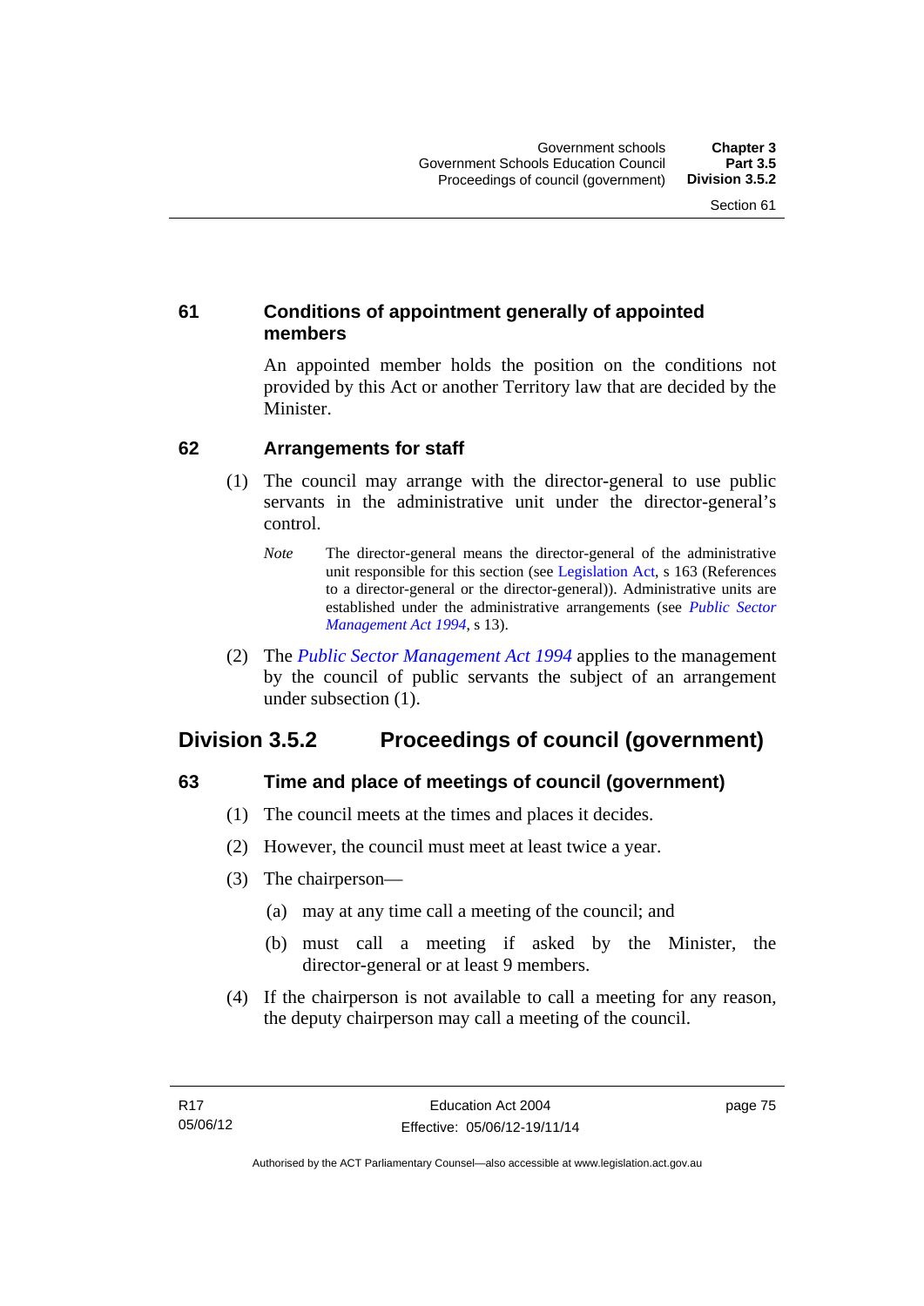### 61 Conditions of appointment generally of appointed members

An appointed member holds the position on the conditions not provided by this Act or another Territory law that are decided by the Minister.

### 62 Arrangements for staff

(1) The council may arrange with the director-general to use public servants in the administrative unit under the director-general's control.

*Note* The director-general means the director-general of the administrative unit responsible for this section (see Legislation Act, s 163 (References to a director-general or the director-general)). Administrative units are established under the administrative arrangements (see *Public Sector Management Act 1994*, s 13).

(2) The *Public Sector Management Act 1994* applies to the management by the council of public servants the subject of an arrangement under subsection (1).

## Division 3.5.2 Proceedings of council (government)

### 63 Time and place of meetings of council (government)

(1) The council meets at the times and places it decides.

(2) However, the council must meet at least twice a year.

(3) The chairperson—

(a) may at any time call a meeting of the council; and

(b) must call a meeting if asked by the Minister, the director-general or at least 9 members.

(4) If the chairperson is not available to call a meeting for any reason, the deputy chairperson may call a meeting of the council.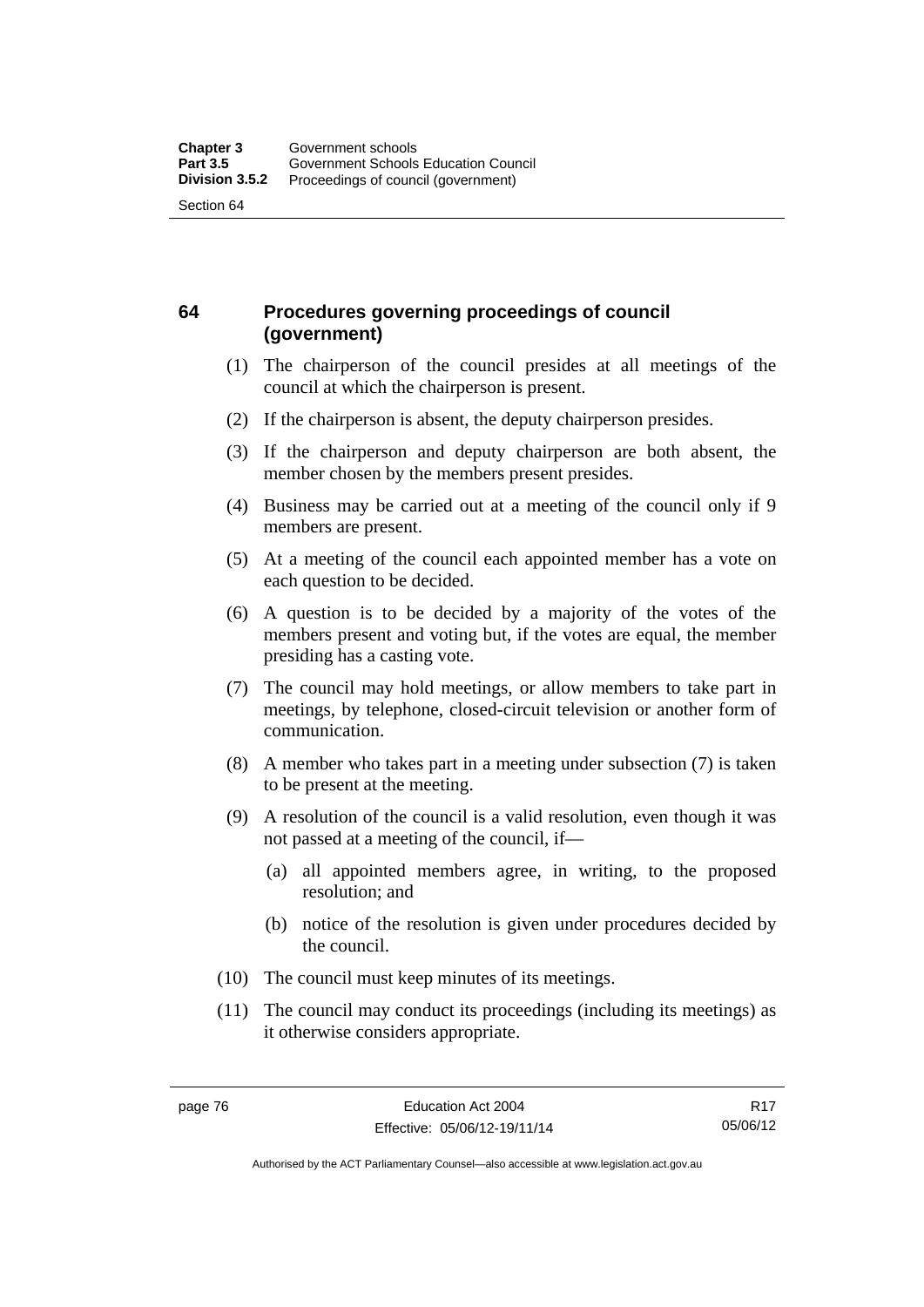## 64 Procedures governing proceedings of council (government)

(1) The chairperson of the council presides at all meetings of the council at which the chairperson is present.

(2) If the chairperson is absent, the deputy chairperson presides.

(3) If the chairperson and deputy chairperson are both absent, the member chosen by the members present presides.

(4) Business may be carried out at a meeting of the council only if 9 members are present.

(5) At a meeting of the council each appointed member has a vote on each question to be decided.

(6) A question is to be decided by a majority of the votes of the members present and voting but, if the votes are equal, the member presiding has a casting vote.

(7) The council may hold meetings, or allow members to take part in meetings, by telephone, closed-circuit television or another form of communication.

(8) A member who takes part in a meeting under subsection (7) is taken to be present at the meeting.

(9) A resolution of the council is a valid resolution, even though it was not passed at a meeting of the council, if—

- (a) all appointed members agree, in writing, to the proposed resolution; and
- (b) notice of the resolution is given under procedures decided by the council.

(10) The council must keep minutes of its meetings.

(11) The council may conduct its proceedings (including its meetings) as it otherwise considers appropriate.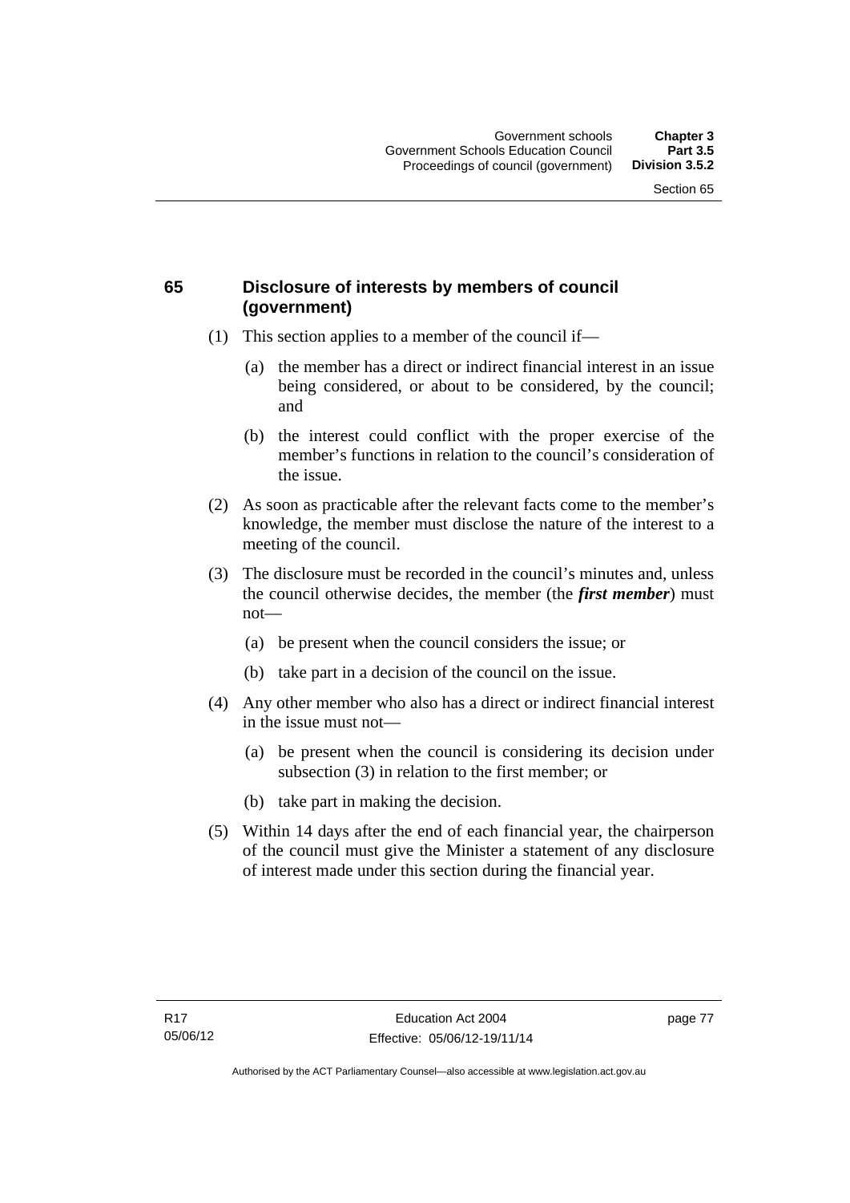## 65 Disclosure of interests by members of council (government)

(1) This section applies to a member of the council if—

(a) the member has a direct or indirect financial interest in an issue being considered, or about to be considered, by the council; and

(b) the interest could conflict with the proper exercise of the member's functions in relation to the council's consideration of the issue.

(2) As soon as practicable after the relevant facts come to the member's knowledge, the member must disclose the nature of the interest to a meeting of the council.

(3) The disclosure must be recorded in the council's minutes and, unless the council otherwise decides, the member (the ***first member***) must not—

(a) be present when the council considers the issue; or

(b) take part in a decision of the council on the issue.

(4) Any other member who also has a direct or indirect financial interest in the issue must not—

(a) be present when the council is considering its decision under subsection (3) in relation to the first member; or

(b) take part in making the decision.

(5) Within 14 days after the end of each financial year, the chairperson of the council must give the Minister a statement of any disclosure of interest made under this section during the financial year.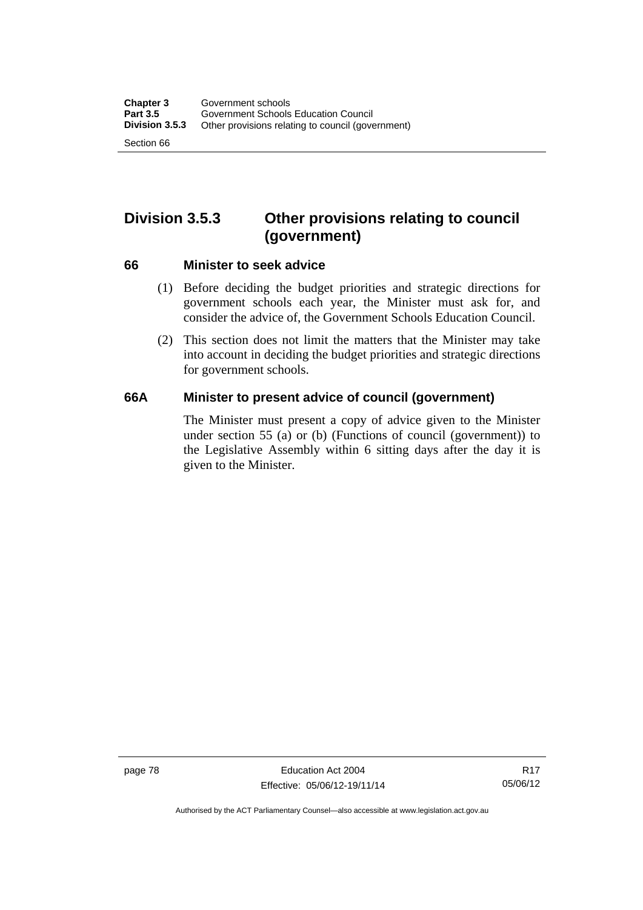## Division 3.5.3 Other provisions relating to council (government)

### 66 Minister to seek advice

(1) Before deciding the budget priorities and strategic directions for government schools each year, the Minister must ask for, and consider the advice of, the Government Schools Education Council.

(2) This section does not limit the matters that the Minister may take into account in deciding the budget priorities and strategic directions for government schools.

### 66A Minister to present advice of council (government)

The Minister must present a copy of advice given to the Minister under section 55 (a) or (b) (Functions of council (government)) to the Legislative Assembly within 6 sitting days after the day it is given to the Minister.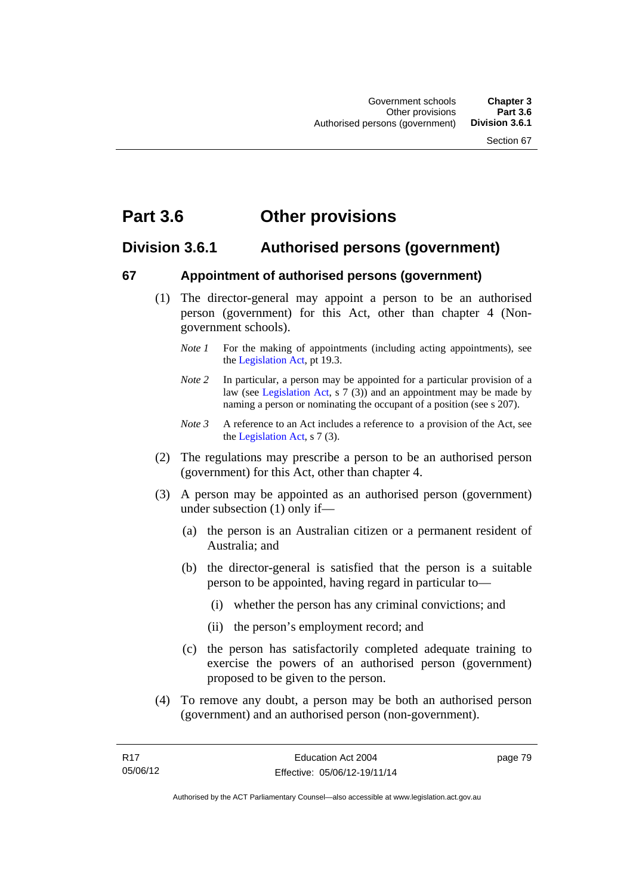# Part 3.6 Other provisions

## Division 3.6.1 Authorised persons (government)

### 67 Appointment of authorised persons (government)

(1) The director-general may appoint a person to be an authorised person (government) for this Act, other than chapter 4 (Non-government schools).

*Note 1* For the making of appointments (including acting appointments), see the Legislation Act, pt 19.3.

*Note 2* In particular, a person may be appointed for a particular provision of a law (see Legislation Act, s 7 (3)) and an appointment may be made by naming a person or nominating the occupant of a position (see s 207).

*Note 3* A reference to an Act includes a reference to a provision of the Act, see the Legislation Act, s 7 (3).

(2) The regulations may prescribe a person to be an authorised person (government) for this Act, other than chapter 4.

(3) A person may be appointed as an authorised person (government) under subsection (1) only if—

(a) the person is an Australian citizen or a permanent resident of Australia; and

(b) the director-general is satisfied that the person is a suitable person to be appointed, having regard in particular to—

(i) whether the person has any criminal convictions; and

(ii) the person's employment record; and

(c) the person has satisfactorily completed adequate training to exercise the powers of an authorised person (government) proposed to be given to the person.

(4) To remove any doubt, a person may be both an authorised person (government) and an authorised person (non-government).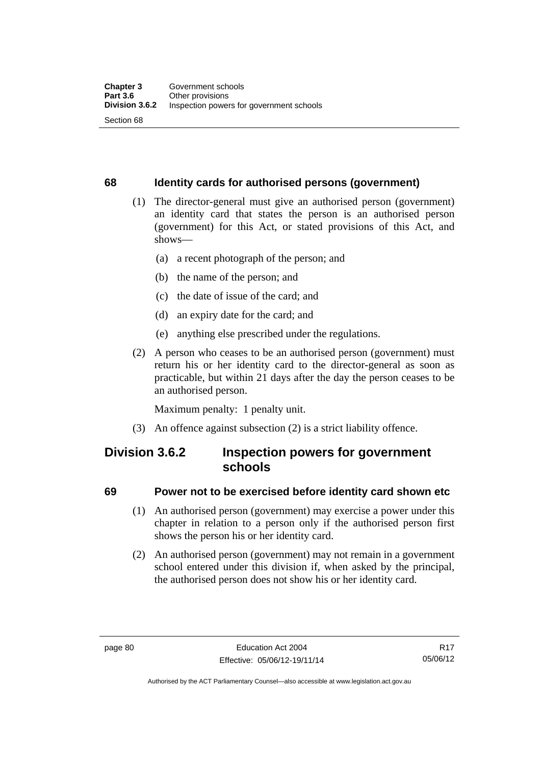### 68 Identity cards for authorised persons (government)

(1) The director-general must give an authorised person (government) an identity card that states the person is an authorised person (government) for this Act, or stated provisions of this Act, and shows—

(a) a recent photograph of the person; and

(b) the name of the person; and

(c) the date of issue of the card; and

(d) an expiry date for the card; and

(e) anything else prescribed under the regulations.

(2) A person who ceases to be an authorised person (government) must return his or her identity card to the director-general as soon as practicable, but within 21 days after the day the person ceases to be an authorised person.

Maximum penalty: 1 penalty unit.

(3) An offence against subsection (2) is a strict liability offence.

## Division 3.6.2 Inspection powers for government schools

### 69 Power not to be exercised before identity card shown etc

(1) An authorised person (government) may exercise a power under this chapter in relation to a person only if the authorised person first shows the person his or her identity card.

(2) An authorised person (government) may not remain in a government school entered under this division if, when asked by the principal, the authorised person does not show his or her identity card.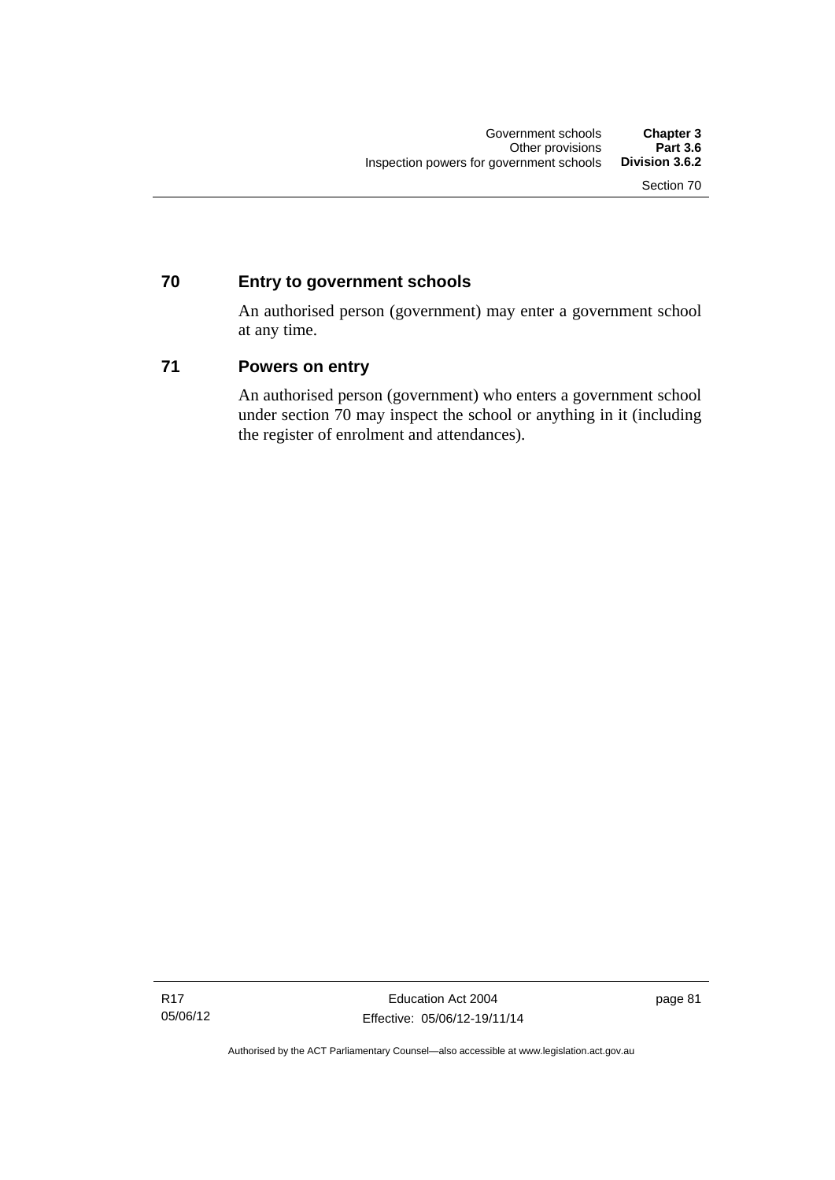## 70 Entry to government schools

An authorised person (government) may enter a government school at any time.

## 71 Powers on entry

An authorised person (government) who enters a government school under section 70 may inspect the school or anything in it (including the register of enrolment and attendances).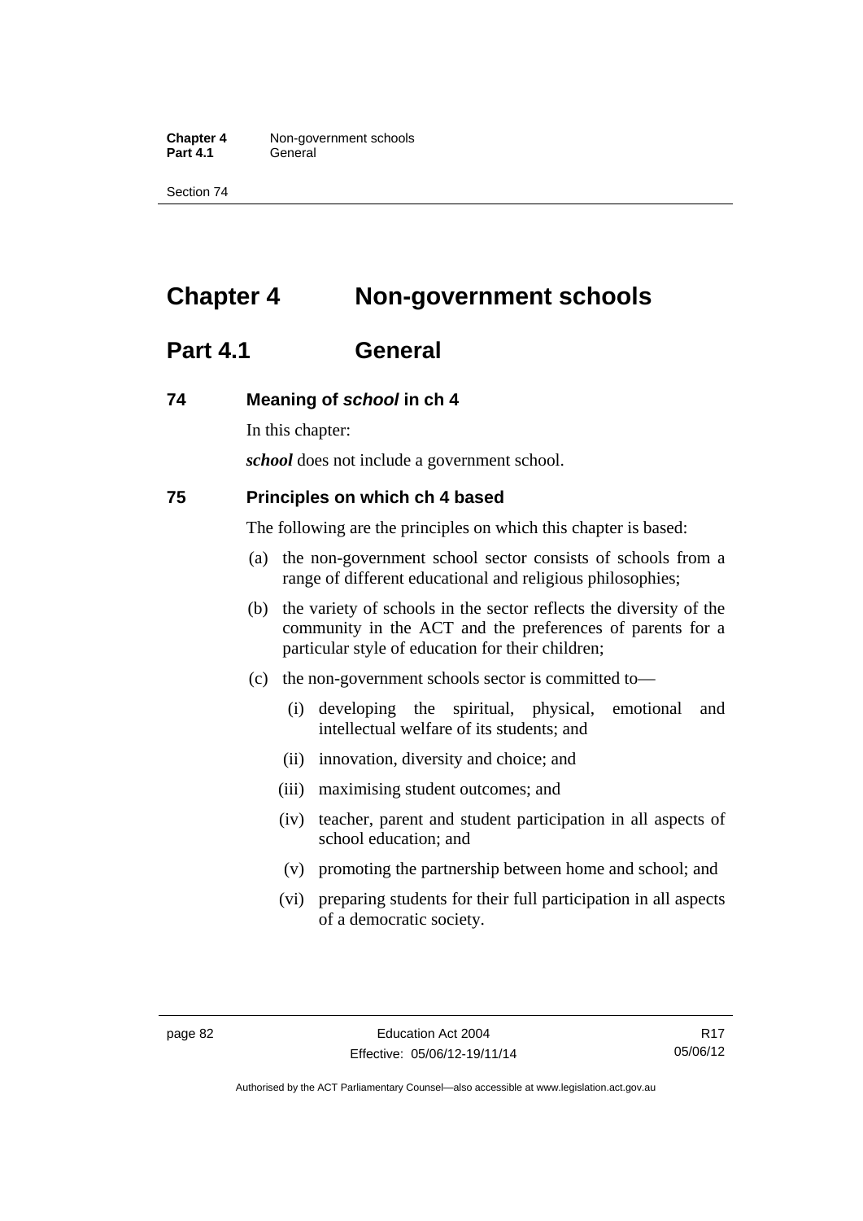# Chapter 4 Non-government schools

## Part 4.1 General

### 74 Meaning of *school* in ch 4

In this chapter:

***school*** does not include a government school.

### 75 Principles on which ch 4 based

The following are the principles on which this chapter is based:

(a) the non-government school sector consists of schools from a range of different educational and religious philosophies;

(b) the variety of schools in the sector reflects the diversity of the community in the ACT and the preferences of parents for a particular style of education for their children;

(c) the non-government schools sector is committed to—

(i) developing the spiritual, physical, emotional and intellectual welfare of its students; and

(ii) innovation, diversity and choice; and

(iii) maximising student outcomes; and

(iv) teacher, parent and student participation in all aspects of school education; and

(v) promoting the partnership between home and school; and

(vi) preparing students for their full participation in all aspects of a democratic society.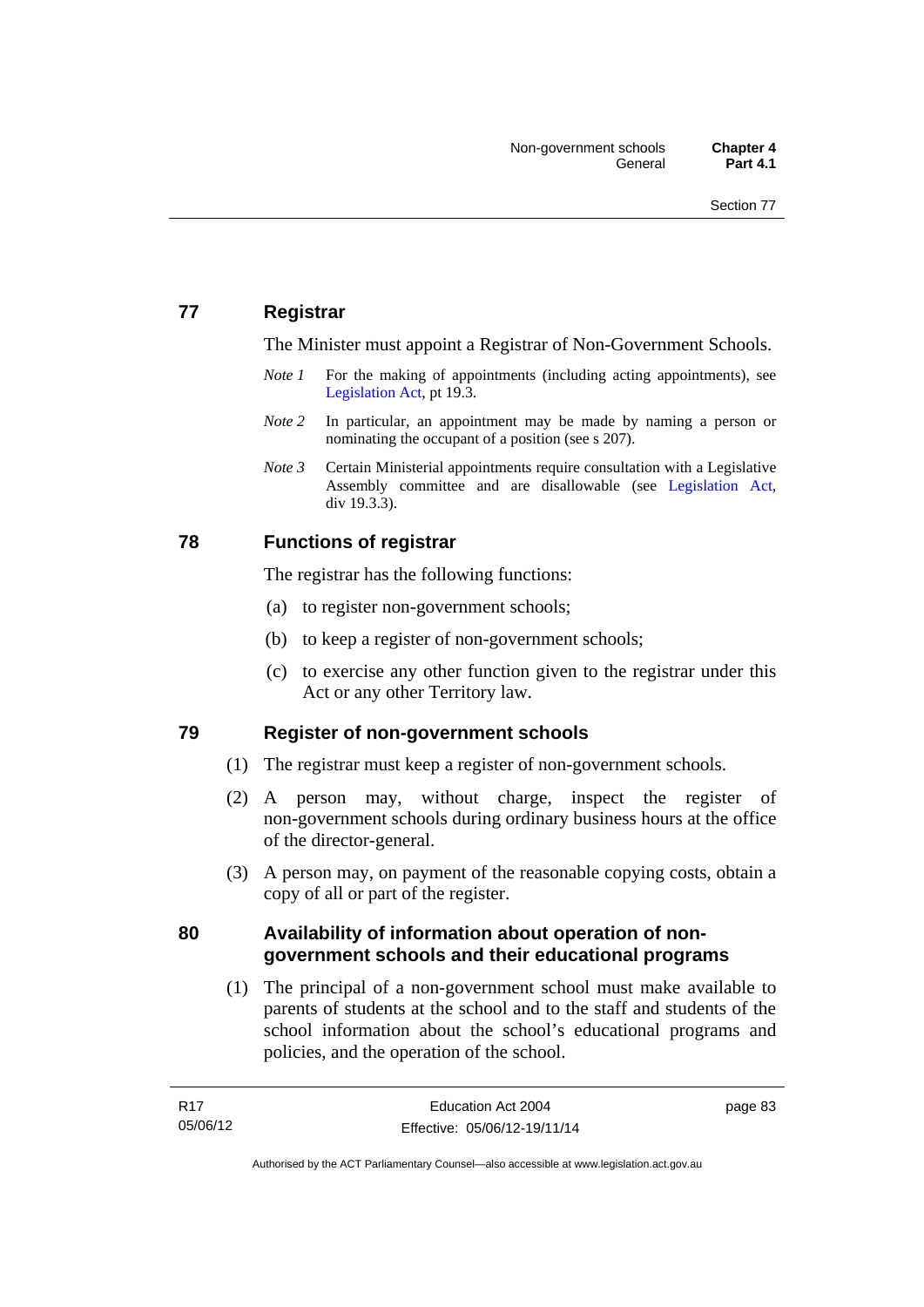## 77 Registrar

The Minister must appoint a Registrar of Non-Government Schools.

*Note 1* For the making of appointments (including acting appointments), see Legislation Act, pt 19.3.

*Note 2* In particular, an appointment may be made by naming a person or nominating the occupant of a position (see s 207).

*Note 3* Certain Ministerial appointments require consultation with a Legislative Assembly committee and are disallowable (see Legislation Act, div 19.3.3).

## 78 Functions of registrar

The registrar has the following functions:

(a) to register non-government schools;

(b) to keep a register of non-government schools;

(c) to exercise any other function given to the registrar under this Act or any other Territory law.

## 79 Register of non-government schools

(1) The registrar must keep a register of non-government schools.

(2) A person may, without charge, inspect the register of non-government schools during ordinary business hours at the office of the director-general.

(3) A person may, on payment of the reasonable copying costs, obtain a copy of all or part of the register.

## 80 Availability of information about operation of non-government schools and their educational programs

(1) The principal of a non-government school must make available to parents of students at the school and to the staff and students of the school information about the school's educational programs and policies, and the operation of the school.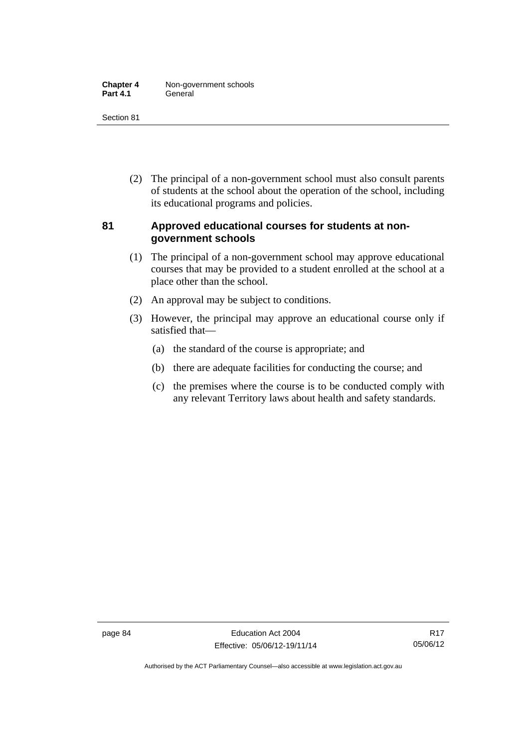(2) The principal of a non-government school must also consult parents of students at the school about the operation of the school, including its educational programs and policies.

### 81 Approved educational courses for students at non-government schools

(1) The principal of a non-government school may approve educational courses that may be provided to a student enrolled at the school at a place other than the school.

(2) An approval may be subject to conditions.

(3) However, the principal may approve an educational course only if satisfied that—

(a) the standard of the course is appropriate; and

(b) there are adequate facilities for conducting the course; and

(c) the premises where the course is to be conducted comply with any relevant Territory laws about health and safety standards.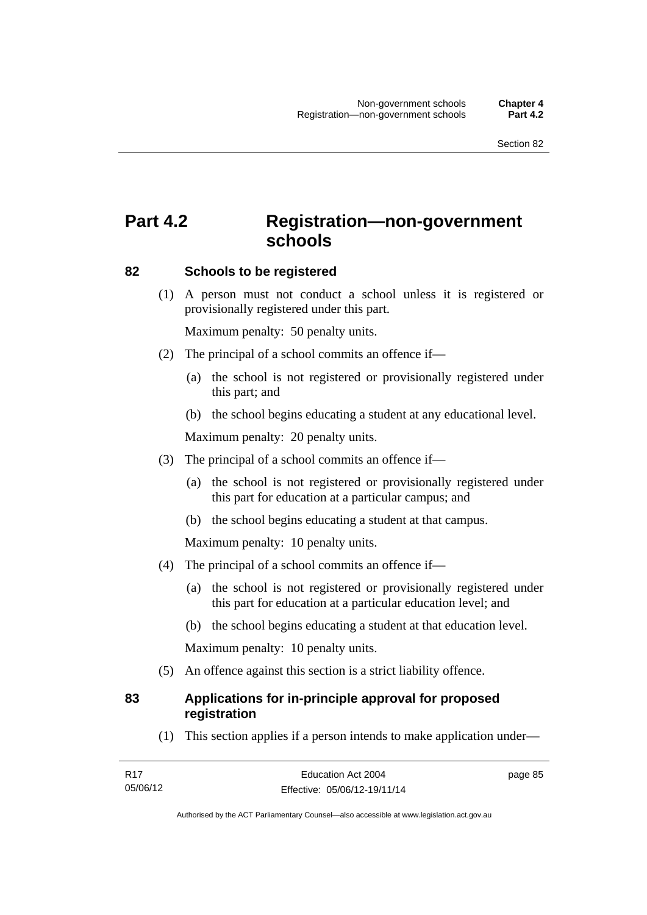# Part 4.2 Registration—non-government schools

## 82 Schools to be registered

(1) A person must not conduct a school unless it is registered or provisionally registered under this part.

Maximum penalty: 50 penalty units.

(2) The principal of a school commits an offence if—

(a) the school is not registered or provisionally registered under this part; and

(b) the school begins educating a student at any educational level.

Maximum penalty: 20 penalty units.

(3) The principal of a school commits an offence if—

(a) the school is not registered or provisionally registered under this part for education at a particular campus; and

(b) the school begins educating a student at that campus.

Maximum penalty: 10 penalty units.

(4) The principal of a school commits an offence if—

(a) the school is not registered or provisionally registered under this part for education at a particular education level; and

(b) the school begins educating a student at that education level.

Maximum penalty: 10 penalty units.

(5) An offence against this section is a strict liability offence.

## 83 Applications for in-principle approval for proposed registration

(1) This section applies if a person intends to make application under—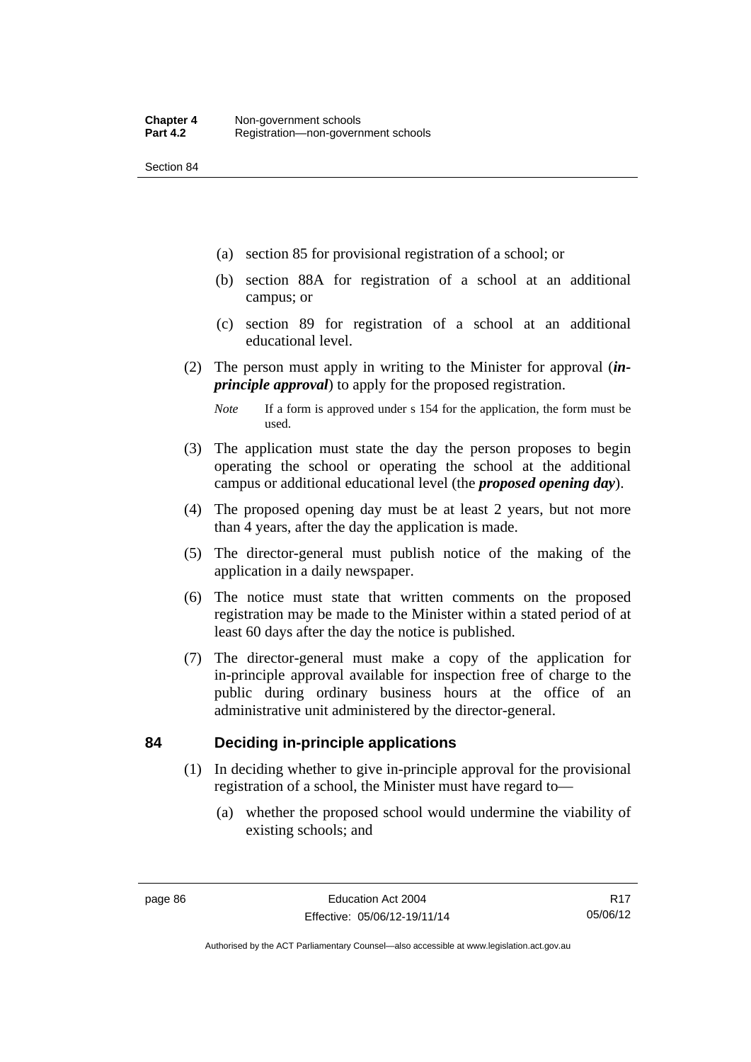(a) section 85 for provisional registration of a school; or

(b) section 88A for registration of a school at an additional campus; or

(c) section 89 for registration of a school at an additional educational level.

(2) The person must apply in writing to the Minister for approval (***in-principle approval***) to apply for the proposed registration.

*Note* If a form is approved under s 154 for the application, the form must be used.

(3) The application must state the day the person proposes to begin operating the school or operating the school at the additional campus or additional educational level (the ***proposed opening day***).

(4) The proposed opening day must be at least 2 years, but not more than 4 years, after the day the application is made.

(5) The director-general must publish notice of the making of the application in a daily newspaper.

(6) The notice must state that written comments on the proposed registration may be made to the Minister within a stated period of at least 60 days after the day the notice is published.

(7) The director-general must make a copy of the application for in-principle approval available for inspection free of charge to the public during ordinary business hours at the office of an administrative unit administered by the director-general.

## 84 Deciding in-principle applications

(1) In deciding whether to give in-principle approval for the provisional registration of a school, the Minister must have regard to—

(a) whether the proposed school would undermine the viability of existing schools; and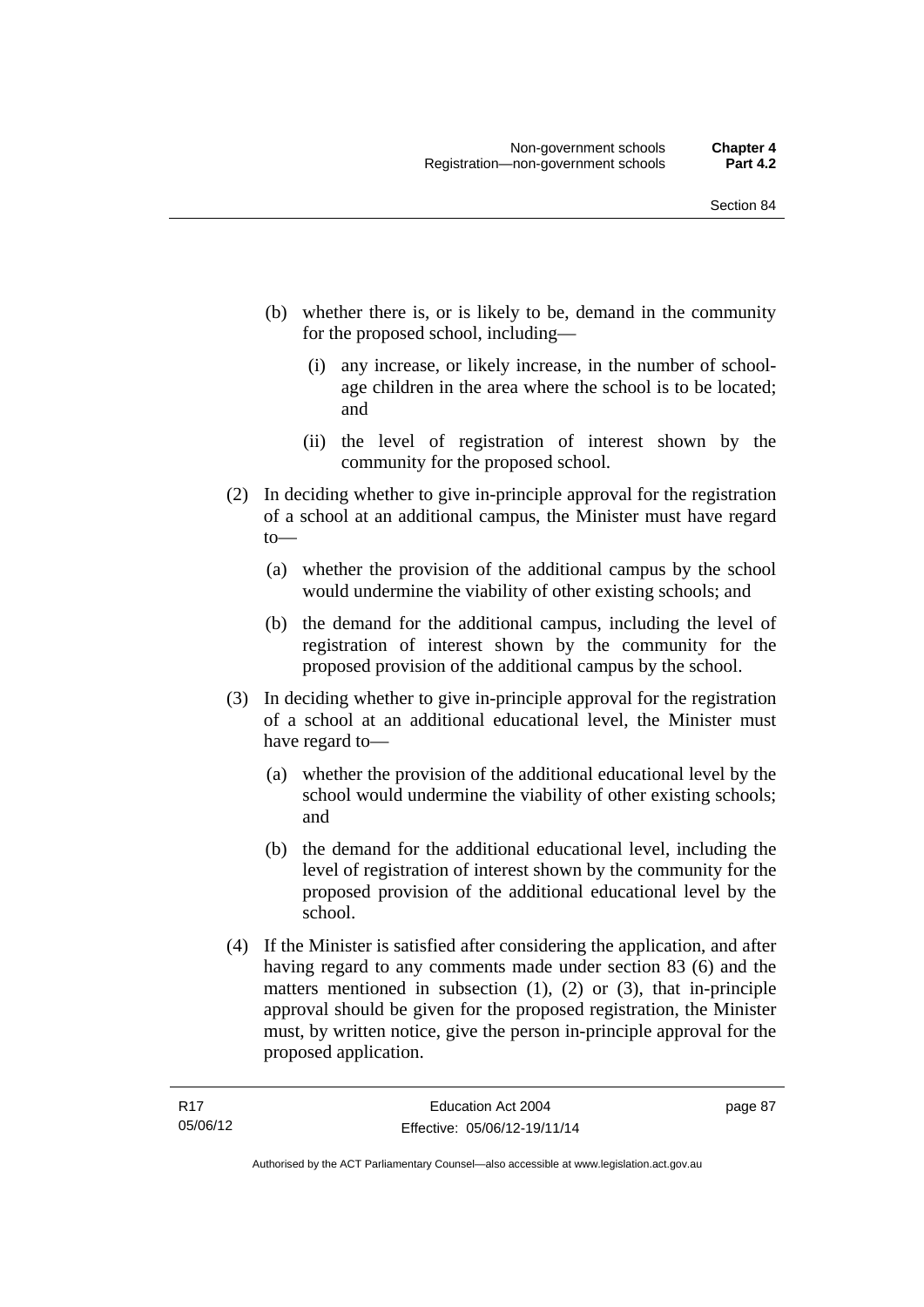(b) whether there is, or is likely to be, demand in the community for the proposed school, including—

  (i) any increase, or likely increase, in the number of school-age children in the area where the school is to be located; and

  (ii) the level of registration of interest shown by the community for the proposed school.

(2) In deciding whether to give in-principle approval for the registration of a school at an additional campus, the Minister must have regard to—

  (a) whether the provision of the additional campus by the school would undermine the viability of other existing schools; and

  (b) the demand for the additional campus, including the level of registration of interest shown by the community for the proposed provision of the additional campus by the school.

(3) In deciding whether to give in-principle approval for the registration of a school at an additional educational level, the Minister must have regard to—

  (a) whether the provision of the additional educational level by the school would undermine the viability of other existing schools; and

  (b) the demand for the additional educational level, including the level of registration of interest shown by the community for the proposed provision of the additional educational level by the school.

(4) If the Minister is satisfied after considering the application, and after having regard to any comments made under section 83 (6) and the matters mentioned in subsection (1), (2) or (3), that in-principle approval should be given for the proposed registration, the Minister must, by written notice, give the person in-principle approval for the proposed application.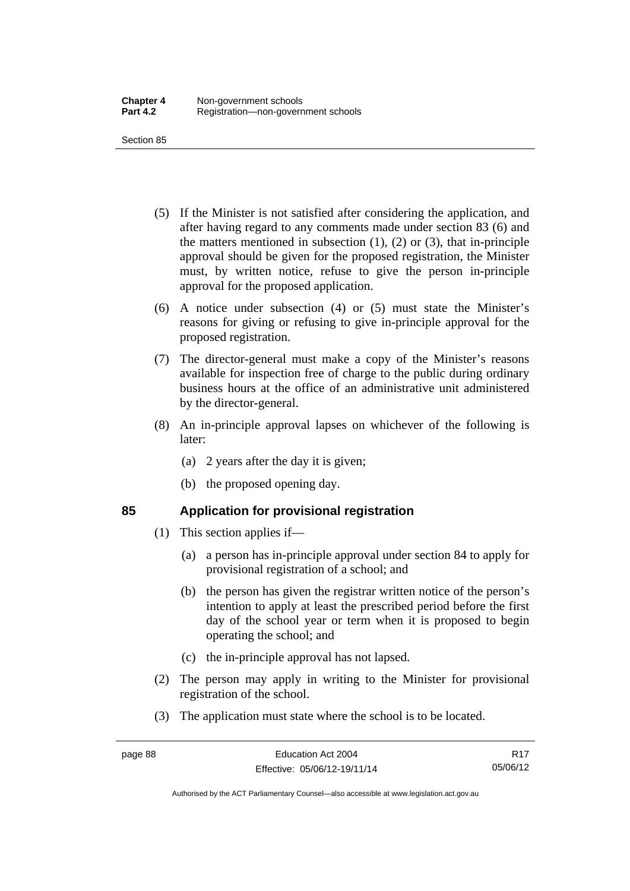(5) If the Minister is not satisfied after considering the application, and after having regard to any comments made under section 83 (6) and the matters mentioned in subsection (1), (2) or (3), that in-principle approval should be given for the proposed registration, the Minister must, by written notice, refuse to give the person in-principle approval for the proposed application.

(6) A notice under subsection (4) or (5) must state the Minister's reasons for giving or refusing to give in-principle approval for the proposed registration.

(7) The director-general must make a copy of the Minister's reasons available for inspection free of charge to the public during ordinary business hours at the office of an administrative unit administered by the director-general.

(8) An in-principle approval lapses on whichever of the following is later:

(a) 2 years after the day it is given;

(b) the proposed opening day.

## 85 Application for provisional registration

(1) This section applies if—

(a) a person has in-principle approval under section 84 to apply for provisional registration of a school; and

(b) the person has given the registrar written notice of the person's intention to apply at least the prescribed period before the first day of the school year or term when it is proposed to begin operating the school; and

(c) the in-principle approval has not lapsed.

(2) The person may apply in writing to the Minister for provisional registration of the school.

(3) The application must state where the school is to be located.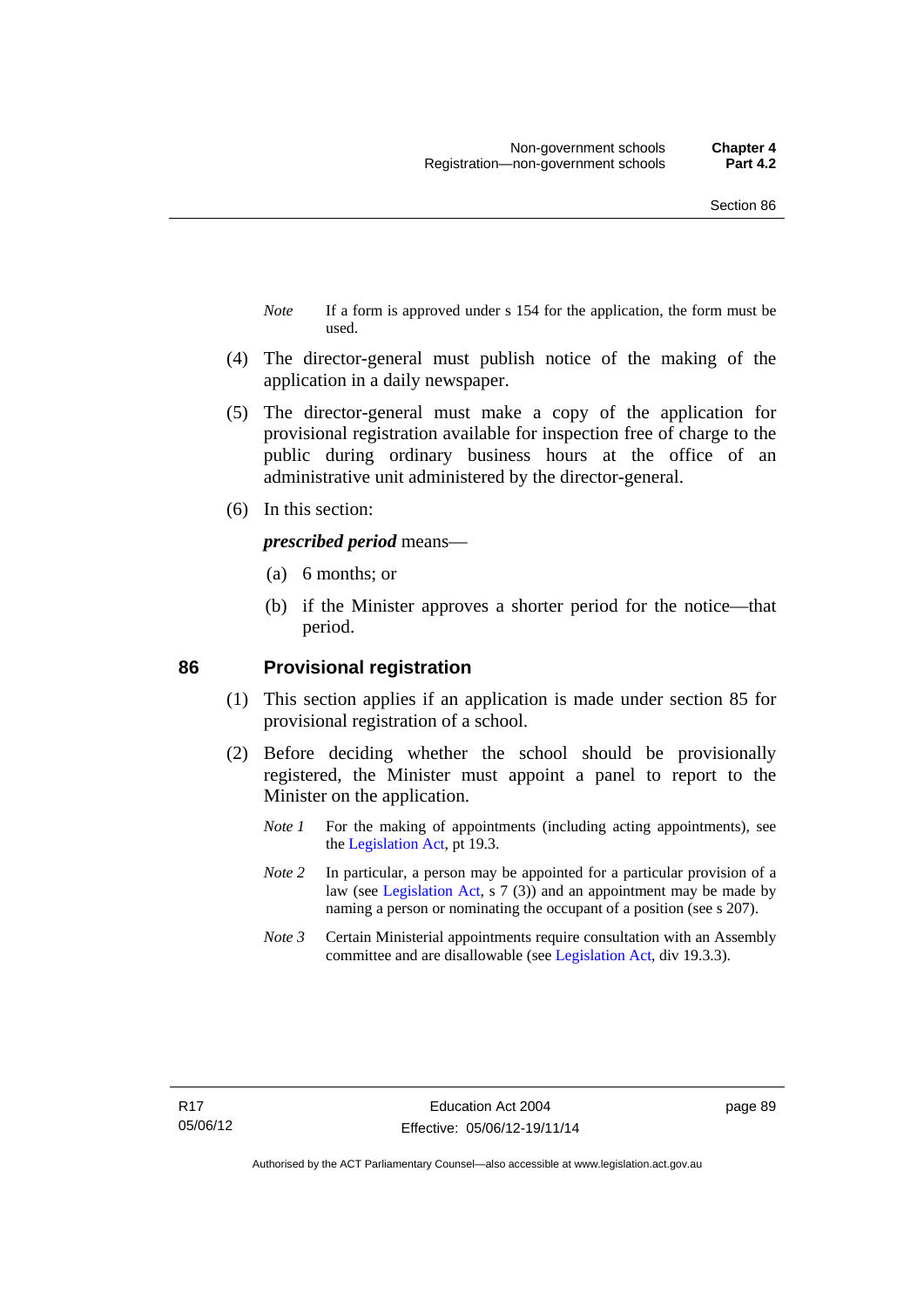*Note* If a form is approved under s 154 for the application, the form must be used.

(4) The director-general must publish notice of the making of the application in a daily newspaper.

(5) The director-general must make a copy of the application for provisional registration available for inspection free of charge to the public during ordinary business hours at the office of an administrative unit administered by the director-general.

(6) In this section:

***prescribed period*** means—

(a) 6 months; or

(b) if the Minister approves a shorter period for the notice—that period.

## 86 Provisional registration

(1) This section applies if an application is made under section 85 for provisional registration of a school.

(2) Before deciding whether the school should be provisionally registered, the Minister must appoint a panel to report to the Minister on the application.

*Note 1* For the making of appointments (including acting appointments), see the Legislation Act, pt 19.3.

*Note 2* In particular, a person may be appointed for a particular provision of a law (see Legislation Act, s 7 (3)) and an appointment may be made by naming a person or nominating the occupant of a position (see s 207).

*Note 3* Certain Ministerial appointments require consultation with an Assembly committee and are disallowable (see Legislation Act, div 19.3.3).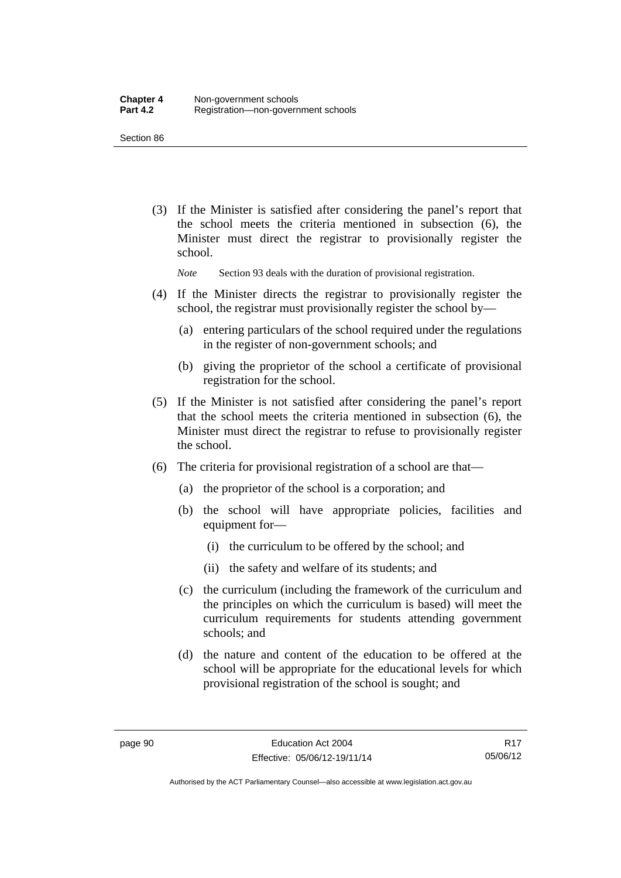(3) If the Minister is satisfied after considering the panel's report that the school meets the criteria mentioned in subsection (6), the Minister must direct the registrar to provisionally register the school.

*Note* Section 93 deals with the duration of provisional registration.

(4) If the Minister directs the registrar to provisionally register the school, the registrar must provisionally register the school by—

- (a) entering particulars of the school required under the regulations in the register of non-government schools; and
- (b) giving the proprietor of the school a certificate of provisional registration for the school.

(5) If the Minister is not satisfied after considering the panel's report that the school meets the criteria mentioned in subsection (6), the Minister must direct the registrar to refuse to provisionally register the school.

(6) The criteria for provisional registration of a school are that—

- (a) the proprietor of the school is a corporation; and
- (b) the school will have appropriate policies, facilities and equipment for—
  - (i) the curriculum to be offered by the school; and
  - (ii) the safety and welfare of its students; and
- (c) the curriculum (including the framework of the curriculum and the principles on which the curriculum is based) will meet the curriculum requirements for students attending government schools; and
- (d) the nature and content of the education to be offered at the school will be appropriate for the educational levels for which provisional registration of the school is sought; and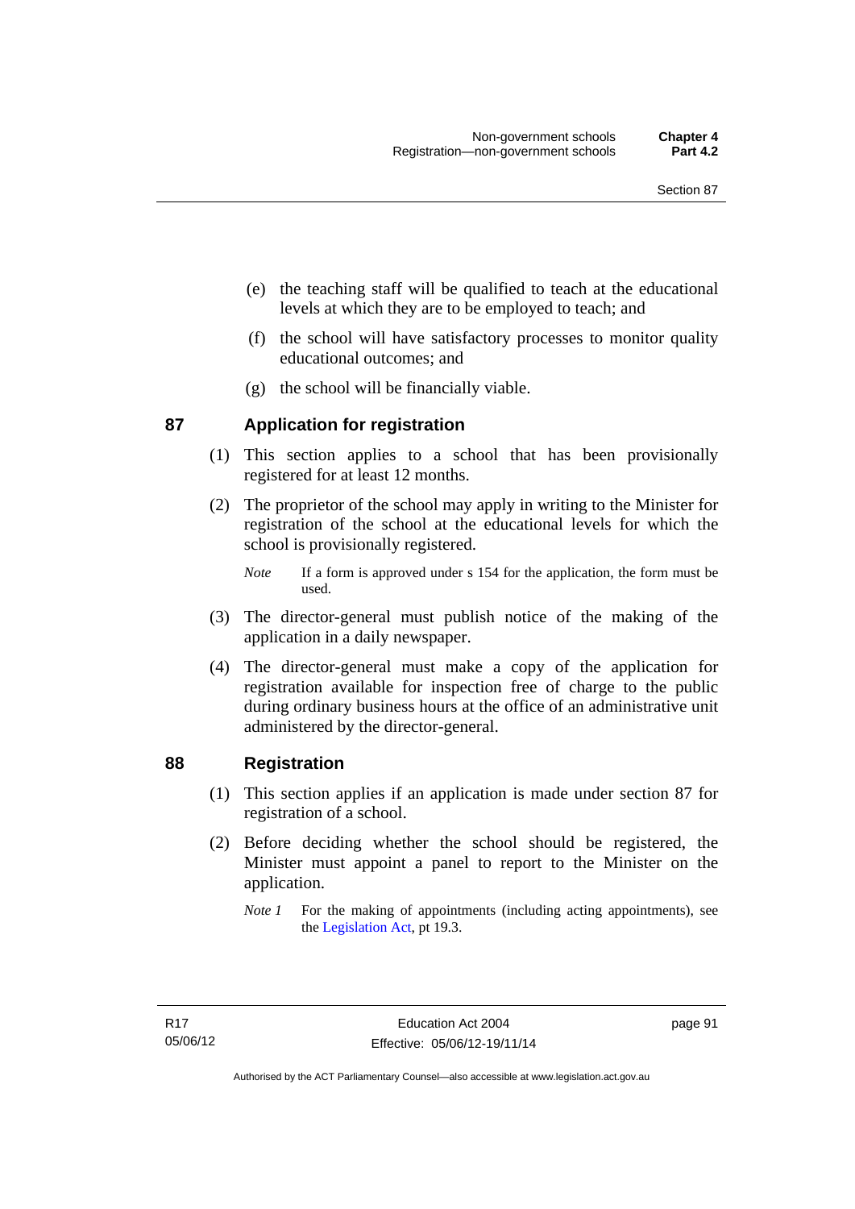(e) the teaching staff will be qualified to teach at the educational levels at which they are to be employed to teach; and

(f) the school will have satisfactory processes to monitor quality educational outcomes; and

(g) the school will be financially viable.

## 87 Application for registration

(1) This section applies to a school that has been provisionally registered for at least 12 months.

(2) The proprietor of the school may apply in writing to the Minister for registration of the school at the educational levels for which the school is provisionally registered.

*Note* If a form is approved under s 154 for the application, the form must be used.

(3) The director-general must publish notice of the making of the application in a daily newspaper.

(4) The director-general must make a copy of the application for registration available for inspection free of charge to the public during ordinary business hours at the office of an administrative unit administered by the director-general.

## 88 Registration

(1) This section applies if an application is made under section 87 for registration of a school.

(2) Before deciding whether the school should be registered, the Minister must appoint a panel to report to the Minister on the application.

*Note 1* For the making of appointments (including acting appointments), see the Legislation Act, pt 19.3.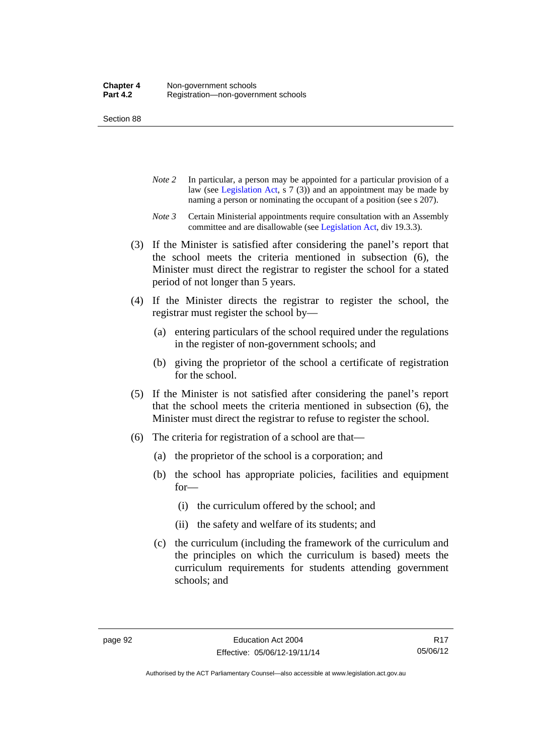*Note 2* In particular, a person may be appointed for a particular provision of a law (see Legislation Act, s 7 (3)) and an appointment may be made by naming a person or nominating the occupant of a position (see s 207).

*Note 3* Certain Ministerial appointments require consultation with an Assembly committee and are disallowable (see Legislation Act, div 19.3.3).

(3) If the Minister is satisfied after considering the panel's report that the school meets the criteria mentioned in subsection (6), the Minister must direct the registrar to register the school for a stated period of not longer than 5 years.

(4) If the Minister directs the registrar to register the school, the registrar must register the school by—

(a) entering particulars of the school required under the regulations in the register of non-government schools; and

(b) giving the proprietor of the school a certificate of registration for the school.

(5) If the Minister is not satisfied after considering the panel's report that the school meets the criteria mentioned in subsection (6), the Minister must direct the registrar to refuse to register the school.

(6) The criteria for registration of a school are that—

(a) the proprietor of the school is a corporation; and

(b) the school has appropriate policies, facilities and equipment for—

(i) the curriculum offered by the school; and

(ii) the safety and welfare of its students; and

(c) the curriculum (including the framework of the curriculum and the principles on which the curriculum is based) meets the curriculum requirements for students attending government schools; and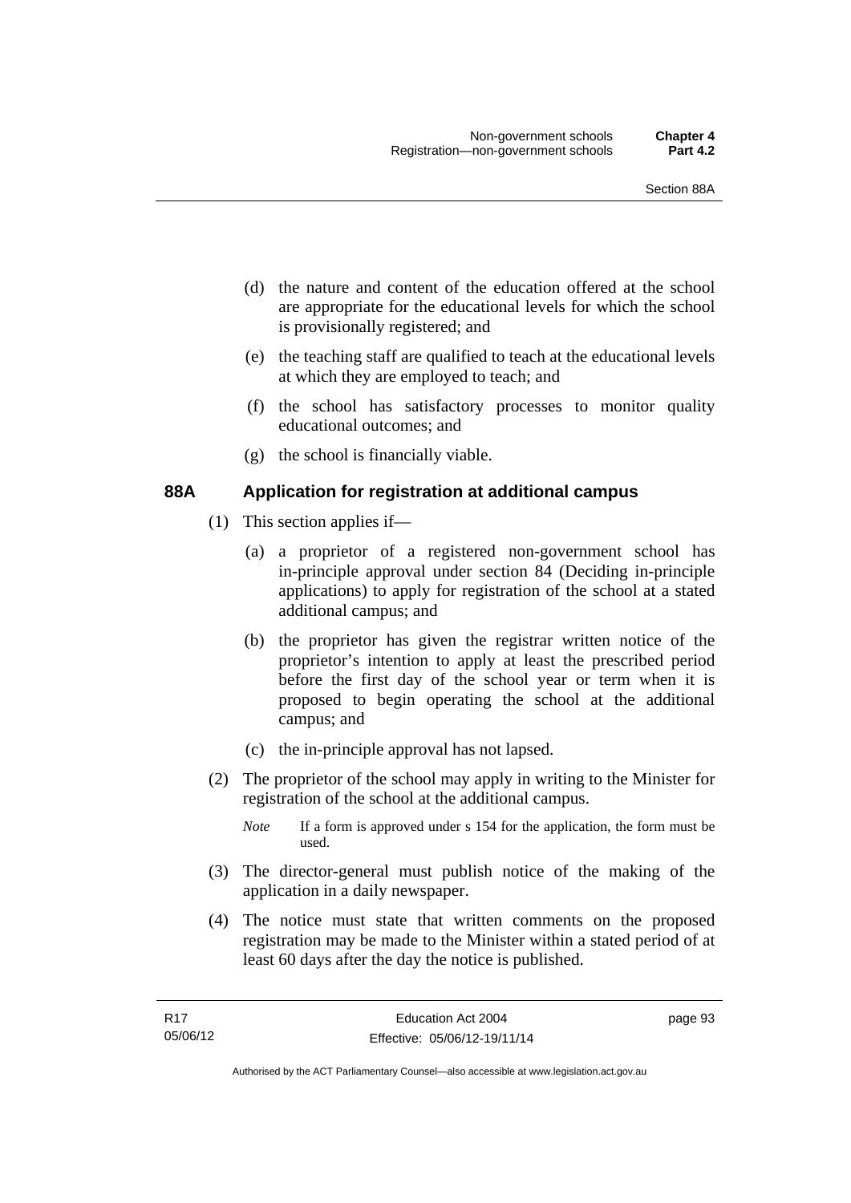(d) the nature and content of the education offered at the school are appropriate for the educational levels for which the school is provisionally registered; and

(e) the teaching staff are qualified to teach at the educational levels at which they are employed to teach; and

(f) the school has satisfactory processes to monitor quality educational outcomes; and

(g) the school is financially viable.

## 88A Application for registration at additional campus

(1) This section applies if—

(a) a proprietor of a registered non-government school has in-principle approval under section 84 (Deciding in-principle applications) to apply for registration of the school at a stated additional campus; and

(b) the proprietor has given the registrar written notice of the proprietor's intention to apply at least the prescribed period before the first day of the school year or term when it is proposed to begin operating the school at the additional campus; and

(c) the in-principle approval has not lapsed.

(2) The proprietor of the school may apply in writing to the Minister for registration of the school at the additional campus.

*Note* If a form is approved under s 154 for the application, the form must be used.

(3) The director-general must publish notice of the making of the application in a daily newspaper.

(4) The notice must state that written comments on the proposed registration may be made to the Minister within a stated period of at least 60 days after the day the notice is published.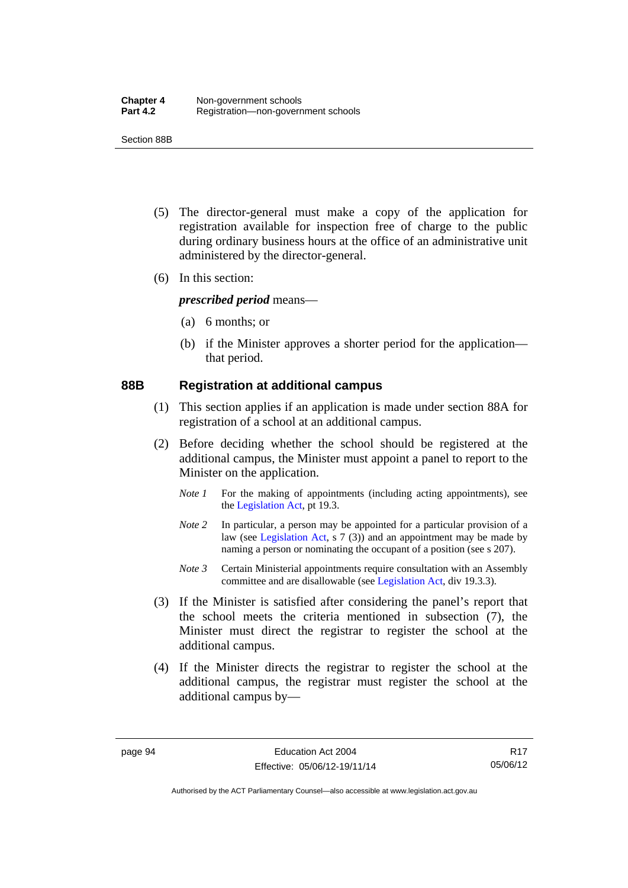(5) The director-general must make a copy of the application for registration available for inspection free of charge to the public during ordinary business hours at the office of an administrative unit administered by the director-general.

(6) In this section:

***prescribed period*** means—

(a) 6 months; or

(b) if the Minister approves a shorter period for the application—that period.

## 88B Registration at additional campus

(1) This section applies if an application is made under section 88A for registration of a school at an additional campus.

(2) Before deciding whether the school should be registered at the additional campus, the Minister must appoint a panel to report to the Minister on the application.

*Note 1* For the making of appointments (including acting appointments), see the Legislation Act, pt 19.3.

*Note 2* In particular, a person may be appointed for a particular provision of a law (see Legislation Act, s 7 (3)) and an appointment may be made by naming a person or nominating the occupant of a position (see s 207).

*Note 3* Certain Ministerial appointments require consultation with an Assembly committee and are disallowable (see Legislation Act, div 19.3.3).

(3) If the Minister is satisfied after considering the panel's report that the school meets the criteria mentioned in subsection (7), the Minister must direct the registrar to register the school at the additional campus.

(4) If the Minister directs the registrar to register the school at the additional campus, the registrar must register the school at the additional campus by—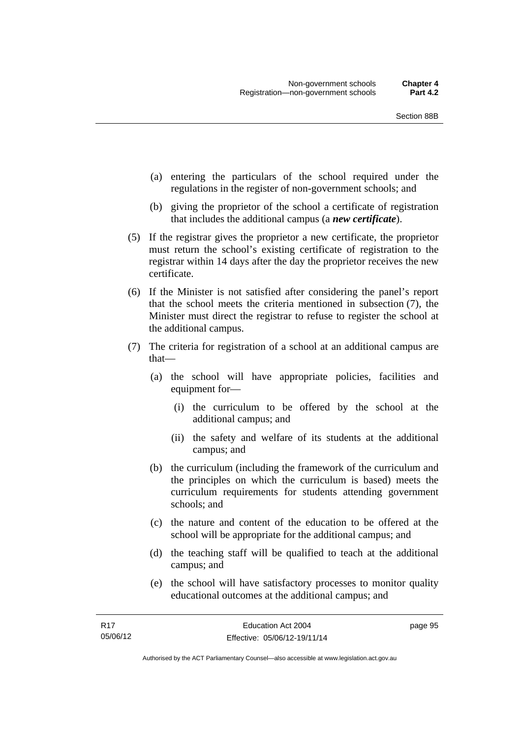(a) entering the particulars of the school required under the regulations in the register of non-government schools; and

(b) giving the proprietor of the school a certificate of registration that includes the additional campus (a ***new certificate***).

(5) If the registrar gives the proprietor a new certificate, the proprietor must return the school's existing certificate of registration to the registrar within 14 days after the day the proprietor receives the new certificate.

(6) If the Minister is not satisfied after considering the panel's report that the school meets the criteria mentioned in subsection (7), the Minister must direct the registrar to refuse to register the school at the additional campus.

(7) The criteria for registration of a school at an additional campus are that—

(a) the school will have appropriate policies, facilities and equipment for—

(i) the curriculum to be offered by the school at the additional campus; and

(ii) the safety and welfare of its students at the additional campus; and

(b) the curriculum (including the framework of the curriculum and the principles on which the curriculum is based) meets the curriculum requirements for students attending government schools; and

(c) the nature and content of the education to be offered at the school will be appropriate for the additional campus; and

(d) the teaching staff will be qualified to teach at the additional campus; and

(e) the school will have satisfactory processes to monitor quality educational outcomes at the additional campus; and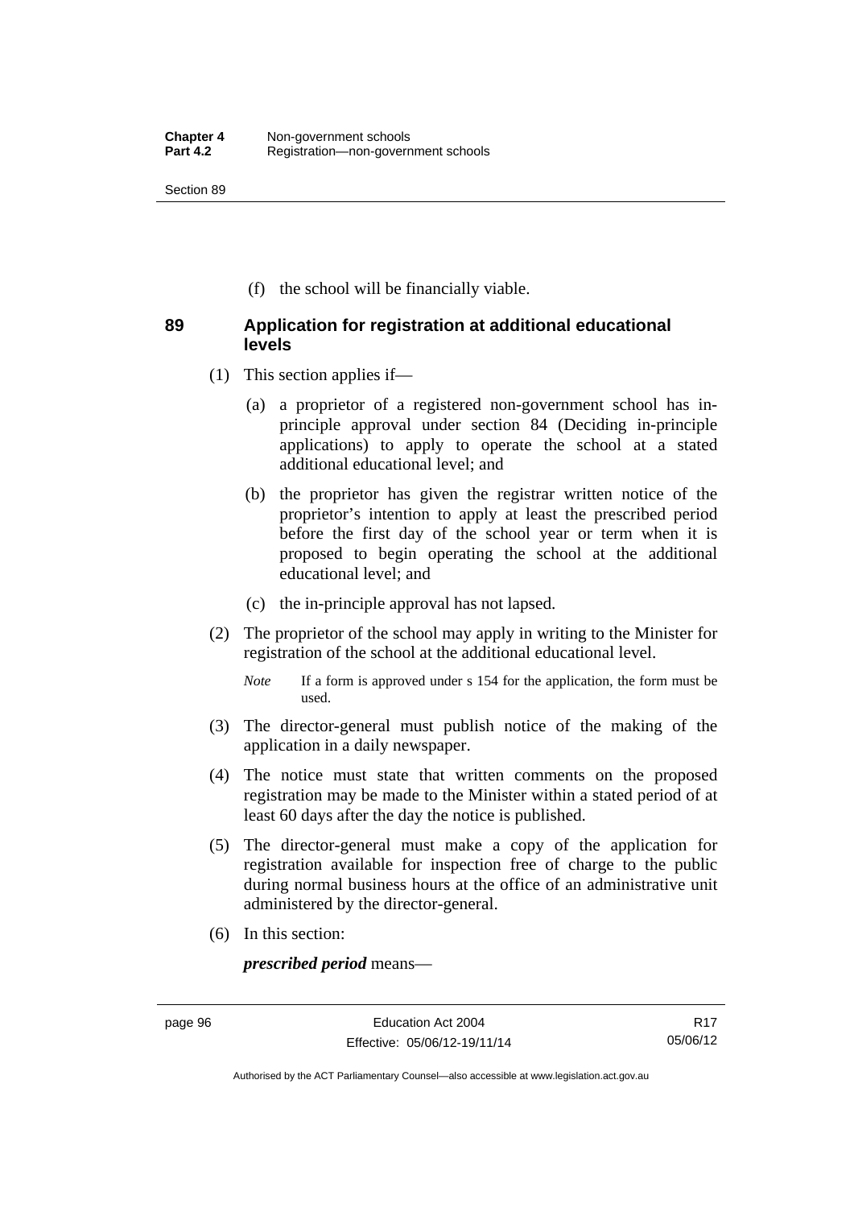(f) the school will be financially viable.

## 89 Application for registration at additional educational levels

(1) This section applies if—

(a) a proprietor of a registered non-government school has in-principle approval under section 84 (Deciding in-principle applications) to apply to operate the school at a stated additional educational level; and

(b) the proprietor has given the registrar written notice of the proprietor's intention to apply at least the prescribed period before the first day of the school year or term when it is proposed to begin operating the school at the additional educational level; and

(c) the in-principle approval has not lapsed.

(2) The proprietor of the school may apply in writing to the Minister for registration of the school at the additional educational level.

*Note* If a form is approved under s 154 for the application, the form must be used.

(3) The director-general must publish notice of the making of the application in a daily newspaper.

(4) The notice must state that written comments on the proposed registration may be made to the Minister within a stated period of at least 60 days after the day the notice is published.

(5) The director-general must make a copy of the application for registration available for inspection free of charge to the public during normal business hours at the office of an administrative unit administered by the director-general.

(6) In this section:

***prescribed period*** means—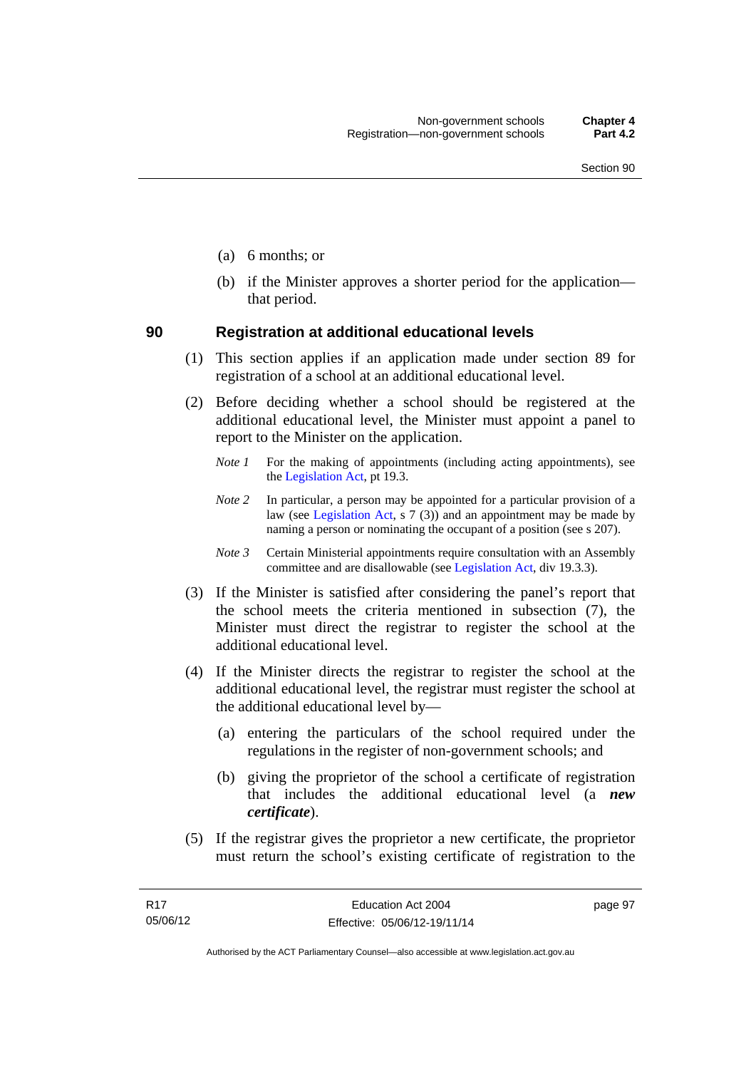(a) 6 months; or

(b) if the Minister approves a shorter period for the application—that period.

## 90 Registration at additional educational levels

(1) This section applies if an application made under section 89 for registration of a school at an additional educational level.

(2) Before deciding whether a school should be registered at the additional educational level, the Minister must appoint a panel to report to the Minister on the application.

*Note 1* For the making of appointments (including acting appointments), see the Legislation Act, pt 19.3.

*Note 2* In particular, a person may be appointed for a particular provision of a law (see Legislation Act, s 7 (3)) and an appointment may be made by naming a person or nominating the occupant of a position (see s 207).

*Note 3* Certain Ministerial appointments require consultation with an Assembly committee and are disallowable (see Legislation Act, div 19.3.3).

(3) If the Minister is satisfied after considering the panel's report that the school meets the criteria mentioned in subsection (7), the Minister must direct the registrar to register the school at the additional educational level.

(4) If the Minister directs the registrar to register the school at the additional educational level, the registrar must register the school at the additional educational level by—

(a) entering the particulars of the school required under the regulations in the register of non-government schools; and

(b) giving the proprietor of the school a certificate of registration that includes the additional educational level (a ***new certificate***).

(5) If the registrar gives the proprietor a new certificate, the proprietor must return the school's existing certificate of registration to the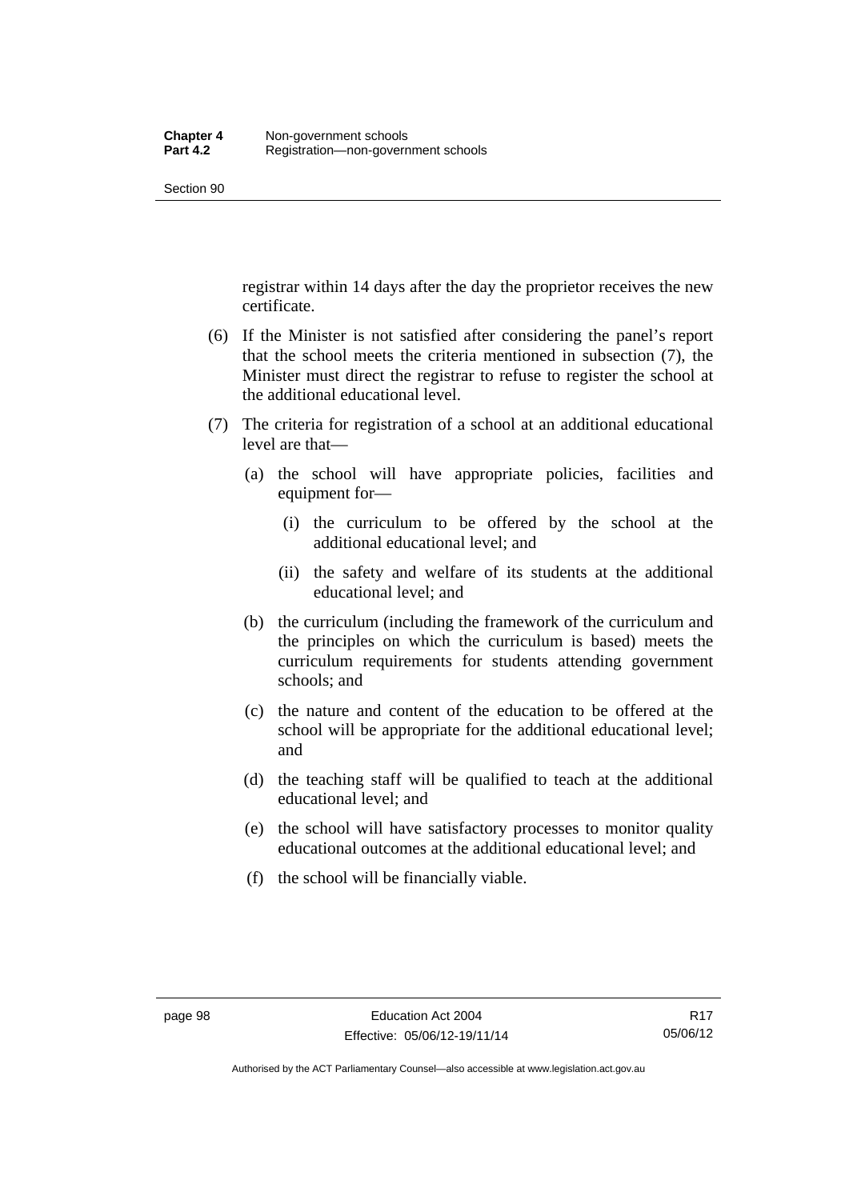registrar within 14 days after the day the proprietor receives the new certificate.

(6) If the Minister is not satisfied after considering the panel's report that the school meets the criteria mentioned in subsection (7), the Minister must direct the registrar to refuse to register the school at the additional educational level.

(7) The criteria for registration of a school at an additional educational level are that—

(a) the school will have appropriate policies, facilities and equipment for—

(i) the curriculum to be offered by the school at the additional educational level; and

(ii) the safety and welfare of its students at the additional educational level; and

(b) the curriculum (including the framework of the curriculum and the principles on which the curriculum is based) meets the curriculum requirements for students attending government schools; and

(c) the nature and content of the education to be offered at the school will be appropriate for the additional educational level; and

(d) the teaching staff will be qualified to teach at the additional educational level; and

(e) the school will have satisfactory processes to monitor quality educational outcomes at the additional educational level; and

(f) the school will be financially viable.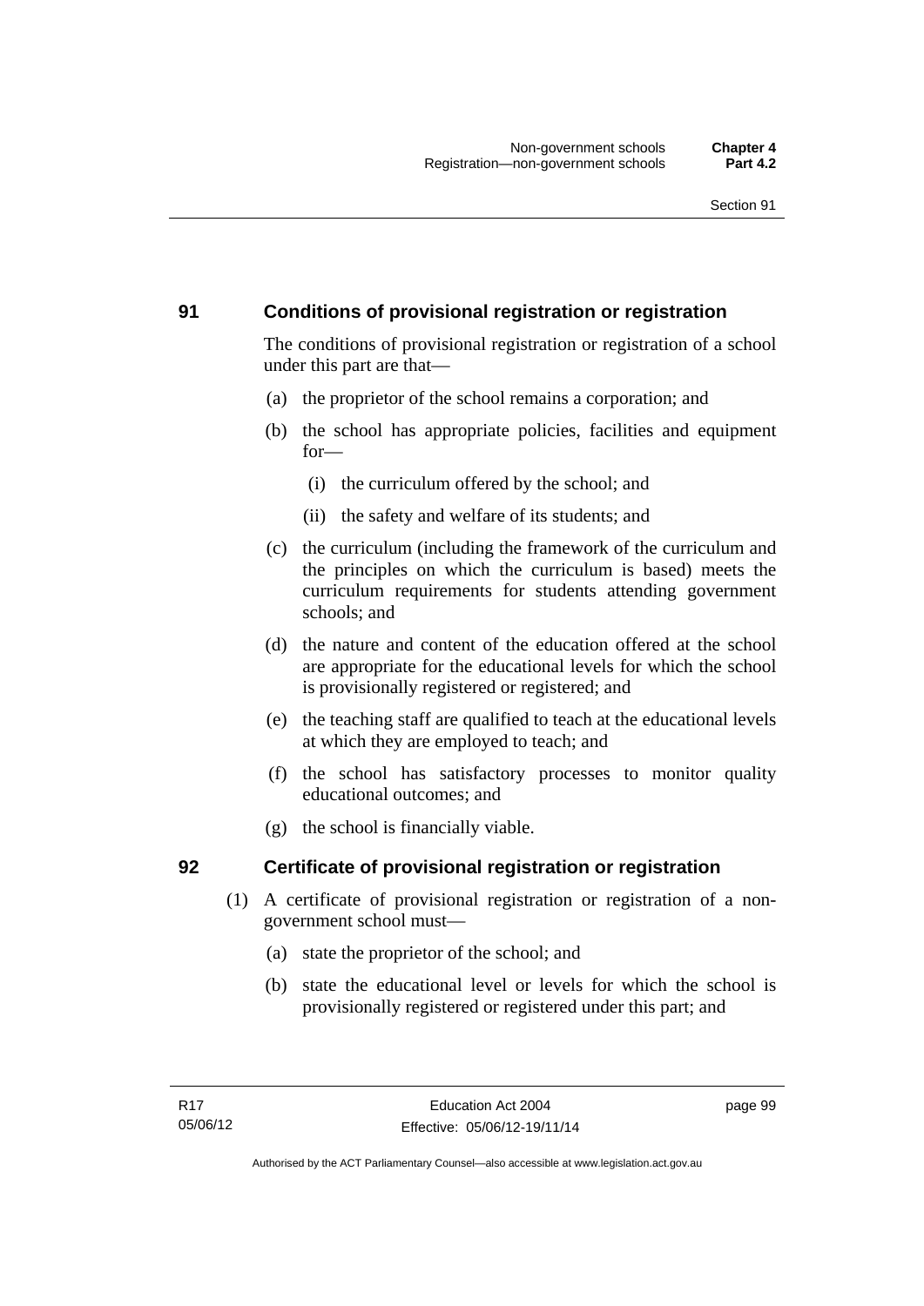## 91 Conditions of provisional registration or registration

The conditions of provisional registration or registration of a school under this part are that—

(a) the proprietor of the school remains a corporation; and

(b) the school has appropriate policies, facilities and equipment for—

  (i) the curriculum offered by the school; and

  (ii) the safety and welfare of its students; and

(c) the curriculum (including the framework of the curriculum and the principles on which the curriculum is based) meets the curriculum requirements for students attending government schools; and

(d) the nature and content of the education offered at the school are appropriate for the educational levels for which the school is provisionally registered or registered; and

(e) the teaching staff are qualified to teach at the educational levels at which they are employed to teach; and

(f) the school has satisfactory processes to monitor quality educational outcomes; and

(g) the school is financially viable.

## 92 Certificate of provisional registration or registration

(1) A certificate of provisional registration or registration of a non-government school must—

  (a) state the proprietor of the school; and

  (b) state the educational level or levels for which the school is provisionally registered or registered under this part; and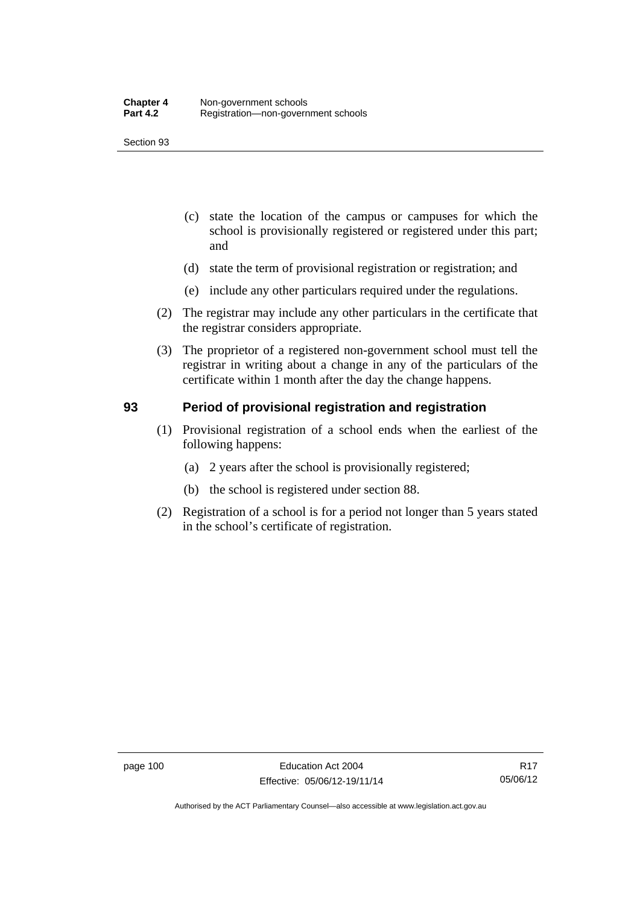(c) state the location of the campus or campuses for which the school is provisionally registered or registered under this part; and

(d) state the term of provisional registration or registration; and

(e) include any other particulars required under the regulations.

(2) The registrar may include any other particulars in the certificate that the registrar considers appropriate.

(3) The proprietor of a registered non-government school must tell the registrar in writing about a change in any of the particulars of the certificate within 1 month after the day the change happens.

## 93 Period of provisional registration and registration

(1) Provisional registration of a school ends when the earliest of the following happens:

(a) 2 years after the school is provisionally registered;

(b) the school is registered under section 88.

(2) Registration of a school is for a period not longer than 5 years stated in the school's certificate of registration.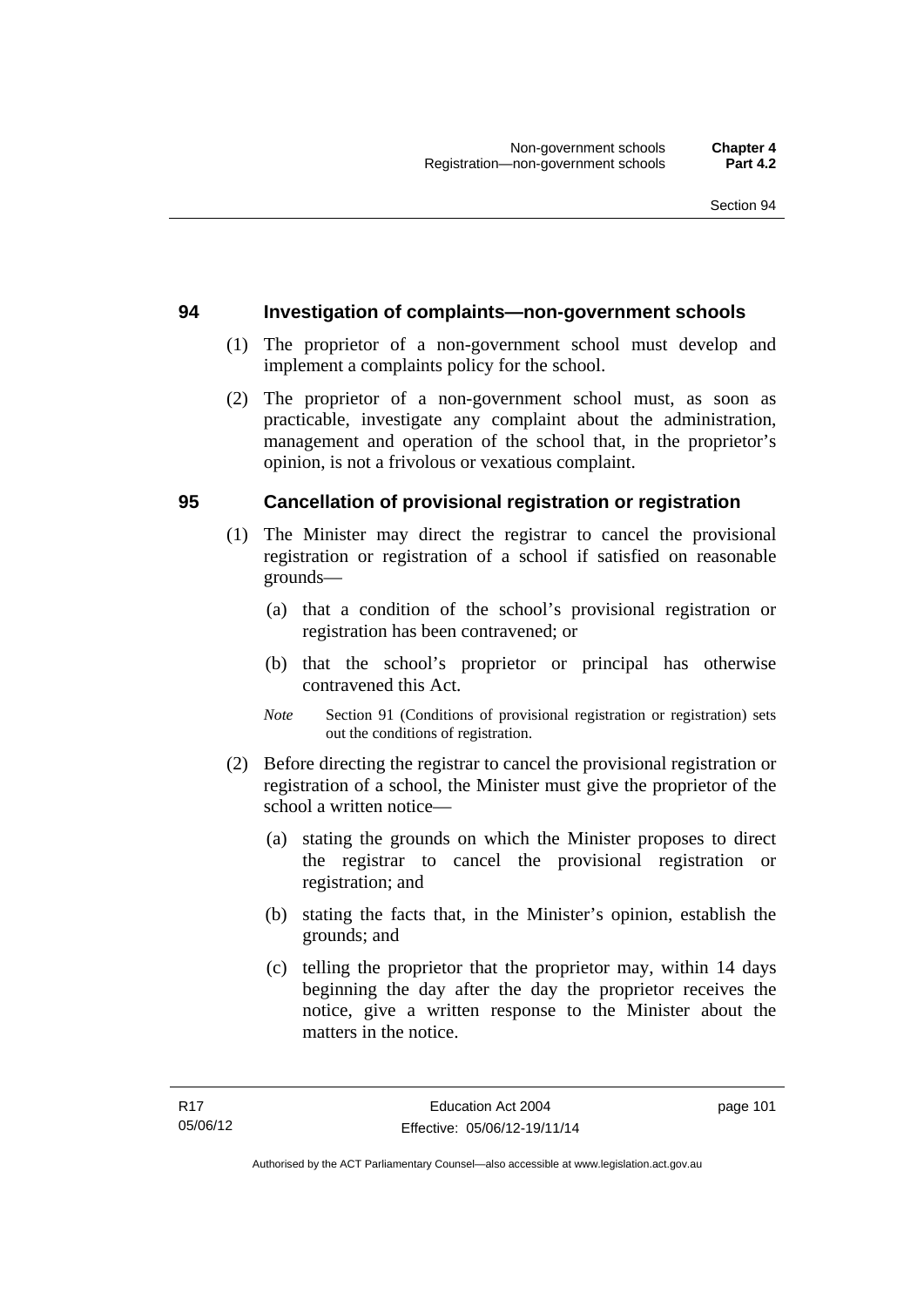## 94 Investigation of complaints—non-government schools

(1) The proprietor of a non-government school must develop and implement a complaints policy for the school.

(2) The proprietor of a non-government school must, as soon as practicable, investigate any complaint about the administration, management and operation of the school that, in the proprietor's opinion, is not a frivolous or vexatious complaint.

## 95 Cancellation of provisional registration or registration

(1) The Minister may direct the registrar to cancel the provisional registration or registration of a school if satisfied on reasonable grounds—

(a) that a condition of the school's provisional registration or registration has been contravened; or

(b) that the school's proprietor or principal has otherwise contravened this Act.

*Note* Section 91 (Conditions of provisional registration or registration) sets out the conditions of registration.

(2) Before directing the registrar to cancel the provisional registration or registration of a school, the Minister must give the proprietor of the school a written notice—

(a) stating the grounds on which the Minister proposes to direct the registrar to cancel the provisional registration or registration; and

(b) stating the facts that, in the Minister's opinion, establish the grounds; and

(c) telling the proprietor that the proprietor may, within 14 days beginning the day after the day the proprietor receives the notice, give a written response to the Minister about the matters in the notice.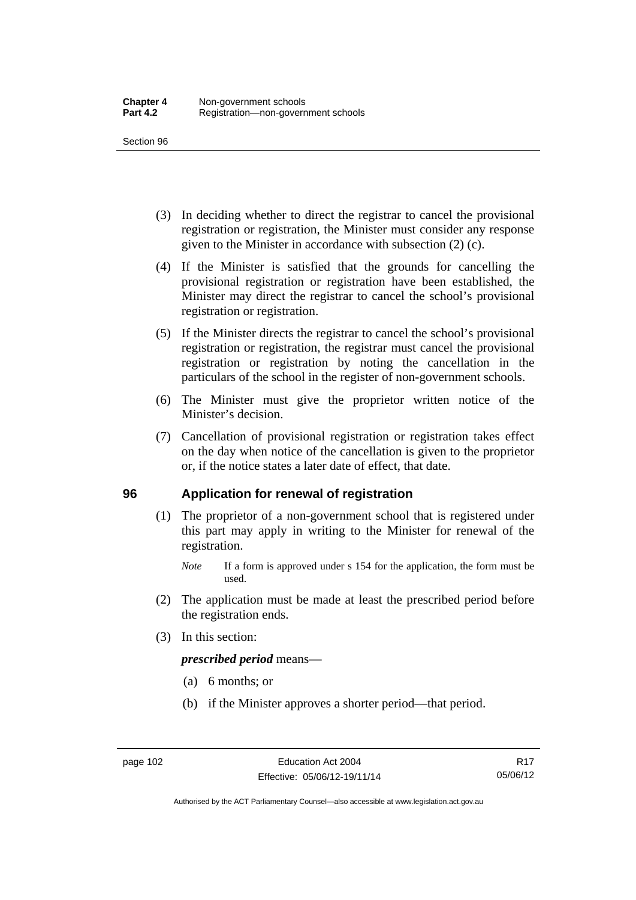(3) In deciding whether to direct the registrar to cancel the provisional registration or registration, the Minister must consider any response given to the Minister in accordance with subsection (2) (c).

(4) If the Minister is satisfied that the grounds for cancelling the provisional registration or registration have been established, the Minister may direct the registrar to cancel the school's provisional registration or registration.

(5) If the Minister directs the registrar to cancel the school's provisional registration or registration, the registrar must cancel the provisional registration or registration by noting the cancellation in the particulars of the school in the register of non-government schools.

(6) The Minister must give the proprietor written notice of the Minister's decision.

(7) Cancellation of provisional registration or registration takes effect on the day when notice of the cancellation is given to the proprietor or, if the notice states a later date of effect, that date.

## 96 Application for renewal of registration

(1) The proprietor of a non-government school that is registered under this part may apply in writing to the Minister for renewal of the registration.

*Note* If a form is approved under s 154 for the application, the form must be used.

(2) The application must be made at least the prescribed period before the registration ends.

(3) In this section:

***prescribed period*** means—

(a) 6 months; or

(b) if the Minister approves a shorter period—that period.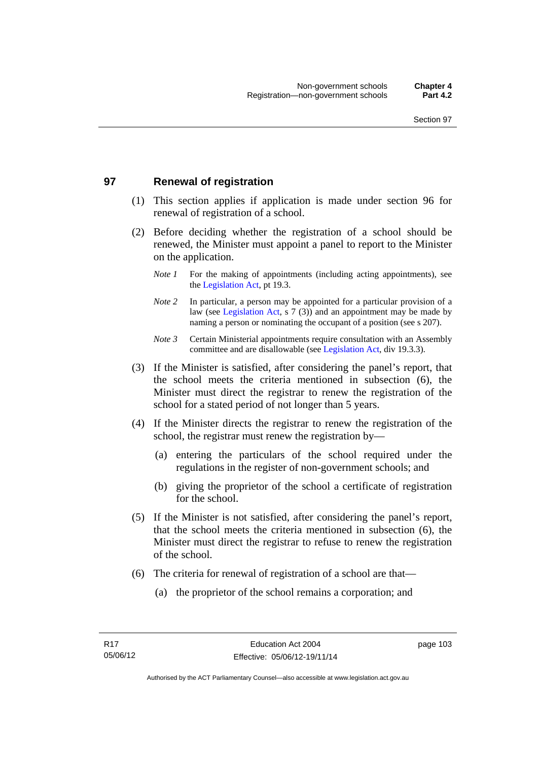## 97 Renewal of registration

(1) This section applies if application is made under section 96 for renewal of registration of a school.

(2) Before deciding whether the registration of a school should be renewed, the Minister must appoint a panel to report to the Minister on the application.

*Note 1* For the making of appointments (including acting appointments), see the Legislation Act, pt 19.3.

*Note 2* In particular, a person may be appointed for a particular provision of a law (see Legislation Act, s 7 (3)) and an appointment may be made by naming a person or nominating the occupant of a position (see s 207).

*Note 3* Certain Ministerial appointments require consultation with an Assembly committee and are disallowable (see Legislation Act, div 19.3.3).

(3) If the Minister is satisfied, after considering the panel's report, that the school meets the criteria mentioned in subsection (6), the Minister must direct the registrar to renew the registration of the school for a stated period of not longer than 5 years.

(4) If the Minister directs the registrar to renew the registration of the school, the registrar must renew the registration by—

(a) entering the particulars of the school required under the regulations in the register of non-government schools; and

(b) giving the proprietor of the school a certificate of registration for the school.

(5) If the Minister is not satisfied, after considering the panel's report, that the school meets the criteria mentioned in subsection (6), the Minister must direct the registrar to refuse to renew the registration of the school.

(6) The criteria for renewal of registration of a school are that—

(a) the proprietor of the school remains a corporation; and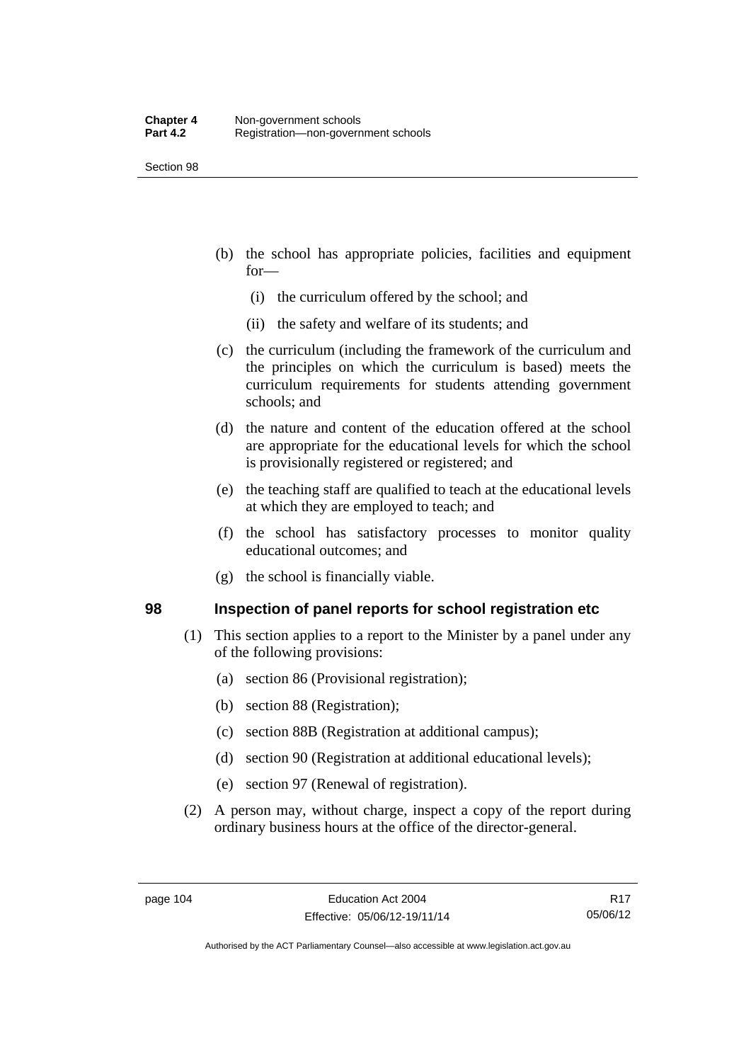(b) the school has appropriate policies, facilities and equipment for—

(i) the curriculum offered by the school; and

(ii) the safety and welfare of its students; and

(c) the curriculum (including the framework of the curriculum and the principles on which the curriculum is based) meets the curriculum requirements for students attending government schools; and

(d) the nature and content of the education offered at the school are appropriate for the educational levels for which the school is provisionally registered or registered; and

(e) the teaching staff are qualified to teach at the educational levels at which they are employed to teach; and

(f) the school has satisfactory processes to monitor quality educational outcomes; and

(g) the school is financially viable.

## 98 Inspection of panel reports for school registration etc

(1) This section applies to a report to the Minister by a panel under any of the following provisions:

(a) section 86 (Provisional registration);

(b) section 88 (Registration);

(c) section 88B (Registration at additional campus);

(d) section 90 (Registration at additional educational levels);

(e) section 97 (Renewal of registration).

(2) A person may, without charge, inspect a copy of the report during ordinary business hours at the office of the director-general.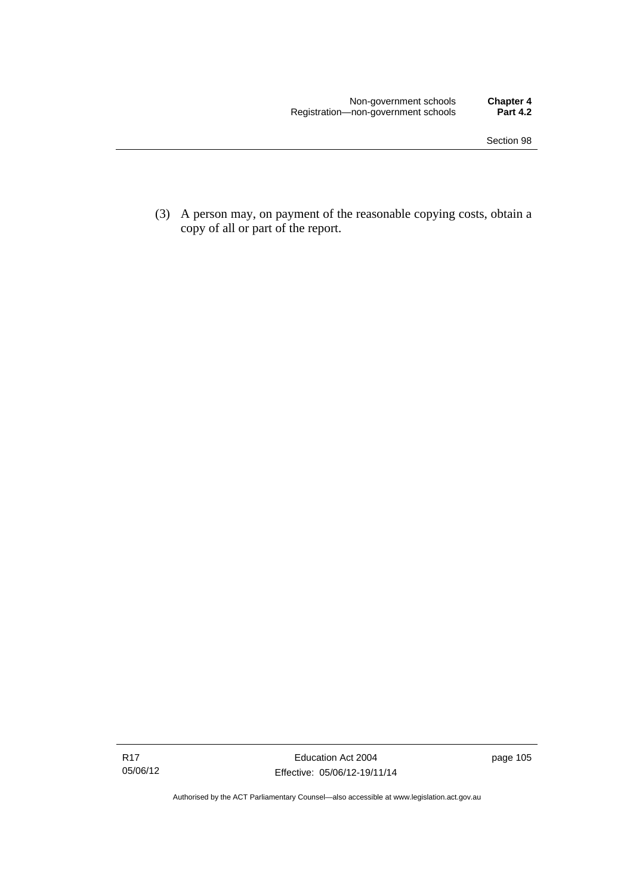(3) A person may, on payment of the reasonable copying costs, obtain a copy of all or part of the report.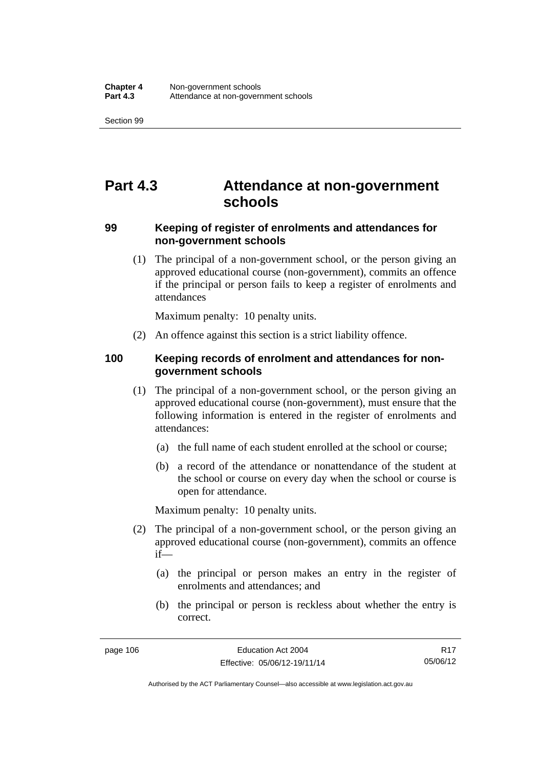# Part 4.3 Attendance at non-government schools

## 99 Keeping of register of enrolments and attendances for non-government schools

(1) The principal of a non-government school, or the person giving an approved educational course (non-government), commits an offence if the principal or person fails to keep a register of enrolments and attendances

Maximum penalty: 10 penalty units.

(2) An offence against this section is a strict liability offence.

## 100 Keeping records of enrolment and attendances for non-government schools

(1) The principal of a non-government school, or the person giving an approved educational course (non-government), must ensure that the following information is entered in the register of enrolments and attendances:

(a) the full name of each student enrolled at the school or course;

(b) a record of the attendance or nonattendance of the student at the school or course on every day when the school or course is open for attendance.

Maximum penalty: 10 penalty units.

(2) The principal of a non-government school, or the person giving an approved educational course (non-government), commits an offence if—

(a) the principal or person makes an entry in the register of enrolments and attendances; and

(b) the principal or person is reckless about whether the entry is correct.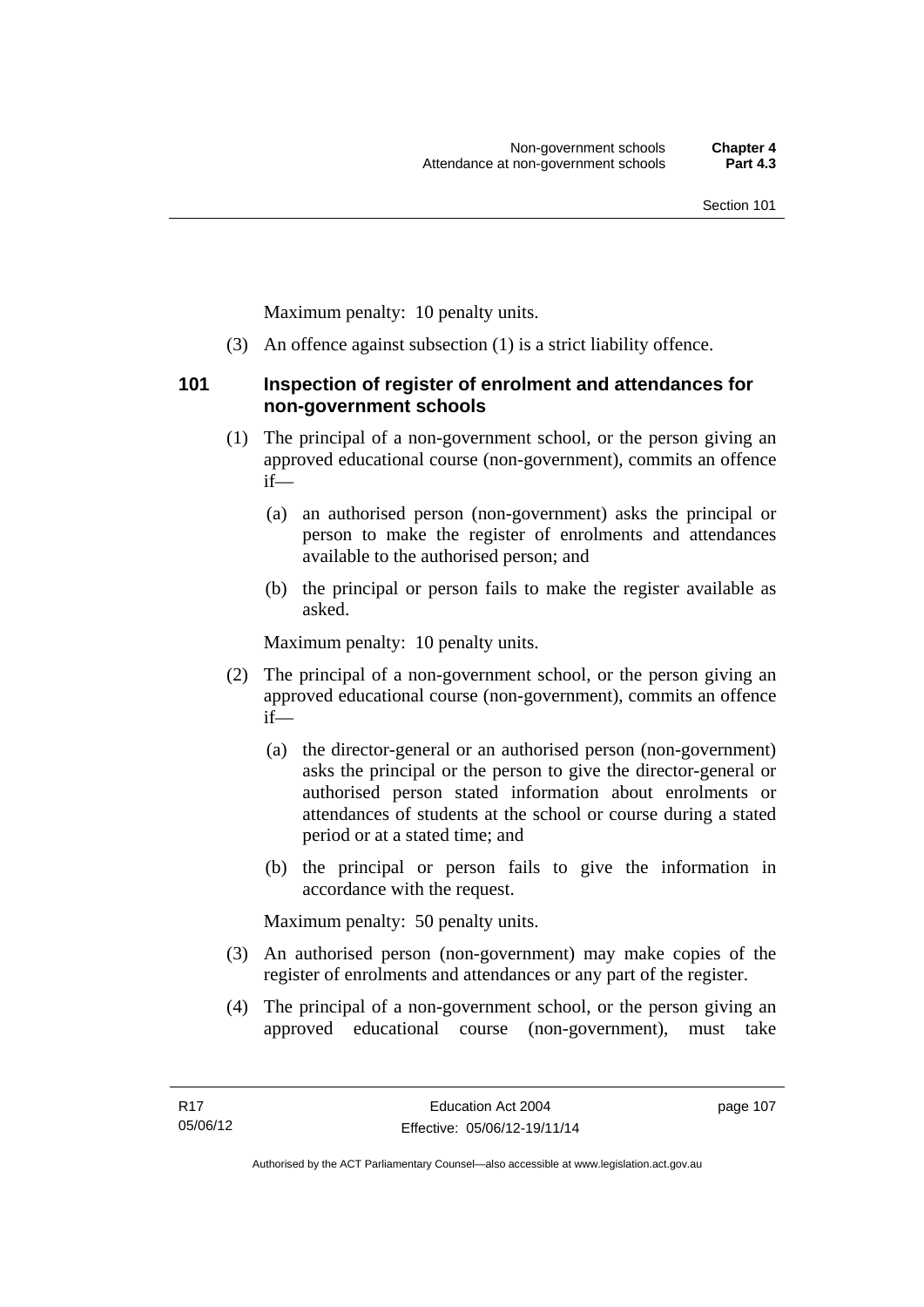Maximum penalty: 10 penalty units.

(3) An offence against subsection (1) is a strict liability offence.

### 101 Inspection of register of enrolment and attendances for non-government schools

(1) The principal of a non-government school, or the person giving an approved educational course (non-government), commits an offence if—

(a) an authorised person (non-government) asks the principal or person to make the register of enrolments and attendances available to the authorised person; and

(b) the principal or person fails to make the register available as asked.

Maximum penalty: 10 penalty units.

(2) The principal of a non-government school, or the person giving an approved educational course (non-government), commits an offence if—

(a) the director-general or an authorised person (non-government) asks the principal or the person to give the director-general or authorised person stated information about enrolments or attendances of students at the school or course during a stated period or at a stated time; and

(b) the principal or person fails to give the information in accordance with the request.

Maximum penalty: 50 penalty units.

(3) An authorised person (non-government) may make copies of the register of enrolments and attendances or any part of the register.

(4) The principal of a non-government school, or the person giving an approved educational course (non-government), must take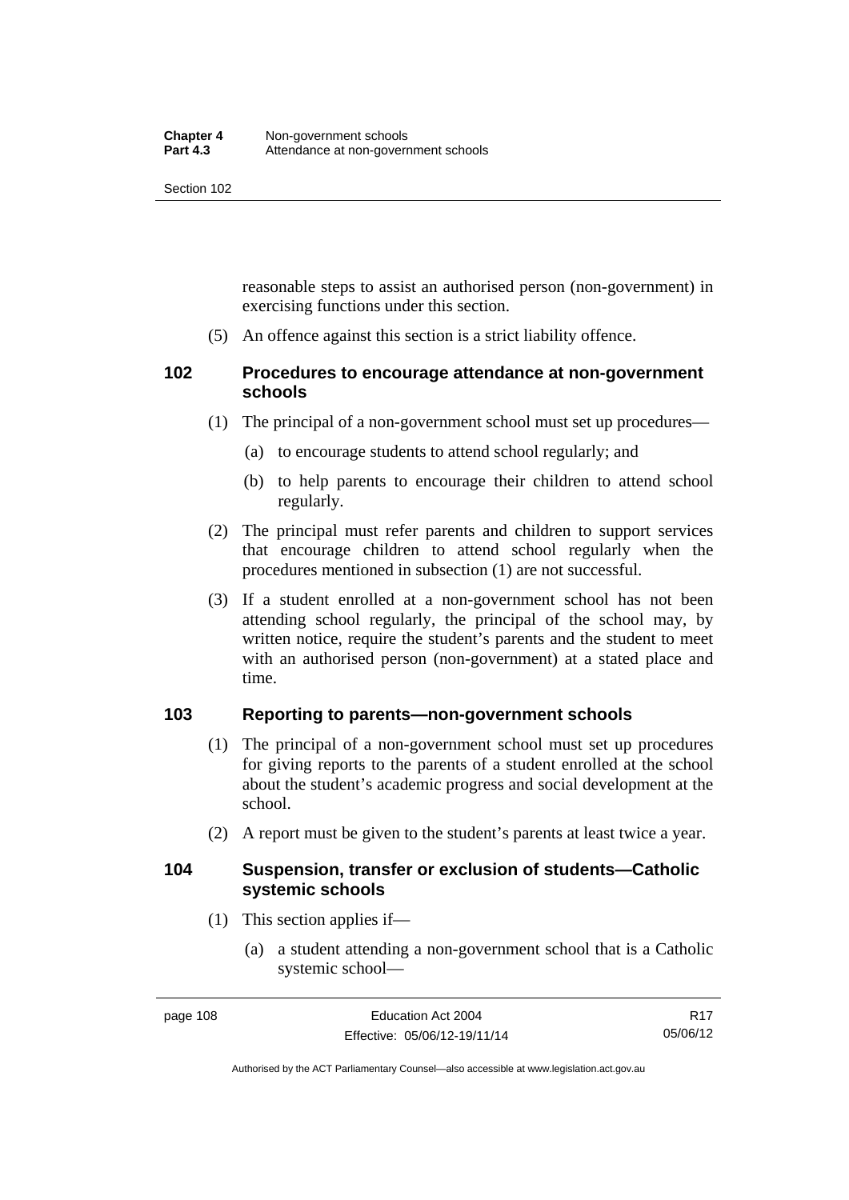reasonable steps to assist an authorised person (non-government) in exercising functions under this section.

(5) An offence against this section is a strict liability offence.

## 102 Procedures to encourage attendance at non-government schools

(1) The principal of a non-government school must set up procedures—

(a) to encourage students to attend school regularly; and

(b) to help parents to encourage their children to attend school regularly.

(2) The principal must refer parents and children to support services that encourage children to attend school regularly when the procedures mentioned in subsection (1) are not successful.

(3) If a student enrolled at a non-government school has not been attending school regularly, the principal of the school may, by written notice, require the student's parents and the student to meet with an authorised person (non-government) at a stated place and time.

## 103 Reporting to parents—non-government schools

(1) The principal of a non-government school must set up procedures for giving reports to the parents of a student enrolled at the school about the student's academic progress and social development at the school.

(2) A report must be given to the student's parents at least twice a year.

## 104 Suspension, transfer or exclusion of students—Catholic systemic schools

(1) This section applies if—

(a) a student attending a non-government school that is a Catholic systemic school—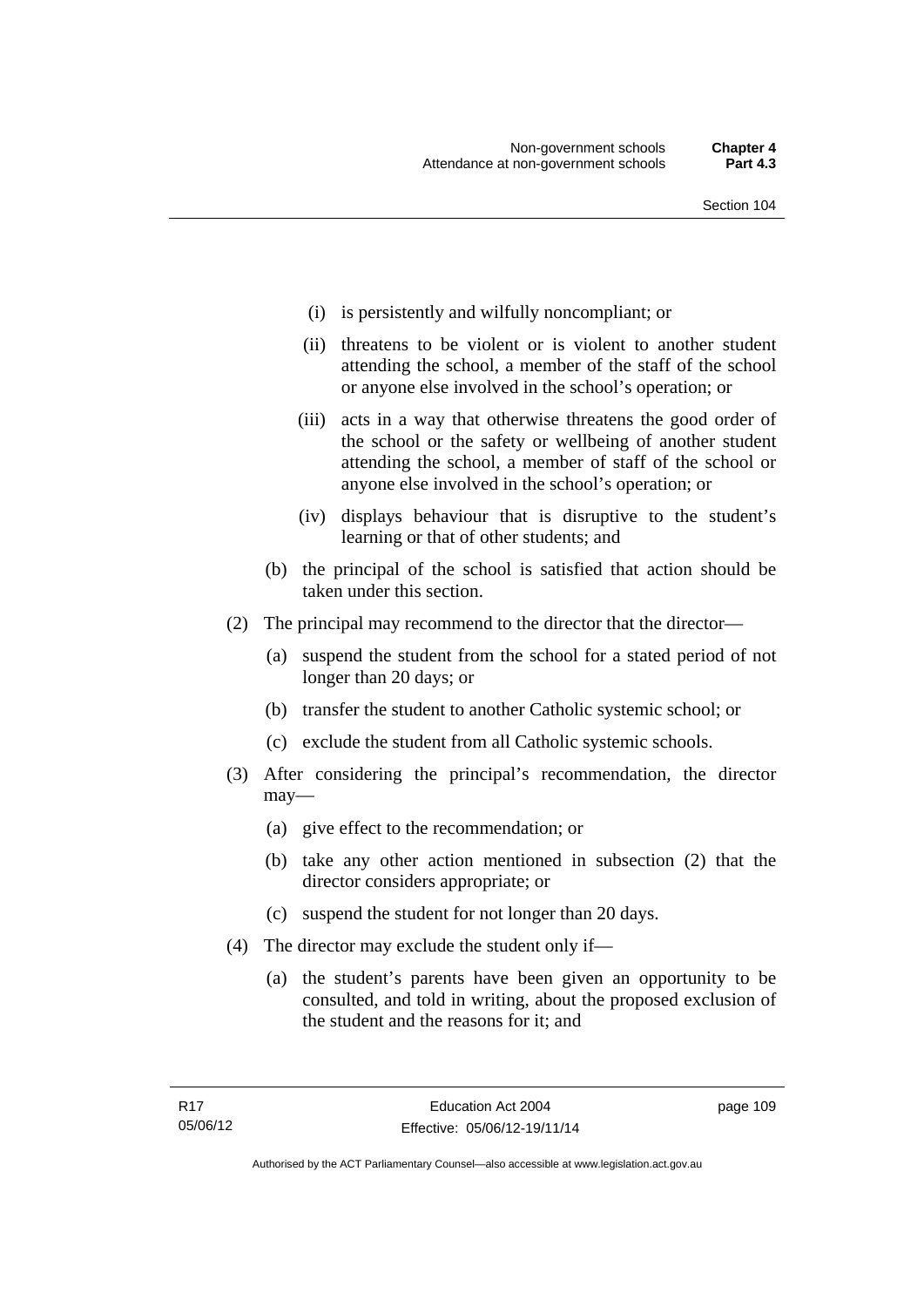(i) is persistently and wilfully noncompliant; or

(ii) threatens to be violent or is violent to another student attending the school, a member of the staff of the school or anyone else involved in the school's operation; or

(iii) acts in a way that otherwise threatens the good order of the school or the safety or wellbeing of another student attending the school, a member of staff of the school or anyone else involved in the school's operation; or

(iv) displays behaviour that is disruptive to the student's learning or that of other students; and

(b) the principal of the school is satisfied that action should be taken under this section.

(2) The principal may recommend to the director that the director—

(a) suspend the student from the school for a stated period of not longer than 20 days; or

(b) transfer the student to another Catholic systemic school; or

(c) exclude the student from all Catholic systemic schools.

(3) After considering the principal's recommendation, the director may—

(a) give effect to the recommendation; or

(b) take any other action mentioned in subsection (2) that the director considers appropriate; or

(c) suspend the student for not longer than 20 days.

(4) The director may exclude the student only if—

(a) the student's parents have been given an opportunity to be consulted, and told in writing, about the proposed exclusion of the student and the reasons for it; and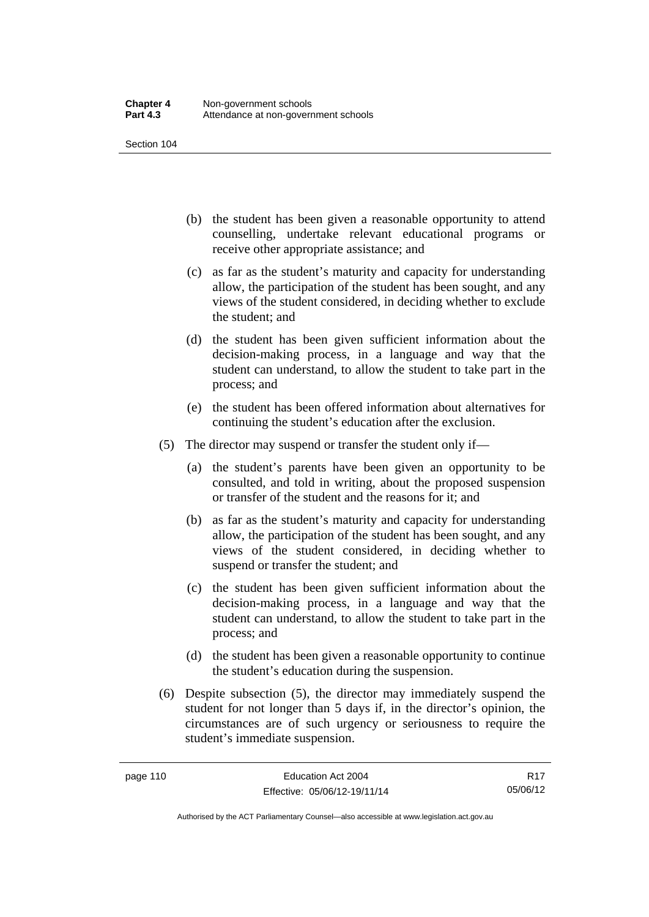(b) the student has been given a reasonable opportunity to attend counselling, undertake relevant educational programs or receive other appropriate assistance; and

(c) as far as the student's maturity and capacity for understanding allow, the participation of the student has been sought, and any views of the student considered, in deciding whether to exclude the student; and

(d) the student has been given sufficient information about the decision-making process, in a language and way that the student can understand, to allow the student to take part in the process; and

(e) the student has been offered information about alternatives for continuing the student's education after the exclusion.

(5) The director may suspend or transfer the student only if—

(a) the student's parents have been given an opportunity to be consulted, and told in writing, about the proposed suspension or transfer of the student and the reasons for it; and

(b) as far as the student's maturity and capacity for understanding allow, the participation of the student has been sought, and any views of the student considered, in deciding whether to suspend or transfer the student; and

(c) the student has been given sufficient information about the decision-making process, in a language and way that the student can understand, to allow the student to take part in the process; and

(d) the student has been given a reasonable opportunity to continue the student's education during the suspension.

(6) Despite subsection (5), the director may immediately suspend the student for not longer than 5 days if, in the director's opinion, the circumstances are of such urgency or seriousness to require the student's immediate suspension.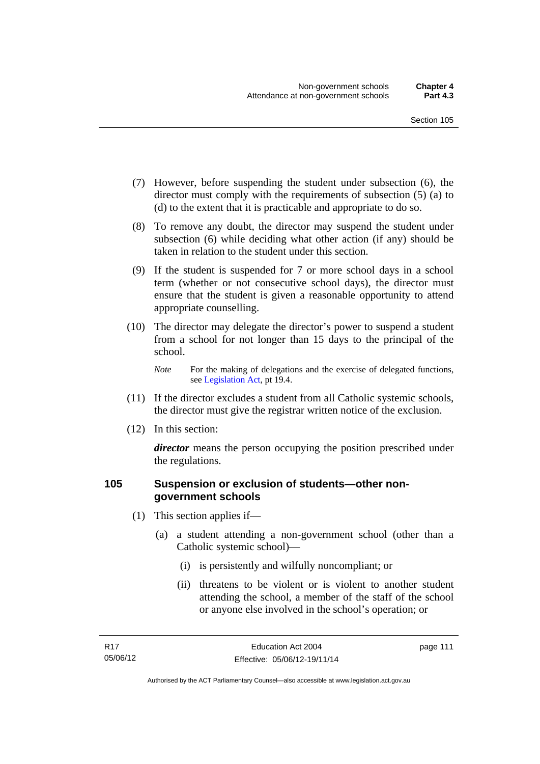(7) However, before suspending the student under subsection (6), the director must comply with the requirements of subsection (5) (a) to (d) to the extent that it is practicable and appropriate to do so.

(8) To remove any doubt, the director may suspend the student under subsection (6) while deciding what other action (if any) should be taken in relation to the student under this section.

(9) If the student is suspended for 7 or more school days in a school term (whether or not consecutive school days), the director must ensure that the student is given a reasonable opportunity to attend appropriate counselling.

(10) The director may delegate the director's power to suspend a student from a school for not longer than 15 days to the principal of the school.

*Note* For the making of delegations and the exercise of delegated functions, see Legislation Act, pt 19.4.

(11) If the director excludes a student from all Catholic systemic schools, the director must give the registrar written notice of the exclusion.

(12) In this section:

***director*** means the person occupying the position prescribed under the regulations.

### 105 Suspension or exclusion of students—other non-government schools

(1) This section applies if—

(a) a student attending a non-government school (other than a Catholic systemic school)—

(i) is persistently and wilfully noncompliant; or

(ii) threatens to be violent or is violent to another student attending the school, a member of the staff of the school or anyone else involved in the school's operation; or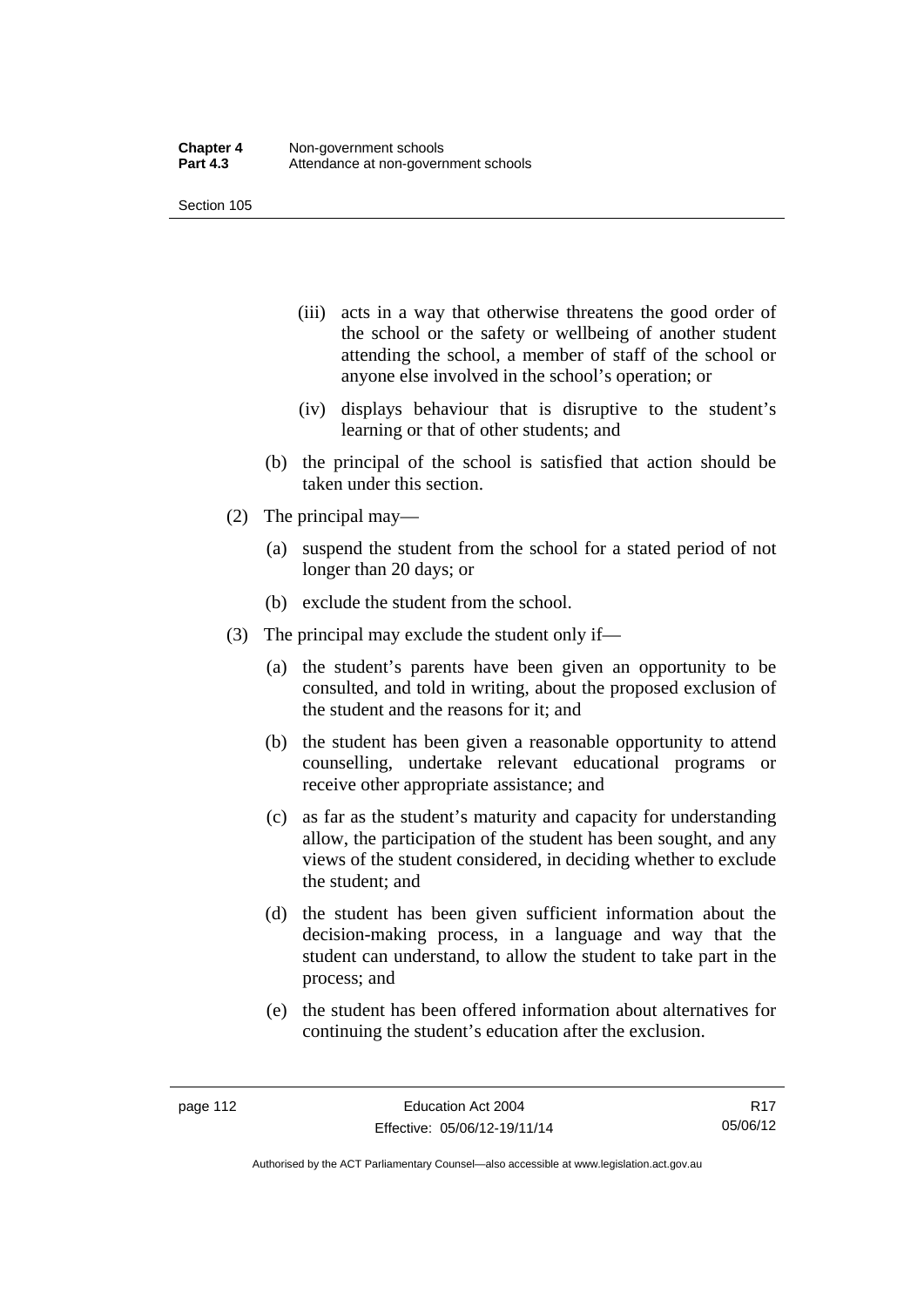(iii) acts in a way that otherwise threatens the good order of the school or the safety or wellbeing of another student attending the school, a member of staff of the school or anyone else involved in the school's operation; or

(iv) displays behaviour that is disruptive to the student's learning or that of other students; and

(b) the principal of the school is satisfied that action should be taken under this section.

(2) The principal may—

(a) suspend the student from the school for a stated period of not longer than 20 days; or

(b) exclude the student from the school.

(3) The principal may exclude the student only if—

(a) the student's parents have been given an opportunity to be consulted, and told in writing, about the proposed exclusion of the student and the reasons for it; and

(b) the student has been given a reasonable opportunity to attend counselling, undertake relevant educational programs or receive other appropriate assistance; and

(c) as far as the student's maturity and capacity for understanding allow, the participation of the student has been sought, and any views of the student considered, in deciding whether to exclude the student; and

(d) the student has been given sufficient information about the decision-making process, in a language and way that the student can understand, to allow the student to take part in the process; and

(e) the student has been offered information about alternatives for continuing the student's education after the exclusion.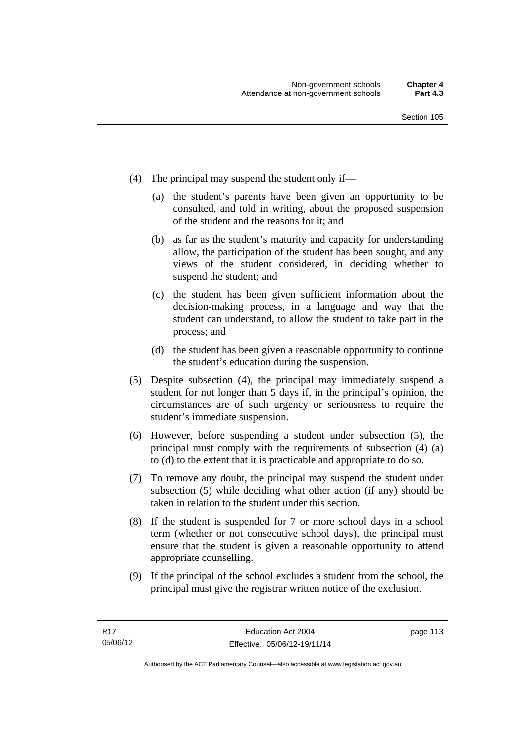(4) The principal may suspend the student only if—

   (a) the student's parents have been given an opportunity to be consulted, and told in writing, about the proposed suspension of the student and the reasons for it; and

   (b) as far as the student's maturity and capacity for understanding allow, the participation of the student has been sought, and any views of the student considered, in deciding whether to suspend the student; and

   (c) the student has been given sufficient information about the decision-making process, in a language and way that the student can understand, to allow the student to take part in the process; and

   (d) the student has been given a reasonable opportunity to continue the student's education during the suspension.

(5) Despite subsection (4), the principal may immediately suspend a student for not longer than 5 days if, in the principal's opinion, the circumstances are of such urgency or seriousness to require the student's immediate suspension.

(6) However, before suspending a student under subsection (5), the principal must comply with the requirements of subsection (4) (a) to (d) to the extent that it is practicable and appropriate to do so.

(7) To remove any doubt, the principal may suspend the student under subsection (5) while deciding what other action (if any) should be taken in relation to the student under this section.

(8) If the student is suspended for 7 or more school days in a school term (whether or not consecutive school days), the principal must ensure that the student is given a reasonable opportunity to attend appropriate counselling.

(9) If the principal of the school excludes a student from the school, the principal must give the registrar written notice of the exclusion.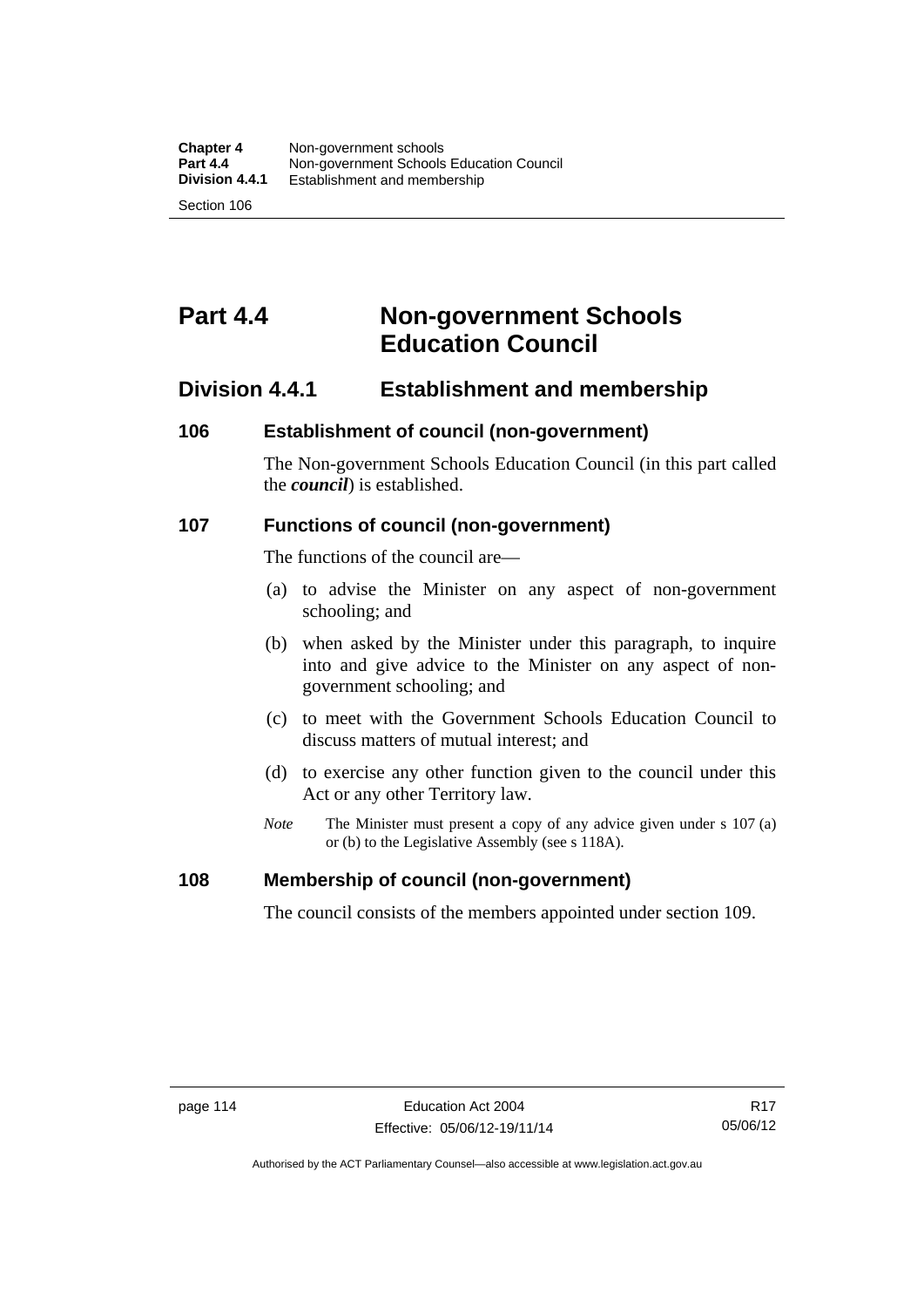# Part 4.4 Non-government Schools Education Council

## Division 4.4.1 Establishment and membership

### 106 Establishment of council (non-government)

The Non-government Schools Education Council (in this part called the ***council***) is established.

### 107 Functions of council (non-government)

The functions of the council are—

(a) to advise the Minister on any aspect of non-government schooling; and

(b) when asked by the Minister under this paragraph, to inquire into and give advice to the Minister on any aspect of non-government schooling; and

(c) to meet with the Government Schools Education Council to discuss matters of mutual interest; and

(d) to exercise any other function given to the council under this Act or any other Territory law.

*Note* The Minister must present a copy of any advice given under s 107 (a) or (b) to the Legislative Assembly (see s 118A).

### 108 Membership of council (non-government)

The council consists of the members appointed under section 109.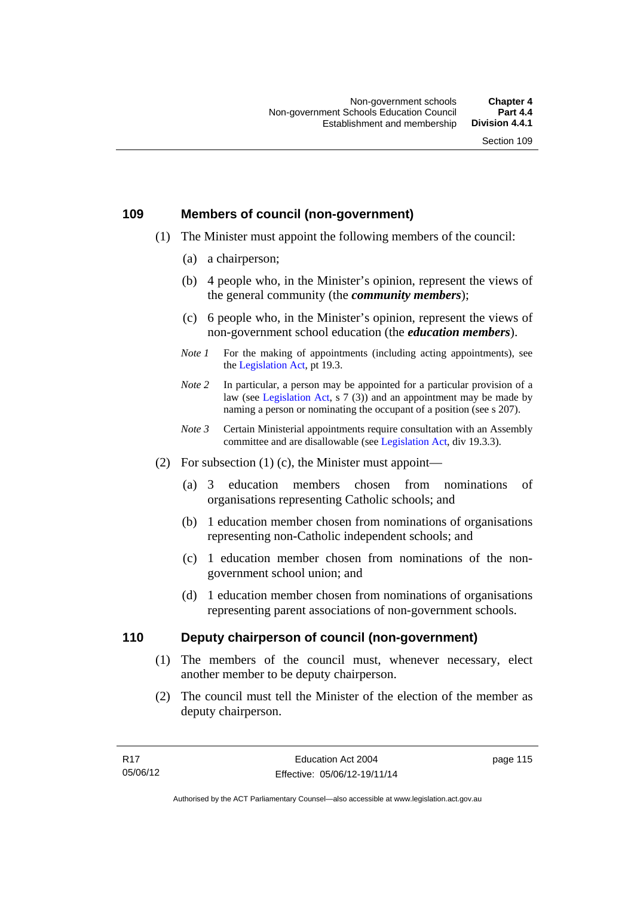## 109 Members of council (non-government)

(1) The Minister must appoint the following members of the council:

  (a) a chairperson;

  (b) 4 people who, in the Minister's opinion, represent the views of the general community (the ***community members***);

  (c) 6 people who, in the Minister's opinion, represent the views of non-government school education (the ***education members***).

*Note 1* For the making of appointments (including acting appointments), see the Legislation Act, pt 19.3.

*Note 2* In particular, a person may be appointed for a particular provision of a law (see Legislation Act, s 7 (3)) and an appointment may be made by naming a person or nominating the occupant of a position (see s 207).

*Note 3* Certain Ministerial appointments require consultation with an Assembly committee and are disallowable (see Legislation Act, div 19.3.3).

(2) For subsection (1) (c), the Minister must appoint—

  (a) 3 education members chosen from nominations of organisations representing Catholic schools; and

  (b) 1 education member chosen from nominations of organisations representing non-Catholic independent schools; and

  (c) 1 education member chosen from nominations of the non-government school union; and

  (d) 1 education member chosen from nominations of organisations representing parent associations of non-government schools.

## 110 Deputy chairperson of council (non-government)

(1) The members of the council must, whenever necessary, elect another member to be deputy chairperson.

(2) The council must tell the Minister of the election of the member as deputy chairperson.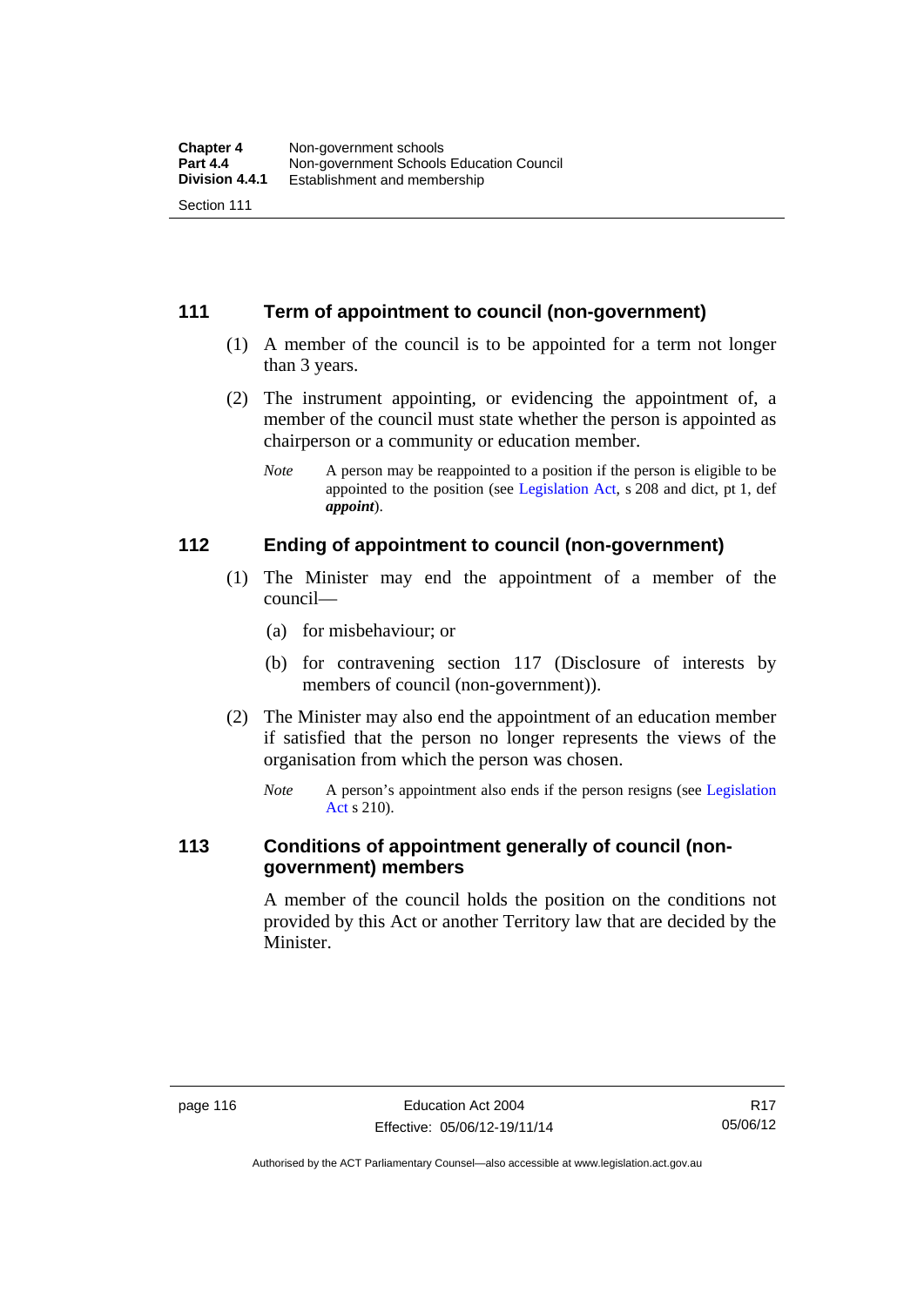## 111 Term of appointment to council (non-government)

(1) A member of the council is to be appointed for a term not longer than 3 years.

(2) The instrument appointing, or evidencing the appointment of, a member of the council must state whether the person is appointed as chairperson or a community or education member.

*Note* A person may be reappointed to a position if the person is eligible to be appointed to the position (see Legislation Act, s 208 and dict, pt 1, def ***appoint***).

## 112 Ending of appointment to council (non-government)

(1) The Minister may end the appointment of a member of the council—

(a) for misbehaviour; or

(b) for contravening section 117 (Disclosure of interests by members of council (non-government)).

(2) The Minister may also end the appointment of an education member if satisfied that the person no longer represents the views of the organisation from which the person was chosen.

*Note* A person's appointment also ends if the person resigns (see Legislation Act s 210).

## 113 Conditions of appointment generally of council (non-government) members

A member of the council holds the position on the conditions not provided by this Act or another Territory law that are decided by the Minister.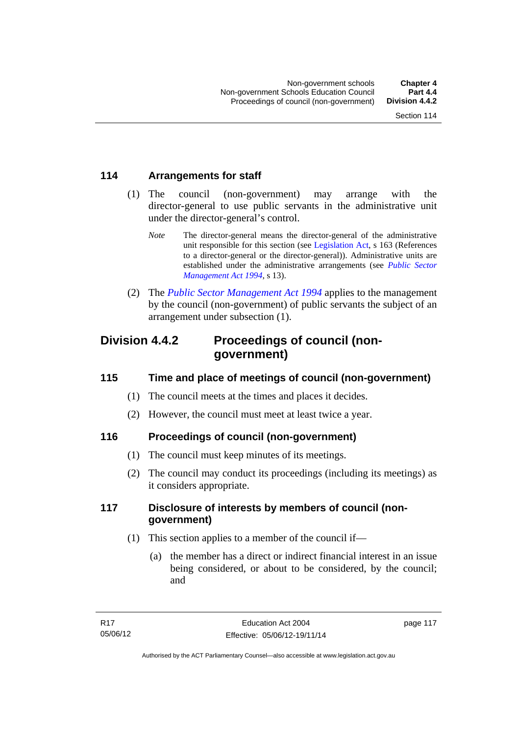### 114 Arrangements for staff

(1) The council (non-government) may arrange with the director-general to use public servants in the administrative unit under the director-general's control.

*Note* The director-general means the director-general of the administrative unit responsible for this section (see Legislation Act, s 163 (References to a director-general or the director-general)). Administrative units are established under the administrative arrangements (see *Public Sector Management Act 1994*, s 13).

(2) The *Public Sector Management Act 1994* applies to the management by the council (non-government) of public servants the subject of an arrangement under subsection (1).

## Division 4.4.2 Proceedings of council (non-government)

### 115 Time and place of meetings of council (non-government)

(1) The council meets at the times and places it decides.

(2) However, the council must meet at least twice a year.

### 116 Proceedings of council (non-government)

(1) The council must keep minutes of its meetings.

(2) The council may conduct its proceedings (including its meetings) as it considers appropriate.

### 117 Disclosure of interests by members of council (non-government)

(1) This section applies to a member of the council if—

(a) the member has a direct or indirect financial interest in an issue being considered, or about to be considered, by the council; and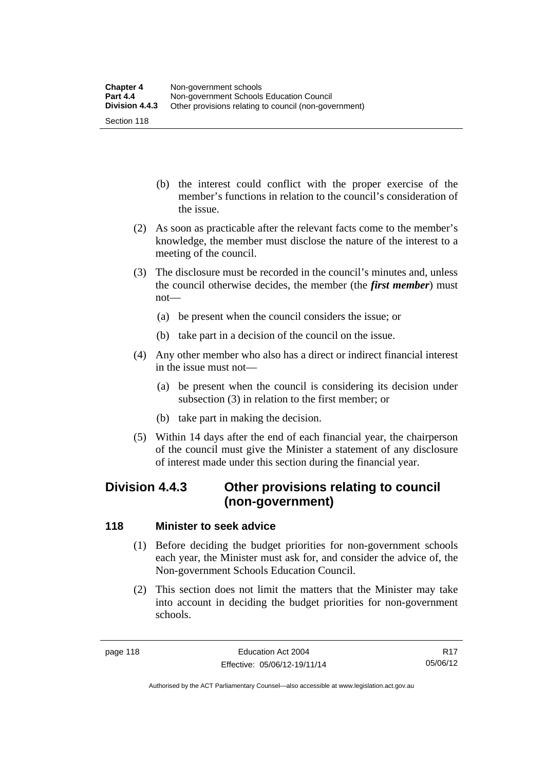(b) the interest could conflict with the proper exercise of the member's functions in relation to the council's consideration of the issue.

(2) As soon as practicable after the relevant facts come to the member's knowledge, the member must disclose the nature of the interest to a meeting of the council.

(3) The disclosure must be recorded in the council's minutes and, unless the council otherwise decides, the member (the ***first member***) must not—

(a) be present when the council considers the issue; or

(b) take part in a decision of the council on the issue.

(4) Any other member who also has a direct or indirect financial interest in the issue must not—

(a) be present when the council is considering its decision under subsection (3) in relation to the first member; or

(b) take part in making the decision.

(5) Within 14 days after the end of each financial year, the chairperson of the council must give the Minister a statement of any disclosure of interest made under this section during the financial year.

## Division 4.4.3 Other provisions relating to council (non-government)

### 118 Minister to seek advice

(1) Before deciding the budget priorities for non-government schools each year, the Minister must ask for, and consider the advice of, the Non-government Schools Education Council.

(2) This section does not limit the matters that the Minister may take into account in deciding the budget priorities for non-government schools.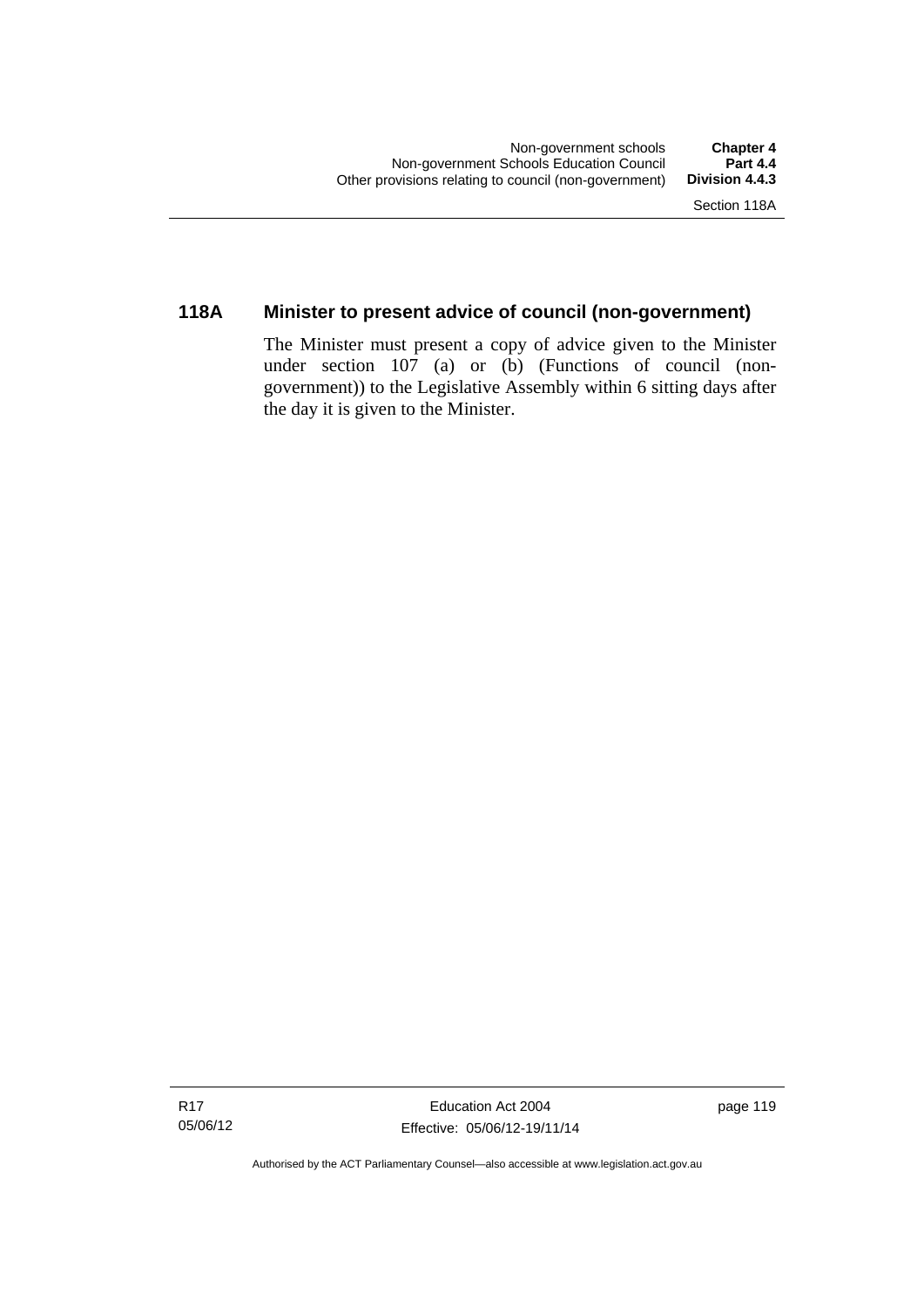## 118A Minister to present advice of council (non-government)

The Minister must present a copy of advice given to the Minister under section 107 (a) or (b) (Functions of council (non-government)) to the Legislative Assembly within 6 sitting days after the day it is given to the Minister.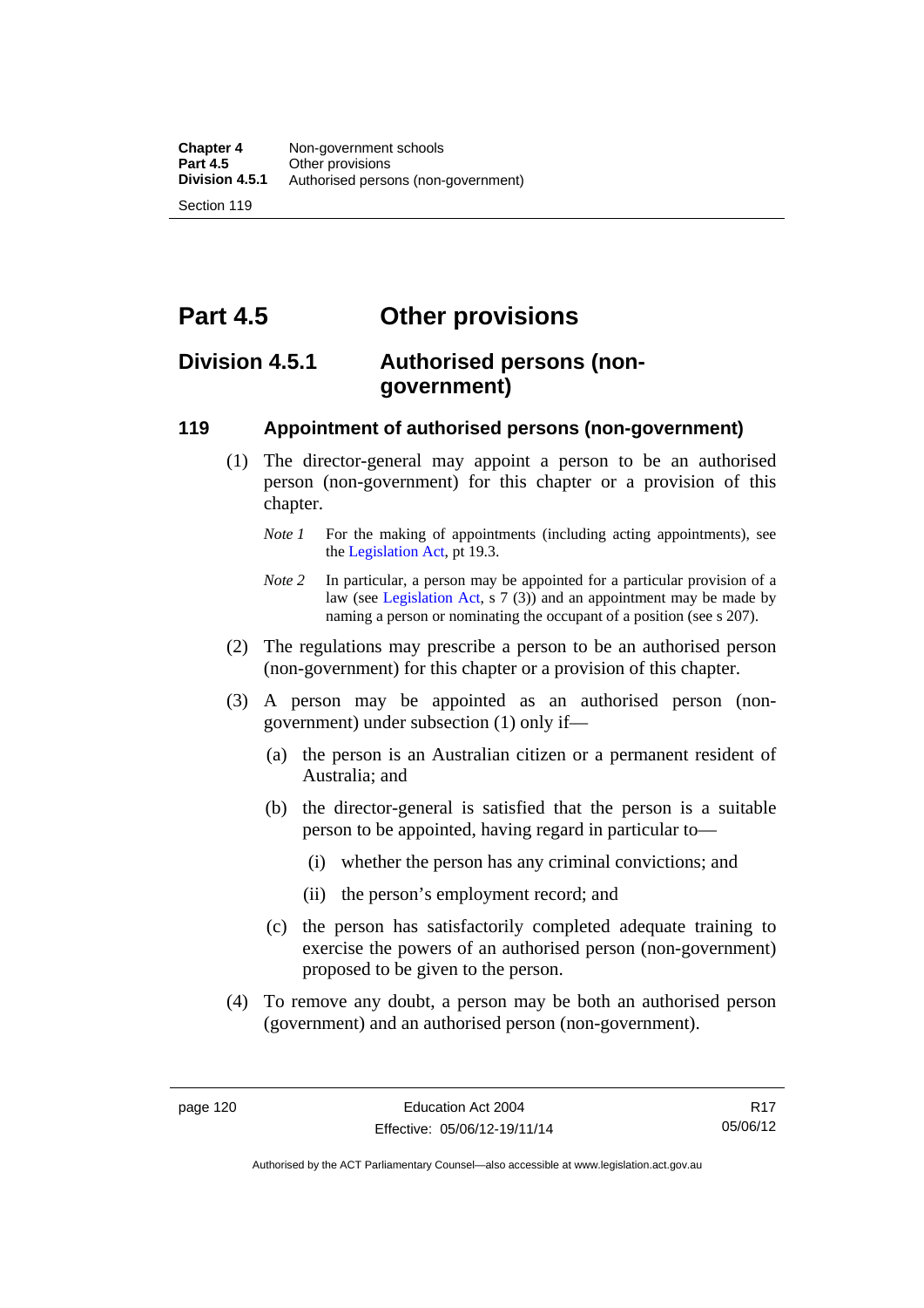# Part 4.5 Other provisions

## Division 4.5.1 Authorised persons (non-government)

### 119 Appointment of authorised persons (non-government)

(1) The director-general may appoint a person to be an authorised person (non-government) for this chapter or a provision of this chapter.

*Note 1* For the making of appointments (including acting appointments), see the Legislation Act, pt 19.3.

*Note 2* In particular, a person may be appointed for a particular provision of a law (see Legislation Act, s 7 (3)) and an appointment may be made by naming a person or nominating the occupant of a position (see s 207).

(2) The regulations may prescribe a person to be an authorised person (non-government) for this chapter or a provision of this chapter.

(3) A person may be appointed as an authorised person (non-government) under subsection (1) only if—

(a) the person is an Australian citizen or a permanent resident of Australia; and

(b) the director-general is satisfied that the person is a suitable person to be appointed, having regard in particular to—

(i) whether the person has any criminal convictions; and

(ii) the person's employment record; and

(c) the person has satisfactorily completed adequate training to exercise the powers of an authorised person (non-government) proposed to be given to the person.

(4) To remove any doubt, a person may be both an authorised person (government) and an authorised person (non-government).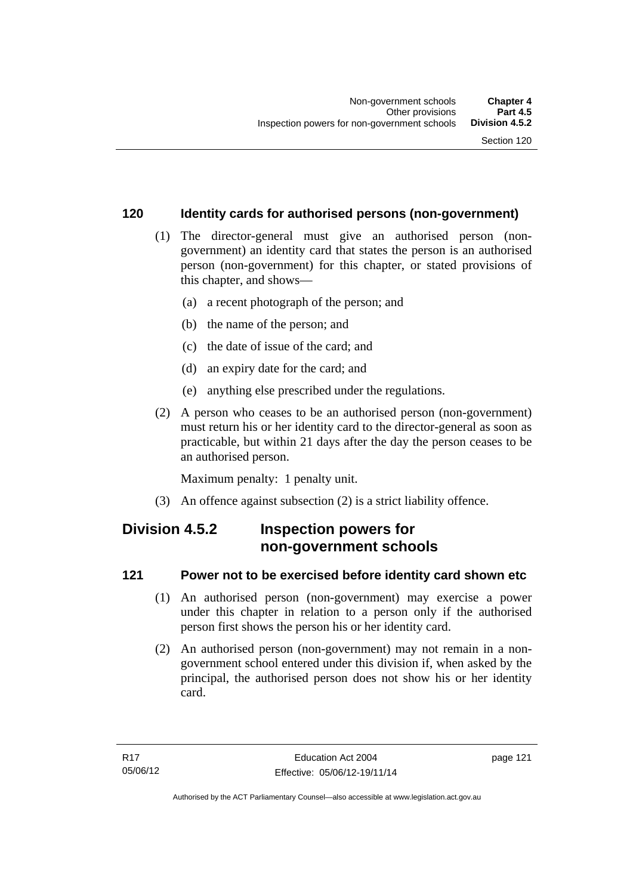## 120 Identity cards for authorised persons (non-government)

(1) The director-general must give an authorised person (non-government) an identity card that states the person is an authorised person (non-government) for this chapter, or stated provisions of this chapter, and shows—

- (a) a recent photograph of the person; and
- (b) the name of the person; and
- (c) the date of issue of the card; and
- (d) an expiry date for the card; and
- (e) anything else prescribed under the regulations.

(2) A person who ceases to be an authorised person (non-government) must return his or her identity card to the director-general as soon as practicable, but within 21 days after the day the person ceases to be an authorised person.

Maximum penalty: 1 penalty unit.

(3) An offence against subsection (2) is a strict liability offence.

# Division 4.5.2 Inspection powers for non-government schools

## 121 Power not to be exercised before identity card shown etc

(1) An authorised person (non-government) may exercise a power under this chapter in relation to a person only if the authorised person first shows the person his or her identity card.

(2) An authorised person (non-government) may not remain in a non-government school entered under this division if, when asked by the principal, the authorised person does not show his or her identity card.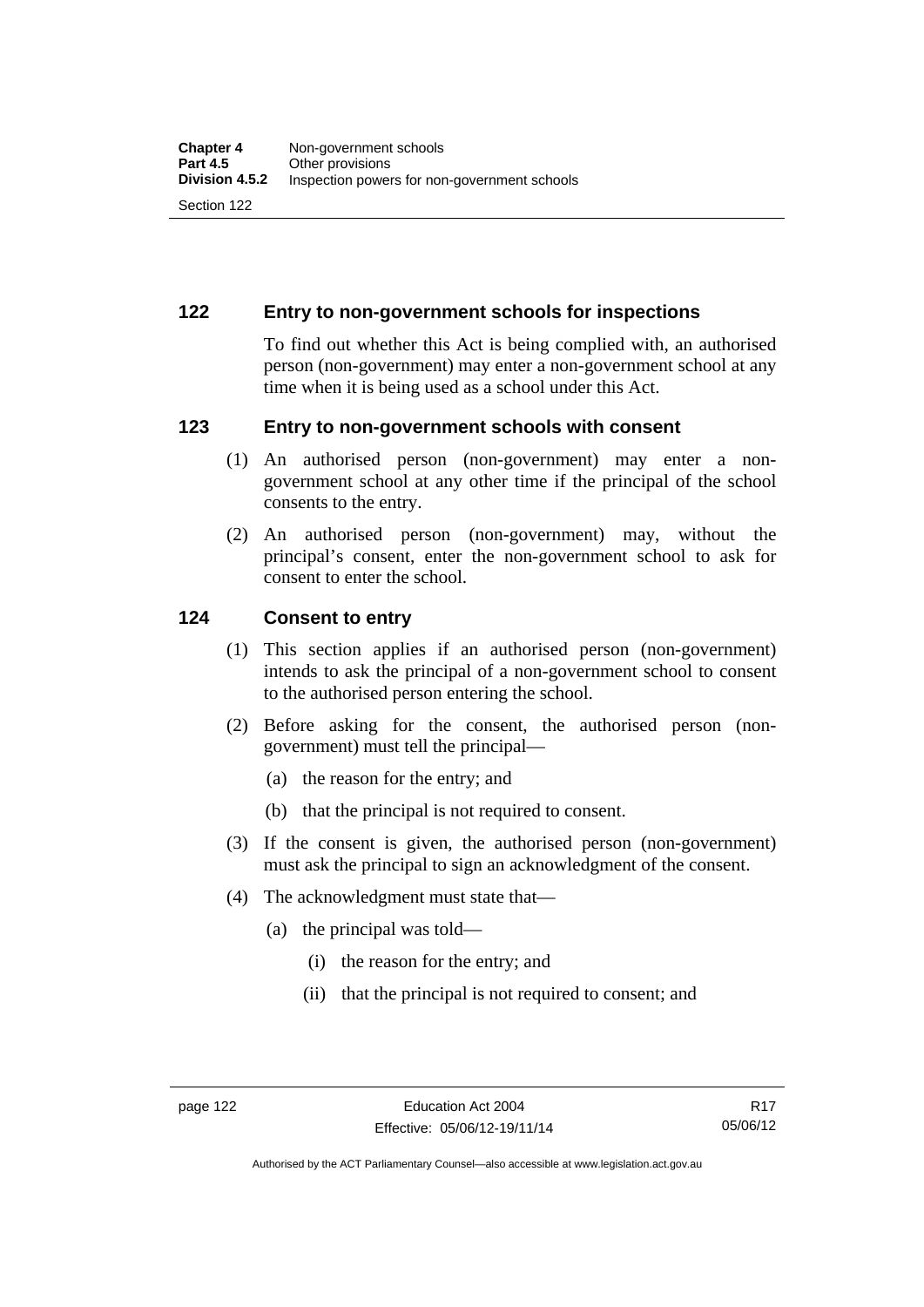## 122 Entry to non-government schools for inspections

To find out whether this Act is being complied with, an authorised person (non-government) may enter a non-government school at any time when it is being used as a school under this Act.

## 123 Entry to non-government schools with consent

(1) An authorised person (non-government) may enter a non-government school at any other time if the principal of the school consents to the entry.

(2) An authorised person (non-government) may, without the principal's consent, enter the non-government school to ask for consent to enter the school.

## 124 Consent to entry

(1) This section applies if an authorised person (non-government) intends to ask the principal of a non-government school to consent to the authorised person entering the school.

(2) Before asking for the consent, the authorised person (non-government) must tell the principal—

- (a) the reason for the entry; and
- (b) that the principal is not required to consent.

(3) If the consent is given, the authorised person (non-government) must ask the principal to sign an acknowledgment of the consent.

(4) The acknowledgment must state that—

- (a) the principal was told—
  - (i) the reason for the entry; and
  - (ii) that the principal is not required to consent; and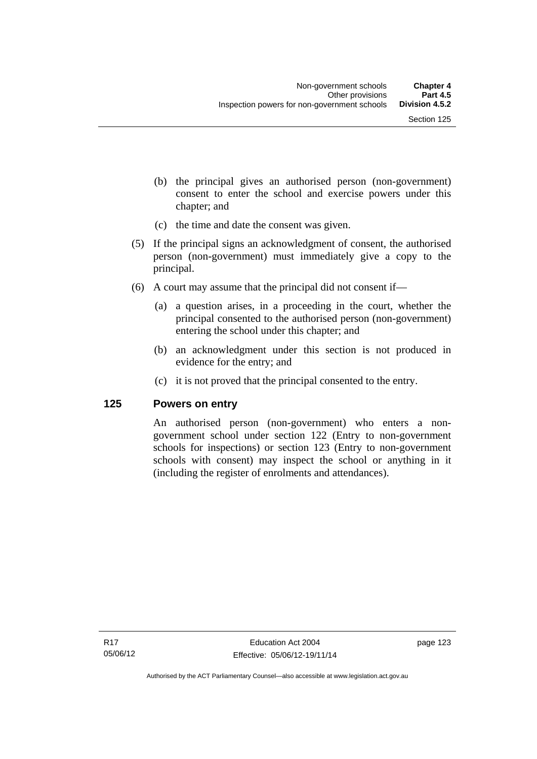(b) the principal gives an authorised person (non-government) consent to enter the school and exercise powers under this chapter; and

(c) the time and date the consent was given.

(5) If the principal signs an acknowledgment of consent, the authorised person (non-government) must immediately give a copy to the principal.

(6) A court may assume that the principal did not consent if—

(a) a question arises, in a proceeding in the court, whether the principal consented to the authorised person (non-government) entering the school under this chapter; and

(b) an acknowledgment under this section is not produced in evidence for the entry; and

(c) it is not proved that the principal consented to the entry.

## 125 Powers on entry

An authorised person (non-government) who enters a non-government school under section 122 (Entry to non-government schools for inspections) or section 123 (Entry to non-government schools with consent) may inspect the school or anything in it (including the register of enrolments and attendances).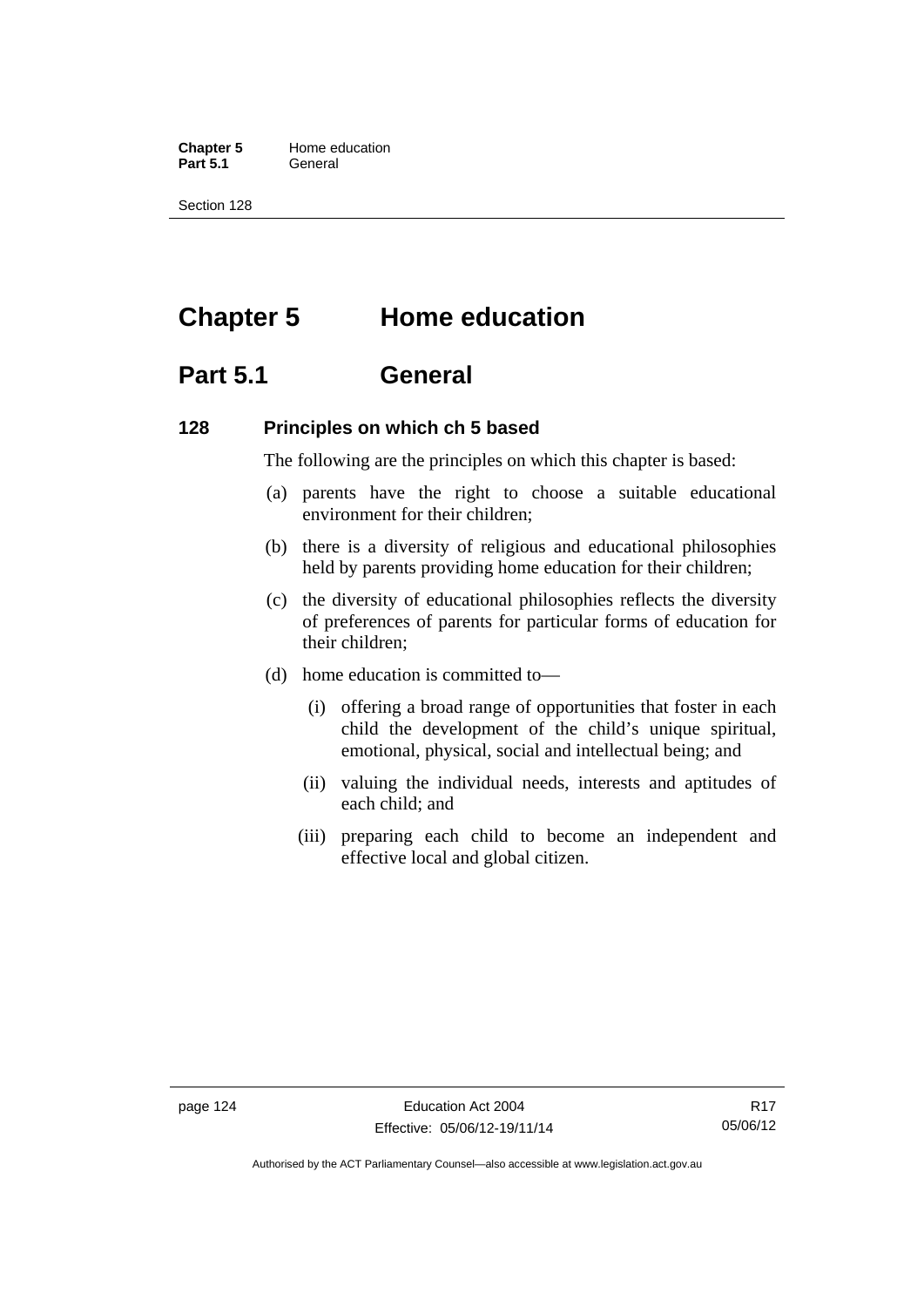# Chapter 5 Home education

## Part 5.1 General

### 128 Principles on which ch 5 based

The following are the principles on which this chapter is based:

(a) parents have the right to choose a suitable educational environment for their children;

(b) there is a diversity of religious and educational philosophies held by parents providing home education for their children;

(c) the diversity of educational philosophies reflects the diversity of preferences of parents for particular forms of education for their children;

(d) home education is committed to—

  (i) offering a broad range of opportunities that foster in each child the development of the child's unique spiritual, emotional, physical, social and intellectual being; and

  (ii) valuing the individual needs, interests and aptitudes of each child; and

  (iii) preparing each child to become an independent and effective local and global citizen.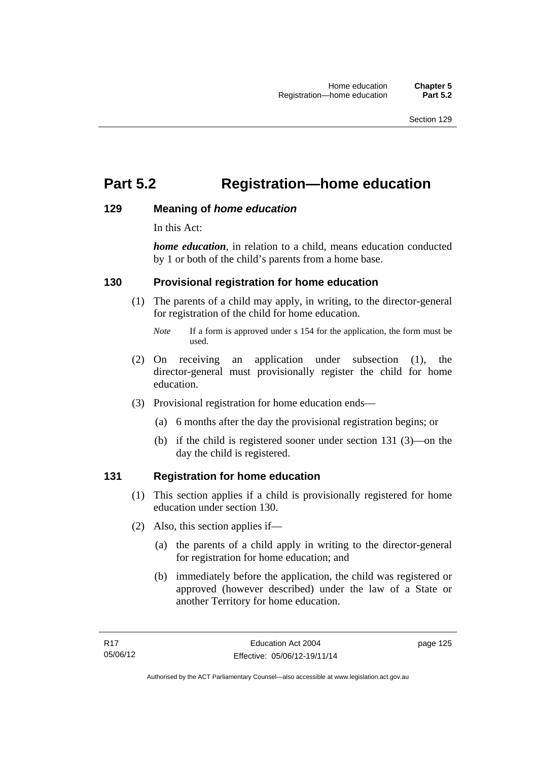# Part 5.2 Registration—home education

## 129 Meaning of *home education*

In this Act:

***home education***, in relation to a child, means education conducted by 1 or both of the child's parents from a home base.

## 130 Provisional registration for home education

(1) The parents of a child may apply, in writing, to the director-general for registration of the child for home education.

*Note* If a form is approved under s 154 for the application, the form must be used.

(2) On receiving an application under subsection (1), the director-general must provisionally register the child for home education.

(3) Provisional registration for home education ends—

(a) 6 months after the day the provisional registration begins; or

(b) if the child is registered sooner under section 131 (3)—on the day the child is registered.

## 131 Registration for home education

(1) This section applies if a child is provisionally registered for home education under section 130.

(2) Also, this section applies if—

(a) the parents of a child apply in writing to the director-general for registration for home education; and

(b) immediately before the application, the child was registered or approved (however described) under the law of a State or another Territory for home education.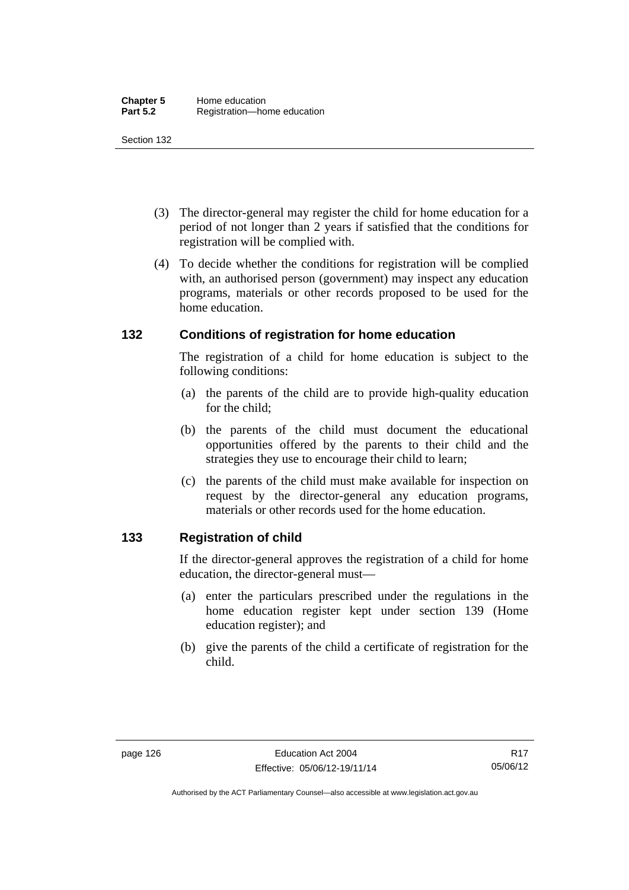(3) The director-general may register the child for home education for a period of not longer than 2 years if satisfied that the conditions for registration will be complied with.

(4) To decide whether the conditions for registration will be complied with, an authorised person (government) may inspect any education programs, materials or other records proposed to be used for the home education.

## 132 Conditions of registration for home education

The registration of a child for home education is subject to the following conditions:

(a) the parents of the child are to provide high-quality education for the child;

(b) the parents of the child must document the educational opportunities offered by the parents to their child and the strategies they use to encourage their child to learn;

(c) the parents of the child must make available for inspection on request by the director-general any education programs, materials or other records used for the home education.

## 133 Registration of child

If the director-general approves the registration of a child for home education, the director-general must—

(a) enter the particulars prescribed under the regulations in the home education register kept under section 139 (Home education register); and

(b) give the parents of the child a certificate of registration for the child.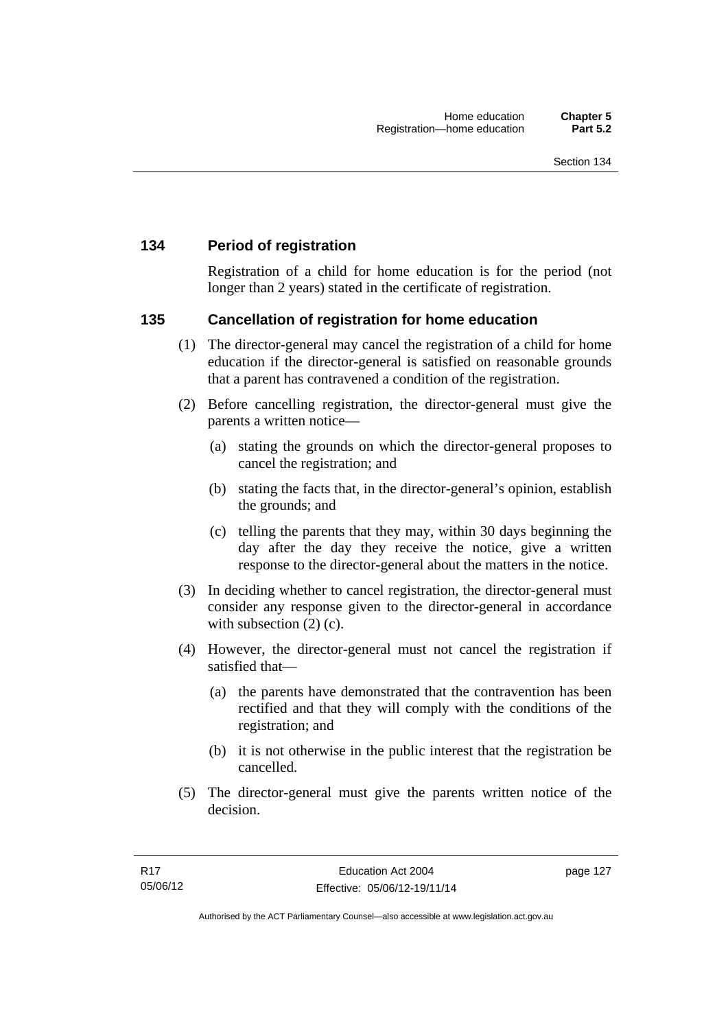## 134 Period of registration

Registration of a child for home education is for the period (not longer than 2 years) stated in the certificate of registration.

## 135 Cancellation of registration for home education

(1) The director-general may cancel the registration of a child for home education if the director-general is satisfied on reasonable grounds that a parent has contravened a condition of the registration.

(2) Before cancelling registration, the director-general must give the parents a written notice—

(a) stating the grounds on which the director-general proposes to cancel the registration; and

(b) stating the facts that, in the director-general's opinion, establish the grounds; and

(c) telling the parents that they may, within 30 days beginning the day after the day they receive the notice, give a written response to the director-general about the matters in the notice.

(3) In deciding whether to cancel registration, the director-general must consider any response given to the director-general in accordance with subsection (2) (c).

(4) However, the director-general must not cancel the registration if satisfied that—

(a) the parents have demonstrated that the contravention has been rectified and that they will comply with the conditions of the registration; and

(b) it is not otherwise in the public interest that the registration be cancelled.

(5) The director-general must give the parents written notice of the decision.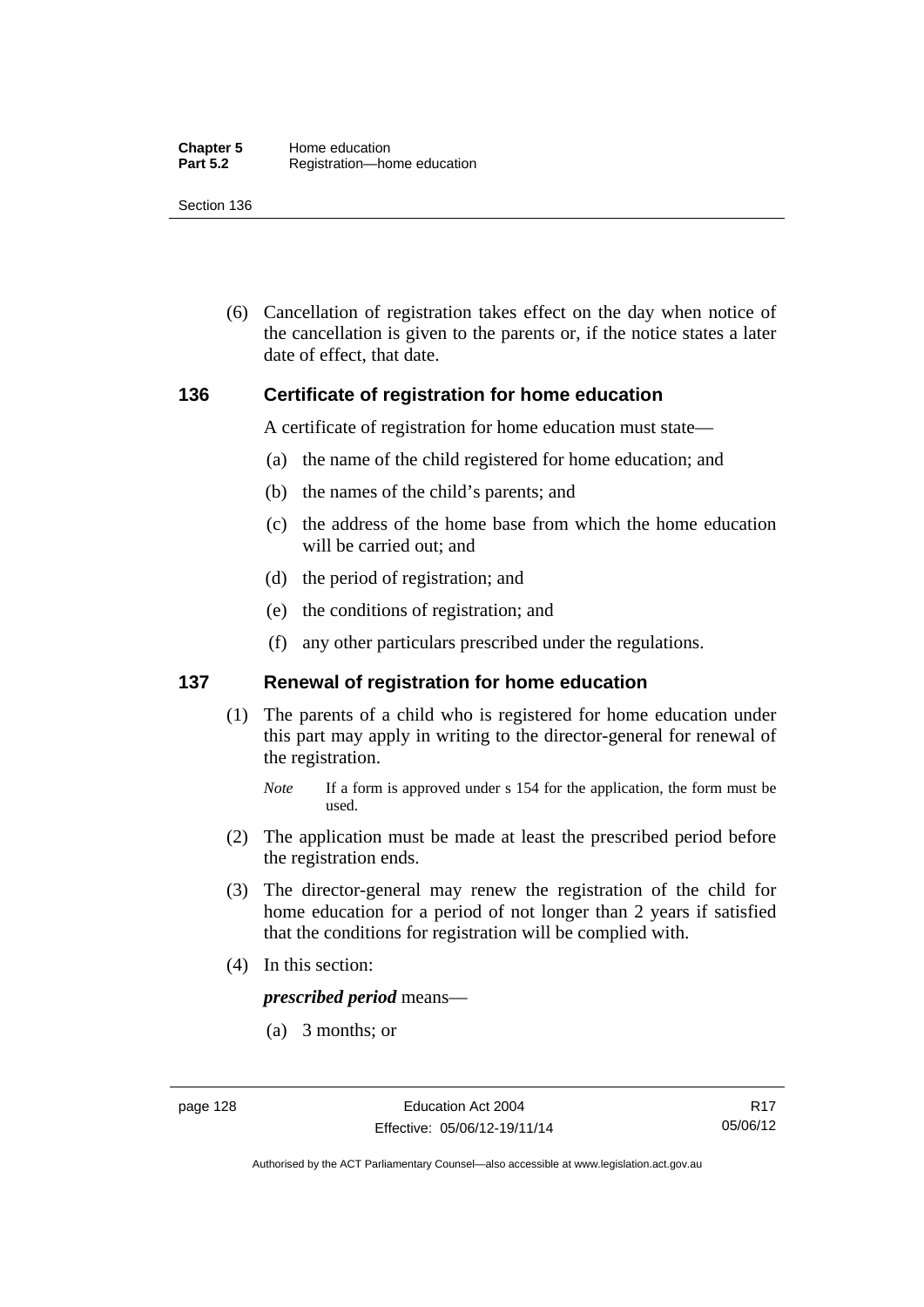(6) Cancellation of registration takes effect on the day when notice of the cancellation is given to the parents or, if the notice states a later date of effect, that date.

## 136 Certificate of registration for home education

A certificate of registration for home education must state—

(a) the name of the child registered for home education; and

(b) the names of the child's parents; and

(c) the address of the home base from which the home education will be carried out; and

(d) the period of registration; and

(e) the conditions of registration; and

(f) any other particulars prescribed under the regulations.

## 137 Renewal of registration for home education

(1) The parents of a child who is registered for home education under this part may apply in writing to the director-general for renewal of the registration.

*Note* If a form is approved under s 154 for the application, the form must be used.

(2) The application must be made at least the prescribed period before the registration ends.

(3) The director-general may renew the registration of the child for home education for a period of not longer than 2 years if satisfied that the conditions for registration will be complied with.

(4) In this section:

***prescribed period*** means—

(a) 3 months; or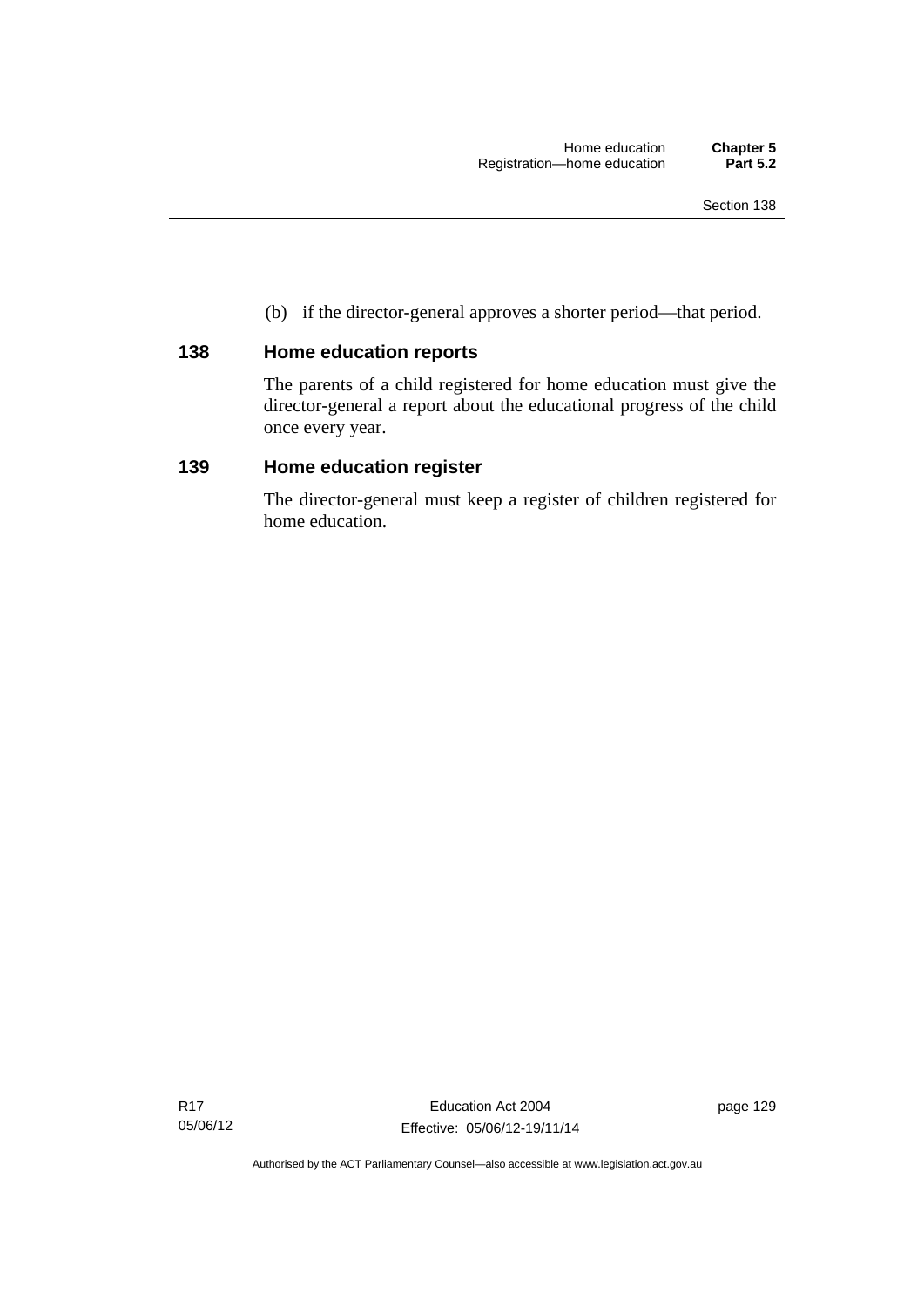(b) if the director-general approves a shorter period—that period.

### 138 Home education reports

The parents of a child registered for home education must give the director-general a report about the educational progress of the child once every year.

### 139 Home education register

The director-general must keep a register of children registered for home education.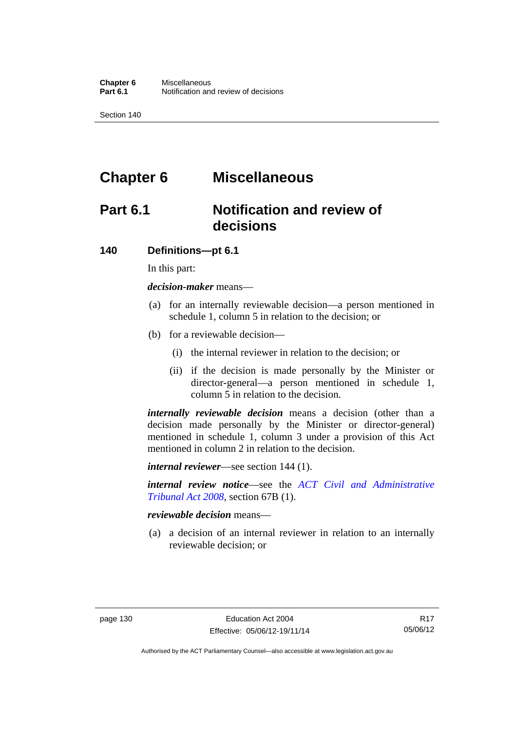# Chapter 6 Miscellaneous

## Part 6.1 Notification and review of decisions

### 140 Definitions—pt 6.1

In this part:

***decision-maker*** means—

(a) for an internally reviewable decision—a person mentioned in schedule 1, column 5 in relation to the decision; or

(b) for a reviewable decision—

(i) the internal reviewer in relation to the decision; or

(ii) if the decision is made personally by the Minister or director-general—a person mentioned in schedule 1, column 5 in relation to the decision.

***internally reviewable decision*** means a decision (other than a decision made personally by the Minister or director-general) mentioned in schedule 1, column 3 under a provision of this Act mentioned in column 2 in relation to the decision.

***internal reviewer***—see section 144 (1).

***internal review notice***—see the *ACT Civil and Administrative Tribunal Act 2008*, section 67B (1).

***reviewable decision*** means—

(a) a decision of an internal reviewer in relation to an internally reviewable decision; or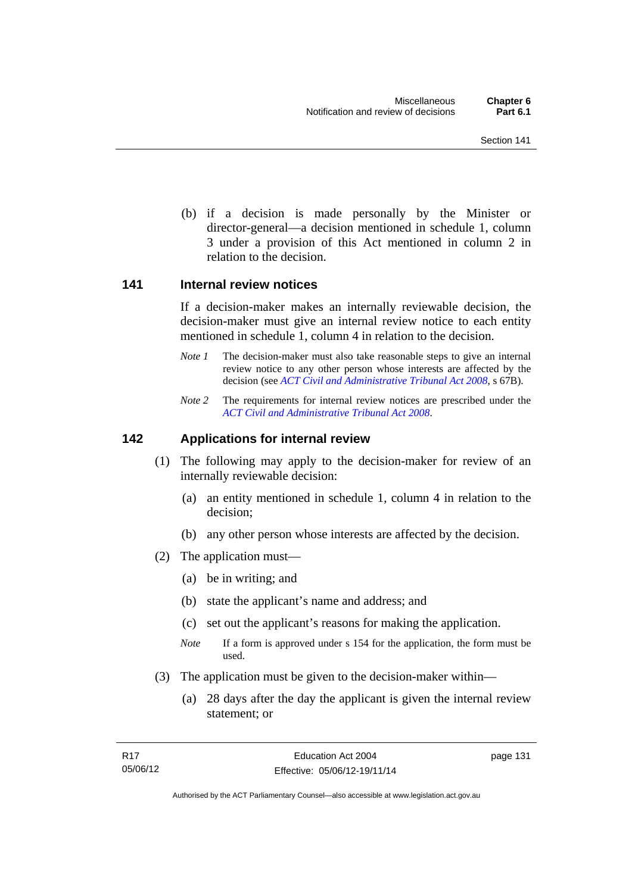(b) if a decision is made personally by the Minister or director-general—a decision mentioned in schedule 1, column 3 under a provision of this Act mentioned in column 2 in relation to the decision.

### 141 Internal review notices

If a decision-maker makes an internally reviewable decision, the decision-maker must give an internal review notice to each entity mentioned in schedule 1, column 4 in relation to the decision.

*Note 1* The decision-maker must also take reasonable steps to give an internal review notice to any other person whose interests are affected by the decision (see *ACT Civil and Administrative Tribunal Act 2008*, s 67B).

*Note 2* The requirements for internal review notices are prescribed under the *ACT Civil and Administrative Tribunal Act 2008*.

### 142 Applications for internal review

(1) The following may apply to the decision-maker for review of an internally reviewable decision:

(a) an entity mentioned in schedule 1, column 4 in relation to the decision;

(b) any other person whose interests are affected by the decision.

(2) The application must—

(a) be in writing; and

(b) state the applicant's name and address; and

(c) set out the applicant's reasons for making the application.

*Note* If a form is approved under s 154 for the application, the form must be used.

(3) The application must be given to the decision-maker within—

(a) 28 days after the day the applicant is given the internal review statement; or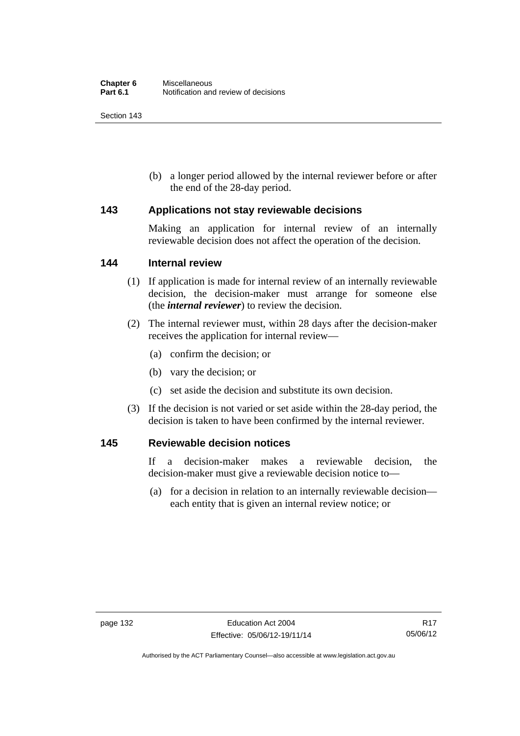(b) a longer period allowed by the internal reviewer before or after the end of the 28-day period.

## 143 Applications not stay reviewable decisions

Making an application for internal review of an internally reviewable decision does not affect the operation of the decision.

## 144 Internal review

(1) If application is made for internal review of an internally reviewable decision, the decision-maker must arrange for someone else (the ***internal reviewer***) to review the decision.

(2) The internal reviewer must, within 28 days after the decision-maker receives the application for internal review—

- (a) confirm the decision; or
- (b) vary the decision; or
- (c) set aside the decision and substitute its own decision.

(3) If the decision is not varied or set aside within the 28-day period, the decision is taken to have been confirmed by the internal reviewer.

## 145 Reviewable decision notices

If a decision-maker makes a reviewable decision, the decision-maker must give a reviewable decision notice to—

- (a) for a decision in relation to an internally reviewable decision—each entity that is given an internal review notice; or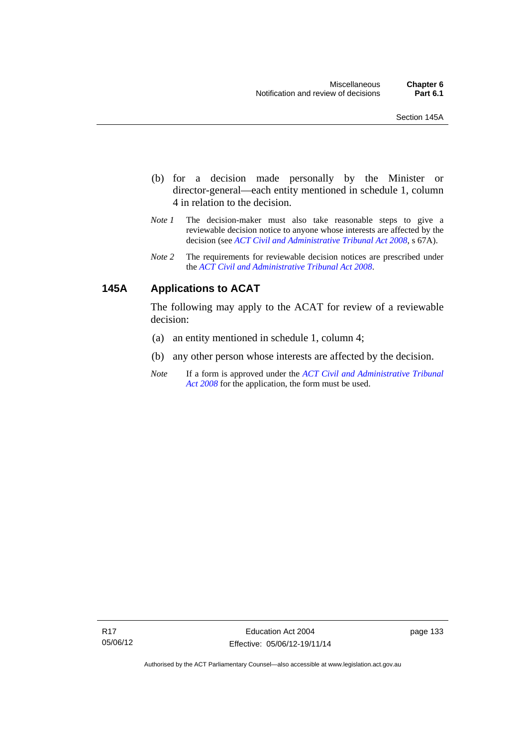(b) for a decision made personally by the Minister or director-general—each entity mentioned in schedule 1, column 4 in relation to the decision.

*Note 1* The decision-maker must also take reasonable steps to give a reviewable decision notice to anyone whose interests are affected by the decision (see *ACT Civil and Administrative Tribunal Act 2008*, s 67A).

*Note 2* The requirements for reviewable decision notices are prescribed under the *ACT Civil and Administrative Tribunal Act 2008*.

## 145A Applications to ACAT

The following may apply to the ACAT for review of a reviewable decision:

(a) an entity mentioned in schedule 1, column 4;

(b) any other person whose interests are affected by the decision.

*Note* If a form is approved under the *ACT Civil and Administrative Tribunal Act 2008* for the application, the form must be used.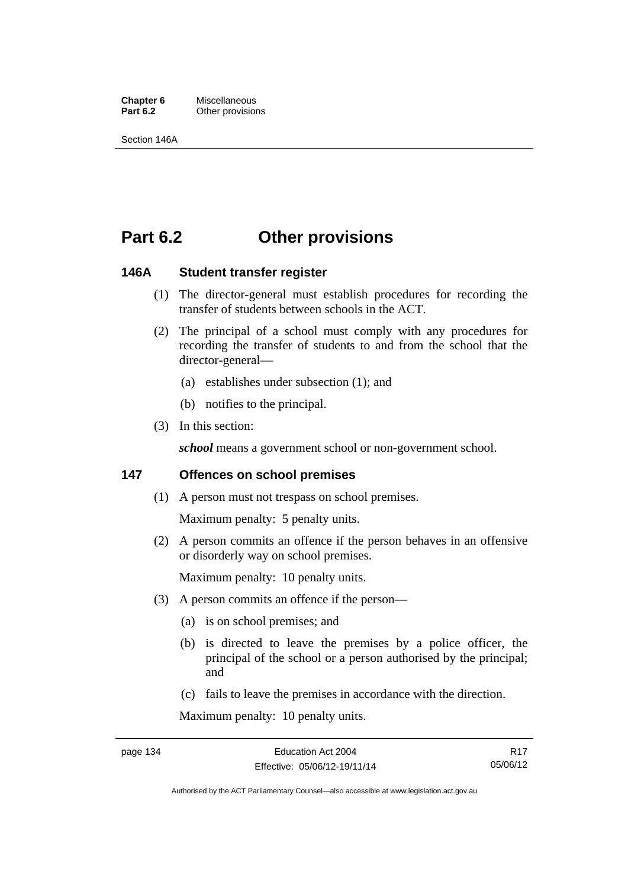# Part 6.2 Other provisions

### 146A Student transfer register

(1) The director-general must establish procedures for recording the transfer of students between schools in the ACT.

(2) The principal of a school must comply with any procedures for recording the transfer of students to and from the school that the director-general—

(a) establishes under subsection (1); and

(b) notifies to the principal.

(3) In this section:

***school*** means a government school or non-government school.

### 147 Offences on school premises

(1) A person must not trespass on school premises.

Maximum penalty: 5 penalty units.

(2) A person commits an offence if the person behaves in an offensive or disorderly way on school premises.

Maximum penalty: 10 penalty units.

(3) A person commits an offence if the person—

(a) is on school premises; and

(b) is directed to leave the premises by a police officer, the principal of the school or a person authorised by the principal; and

(c) fails to leave the premises in accordance with the direction.

Maximum penalty: 10 penalty units.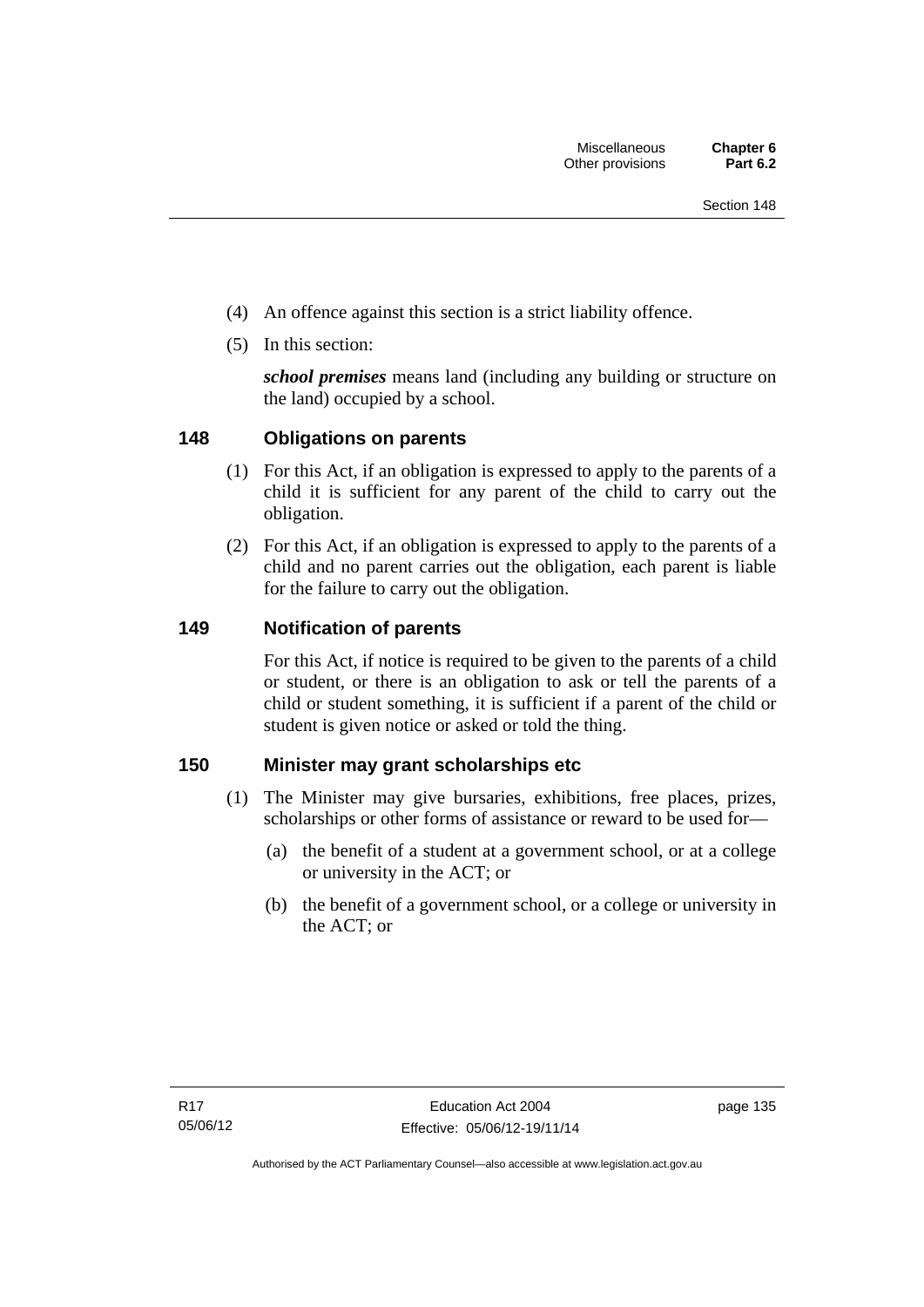(4) An offence against this section is a strict liability offence.

(5) In this section:

***school premises*** means land (including any building or structure on the land) occupied by a school.

## 148 Obligations on parents

(1) For this Act, if an obligation is expressed to apply to the parents of a child it is sufficient for any parent of the child to carry out the obligation.

(2) For this Act, if an obligation is expressed to apply to the parents of a child and no parent carries out the obligation, each parent is liable for the failure to carry out the obligation.

## 149 Notification of parents

For this Act, if notice is required to be given to the parents of a child or student, or there is an obligation to ask or tell the parents of a child or student something, it is sufficient if a parent of the child or student is given notice or asked or told the thing.

## 150 Minister may grant scholarships etc

(1) The Minister may give bursaries, exhibitions, free places, prizes, scholarships or other forms of assistance or reward to be used for—

(a) the benefit of a student at a government school, or at a college or university in the ACT; or

(b) the benefit of a government school, or a college or university in the ACT; or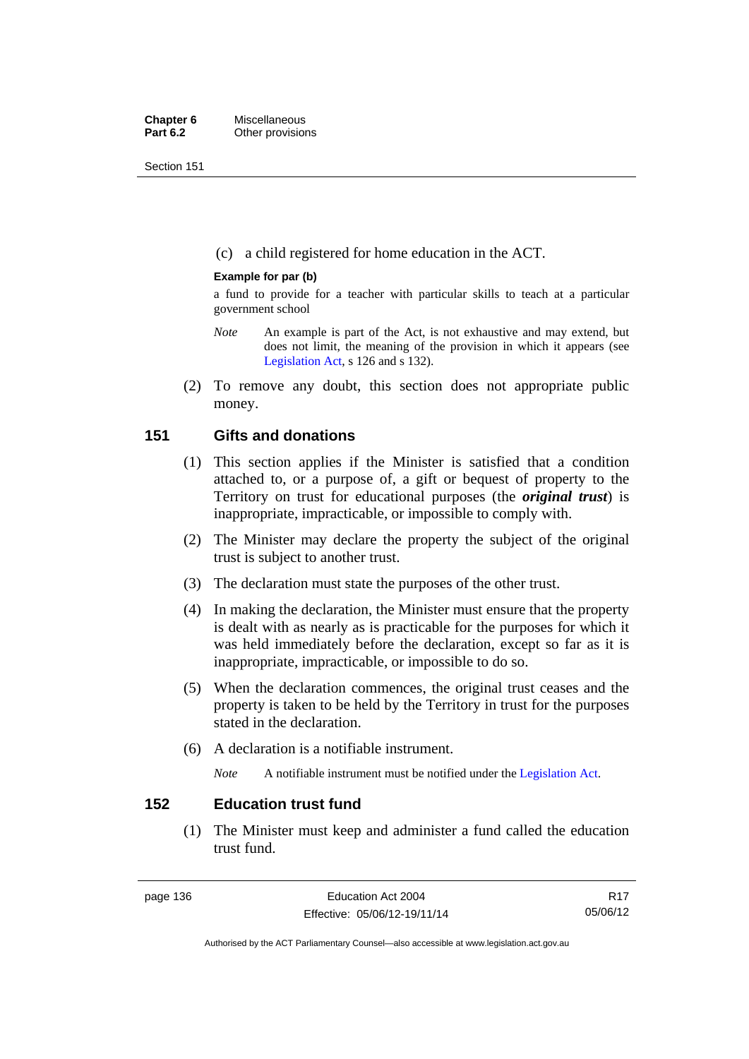(c) a child registered for home education in the ACT.

**Example for par (b)**

a fund to provide for a teacher with particular skills to teach at a particular government school

*Note* An example is part of the Act, is not exhaustive and may extend, but does not limit, the meaning of the provision in which it appears (see Legislation Act, s 126 and s 132).

(2) To remove any doubt, this section does not appropriate public money.

## 151 Gifts and donations

(1) This section applies if the Minister is satisfied that a condition attached to, or a purpose of, a gift or bequest of property to the Territory on trust for educational purposes (the ***original trust***) is inappropriate, impracticable, or impossible to comply with.

(2) The Minister may declare the property the subject of the original trust is subject to another trust.

(3) The declaration must state the purposes of the other trust.

(4) In making the declaration, the Minister must ensure that the property is dealt with as nearly as is practicable for the purposes for which it was held immediately before the declaration, except so far as it is inappropriate, impracticable, or impossible to do so.

(5) When the declaration commences, the original trust ceases and the property is taken to be held by the Territory in trust for the purposes stated in the declaration.

(6) A declaration is a notifiable instrument.

*Note* A notifiable instrument must be notified under the Legislation Act.

## 152 Education trust fund

(1) The Minister must keep and administer a fund called the education trust fund.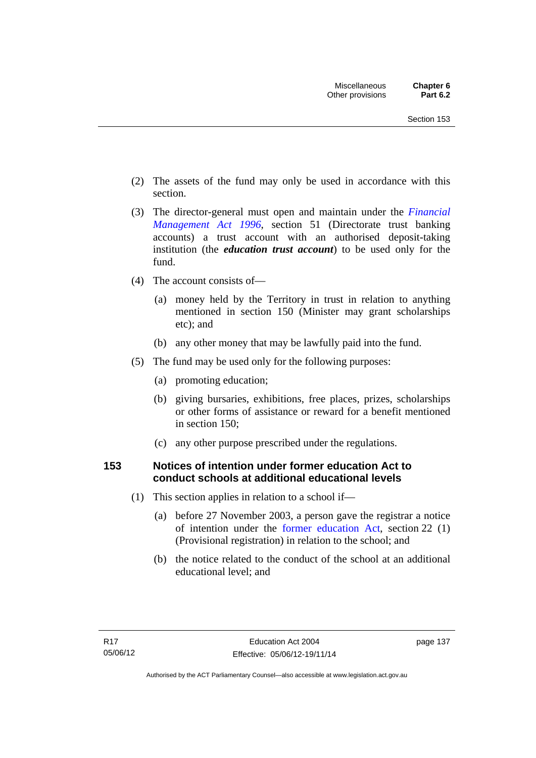(2) The assets of the fund may only be used in accordance with this section.

(3) The director-general must open and maintain under the *Financial Management Act 1996*, section 51 (Directorate trust banking accounts) a trust account with an authorised deposit-taking institution (the ***education trust account***) to be used only for the fund.

(4) The account consists of—

(a) money held by the Territory in trust in relation to anything mentioned in section 150 (Minister may grant scholarships etc); and

(b) any other money that may be lawfully paid into the fund.

(5) The fund may be used only for the following purposes:

(a) promoting education;

(b) giving bursaries, exhibitions, free places, prizes, scholarships or other forms of assistance or reward for a benefit mentioned in section 150;

(c) any other purpose prescribed under the regulations.

## 153 Notices of intention under former education Act to conduct schools at additional educational levels

(1) This section applies in relation to a school if—

(a) before 27 November 2003, a person gave the registrar a notice of intention under the former education Act, section 22 (1) (Provisional registration) in relation to the school; and

(b) the notice related to the conduct of the school at an additional educational level; and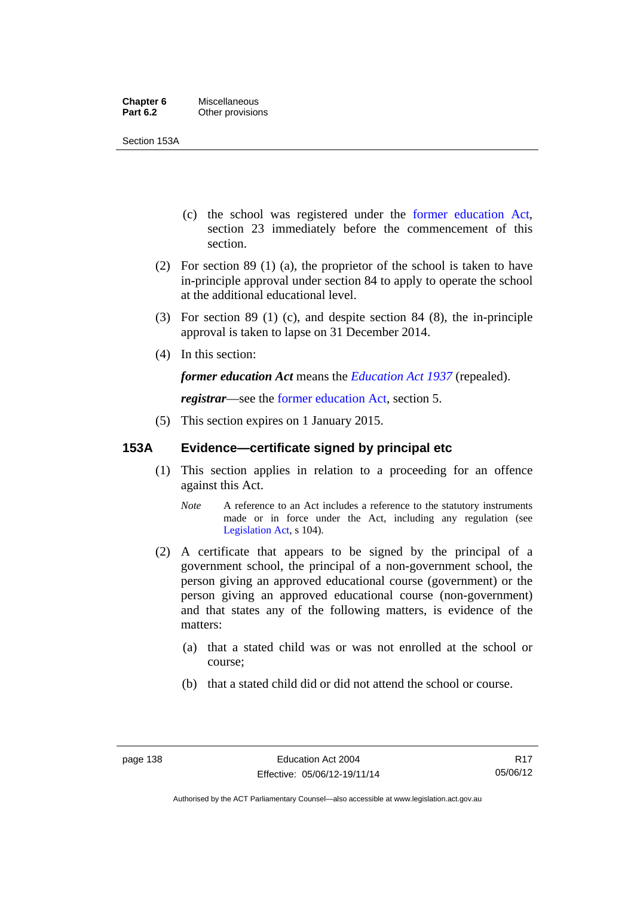(c) the school was registered under the former education Act, section 23 immediately before the commencement of this section.

(2) For section 89 (1) (a), the proprietor of the school is taken to have in-principle approval under section 84 to apply to operate the school at the additional educational level.

(3) For section 89 (1) (c), and despite section 84 (8), the in-principle approval is taken to lapse on 31 December 2014.

(4) In this section:

***former education Act*** means the *Education Act 1937* (repealed).

***registrar***—see the former education Act, section 5.

(5) This section expires on 1 January 2015.

### 153A Evidence—certificate signed by principal etc

(1) This section applies in relation to a proceeding for an offence against this Act.

*Note* A reference to an Act includes a reference to the statutory instruments made or in force under the Act, including any regulation (see Legislation Act, s 104).

(2) A certificate that appears to be signed by the principal of a government school, the principal of a non-government school, the person giving an approved educational course (government) or the person giving an approved educational course (non-government) and that states any of the following matters, is evidence of the matters:

(a) that a stated child was or was not enrolled at the school or course;

(b) that a stated child did or did not attend the school or course.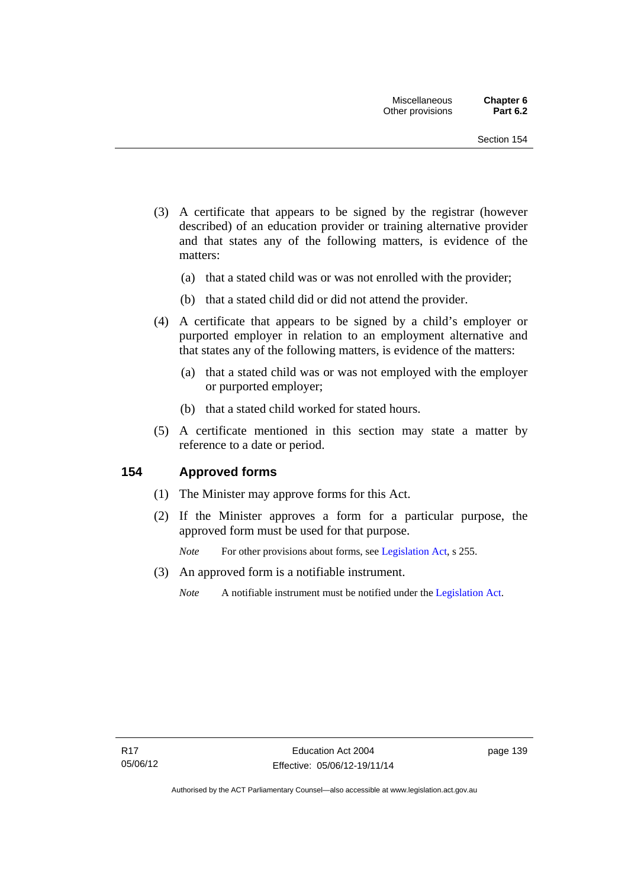(3) A certificate that appears to be signed by the registrar (however described) of an education provider or training alternative provider and that states any of the following matters, is evidence of the matters:

(a) that a stated child was or was not enrolled with the provider;

(b) that a stated child did or did not attend the provider.

(4) A certificate that appears to be signed by a child's employer or purported employer in relation to an employment alternative and that states any of the following matters, is evidence of the matters:

(a) that a stated child was or was not employed with the employer or purported employer;

(b) that a stated child worked for stated hours.

(5) A certificate mentioned in this section may state a matter by reference to a date or period.

## 154 Approved forms

(1) The Minister may approve forms for this Act.

(2) If the Minister approves a form for a particular purpose, the approved form must be used for that purpose.

*Note* For other provisions about forms, see Legislation Act, s 255.

(3) An approved form is a notifiable instrument.

*Note* A notifiable instrument must be notified under the Legislation Act.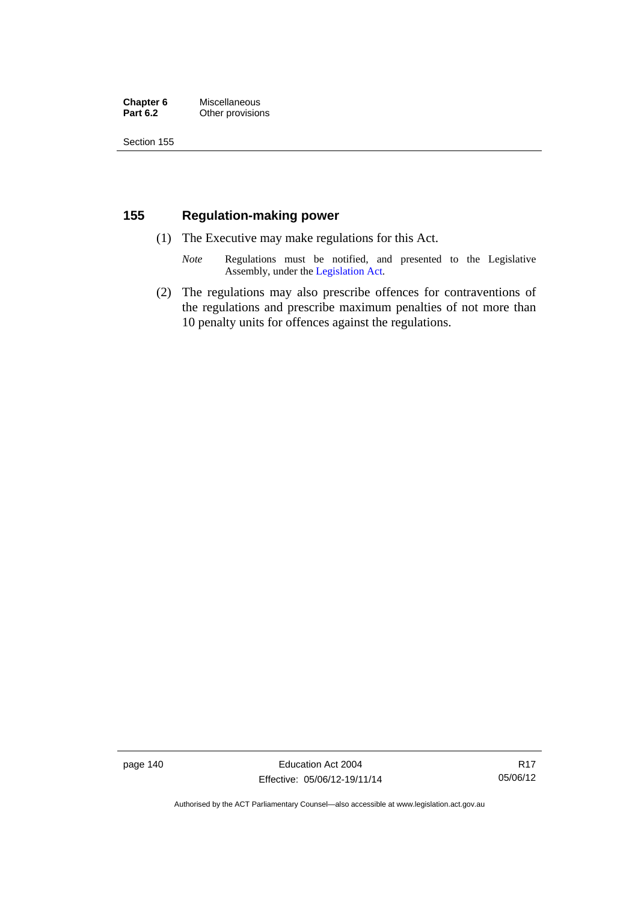## 155 Regulation-making power

(1) The Executive may make regulations for this Act.

*Note* Regulations must be notified, and presented to the Legislative Assembly, under the Legislation Act.

(2) The regulations may also prescribe offences for contraventions of the regulations and prescribe maximum penalties of not more than 10 penalty units for offences against the regulations.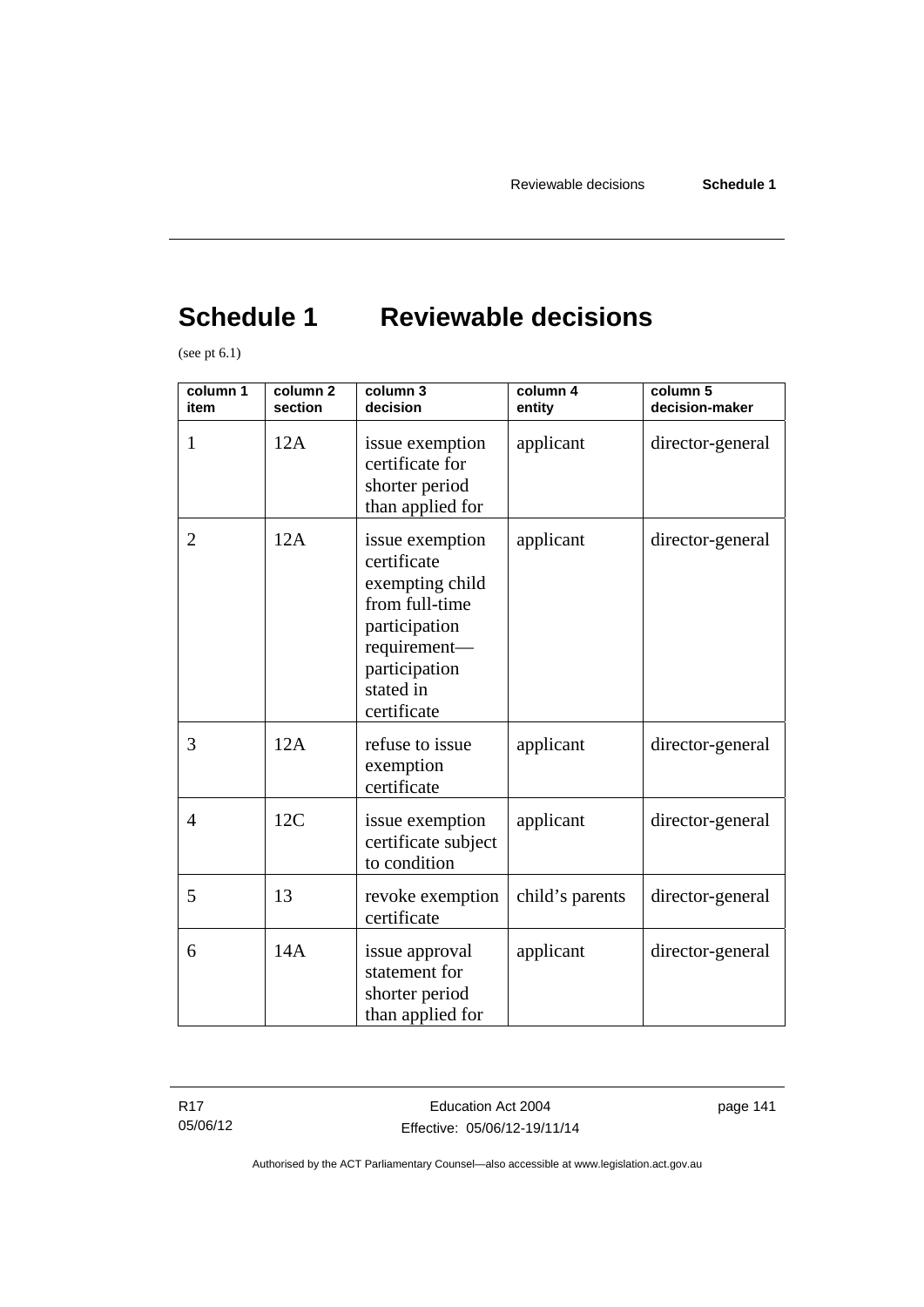# Schedule 1 Reviewable decisions

(see pt 6.1)

| column 1 item | column 2 section | column 3 decision | column 4 entity | column 5 decision-maker |
|---|---|---|---|---|
| 1 | 12A | issue exemption certificate for shorter period than applied for | applicant | director-general |
| 2 | 12A | issue exemption certificate exempting child from full-time participation requirement—participation stated in certificate | applicant | director-general |
| 3 | 12A | refuse to issue exemption certificate | applicant | director-general |
| 4 | 12C | issue exemption certificate subject to condition | applicant | director-general |
| 5 | 13 | revoke exemption certificate | child's parents | director-general |
| 6 | 14A | issue approval statement for shorter period than applied for | applicant | director-general |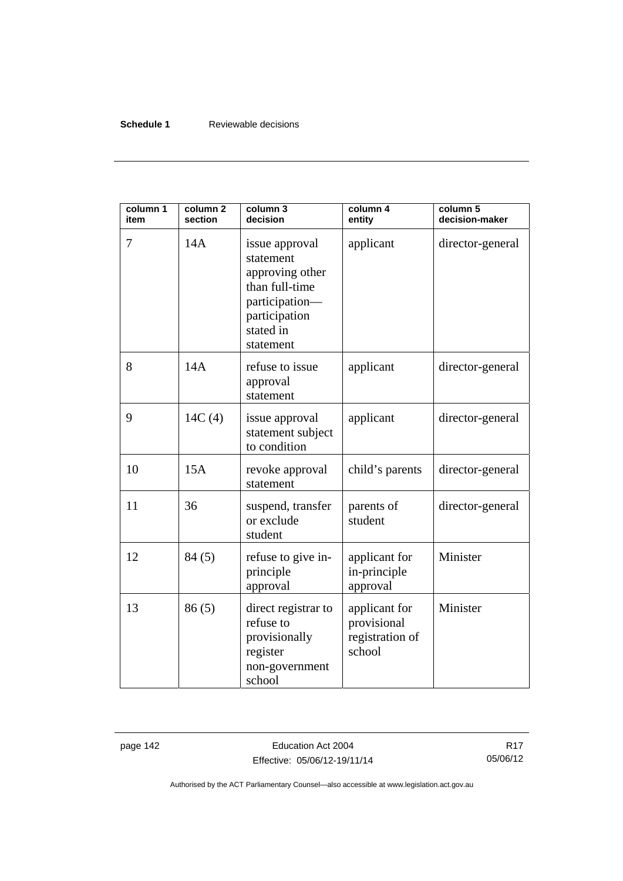| column 1 item | column 2 section | column 3 decision | column 4 entity | column 5 decision-maker |
|---|---|---|---|---|
| 7 | 14A | issue approval statement approving other than full-time participation—participation stated in statement | applicant | director-general |
| 8 | 14A | refuse to issue approval statement | applicant | director-general |
| 9 | 14C (4) | issue approval statement subject to condition | applicant | director-general |
| 10 | 15A | revoke approval statement | child's parents | director-general |
| 11 | 36 | suspend, transfer or exclude student | parents of student | director-general |
| 12 | 84 (5) | refuse to give in-principle approval | applicant for in-principle approval | Minister |
| 13 | 86 (5) | direct registrar to refuse to provisionally register non-government school | applicant for provisional registration of school | Minister |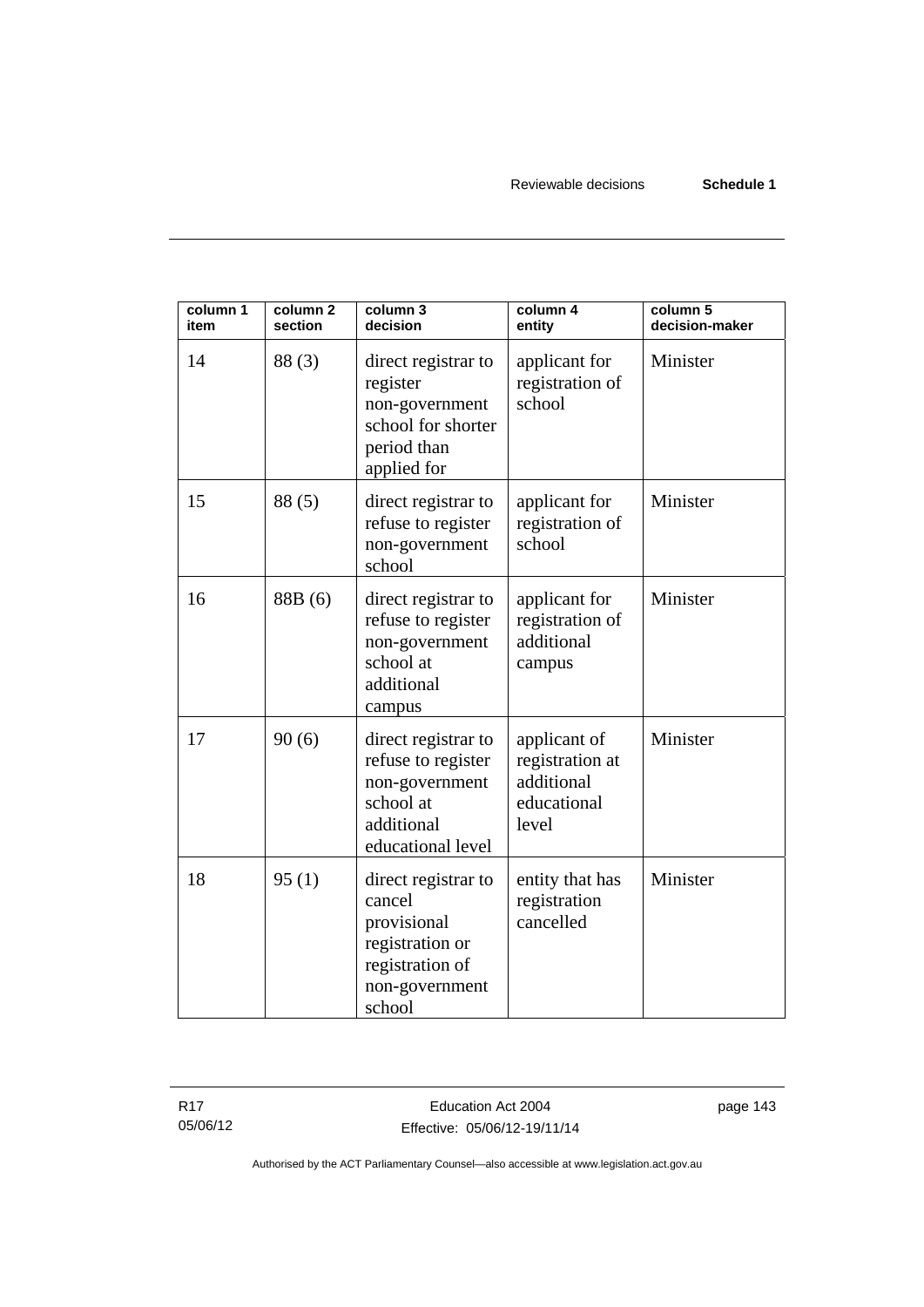| column 1 item | column 2 section | column 3 decision | column 4 entity | column 5 decision-maker |
|---|---|---|---|---|
| 14 | 88 (3) | direct registrar to register non-government school for shorter period than applied for | applicant for registration of school | Minister |
| 15 | 88 (5) | direct registrar to refuse to register non-government school | applicant for registration of school | Minister |
| 16 | 88B (6) | direct registrar to refuse to register non-government school at additional campus | applicant for registration of additional campus | Minister |
| 17 | 90 (6) | direct registrar to refuse to register non-government school at additional educational level | applicant of registration at additional educational level | Minister |
| 18 | 95 (1) | direct registrar to cancel provisional registration or registration of non-government school | entity that has registration cancelled | Minister |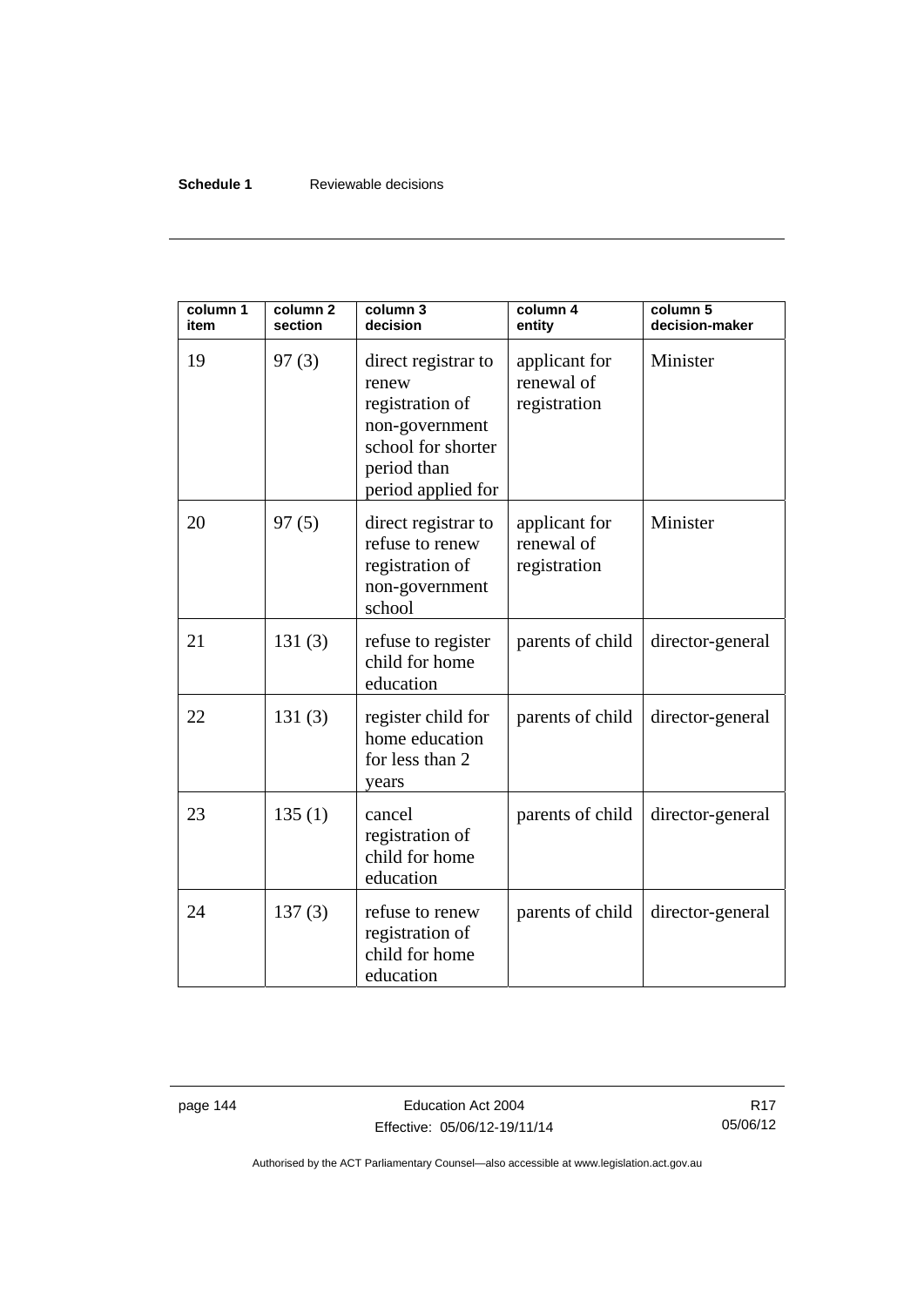| column 1 item | column 2 section | column 3 decision | column 4 entity | column 5 decision-maker |
|---|---|---|---|---|
| 19 | 97 (3) | direct registrar to renew registration of non-government school for shorter period than period applied for | applicant for renewal of registration | Minister |
| 20 | 97 (5) | direct registrar to refuse to renew registration of non-government school | applicant for renewal of registration | Minister |
| 21 | 131 (3) | refuse to register child for home education | parents of child | director-general |
| 22 | 131 (3) | register child for home education for less than 2 years | parents of child | director-general |
| 23 | 135 (1) | cancel registration of child for home education | parents of child | director-general |
| 24 | 137 (3) | refuse to renew registration of child for home education | parents of child | director-general |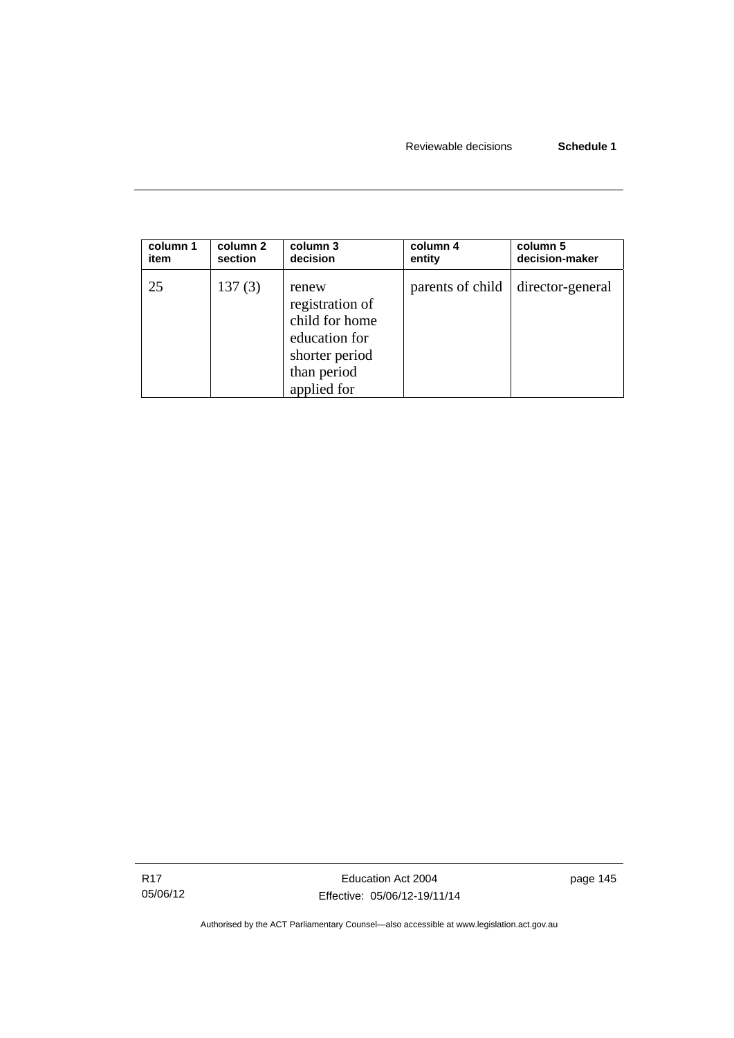| column 1 item | column 2 section | column 3 decision | column 4 entity | column 5 decision-maker |
|---|---|---|---|---|
| 25 | 137 (3) | renew registration of child for home education for shorter period than period applied for | parents of child | director-general |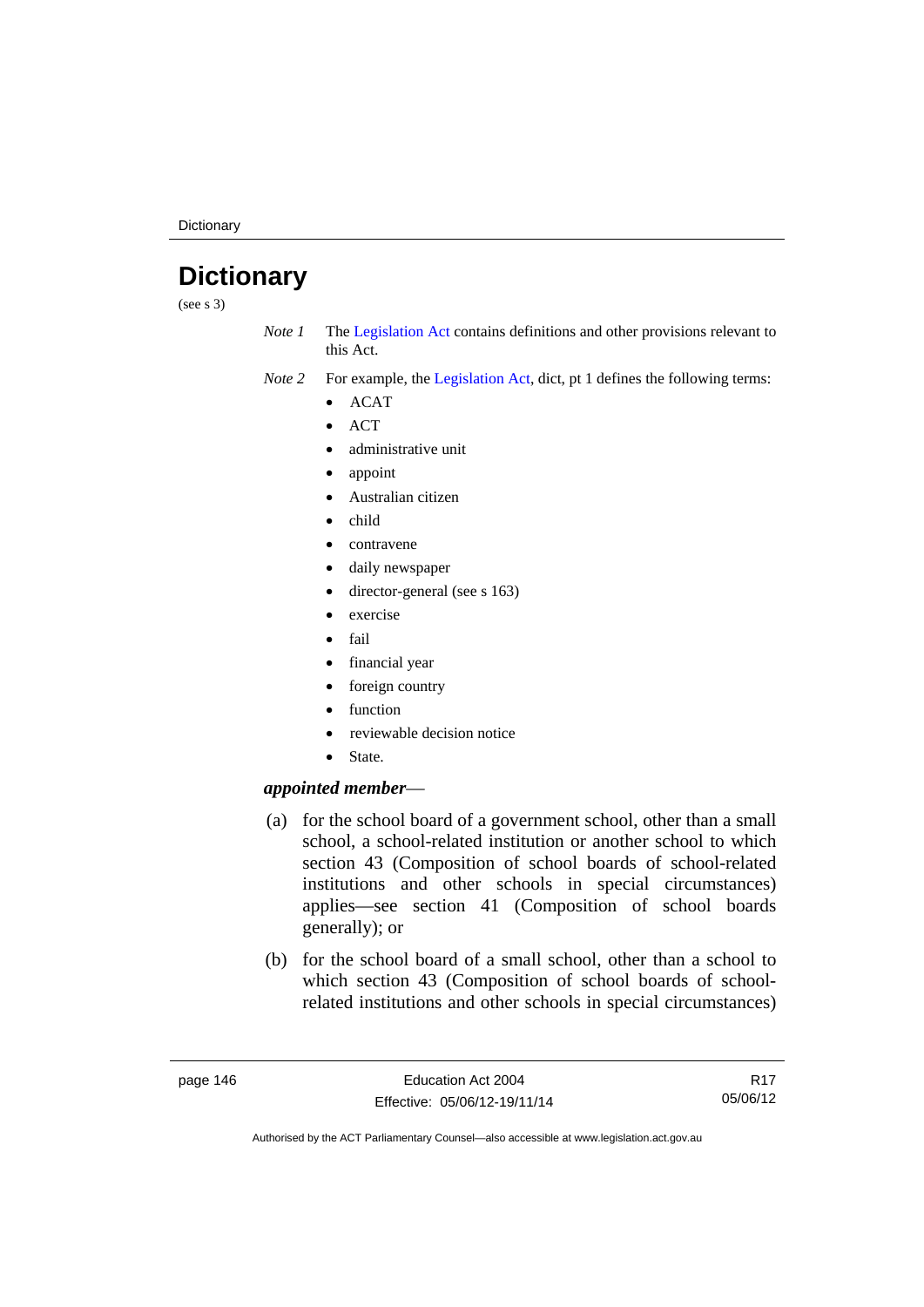# Dictionary

(see s 3)

*Note 1* The Legislation Act contains definitions and other provisions relevant to this Act.

*Note 2* For example, the Legislation Act, dict, pt 1 defines the following terms:

- ACAT
- ACT
- administrative unit
- appoint
- Australian citizen
- child
- contravene
- daily newspaper
- director-general (see s 163)
- exercise
- fail
- financial year
- foreign country
- function
- reviewable decision notice
- State.

***appointed member***—

(a) for the school board of a government school, other than a small school, a school-related institution or another school to which section 43 (Composition of school boards of school-related institutions and other schools in special circumstances) applies—see section 41 (Composition of school boards generally); or

(b) for the school board of a small school, other than a school to which section 43 (Composition of school boards of school-related institutions and other schools in special circumstances)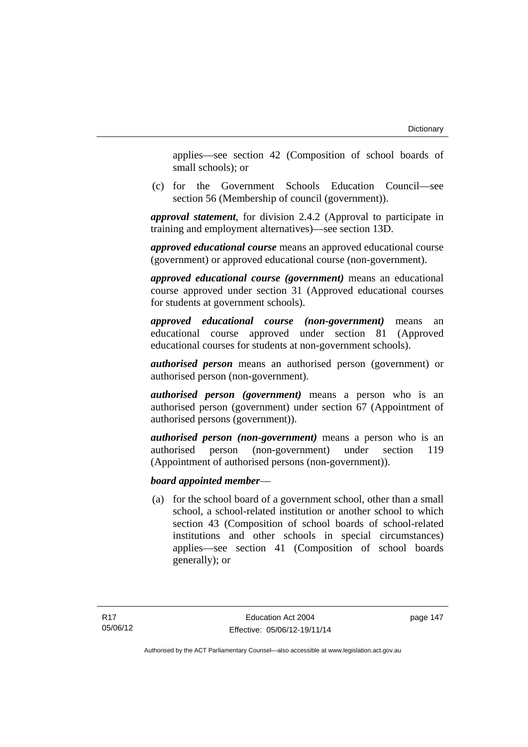applies—see section 42 (Composition of school boards of small schools); or

(c) for the Government Schools Education Council—see section 56 (Membership of council (government)).

***approval statement***, for division 2.4.2 (Approval to participate in training and employment alternatives)—see section 13D.

***approved educational course*** means an approved educational course (government) or approved educational course (non-government).

***approved educational course (government)*** means an educational course approved under section 31 (Approved educational courses for students at government schools).

***approved educational course (non-government)*** means an educational course approved under section 81 (Approved educational courses for students at non-government schools).

***authorised person*** means an authorised person (government) or authorised person (non-government).

***authorised person (government)*** means a person who is an authorised person (government) under section 67 (Appointment of authorised persons (government)).

***authorised person (non-government)*** means a person who is an authorised person (non-government) under section 119 (Appointment of authorised persons (non-government)).

***board appointed member***—

(a) for the school board of a government school, other than a small school, a school-related institution or another school to which section 43 (Composition of school boards of school-related institutions and other schools in special circumstances) applies—see section 41 (Composition of school boards generally); or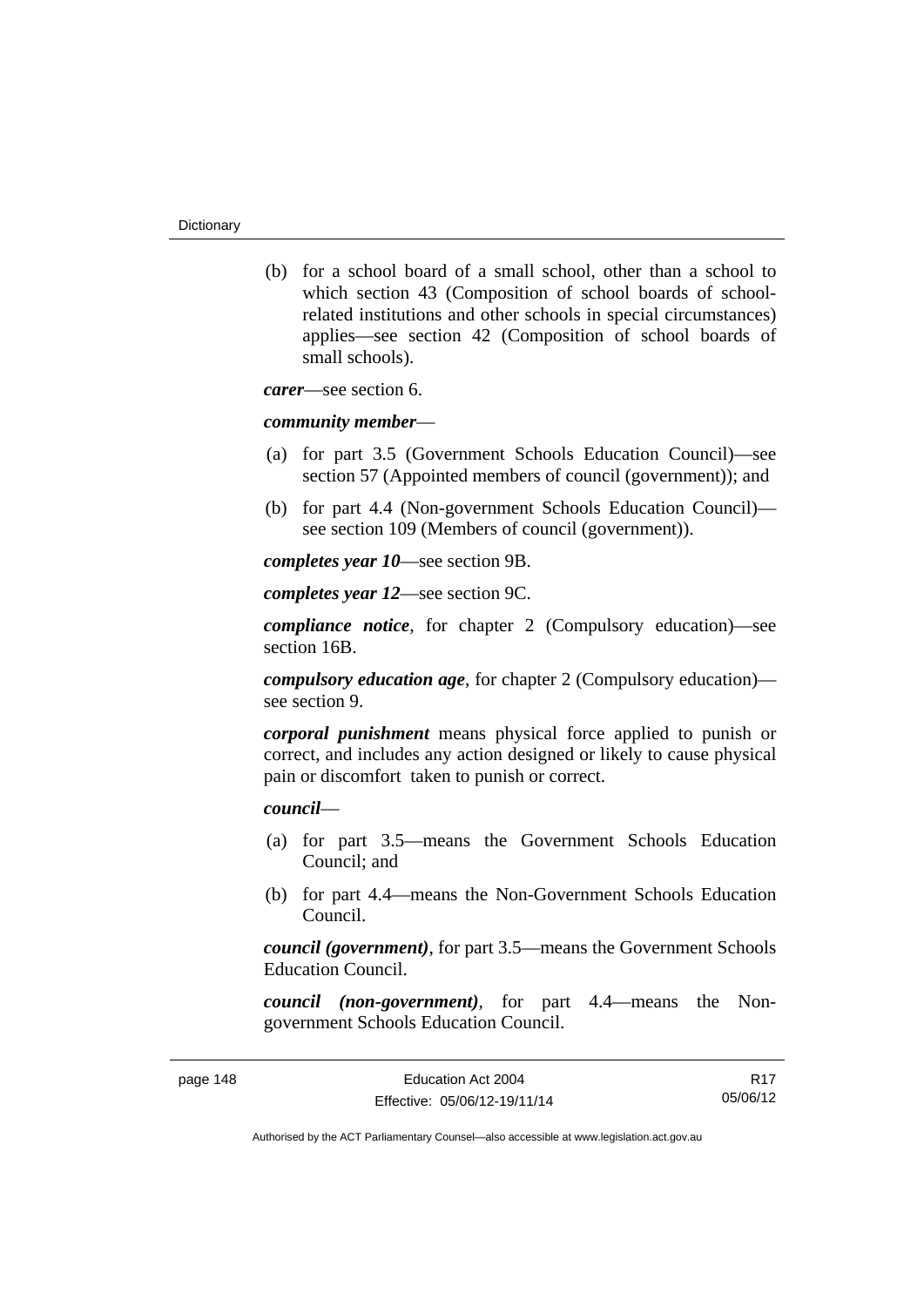(b) for a school board of a small school, other than a school to which section 43 (Composition of school boards of school-related institutions and other schools in special circumstances) applies—see section 42 (Composition of school boards of small schools).

***carer***—see section 6.

***community member***—

(a) for part 3.5 (Government Schools Education Council)—see section 57 (Appointed members of council (government)); and

(b) for part 4.4 (Non-government Schools Education Council)—see section 109 (Members of council (government)).

***completes year 10***—see section 9B.

***completes year 12***—see section 9C.

***compliance notice***, for chapter 2 (Compulsory education)—see section 16B.

***compulsory education age***, for chapter 2 (Compulsory education)—see section 9.

***corporal punishment*** means physical force applied to punish or correct, and includes any action designed or likely to cause physical pain or discomfort taken to punish or correct.

***council***—

(a) for part 3.5—means the Government Schools Education Council; and

(b) for part 4.4—means the Non-Government Schools Education Council.

***council (government)***, for part 3.5—means the Government Schools Education Council.

***council (non-government)***, for part 4.4—means the Non-government Schools Education Council.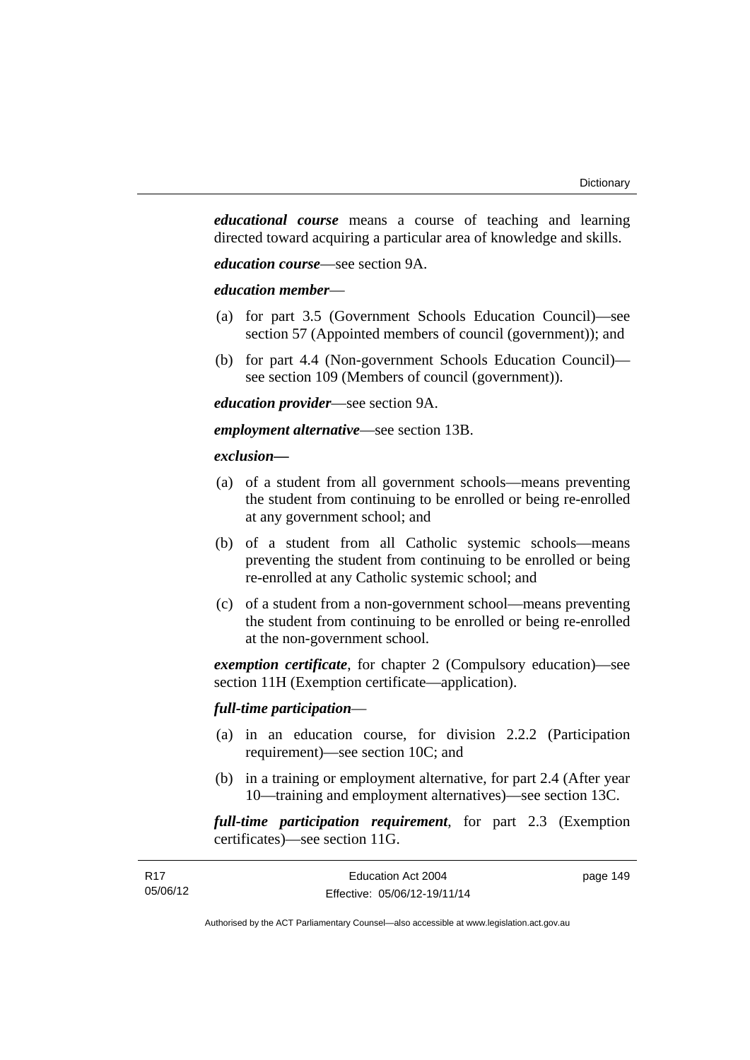***educational course*** means a course of teaching and learning directed toward acquiring a particular area of knowledge and skills.

***education course***—see section 9A.

***education member***—

(a) for part 3.5 (Government Schools Education Council)—see section 57 (Appointed members of council (government)); and

(b) for part 4.4 (Non-government Schools Education Council)—see section 109 (Members of council (government)).

***education provider***—see section 9A.

***employment alternative***—see section 13B.

***exclusion—***

(a) of a student from all government schools—means preventing the student from continuing to be enrolled or being re-enrolled at any government school; and

(b) of a student from all Catholic systemic schools—means preventing the student from continuing to be enrolled or being re-enrolled at any Catholic systemic school; and

(c) of a student from a non-government school—means preventing the student from continuing to be enrolled or being re-enrolled at the non-government school.

***exemption certificate***, for chapter 2 (Compulsory education)—see section 11H (Exemption certificate—application).

***full-time participation***—

(a) in an education course, for division 2.2.2 (Participation requirement)—see section 10C; and

(b) in a training or employment alternative, for part 2.4 (After year 10—training and employment alternatives)—see section 13C.

***full-time participation requirement***, for part 2.3 (Exemption certificates)—see section 11G.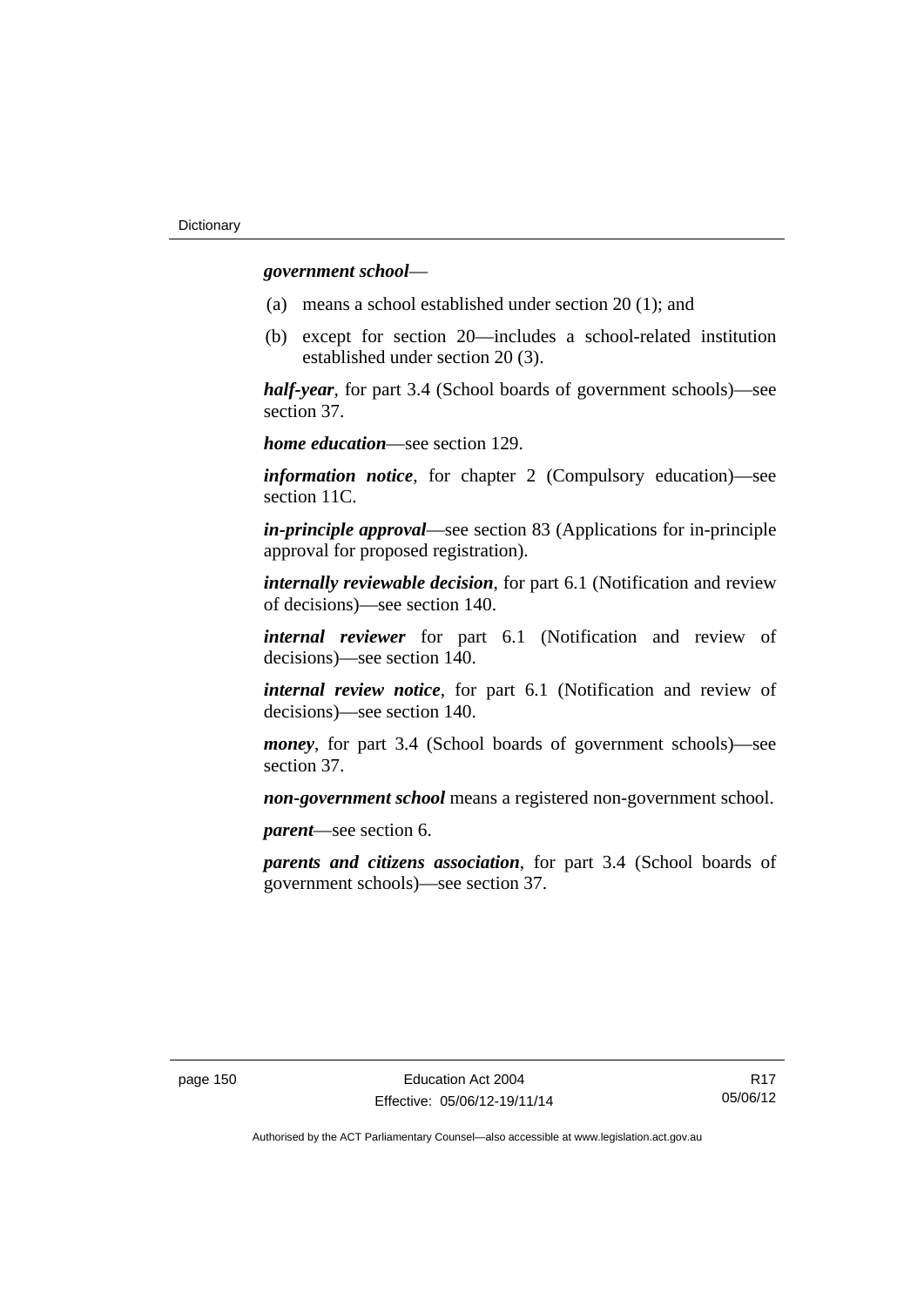***government school***—

(a) means a school established under section 20 (1); and

(b) except for section 20—includes a school-related institution established under section 20 (3).

***half-year***, for part 3.4 (School boards of government schools)—see section 37.

***home education***—see section 129.

***information notice***, for chapter 2 (Compulsory education)—see section 11C.

***in-principle approval***—see section 83 (Applications for in-principle approval for proposed registration).

***internally reviewable decision***, for part 6.1 (Notification and review of decisions)—see section 140.

***internal reviewer*** for part 6.1 (Notification and review of decisions)—see section 140.

***internal review notice***, for part 6.1 (Notification and review of decisions)—see section 140.

***money***, for part 3.4 (School boards of government schools)—see section 37.

***non-government school*** means a registered non-government school.

***parent***—see section 6.

***parents and citizens association***, for part 3.4 (School boards of government schools)—see section 37.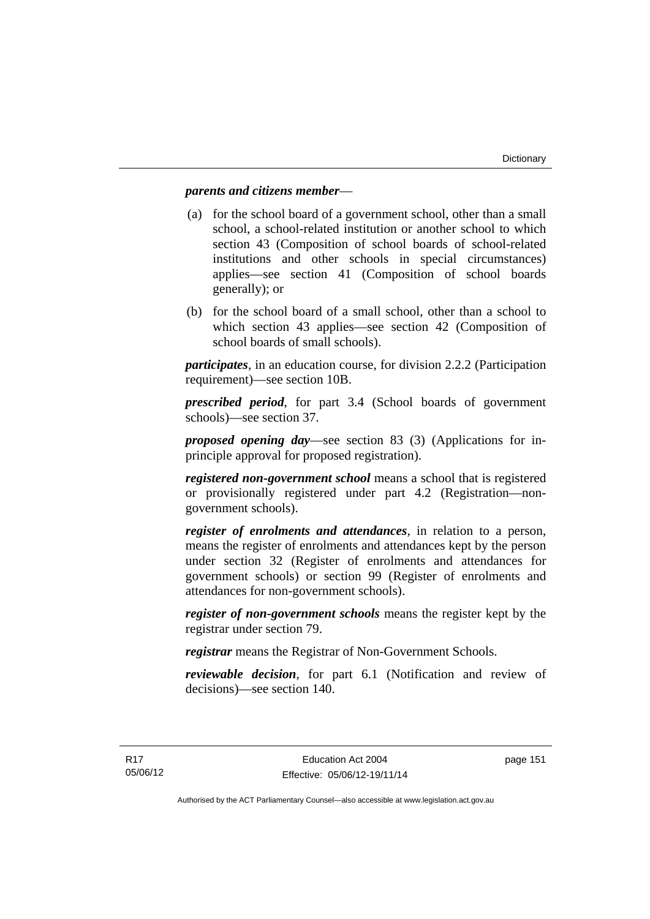***parents and citizens member***—

(a) for the school board of a government school, other than a small school, a school-related institution or another school to which section 43 (Composition of school boards of school-related institutions and other schools in special circumstances) applies—see section 41 (Composition of school boards generally); or

(b) for the school board of a small school, other than a school to which section 43 applies—see section 42 (Composition of school boards of small schools).

***participates***, in an education course, for division 2.2.2 (Participation requirement)—see section 10B.

***prescribed period***, for part 3.4 (School boards of government schools)—see section 37.

***proposed opening day***—see section 83 (3) (Applications for in-principle approval for proposed registration).

***registered non-government school*** means a school that is registered or provisionally registered under part 4.2 (Registration—non-government schools).

***register of enrolments and attendances***, in relation to a person, means the register of enrolments and attendances kept by the person under section 32 (Register of enrolments and attendances for government schools) or section 99 (Register of enrolments and attendances for non-government schools).

***register of non-government schools*** means the register kept by the registrar under section 79.

***registrar*** means the Registrar of Non-Government Schools.

***reviewable decision***, for part 6.1 (Notification and review of decisions)—see section 140.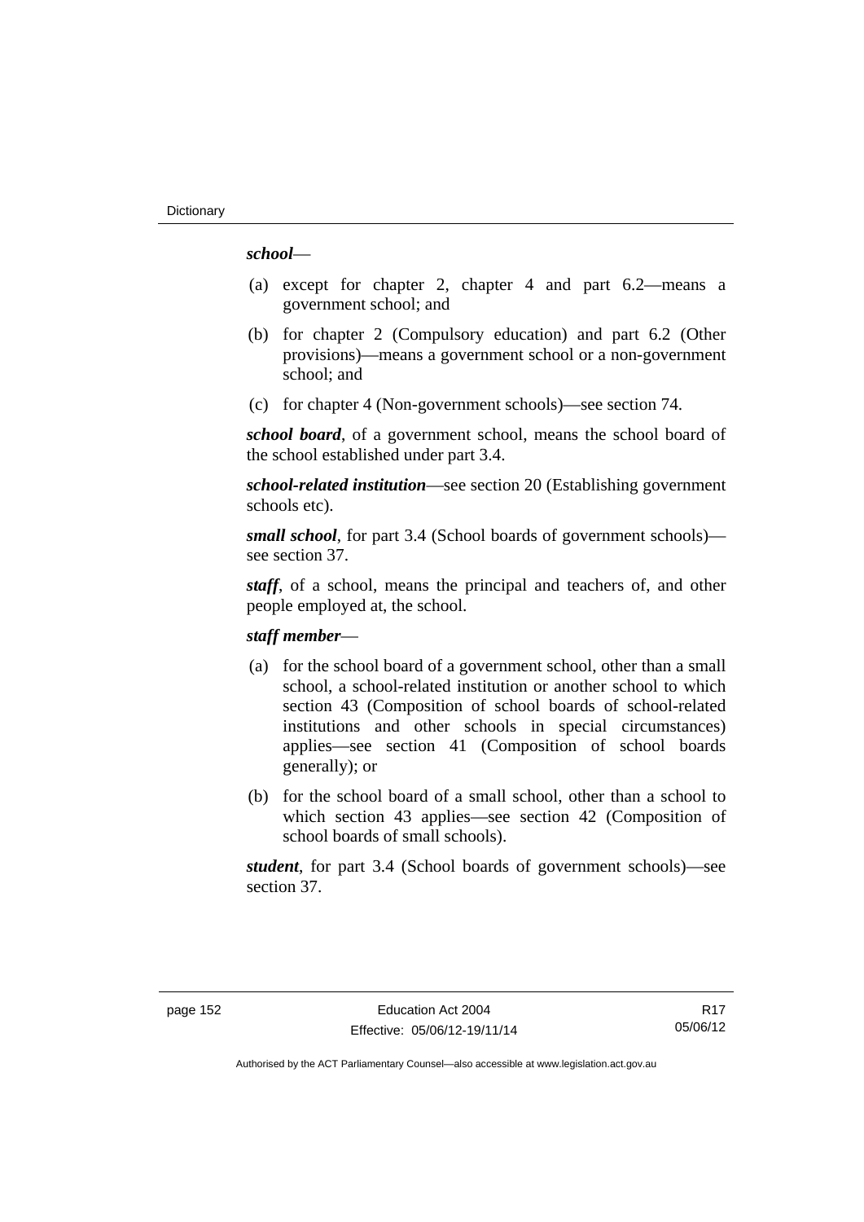***school***—

(a) except for chapter 2, chapter 4 and part 6.2—means a government school; and

(b) for chapter 2 (Compulsory education) and part 6.2 (Other provisions)—means a government school or a non-government school; and

(c) for chapter 4 (Non-government schools)—see section 74.

***school board***, of a government school, means the school board of the school established under part 3.4.

***school-related institution***—see section 20 (Establishing government schools etc).

***small school***, for part 3.4 (School boards of government schools)—see section 37.

***staff***, of a school, means the principal and teachers of, and other people employed at, the school.

***staff member***—

(a) for the school board of a government school, other than a small school, a school-related institution or another school to which section 43 (Composition of school boards of school-related institutions and other schools in special circumstances) applies—see section 41 (Composition of school boards generally); or

(b) for the school board of a small school, other than a school to which section 43 applies—see section 42 (Composition of school boards of small schools).

***student***, for part 3.4 (School boards of government schools)—see section 37.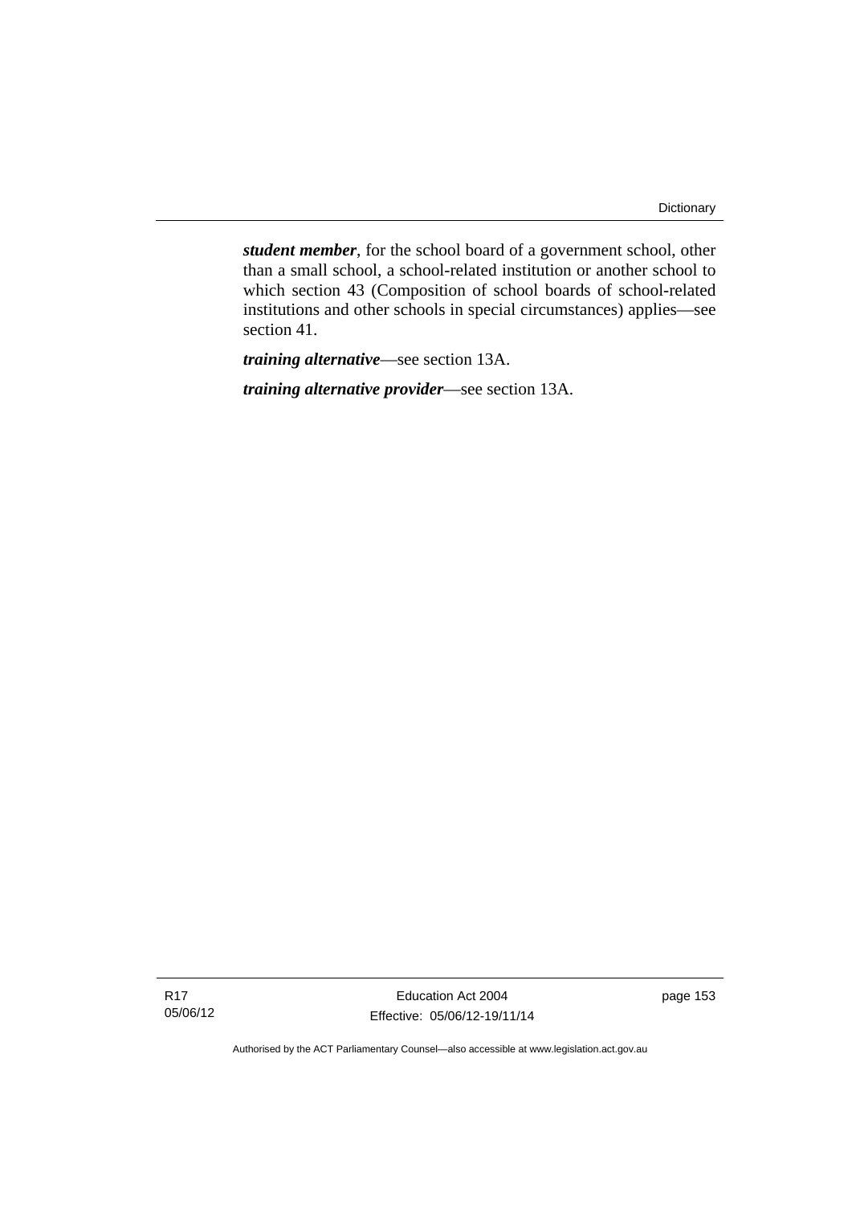***student member***, for the school board of a government school, other than a small school, a school-related institution or another school to which section 43 (Composition of school boards of school-related institutions and other schools in special circumstances) applies—see section 41.

***training alternative***—see section 13A.

***training alternative provider***—see section 13A.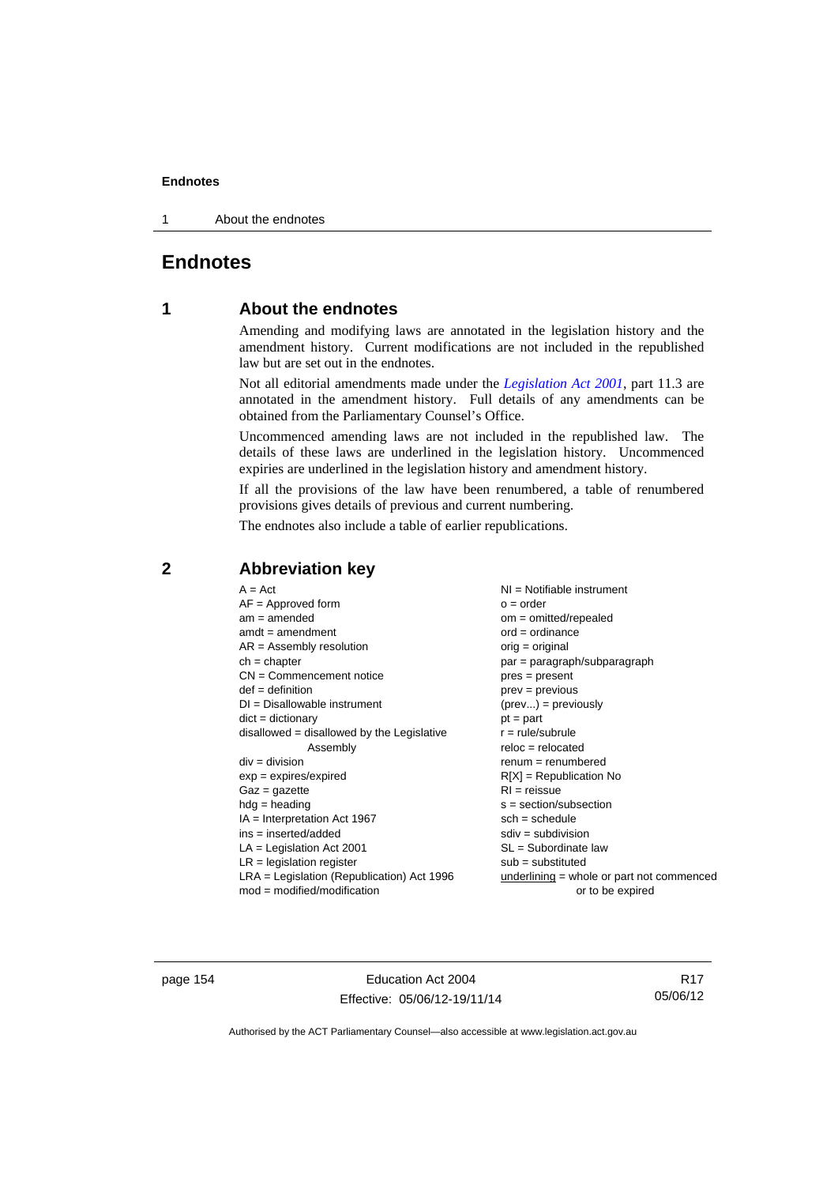# Endnotes

## 1 About the endnotes

Amending and modifying laws are annotated in the legislation history and the amendment history. Current modifications are not included in the republished law but are set out in the endnotes.

Not all editorial amendments made under the *Legislation Act 2001*, part 11.3 are annotated in the amendment history. Full details of any amendments can be obtained from the Parliamentary Counsel's Office.

Uncommenced amending laws are not included in the republished law. The details of these laws are underlined in the legislation history. Uncommenced expiries are underlined in the legislation history and amendment history.

If all the provisions of the law have been renumbered, a table of renumbered provisions gives details of previous and current numbering.

The endnotes also include a table of earlier republications.

## 2 Abbreviation key

A = Act
AF = Approved form
am = amended
amdt = amendment
AR = Assembly resolution
ch = chapter
CN = Commencement notice
def = definition
DI = Disallowable instrument
dict = dictionary
disallowed = disallowed by the Legislative Assembly
div = division
exp = expires/expired
Gaz = gazette
hdg = heading
IA = Interpretation Act 1967
ins = inserted/added
LA = Legislation Act 2001
LR = legislation register
LRA = Legislation (Republication) Act 1996
mod = modified/modification
NI = Notifiable instrument
o = order
om = omitted/repealed
ord = ordinance
orig = original
par = paragraph/subparagraph
pres = present
prev = previous
(prev...) = previously
pt = part
r = rule/subrule
reloc = relocated
renum = renumbered
R[X] = Republication No
RI = reissue
s = section/subsection
sch = schedule
sdiv = subdivision
SL = Subordinate law
sub = substituted
<u>underlining</u> = whole or part not commenced or to be expired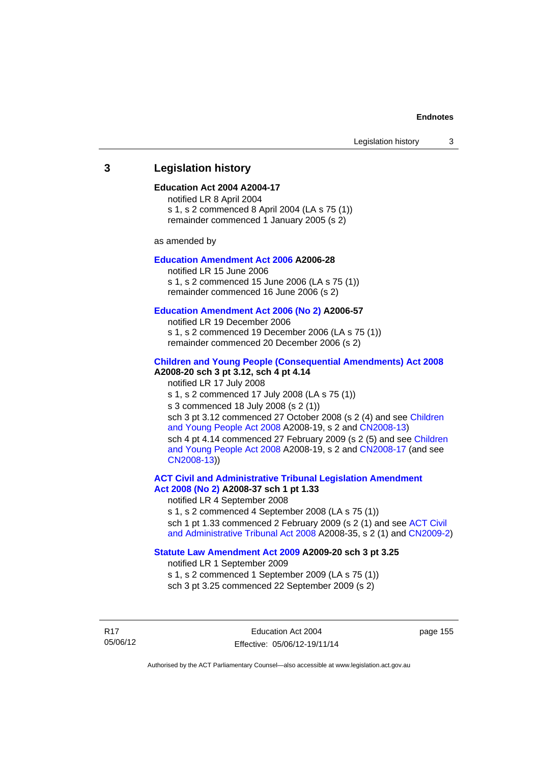## 3 Legislation history

**Education Act 2004 A2004-17**

notified LR 8 April 2004
s 1, s 2 commenced 8 April 2004 (LA s 75 (1))
remainder commenced 1 January 2005 (s 2)

as amended by

**Education Amendment Act 2006 A2006-28**

notified LR 15 June 2006
s 1, s 2 commenced 15 June 2006 (LA s 75 (1))
remainder commenced 16 June 2006 (s 2)

**Education Amendment Act 2006 (No 2) A2006-57**

notified LR 19 December 2006
s 1, s 2 commenced 19 December 2006 (LA s 75 (1))
remainder commenced 20 December 2006 (s 2)

**Children and Young People (Consequential Amendments) Act 2008 A2008-20 sch 3 pt 3.12, sch 4 pt 4.14**

notified LR 17 July 2008
s 1, s 2 commenced 17 July 2008 (LA s 75 (1))
s 3 commenced 18 July 2008 (s 2 (1))
sch 3 pt 3.12 commenced 27 October 2008 (s 2 (4) and see Children and Young People Act 2008 A2008-19, s 2 and CN2008-13)
sch 4 pt 4.14 commenced 27 February 2009 (s 2 (5) and see Children and Young People Act 2008 A2008-19, s 2 and CN2008-17 (and see CN2008-13))

**ACT Civil and Administrative Tribunal Legislation Amendment Act 2008 (No 2) A2008-37 sch 1 pt 1.33**

notified LR 4 September 2008
s 1, s 2 commenced 4 September 2008 (LA s 75 (1))
sch 1 pt 1.33 commenced 2 February 2009 (s 2 (1) and see ACT Civil and Administrative Tribunal Act 2008 A2008-35, s 2 (1) and CN2009-2)

**Statute Law Amendment Act 2009 A2009-20 sch 3 pt 3.25**

notified LR 1 September 2009
s 1, s 2 commenced 1 September 2009 (LA s 75 (1))
sch 3 pt 3.25 commenced 22 September 2009 (s 2)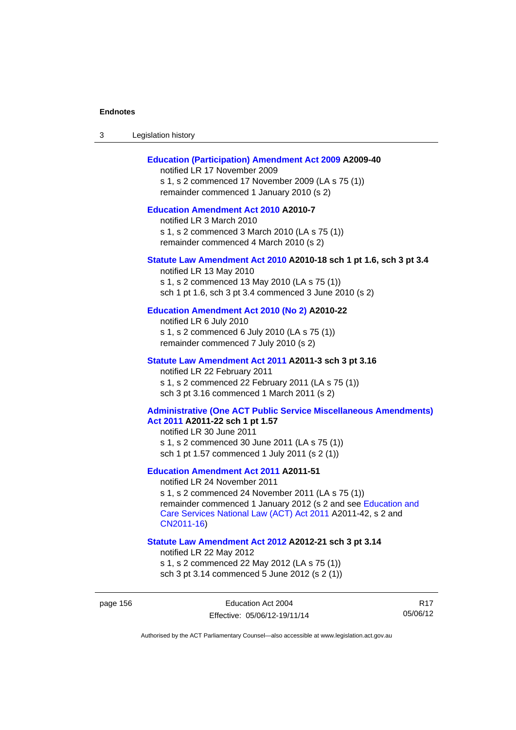**Education (Participation) Amendment Act 2009 A2009-40**
notified LR 17 November 2009
s 1, s 2 commenced 17 November 2009 (LA s 75 (1))
remainder commenced 1 January 2010 (s 2)

**Education Amendment Act 2010 A2010-7**
notified LR 3 March 2010
s 1, s 2 commenced 3 March 2010 (LA s 75 (1))
remainder commenced 4 March 2010 (s 2)

**Statute Law Amendment Act 2010 A2010-18 sch 1 pt 1.6, sch 3 pt 3.4**
notified LR 13 May 2010
s 1, s 2 commenced 13 May 2010 (LA s 75 (1))
sch 1 pt 1.6, sch 3 pt 3.4 commenced 3 June 2010 (s 2)

**Education Amendment Act 2010 (No 2) A2010-22**
notified LR 6 July 2010
s 1, s 2 commenced 6 July 2010 (LA s 75 (1))
remainder commenced 7 July 2010 (s 2)

**Statute Law Amendment Act 2011 A2011-3 sch 3 pt 3.16**
notified LR 22 February 2011
s 1, s 2 commenced 22 February 2011 (LA s 75 (1))
sch 3 pt 3.16 commenced 1 March 2011 (s 2)

**Administrative (One ACT Public Service Miscellaneous Amendments) Act 2011 A2011-22 sch 1 pt 1.57**
notified LR 30 June 2011
s 1, s 2 commenced 30 June 2011 (LA s 75 (1))
sch 1 pt 1.57 commenced 1 July 2011 (s 2 (1))

**Education Amendment Act 2011 A2011-51**
notified LR 24 November 2011
s 1, s 2 commenced 24 November 2011 (LA s 75 (1))
remainder commenced 1 January 2012 (s 2 and see Education and Care Services National Law (ACT) Act 2011 A2011-42, s 2 and CN2011-16)

**Statute Law Amendment Act 2012 A2012-21 sch 3 pt 3.14**
notified LR 22 May 2012
s 1, s 2 commenced 22 May 2012 (LA s 75 (1))
sch 3 pt 3.14 commenced 5 June 2012 (s 2 (1))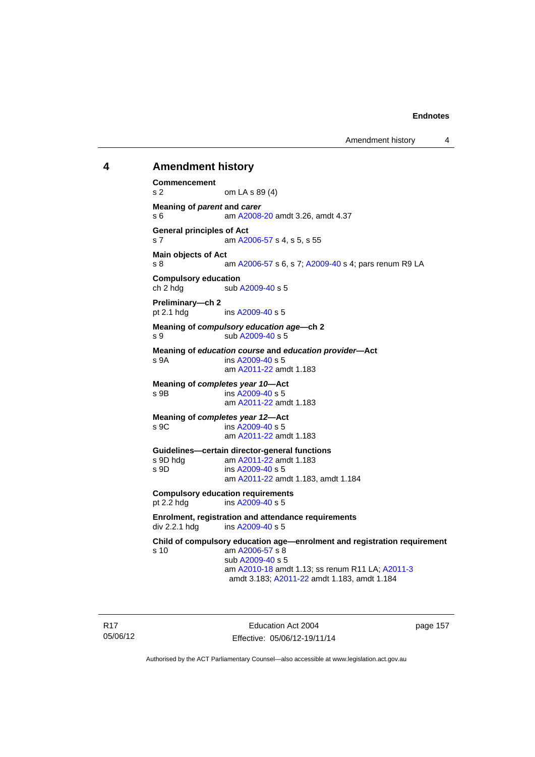## 4 Amendment history

**Commencement**
s 2 om LA s 89 (4)

**Meaning of *parent* and *carer***
s 6 am A2008-20 amdt 3.26, amdt 4.37

**General principles of Act**
s 7 am A2006-57 s 4, s 5, s 55

**Main objects of Act**
s 8 am A2006-57 s 6, s 7; A2009-40 s 4; pars renum R9 LA

**Compulsory education**
ch 2 hdg sub A2009-40 s 5

**Preliminary—ch 2**
pt 2.1 hdg ins A2009-40 s 5

**Meaning of *compulsory education age*—ch 2**
s 9 sub A2009-40 s 5

**Meaning of *education course* and *education provider*—Act**
s 9A ins A2009-40 s 5
am A2011-22 amdt 1.183

**Meaning of *completes year 10*—Act**
s 9B ins A2009-40 s 5
am A2011-22 amdt 1.183

**Meaning of *completes year 12*—Act**
s 9C ins A2009-40 s 5
am A2011-22 amdt 1.183

**Guidelines—certain director-general functions**
s 9D hdg am A2011-22 amdt 1.183
s 9D ins A2009-40 s 5
am A2011-22 amdt 1.183, amdt 1.184

**Compulsory education requirements**
pt 2.2 hdg ins A2009-40 s 5

**Enrolment, registration and attendance requirements**
div 2.2.1 hdg ins A2009-40 s 5

**Child of compulsory education age—enrolment and registration requirement**
s 10 am A2006-57 s 8
sub A2009-40 s 5
am A2010-18 amdt 1.13; ss renum R11 LA; A2011-3 amdt 3.183; A2011-22 amdt 1.183, amdt 1.184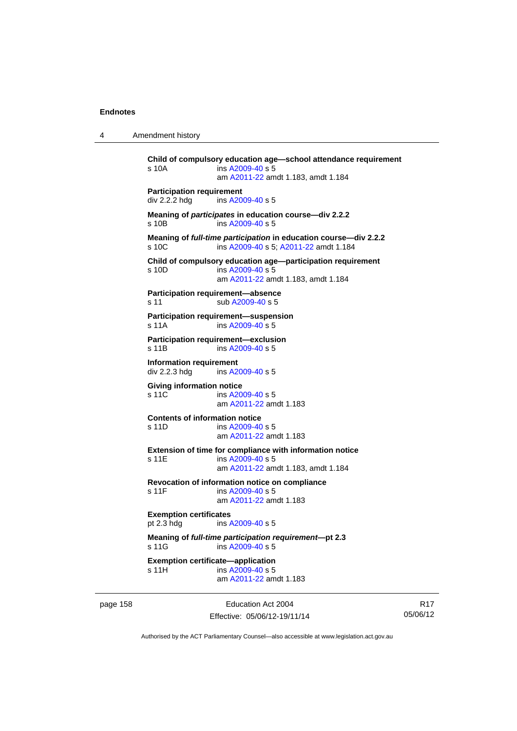**Child of compulsory education age—school attendance requirement**
s 10A ins A2009-40 s 5
am A2011-22 amdt 1.183, amdt 1.184

**Participation requirement**
div 2.2.2 hdg ins A2009-40 s 5

**Meaning of *participates* in education course—div 2.2.2**
s 10B ins A2009-40 s 5

**Meaning of *full-time participation* in education course—div 2.2.2**
s 10C ins A2009-40 s 5; A2011-22 amdt 1.184

**Child of compulsory education age—participation requirement**
s 10D ins A2009-40 s 5
am A2011-22 amdt 1.183, amdt 1.184

**Participation requirement—absence**
s 11 sub A2009-40 s 5

**Participation requirement—suspension**
s 11A ins A2009-40 s 5

**Participation requirement—exclusion**
s 11B ins A2009-40 s 5

**Information requirement**
div 2.2.3 hdg ins A2009-40 s 5

**Giving information notice**
s 11C ins A2009-40 s 5
am A2011-22 amdt 1.183

**Contents of information notice**
s 11D ins A2009-40 s 5
am A2011-22 amdt 1.183

**Extension of time for compliance with information notice**
s 11E ins A2009-40 s 5
am A2011-22 amdt 1.183, amdt 1.184

**Revocation of information notice on compliance**
s 11F ins A2009-40 s 5
am A2011-22 amdt 1.183

**Exemption certificates**
pt 2.3 hdg ins A2009-40 s 5

**Meaning of *full-time participation requirement*—pt 2.3**
s 11G ins A2009-40 s 5

**Exemption certificate—application**
s 11H ins A2009-40 s 5
am A2011-22 amdt 1.183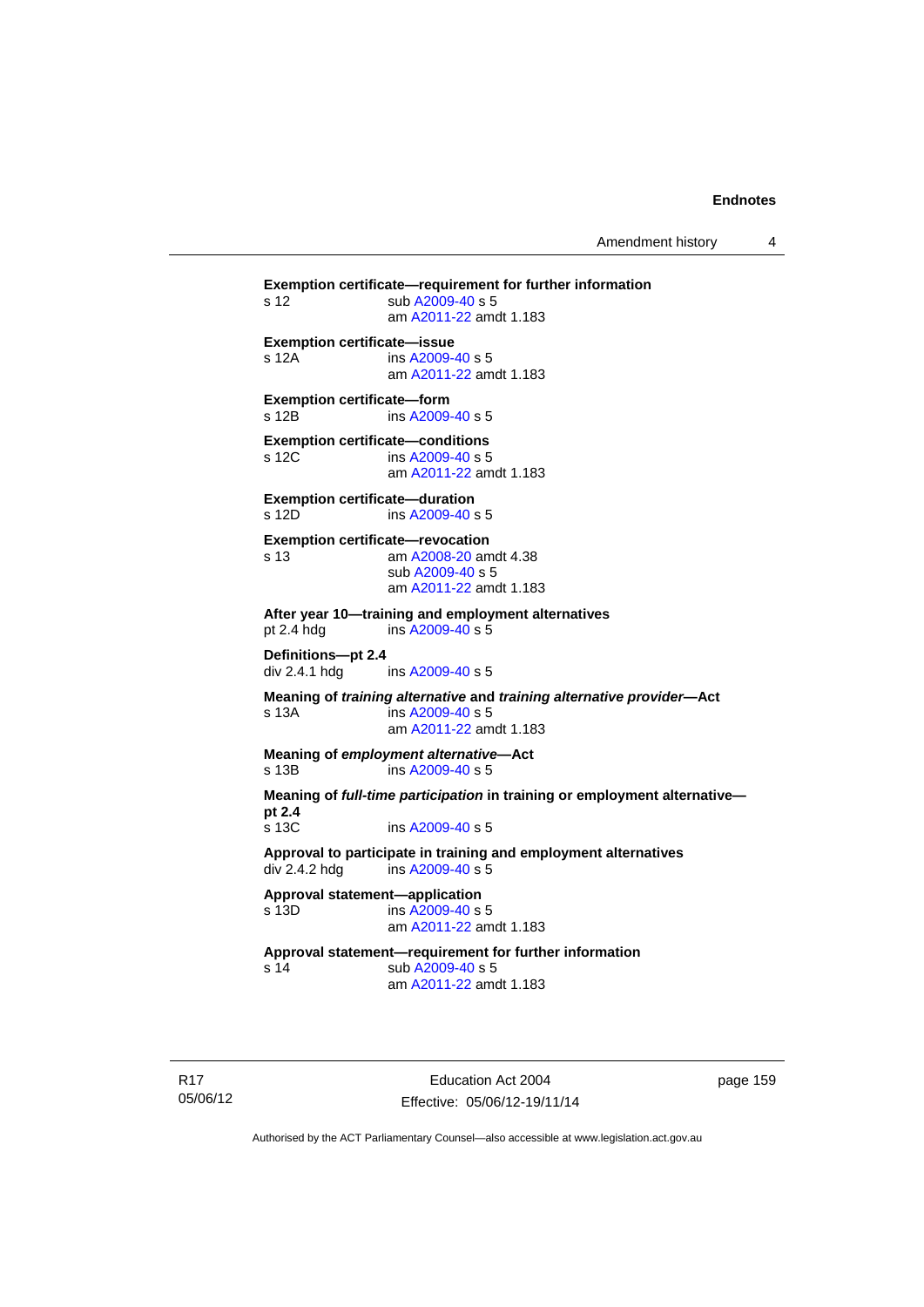**Exemption certificate—requirement for further information**
s 12 sub A2009-40 s 5
am A2011-22 amdt 1.183

**Exemption certificate—issue**
s 12A ins A2009-40 s 5
am A2011-22 amdt 1.183

**Exemption certificate—form**
s 12B ins A2009-40 s 5

**Exemption certificate—conditions**
s 12C ins A2009-40 s 5
am A2011-22 amdt 1.183

**Exemption certificate—duration**
s 12D ins A2009-40 s 5

**Exemption certificate—revocation**
s 13 am A2008-20 amdt 4.38
sub A2009-40 s 5
am A2011-22 amdt 1.183

**After year 10—training and employment alternatives**
pt 2.4 hdg ins A2009-40 s 5

**Definitions—pt 2.4**
div 2.4.1 hdg ins A2009-40 s 5

**Meaning of *training alternative* and *training alternative provider*—Act**
s 13A ins A2009-40 s 5
am A2011-22 amdt 1.183

**Meaning of *employment alternative*—Act**
s 13B ins A2009-40 s 5

**Meaning of *full-time participation* in training or employment alternative—pt 2.4**
s 13C ins A2009-40 s 5

**Approval to participate in training and employment alternatives**
div 2.4.2 hdg ins A2009-40 s 5

**Approval statement—application**
s 13D ins A2009-40 s 5
am A2011-22 amdt 1.183

**Approval statement—requirement for further information**
s 14 sub A2009-40 s 5
am A2011-22 amdt 1.183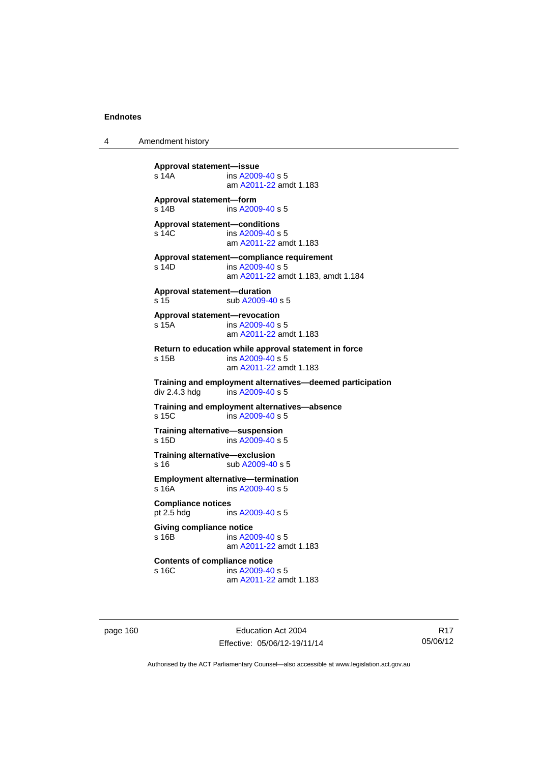**Approval statement—issue**
s 14A ins A2009-40 s 5
am A2011-22 amdt 1.183

**Approval statement—form**
s 14B ins A2009-40 s 5

**Approval statement—conditions**
s 14C ins A2009-40 s 5
am A2011-22 amdt 1.183

**Approval statement—compliance requirement**
s 14D ins A2009-40 s 5
am A2011-22 amdt 1.183, amdt 1.184

**Approval statement—duration**
s 15 sub A2009-40 s 5

**Approval statement—revocation**
s 15A ins A2009-40 s 5
am A2011-22 amdt 1.183

**Return to education while approval statement in force**
s 15B ins A2009-40 s 5
am A2011-22 amdt 1.183

**Training and employment alternatives—deemed participation**
div 2.4.3 hdg ins A2009-40 s 5

**Training and employment alternatives—absence**
s 15C ins A2009-40 s 5

**Training alternative—suspension**
s 15D ins A2009-40 s 5

**Training alternative—exclusion**
s 16 sub A2009-40 s 5

**Employment alternative—termination**
s 16A ins A2009-40 s 5

**Compliance notices**
pt 2.5 hdg ins A2009-40 s 5

**Giving compliance notice**
s 16B ins A2009-40 s 5
am A2011-22 amdt 1.183

**Contents of compliance notice**
s 16C ins A2009-40 s 5
am A2011-22 amdt 1.183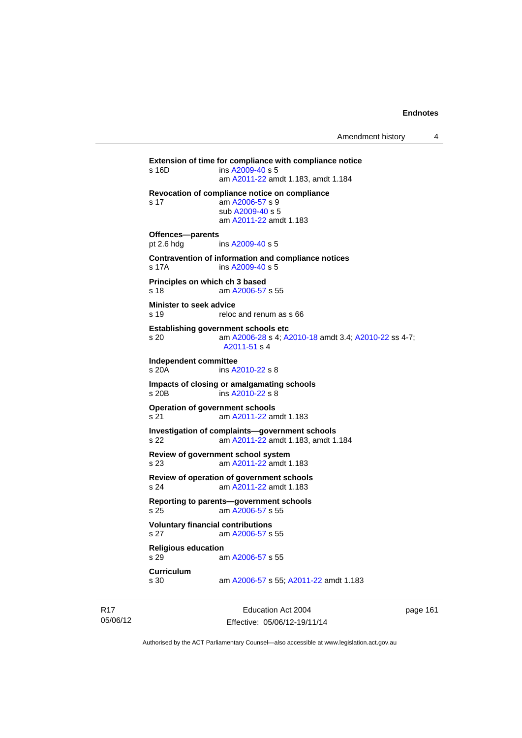**Extension of time for compliance with compliance notice**
s 16D ins A2009-40 s 5
am A2011-22 amdt 1.183, amdt 1.184

**Revocation of compliance notice on compliance**
s 17 am A2006-57 s 9
sub A2009-40 s 5
am A2011-22 amdt 1.183

**Offences—parents**
pt 2.6 hdg ins A2009-40 s 5

**Contravention of information and compliance notices**
s 17A ins A2009-40 s 5

**Principles on which ch 3 based**
s 18 am A2006-57 s 55

**Minister to seek advice**
s 19 reloc and renum as s 66

**Establishing government schools etc**
s 20 am A2006-28 s 4; A2010-18 amdt 3.4; A2010-22 ss 4-7; A2011-51 s 4

**Independent committee**
s 20A ins A2010-22 s 8

**Impacts of closing or amalgamating schools**
s 20B ins A2010-22 s 8

**Operation of government schools**
s 21 am A2011-22 amdt 1.183

**Investigation of complaints—government schools**
s 22 am A2011-22 amdt 1.183, amdt 1.184

**Review of government school system**
s 23 am A2011-22 amdt 1.183

**Review of operation of government schools**
s 24 am A2011-22 amdt 1.183

**Reporting to parents—government schools**
s 25 am A2006-57 s 55

**Voluntary financial contributions**
s 27 am A2006-57 s 55

**Religious education**
s 29 am A2006-57 s 55

**Curriculum**
s 30 am A2006-57 s 55; A2011-22 amdt 1.183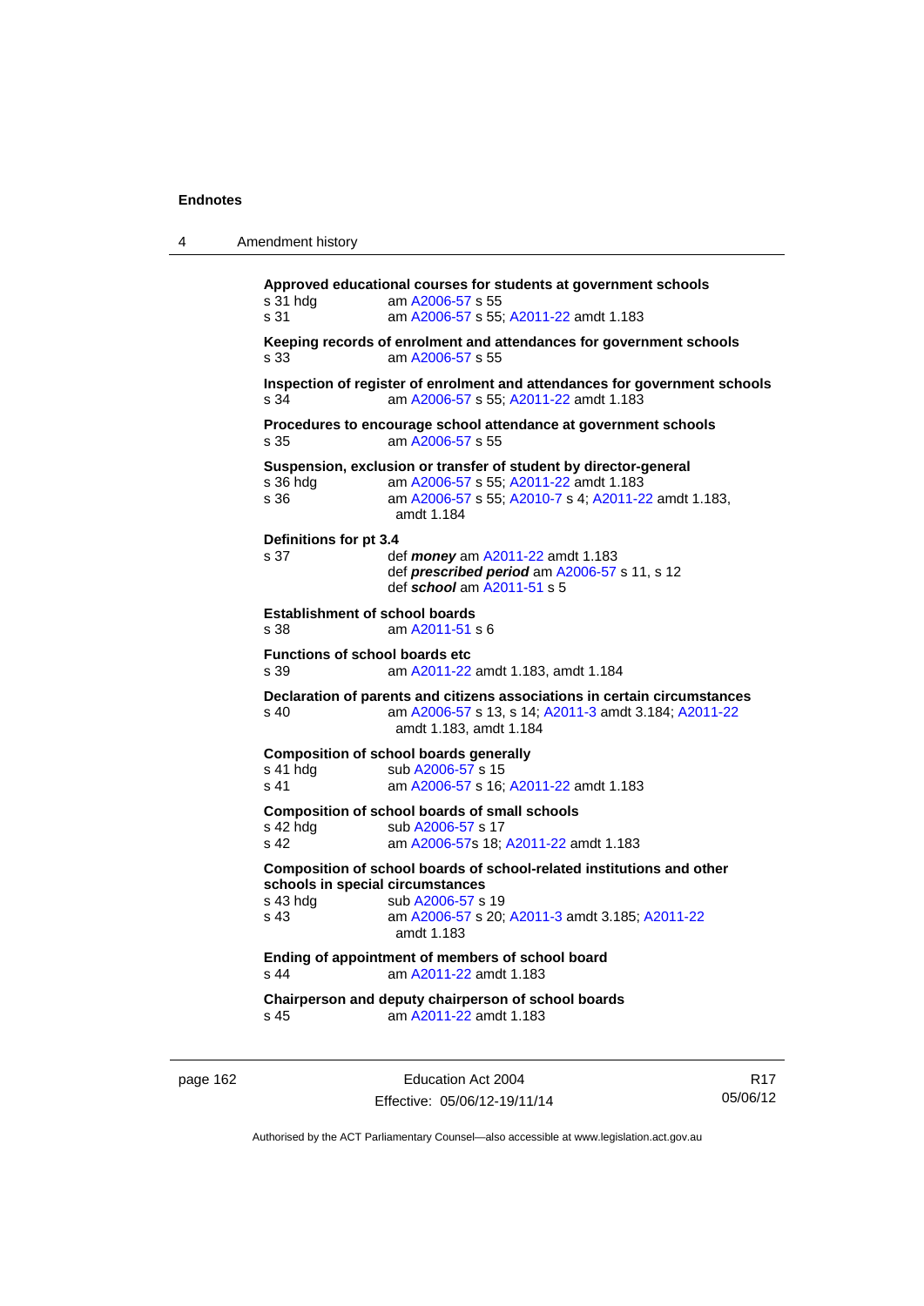**Approved educational courses for students at government schools**

s 31 hdg am A2006-57 s 55

s 31 am A2006-57 s 55; A2011-22 amdt 1.183

**Keeping records of enrolment and attendances for government schools**

s 33 am A2006-57 s 55

**Inspection of register of enrolment and attendances for government schools**

s 34 am A2006-57 s 55; A2011-22 amdt 1.183

**Procedures to encourage school attendance at government schools**

s 35 am A2006-57 s 55

**Suspension, exclusion or transfer of student by director-general**

s 36 hdg am A2006-57 s 55; A2011-22 amdt 1.183

s 36 am A2006-57 s 55; A2010-7 s 4; A2011-22 amdt 1.183, amdt 1.184

**Definitions for pt 3.4**

s 37 def ***money*** am A2011-22 amdt 1.183

def ***prescribed period*** am A2006-57 s 11, s 12

def ***school*** am A2011-51 s 5

**Establishment of school boards**

s 38 am A2011-51 s 6

**Functions of school boards etc**

s 39 am A2011-22 amdt 1.183, amdt 1.184

**Declaration of parents and citizens associations in certain circumstances**

s 40 am A2006-57 s 13, s 14; A2011-3 amdt 3.184; A2011-22 amdt 1.183, amdt 1.184

**Composition of school boards generally**

s 41 hdg sub A2006-57 s 15

s 41 am A2006-57 s 16; A2011-22 amdt 1.183

**Composition of school boards of small schools**

s 42 hdg sub A2006-57 s 17

s 42 am A2006-57s 18; A2011-22 amdt 1.183

**Composition of school boards of school-related institutions and other schools in special circumstances**

s 43 hdg sub A2006-57 s 19

s 43 am A2006-57 s 20; A2011-3 amdt 3.185; A2011-22 amdt 1.183

**Ending of appointment of members of school board**

s 44 am A2011-22 amdt 1.183

**Chairperson and deputy chairperson of school boards**

s 45 am A2011-22 amdt 1.183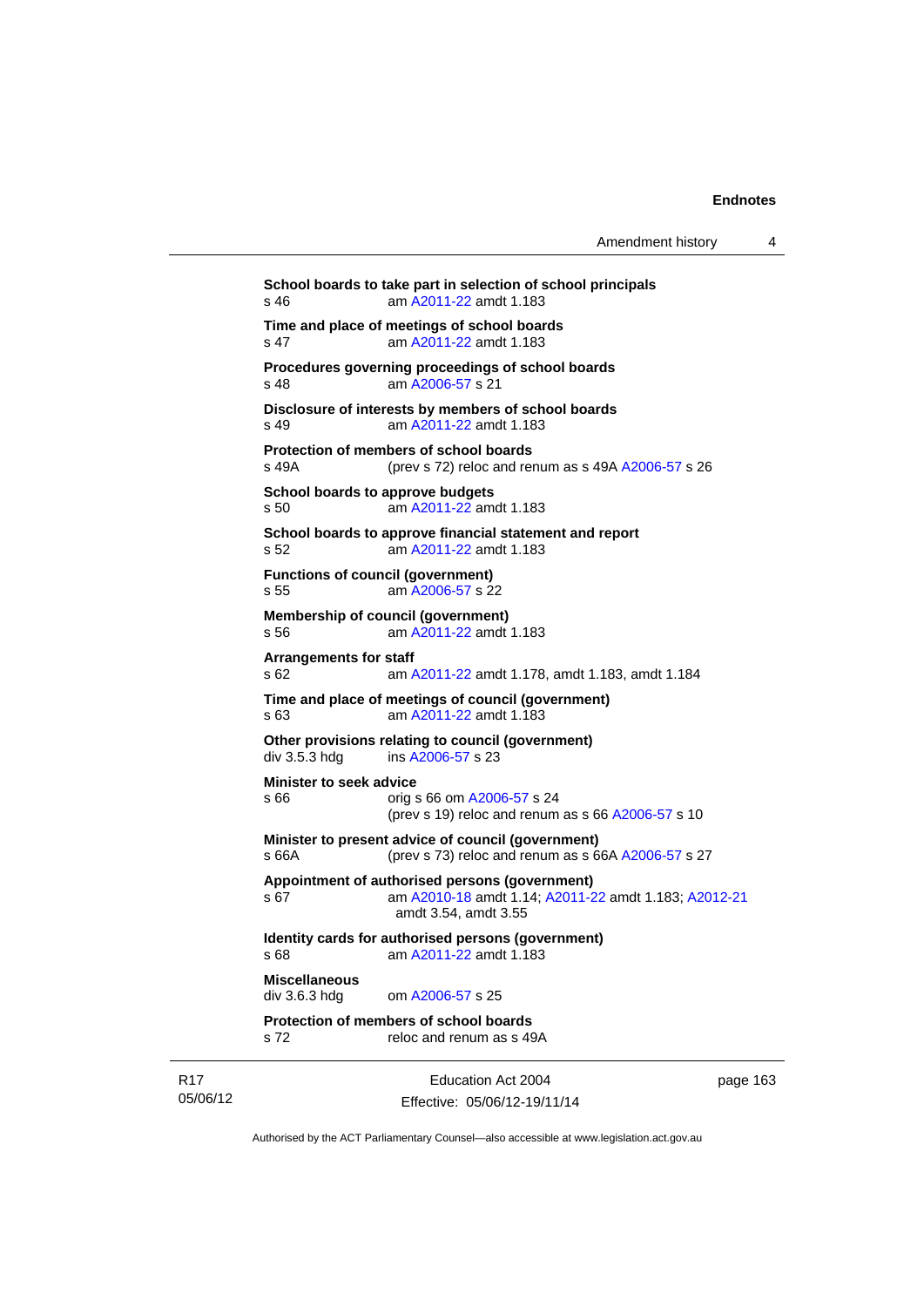**School boards to take part in selection of school principals**
s 46 am A2011-22 amdt 1.183

**Time and place of meetings of school boards**
s 47 am A2011-22 amdt 1.183

**Procedures governing proceedings of school boards**
s 48 am A2006-57 s 21

**Disclosure of interests by members of school boards**
s 49 am A2011-22 amdt 1.183

**Protection of members of school boards**
s 49A (prev s 72) reloc and renum as s 49A A2006-57 s 26

**School boards to approve budgets**
s 50 am A2011-22 amdt 1.183

**School boards to approve financial statement and report**
s 52 am A2011-22 amdt 1.183

**Functions of council (government)**
s 55 am A2006-57 s 22

**Membership of council (government)**
s 56 am A2011-22 amdt 1.183

**Arrangements for staff**
s 62 am A2011-22 amdt 1.178, amdt 1.183, amdt 1.184

**Time and place of meetings of council (government)**
s 63 am A2011-22 amdt 1.183

**Other provisions relating to council (government)**
div 3.5.3 hdg ins A2006-57 s 23

**Minister to seek advice**
s 66 orig s 66 om A2006-57 s 24
(prev s 19) reloc and renum as s 66 A2006-57 s 10

**Minister to present advice of council (government)**
s 66A (prev s 73) reloc and renum as s 66A A2006-57 s 27

**Appointment of authorised persons (government)**
s 67 am A2010-18 amdt 1.14; A2011-22 amdt 1.183; A2012-21 amdt 3.54, amdt 3.55

**Identity cards for authorised persons (government)**
s 68 am A2011-22 amdt 1.183

**Miscellaneous**
div 3.6.3 hdg om A2006-57 s 25

**Protection of members of school boards**
s 72 reloc and renum as s 49A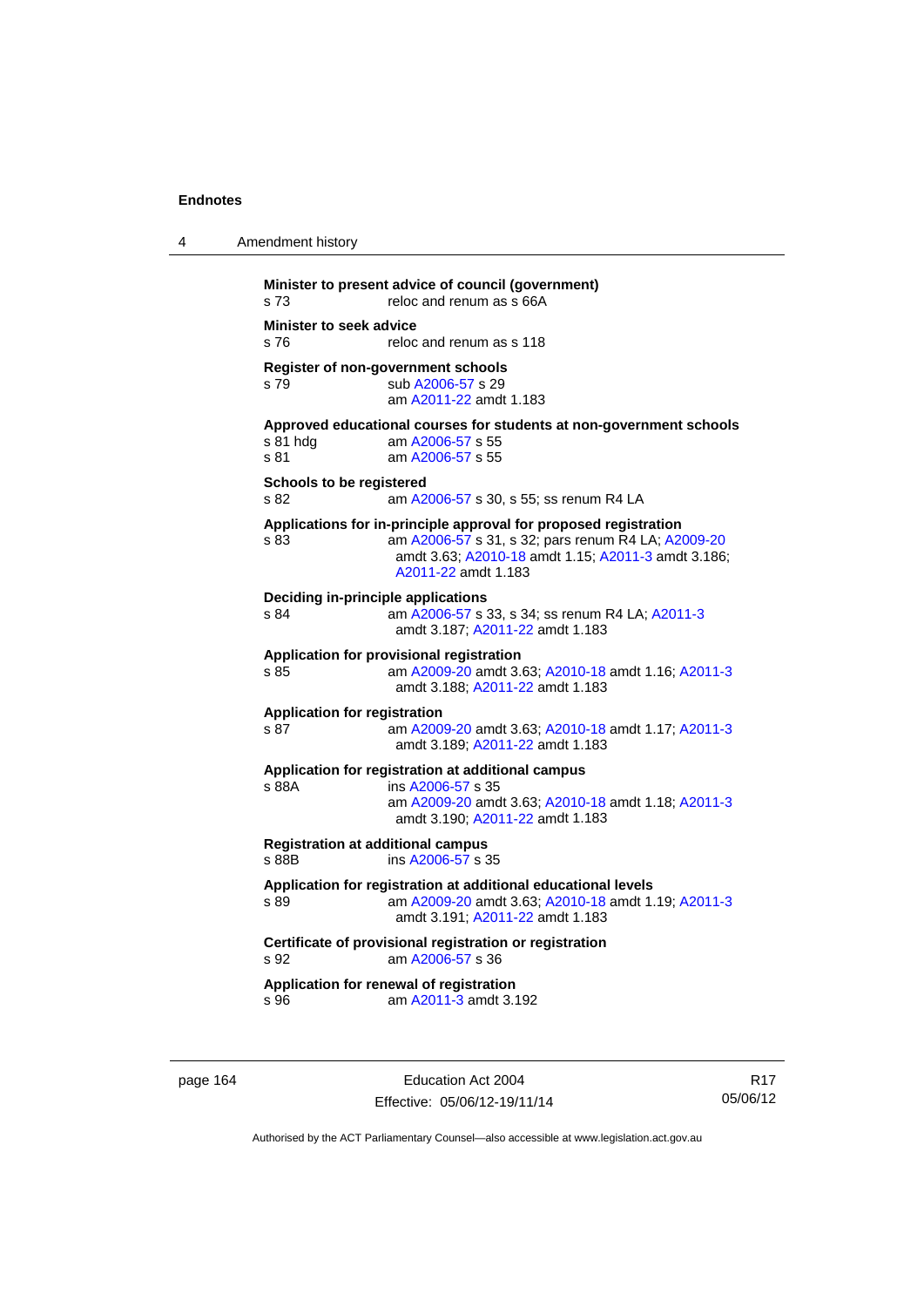**Minister to present advice of council (government)**
s 73 reloc and renum as s 66A

**Minister to seek advice**
s 76 reloc and renum as s 118

**Register of non-government schools**
s 79 sub A2006-57 s 29
am A2011-22 amdt 1.183

**Approved educational courses for students at non-government schools**
s 81 hdg am A2006-57 s 55
s 81 am A2006-57 s 55

**Schools to be registered**
s 82 am A2006-57 s 30, s 55; ss renum R4 LA

**Applications for in-principle approval for proposed registration**
s 83 am A2006-57 s 31, s 32; pars renum R4 LA; A2009-20 amdt 3.63; A2010-18 amdt 1.15; A2011-3 amdt 3.186; A2011-22 amdt 1.183

**Deciding in-principle applications**
s 84 am A2006-57 s 33, s 34; ss renum R4 LA; A2011-3 amdt 3.187; A2011-22 amdt 1.183

**Application for provisional registration**
s 85 am A2009-20 amdt 3.63; A2010-18 amdt 1.16; A2011-3 amdt 3.188; A2011-22 amdt 1.183

**Application for registration**
s 87 am A2009-20 amdt 3.63; A2010-18 amdt 1.17; A2011-3 amdt 3.189; A2011-22 amdt 1.183

**Application for registration at additional campus**
s 88A ins A2006-57 s 35
am A2009-20 amdt 3.63; A2010-18 amdt 1.18; A2011-3 amdt 3.190; A2011-22 amdt 1.183

**Registration at additional campus**
s 88B ins A2006-57 s 35

**Application for registration at additional educational levels**
s 89 am A2009-20 amdt 3.63; A2010-18 amdt 1.19; A2011-3 amdt 3.191; A2011-22 amdt 1.183

**Certificate of provisional registration or registration**
s 92 am A2006-57 s 36

**Application for renewal of registration**
s 96 am A2011-3 amdt 3.192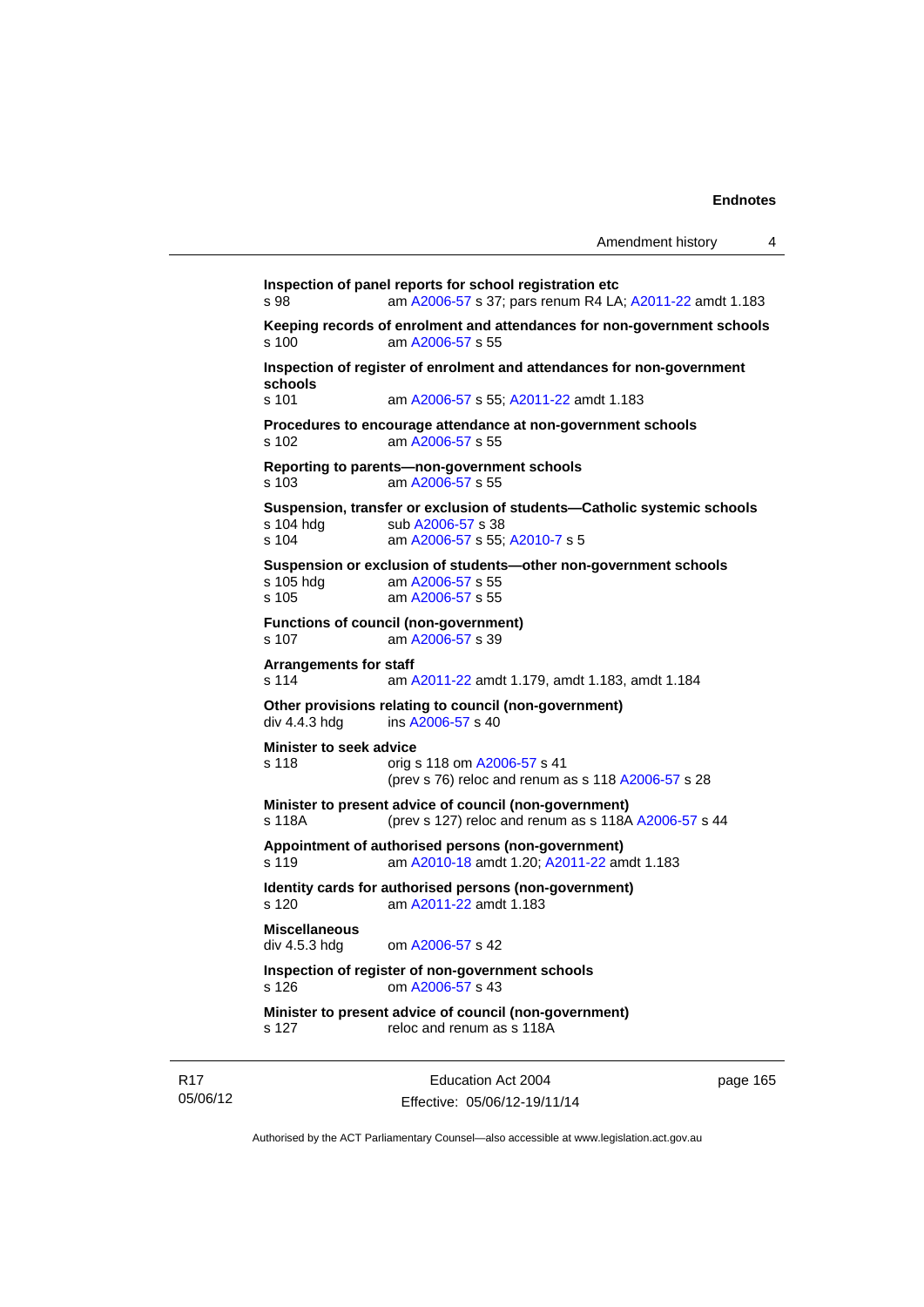**Inspection of panel reports for school registration etc**
s 98 am A2006-57 s 37; pars renum R4 LA; A2011-22 amdt 1.183

**Keeping records of enrolment and attendances for non-government schools**
s 100 am A2006-57 s 55

**Inspection of register of enrolment and attendances for non-government schools**
s 101 am A2006-57 s 55; A2011-22 amdt 1.183

**Procedures to encourage attendance at non-government schools**
s 102 am A2006-57 s 55

**Reporting to parents—non-government schools**
s 103 am A2006-57 s 55

**Suspension, transfer or exclusion of students—Catholic systemic schools**
s 104 hdg sub A2006-57 s 38
s 104 am A2006-57 s 55; A2010-7 s 5

**Suspension or exclusion of students—other non-government schools**
s 105 hdg am A2006-57 s 55
s 105 am A2006-57 s 55

**Functions of council (non-government)**
s 107 am A2006-57 s 39

**Arrangements for staff**
s 114 am A2011-22 amdt 1.179, amdt 1.183, amdt 1.184

**Other provisions relating to council (non-government)**
div 4.4.3 hdg ins A2006-57 s 40

**Minister to seek advice**
s 118 orig s 118 om A2006-57 s 41
(prev s 76) reloc and renum as s 118 A2006-57 s 28

**Minister to present advice of council (non-government)**
s 118A (prev s 127) reloc and renum as s 118A A2006-57 s 44

**Appointment of authorised persons (non-government)**
s 119 am A2010-18 amdt 1.20; A2011-22 amdt 1.183

**Identity cards for authorised persons (non-government)**
s 120 am A2011-22 amdt 1.183

**Miscellaneous**
div 4.5.3 hdg om A2006-57 s 42

**Inspection of register of non-government schools**
s 126 om A2006-57 s 43

**Minister to present advice of council (non-government)**
s 127 reloc and renum as s 118A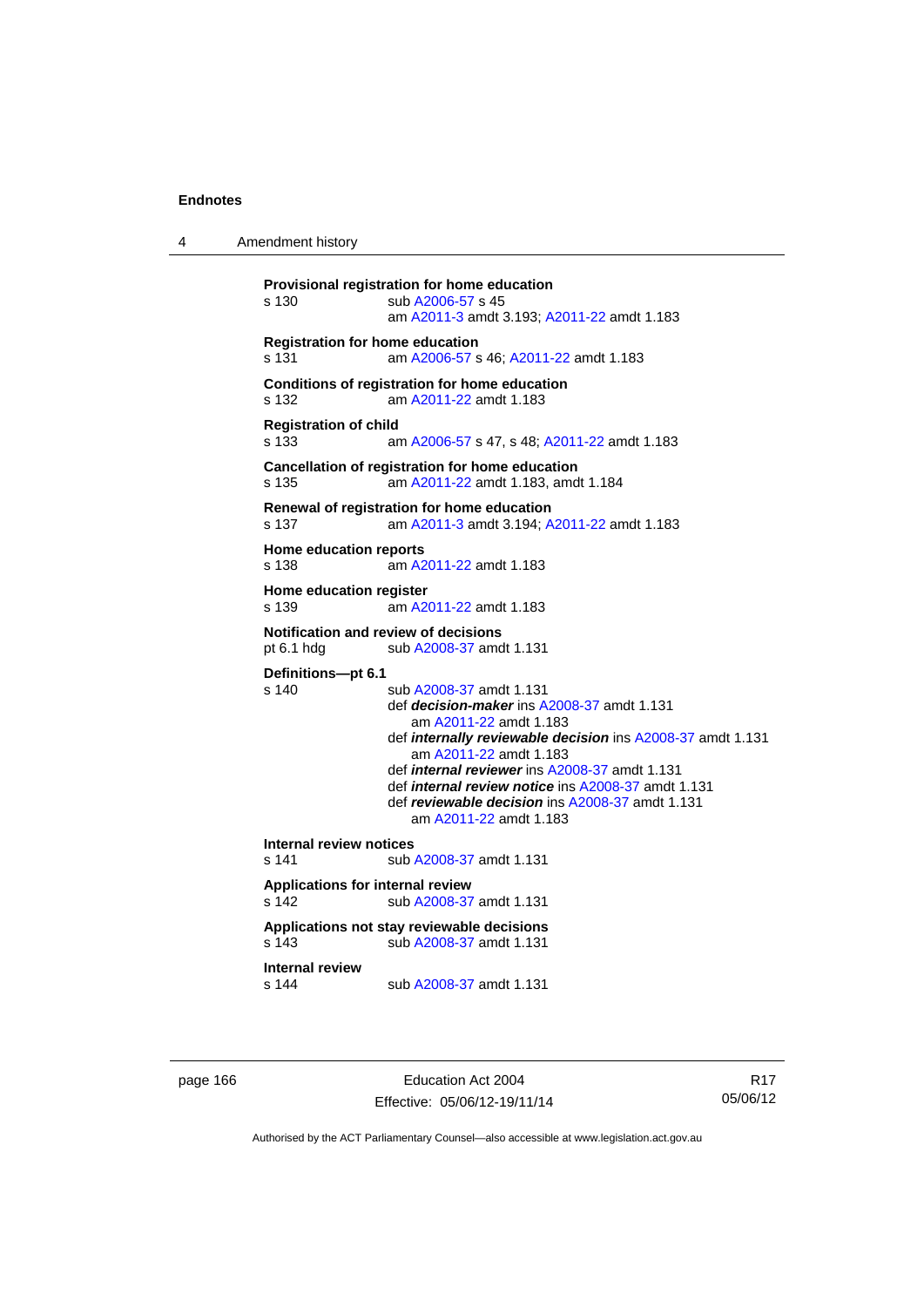**Provisional registration for home education**
s 130 sub A2006-57 s 45
am A2011-3 amdt 3.193; A2011-22 amdt 1.183

**Registration for home education**
s 131 am A2006-57 s 46; A2011-22 amdt 1.183

**Conditions of registration for home education**
s 132 am A2011-22 amdt 1.183

**Registration of child**
s 133 am A2006-57 s 47, s 48; A2011-22 amdt 1.183

**Cancellation of registration for home education**
s 135 am A2011-22 amdt 1.183, amdt 1.184

**Renewal of registration for home education**
s 137 am A2011-3 amdt 3.194; A2011-22 amdt 1.183

**Home education reports**
s 138 am A2011-22 amdt 1.183

**Home education register**
s 139 am A2011-22 amdt 1.183

**Notification and review of decisions**
pt 6.1 hdg sub A2008-37 amdt 1.131

**Definitions—pt 6.1**
s 140 sub A2008-37 amdt 1.131
def ***decision-maker*** ins A2008-37 amdt 1.131
am A2011-22 amdt 1.183
def ***internally reviewable decision*** ins A2008-37 amdt 1.131
am A2011-22 amdt 1.183
def ***internal reviewer*** ins A2008-37 amdt 1.131
def ***internal review notice*** ins A2008-37 amdt 1.131
def ***reviewable decision*** ins A2008-37 amdt 1.131
am A2011-22 amdt 1.183

**Internal review notices**
s 141 sub A2008-37 amdt 1.131

**Applications for internal review**
s 142 sub A2008-37 amdt 1.131

**Applications not stay reviewable decisions**
s 143 sub A2008-37 amdt 1.131

**Internal review**
s 144 sub A2008-37 amdt 1.131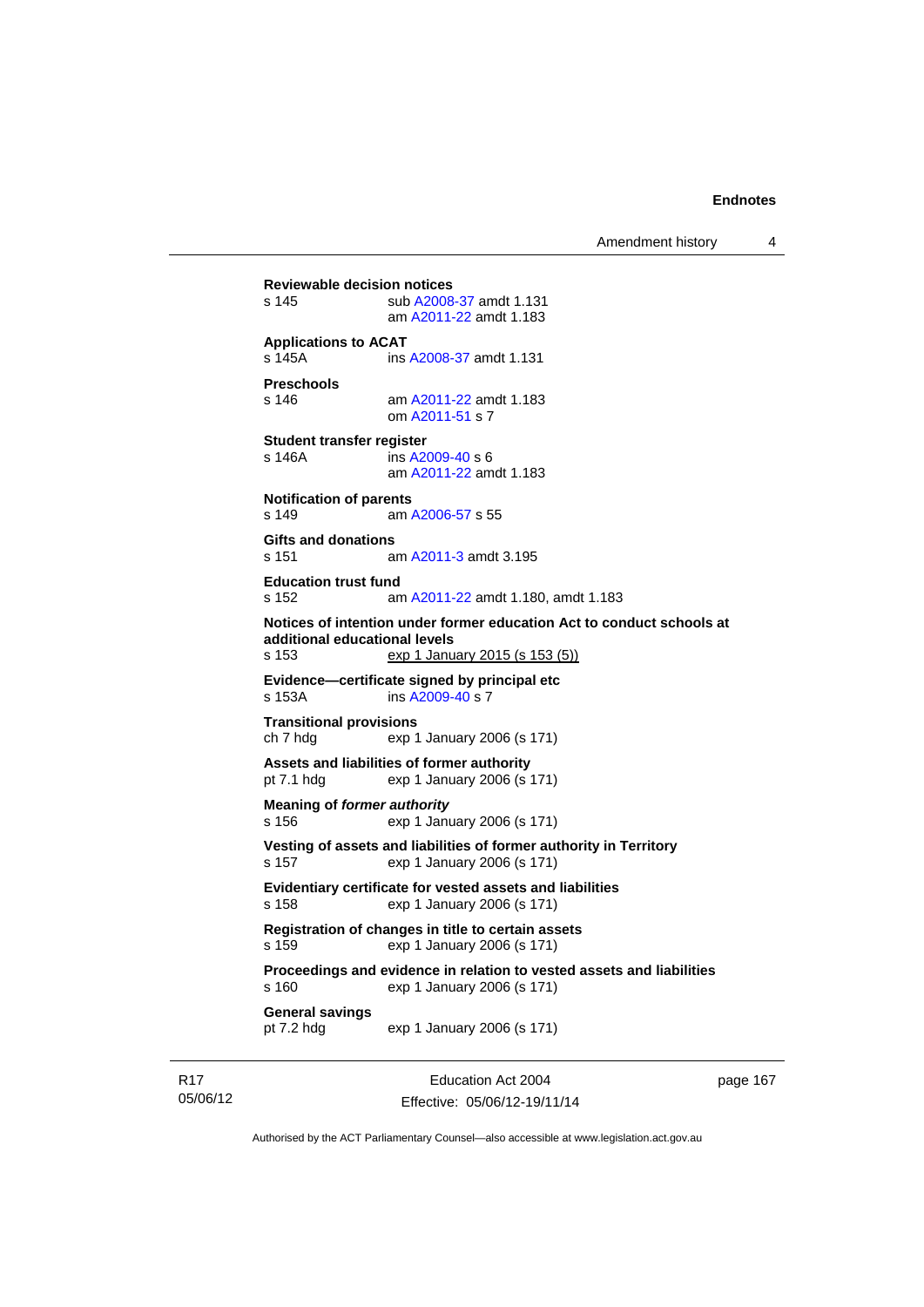**Reviewable decision notices**
s 145 sub A2008-37 amdt 1.131
am A2011-22 amdt 1.183

**Applications to ACAT**
s 145A ins A2008-37 amdt 1.131

**Preschools**
s 146 am A2011-22 amdt 1.183
om A2011-51 s 7

**Student transfer register**
s 146A ins A2009-40 s 6
am A2011-22 amdt 1.183

**Notification of parents**
s 149 am A2006-57 s 55

**Gifts and donations**
s 151 am A2011-3 amdt 3.195

**Education trust fund**
s 152 am A2011-22 amdt 1.180, amdt 1.183

**Notices of intention under former education Act to conduct schools at additional educational levels**
s 153 exp 1 January 2015 (s 153 (5))

**Evidence—certificate signed by principal etc**
s 153A ins A2009-40 s 7

**Transitional provisions**
ch 7 hdg exp 1 January 2006 (s 171)

**Assets and liabilities of former authority**
pt 7.1 hdg exp 1 January 2006 (s 171)

**Meaning of *former authority***
s 156 exp 1 January 2006 (s 171)

**Vesting of assets and liabilities of former authority in Territory**
s 157 exp 1 January 2006 (s 171)

**Evidentiary certificate for vested assets and liabilities**
s 158 exp 1 January 2006 (s 171)

**Registration of changes in title to certain assets**
s 159 exp 1 January 2006 (s 171)

**Proceedings and evidence in relation to vested assets and liabilities**
s 160 exp 1 January 2006 (s 171)

**General savings**
pt 7.2 hdg exp 1 January 2006 (s 171)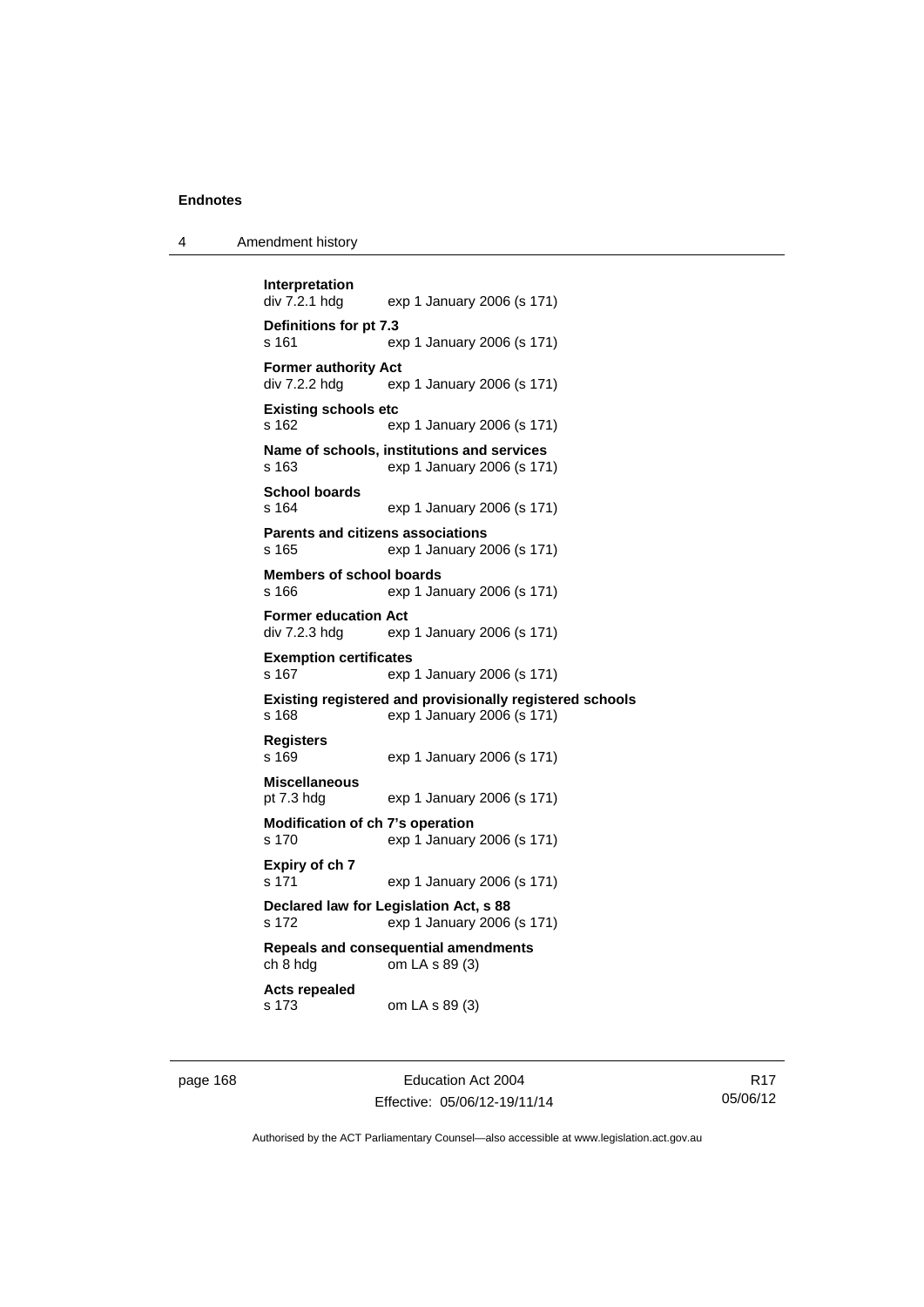**Interpretation**
div 7.2.1 hdg exp 1 January 2006 (s 171)

**Definitions for pt 7.3**
s 161 exp 1 January 2006 (s 171)

**Former authority Act**
div 7.2.2 hdg exp 1 January 2006 (s 171)

**Existing schools etc**
s 162 exp 1 January 2006 (s 171)

**Name of schools, institutions and services**
s 163 exp 1 January 2006 (s 171)

**School boards**
s 164 exp 1 January 2006 (s 171)

**Parents and citizens associations**
s 165 exp 1 January 2006 (s 171)

**Members of school boards**
s 166 exp 1 January 2006 (s 171)

**Former education Act**
div 7.2.3 hdg exp 1 January 2006 (s 171)

**Exemption certificates**
s 167 exp 1 January 2006 (s 171)

**Existing registered and provisionally registered schools**
s 168 exp 1 January 2006 (s 171)

**Registers**
s 169 exp 1 January 2006 (s 171)

**Miscellaneous**
pt 7.3 hdg exp 1 January 2006 (s 171)

**Modification of ch 7's operation**
s 170 exp 1 January 2006 (s 171)

**Expiry of ch 7**
s 171 exp 1 January 2006 (s 171)

**Declared law for Legislation Act, s 88**
s 172 exp 1 January 2006 (s 171)

**Repeals and consequential amendments**
ch 8 hdg om LA s 89 (3)

**Acts repealed**
s 173 om LA s 89 (3)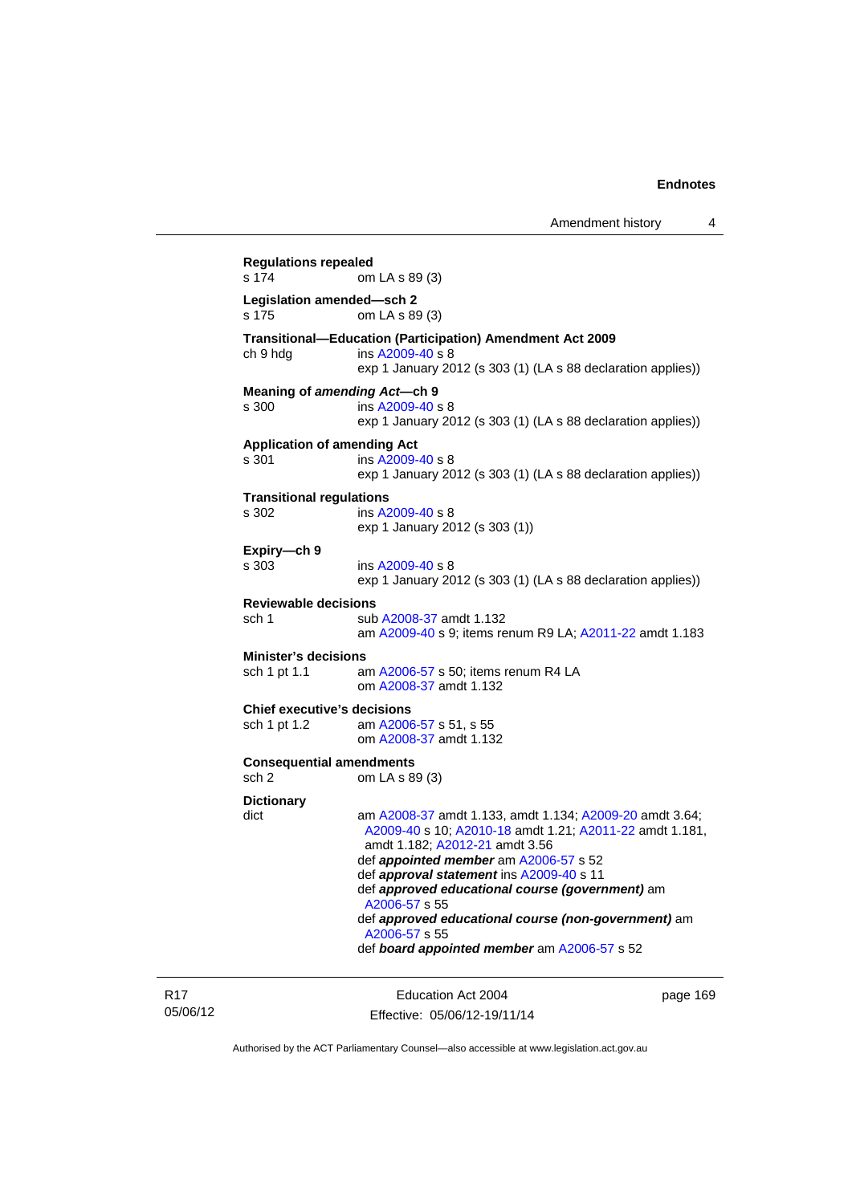**Regulations repealed**
s 174 om LA s 89 (3)

**Legislation amended—sch 2**
s 175 om LA s 89 (3)

**Transitional—Education (Participation) Amendment Act 2009**
ch 9 hdg ins A2009-40 s 8
exp 1 January 2012 (s 303 (1) (LA s 88 declaration applies))

**Meaning of *amending Act*—ch 9**
s 300 ins A2009-40 s 8
exp 1 January 2012 (s 303 (1) (LA s 88 declaration applies))

**Application of amending Act**
s 301 ins A2009-40 s 8
exp 1 January 2012 (s 303 (1) (LA s 88 declaration applies))

**Transitional regulations**
s 302 ins A2009-40 s 8
exp 1 January 2012 (s 303 (1))

**Expiry—ch 9**
s 303 ins A2009-40 s 8
exp 1 January 2012 (s 303 (1) (LA s 88 declaration applies))

**Reviewable decisions**
sch 1 sub A2008-37 amdt 1.132
am A2009-40 s 9; items renum R9 LA; A2011-22 amdt 1.183

**Minister's decisions**
sch 1 pt 1.1 am A2006-57 s 50; items renum R4 LA
om A2008-37 amdt 1.132

**Chief executive's decisions**
sch 1 pt 1.2 am A2006-57 s 51, s 55
om A2008-37 amdt 1.132

**Consequential amendments**
sch 2 om LA s 89 (3)

**Dictionary**
dict am A2008-37 amdt 1.133, amdt 1.134; A2009-20 amdt 3.64; A2009-40 s 10; A2010-18 amdt 1.21; A2011-22 amdt 1.181, amdt 1.182; A2012-21 amdt 3.56
def ***appointed member*** am A2006-57 s 52
def ***approval statement*** ins A2009-40 s 11
def ***approved educational course (government)*** am A2006-57 s 55
def ***approved educational course (non-government)*** am A2006-57 s 55
def ***board appointed member*** am A2006-57 s 52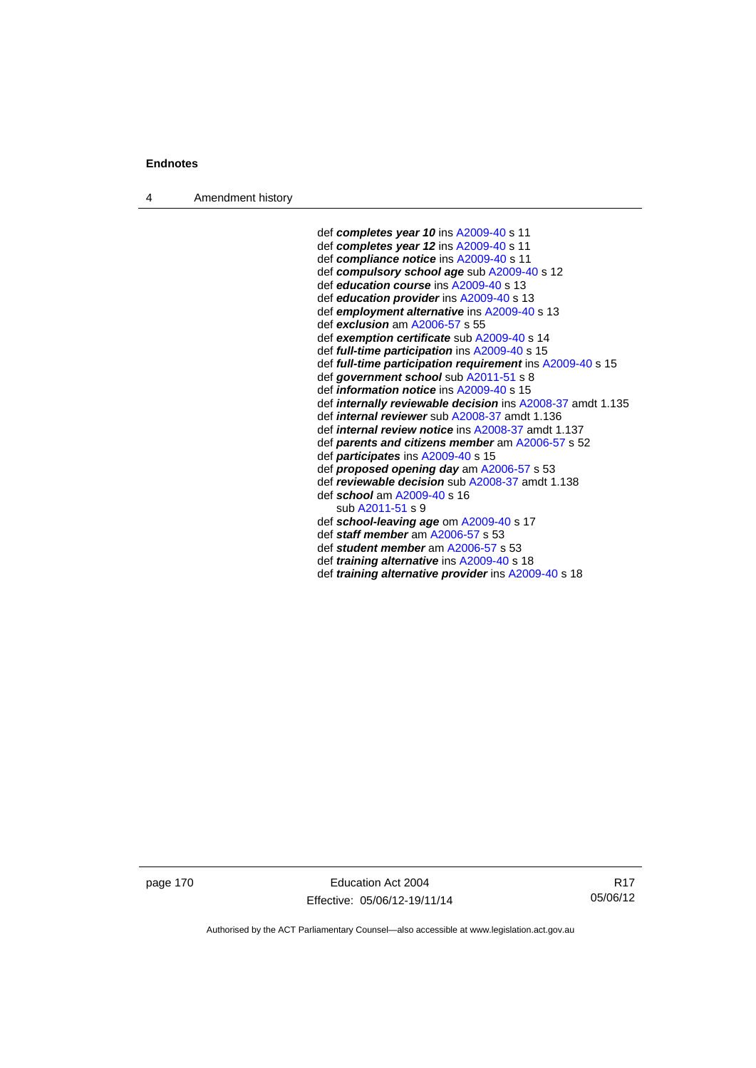def ***completes year 10*** ins A2009-40 s 11
def ***completes year 12*** ins A2009-40 s 11
def ***compliance notice*** ins A2009-40 s 11
def ***compulsory school age*** sub A2009-40 s 12
def ***education course*** ins A2009-40 s 13
def ***education provider*** ins A2009-40 s 13
def ***employment alternative*** ins A2009-40 s 13
def ***exclusion*** am A2006-57 s 55
def ***exemption certificate*** sub A2009-40 s 14
def ***full-time participation*** ins A2009-40 s 15
def ***full-time participation requirement*** ins A2009-40 s 15
def ***government school*** sub A2011-51 s 8
def ***information notice*** ins A2009-40 s 15
def ***internally reviewable decision*** ins A2008-37 amdt 1.135
def ***internal reviewer*** sub A2008-37 amdt 1.136
def ***internal review notice*** ins A2008-37 amdt 1.137
def ***parents and citizens member*** am A2006-57 s 52
def ***participates*** ins A2009-40 s 15
def ***proposed opening day*** am A2006-57 s 53
def ***reviewable decision*** sub A2008-37 amdt 1.138
def ***school*** am A2009-40 s 16
  sub A2011-51 s 9
def ***school-leaving age*** om A2009-40 s 17
def ***staff member*** am A2006-57 s 53
def ***student member*** am A2006-57 s 53
def ***training alternative*** ins A2009-40 s 18
def ***training alternative provider*** ins A2009-40 s 18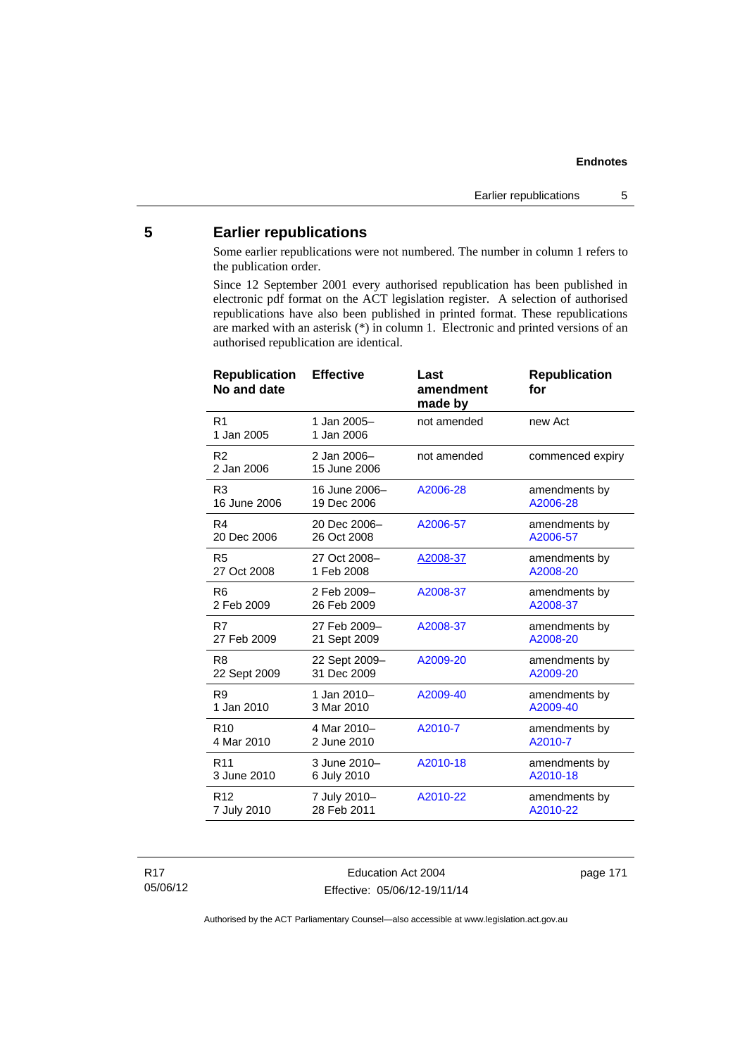## 5 Earlier republications

Some earlier republications were not numbered. The number in column 1 refers to the publication order.

Since 12 September 2001 every authorised republication has been published in electronic pdf format on the ACT legislation register. A selection of authorised republications have also been published in printed format. These republications are marked with an asterisk (*) in column 1. Electronic and printed versions of an authorised republication are identical.

| Republication No and date | Effective | Last amendment made by | Republication for |
|---|---|---|---|
| R1<br>1 Jan 2005 | 1 Jan 2005–<br>1 Jan 2006 | not amended | new Act |
| R2<br>2 Jan 2006 | 2 Jan 2006–<br>15 June 2006 | not amended | commenced expiry |
| R3<br>16 June 2006 | 16 June 2006–<br>19 Dec 2006 | A2006-28 | amendments by A2006-28 |
| R4<br>20 Dec 2006 | 20 Dec 2006–<br>26 Oct 2008 | A2006-57 | amendments by A2006-57 |
| R5<br>27 Oct 2008 | 27 Oct 2008–<br>1 Feb 2008 | A2008-37 | amendments by A2008-20 |
| R6<br>2 Feb 2009 | 2 Feb 2009–<br>26 Feb 2009 | A2008-37 | amendments by A2008-37 |
| R7<br>27 Feb 2009 | 27 Feb 2009–<br>21 Sept 2009 | A2008-37 | amendments by A2008-20 |
| R8<br>22 Sept 2009 | 22 Sept 2009–<br>31 Dec 2009 | A2009-20 | amendments by A2009-20 |
| R9<br>1 Jan 2010 | 1 Jan 2010–<br>3 Mar 2010 | A2009-40 | amendments by A2009-40 |
| R10<br>4 Mar 2010 | 4 Mar 2010–<br>2 June 2010 | A2010-7 | amendments by A2010-7 |
| R11<br>3 June 2010 | 3 June 2010–<br>6 July 2010 | A2010-18 | amendments by A2010-18 |
| R12<br>7 July 2010 | 7 July 2010–<br>28 Feb 2011 | A2010-22 | amendments by A2010-22 |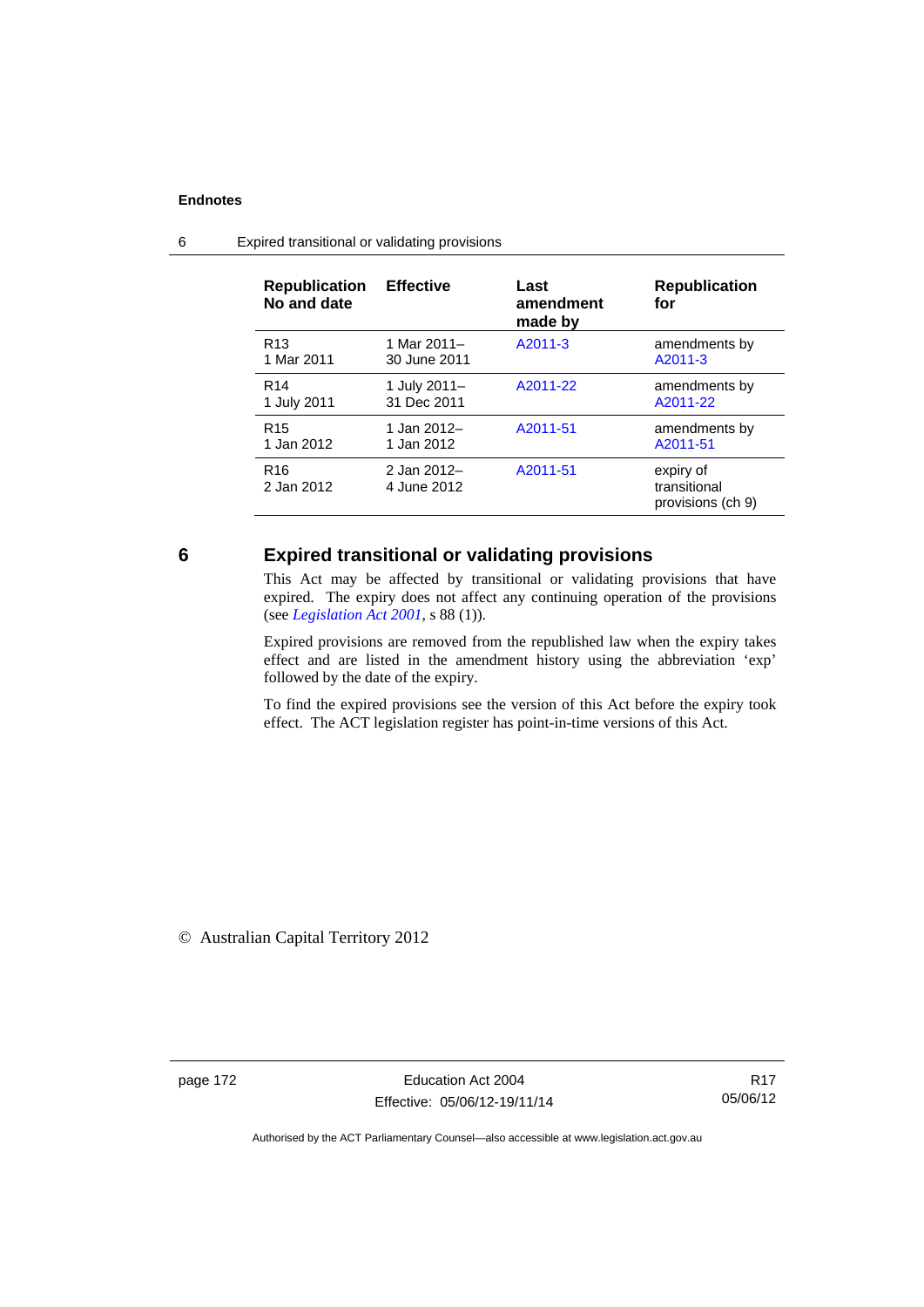| Republication No and date | Effective | Last amendment made by | Republication for |
|---|---|---|---|
| R13<br>1 Mar 2011 | 1 Mar 2011–<br>30 June 2011 | A2011-3 | amendments by A2011-3 |
| R14<br>1 July 2011 | 1 July 2011–<br>31 Dec 2011 | A2011-22 | amendments by A2011-22 |
| R15<br>1 Jan 2012 | 1 Jan 2012–<br>1 Jan 2012 | A2011-51 | amendments by A2011-51 |
| R16<br>2 Jan 2012 | 2 Jan 2012–<br>4 June 2012 | A2011-51 | expiry of transitional provisions (ch 9) |

## 6 Expired transitional or validating provisions

This Act may be affected by transitional or validating provisions that have expired. The expiry does not affect any continuing operation of the provisions (see *Legislation Act 2001*, s 88 (1)).

Expired provisions are removed from the republished law when the expiry takes effect and are listed in the amendment history using the abbreviation 'exp' followed by the date of the expiry.

To find the expired provisions see the version of this Act before the expiry took effect. The ACT legislation register has point-in-time versions of this Act.

© Australian Capital Territory 2012